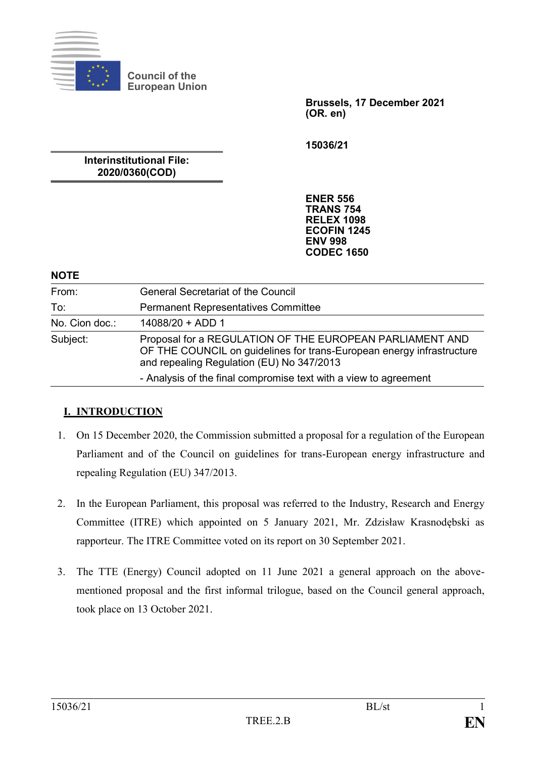Council of the European Union

**Brussels, 17 December 2021**
**(OR. en)**

**15036/21**

**Interinstitutional File:**
**2020/0360(COD)**

**ENER 556**
**TRANS 754**
**RELEX 1098**
**ECOFIN 1245**
**ENV 998**
**CODEC 1650**

**NOTE**

| | |
|---|---|
| From: | General Secretariat of the Council |
| To: | Permanent Representatives Committee |
| No. Cion doc.: | 14088/20 + ADD 1 |
| Subject: | Proposal for a REGULATION OF THE EUROPEAN PARLIAMENT AND OF THE COUNCIL on guidelines for trans-European energy infrastructure and repealing Regulation (EU) No 347/2013 |
| | - Analysis of the final compromise text with a view to agreement |

## I. INTRODUCTION

1. On 15 December 2020, the Commission submitted a proposal for a regulation of the European Parliament and of the Council on guidelines for trans-European energy infrastructure and repealing Regulation (EU) 347/2013.

2. In the European Parliament, this proposal was referred to the Industry, Research and Energy Committee (ITRE) which appointed on 5 January 2021, Mr. Zdzisław Krasnodębski as rapporteur. The ITRE Committee voted on its report on 30 September 2021.

3. The TTE (Energy) Council adopted on 11 June 2021 a general approach on the above-mentioned proposal and the first informal trilogue, based on the Council general approach, took place on 13 October 2021.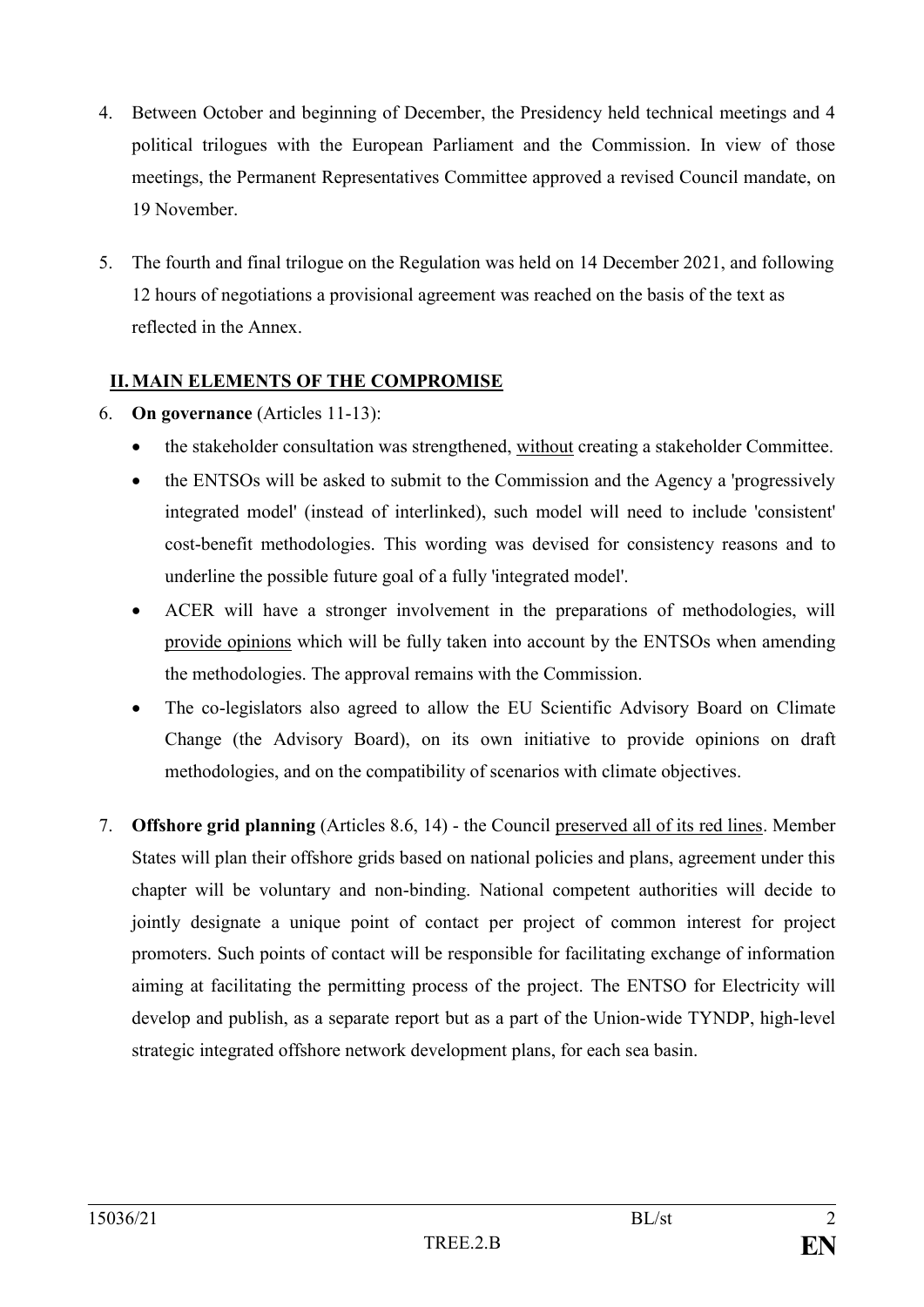4. Between October and beginning of December, the Presidency held technical meetings and 4 political trilogues with the European Parliament and the Commission. In view of those meetings, the Permanent Representatives Committee approved a revised Council mandate, on 19 November.

5. The fourth and final trilogue on the Regulation was held on 14 December 2021, and following 12 hours of negotiations a provisional agreement was reached on the basis of the text as reflected in the Annex.

## II. MAIN ELEMENTS OF THE COMPROMISE

6. **On governance** (Articles 11-13):
   - the stakeholder consultation was strengthened, without creating a stakeholder Committee.
   - the ENTSOs will be asked to submit to the Commission and the Agency a 'progressively integrated model' (instead of interlinked), such model will need to include 'consistent' cost-benefit methodologies. This wording was devised for consistency reasons and to underline the possible future goal of a fully 'integrated model'.
   - ACER will have a stronger involvement in the preparations of methodologies, will provide opinions which will be fully taken into account by the ENTSOs when amending the methodologies. The approval remains with the Commission.
   - The co-legislators also agreed to allow the EU Scientific Advisory Board on Climate Change (the Advisory Board), on its own initiative to provide opinions on draft methodologies, and on the compatibility of scenarios with climate objectives.

7. **Offshore grid planning** (Articles 8.6, 14) - the Council preserved all of its red lines. Member States will plan their offshore grids based on national policies and plans, agreement under this chapter will be voluntary and non-binding. National competent authorities will decide to jointly designate a unique point of contact per project of common interest for project promoters. Such points of contact will be responsible for facilitating exchange of information aiming at facilitating the permitting process of the project. The ENTSO for Electricity will develop and publish, as a separate report but as a part of the Union-wide TYNDP, high-level strategic integrated offshore network development plans, for each sea basin.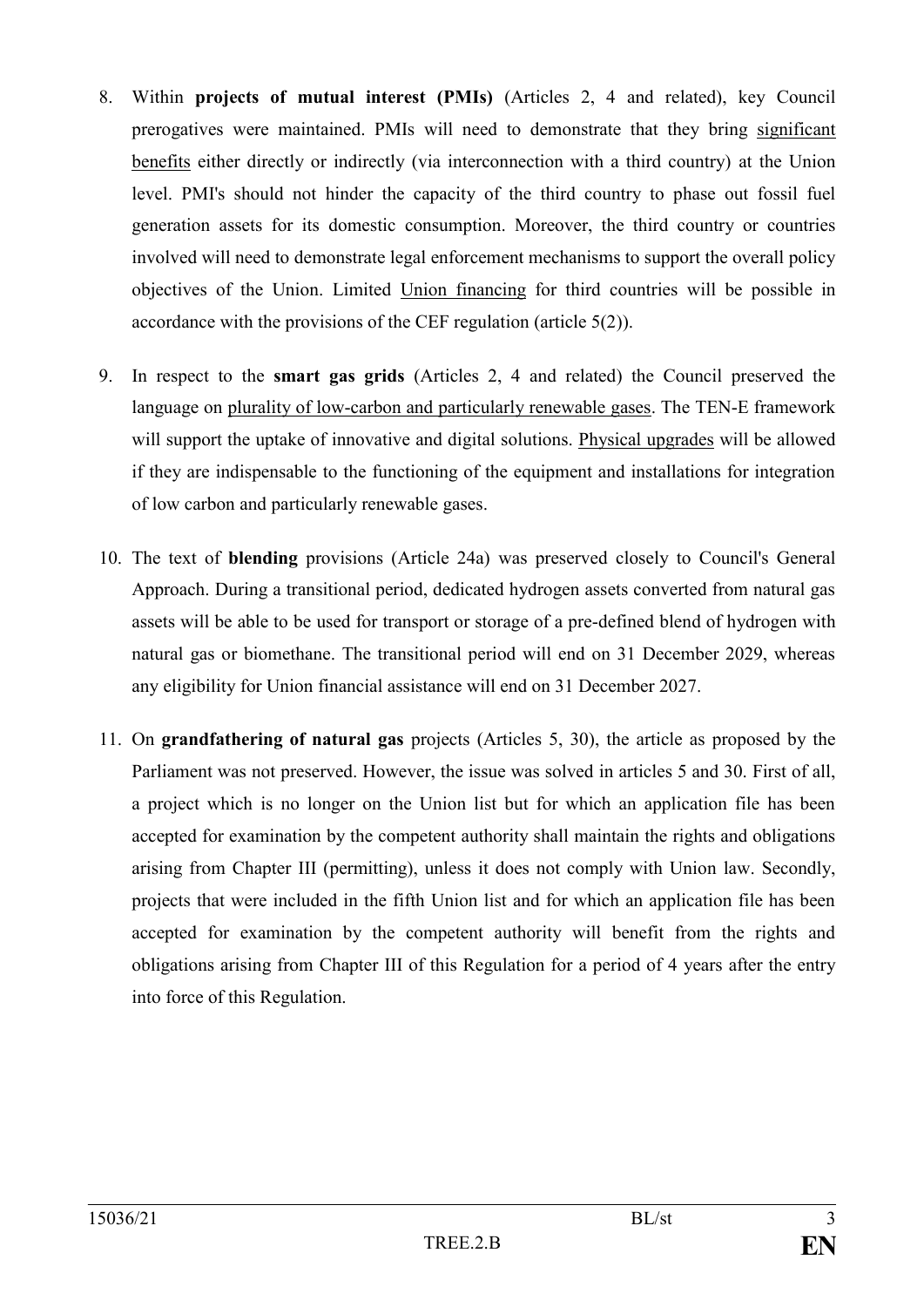8. Within **projects of mutual interest (PMIs)** (Articles 2, 4 and related), key Council prerogatives were maintained. PMIs will need to demonstrate that they bring significant benefits either directly or indirectly (via interconnection with a third country) at the Union level. PMI's should not hinder the capacity of the third country to phase out fossil fuel generation assets for its domestic consumption. Moreover, the third country or countries involved will need to demonstrate legal enforcement mechanisms to support the overall policy objectives of the Union. Limited Union financing for third countries will be possible in accordance with the provisions of the CEF regulation (article 5(2)).

9. In respect to the **smart gas grids** (Articles 2, 4 and related) the Council preserved the language on plurality of low-carbon and particularly renewable gases. The TEN-E framework will support the uptake of innovative and digital solutions. Physical upgrades will be allowed if they are indispensable to the functioning of the equipment and installations for integration of low carbon and particularly renewable gases.

10. The text of **blending** provisions (Article 24a) was preserved closely to Council's General Approach. During a transitional period, dedicated hydrogen assets converted from natural gas assets will be able to be used for transport or storage of a pre-defined blend of hydrogen with natural gas or biomethane. The transitional period will end on 31 December 2029, whereas any eligibility for Union financial assistance will end on 31 December 2027.

11. On **grandfathering of natural gas** projects (Articles 5, 30), the article as proposed by the Parliament was not preserved. However, the issue was solved in articles 5 and 30. First of all, a project which is no longer on the Union list but for which an application file has been accepted for examination by the competent authority shall maintain the rights and obligations arising from Chapter III (permitting), unless it does not comply with Union law. Secondly, projects that were included in the fifth Union list and for which an application file has been accepted for examination by the competent authority will benefit from the rights and obligations arising from Chapter III of this Regulation for a period of 4 years after the entry into force of this Regulation.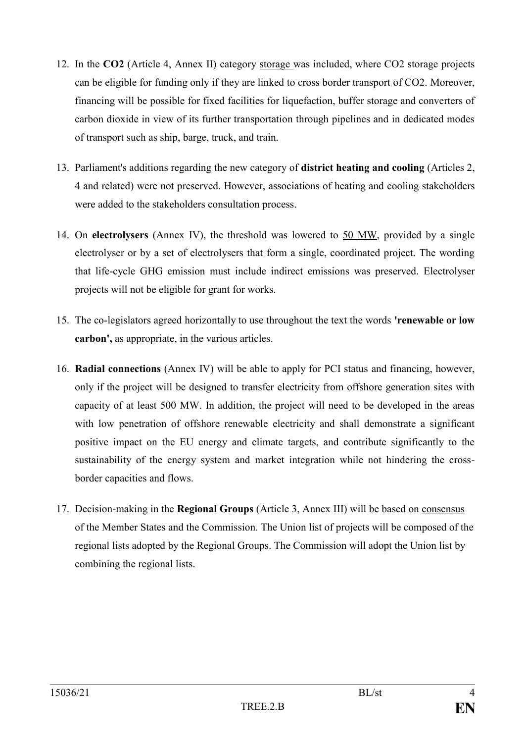12. In the **CO2** (Article 4, Annex II) category storage was included, where CO2 storage projects can be eligible for funding only if they are linked to cross border transport of CO2. Moreover, financing will be possible for fixed facilities for liquefaction, buffer storage and converters of carbon dioxide in view of its further transportation through pipelines and in dedicated modes of transport such as ship, barge, truck, and train.

13. Parliament's additions regarding the new category of **district heating and cooling** (Articles 2, 4 and related) were not preserved. However, associations of heating and cooling stakeholders were added to the stakeholders consultation process.

14. On **electrolysers** (Annex IV), the threshold was lowered to 50 MW, provided by a single electrolyser or by a set of electrolysers that form a single, coordinated project. The wording that life-cycle GHG emission must include indirect emissions was preserved. Electrolyser projects will not be eligible for grant for works.

15. The co-legislators agreed horizontally to use throughout the text the words **'renewable or low carbon',** as appropriate, in the various articles.

16. **Radial connections** (Annex IV) will be able to apply for PCI status and financing, however, only if the project will be designed to transfer electricity from offshore generation sites with capacity of at least 500 MW. In addition, the project will need to be developed in the areas with low penetration of offshore renewable electricity and shall demonstrate a significant positive impact on the EU energy and climate targets, and contribute significantly to the sustainability of the energy system and market integration while not hindering the cross-border capacities and flows.

17. Decision-making in the **Regional Groups** (Article 3, Annex III) will be based on consensus of the Member States and the Commission. The Union list of projects will be composed of the regional lists adopted by the Regional Groups. The Commission will adopt the Union list by combining the regional lists.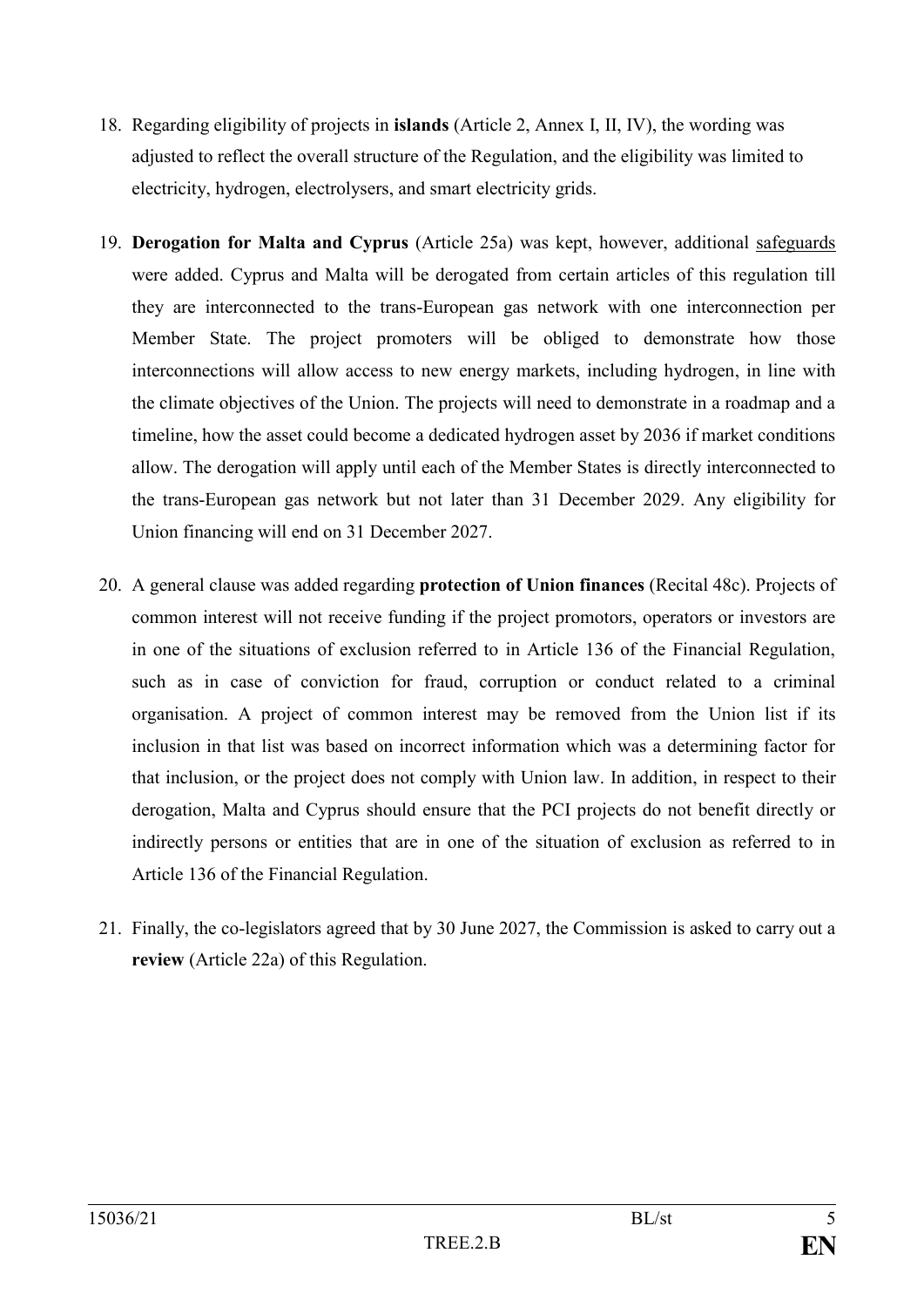18. Regarding eligibility of projects in **islands** (Article 2, Annex I, II, IV), the wording was adjusted to reflect the overall structure of the Regulation, and the eligibility was limited to electricity, hydrogen, electrolysers, and smart electricity grids.

19. **Derogation for Malta and Cyprus** (Article 25a) was kept, however, additional safeguards were added. Cyprus and Malta will be derogated from certain articles of this regulation till they are interconnected to the trans-European gas network with one interconnection per Member State. The project promoters will be obliged to demonstrate how those interconnections will allow access to new energy markets, including hydrogen, in line with the climate objectives of the Union. The projects will need to demonstrate in a roadmap and a timeline, how the asset could become a dedicated hydrogen asset by 2036 if market conditions allow. The derogation will apply until each of the Member States is directly interconnected to the trans-European gas network but not later than 31 December 2029. Any eligibility for Union financing will end on 31 December 2027.

20. A general clause was added regarding **protection of Union finances** (Recital 48c). Projects of common interest will not receive funding if the project promotors, operators or investors are in one of the situations of exclusion referred to in Article 136 of the Financial Regulation, such as in case of conviction for fraud, corruption or conduct related to a criminal organisation. A project of common interest may be removed from the Union list if its inclusion in that list was based on incorrect information which was a determining factor for that inclusion, or the project does not comply with Union law. In addition, in respect to their derogation, Malta and Cyprus should ensure that the PCI projects do not benefit directly or indirectly persons or entities that are in one of the situation of exclusion as referred to in Article 136 of the Financial Regulation.

21. Finally, the co-legislators agreed that by 30 June 2027, the Commission is asked to carry out a **review** (Article 22a) of this Regulation.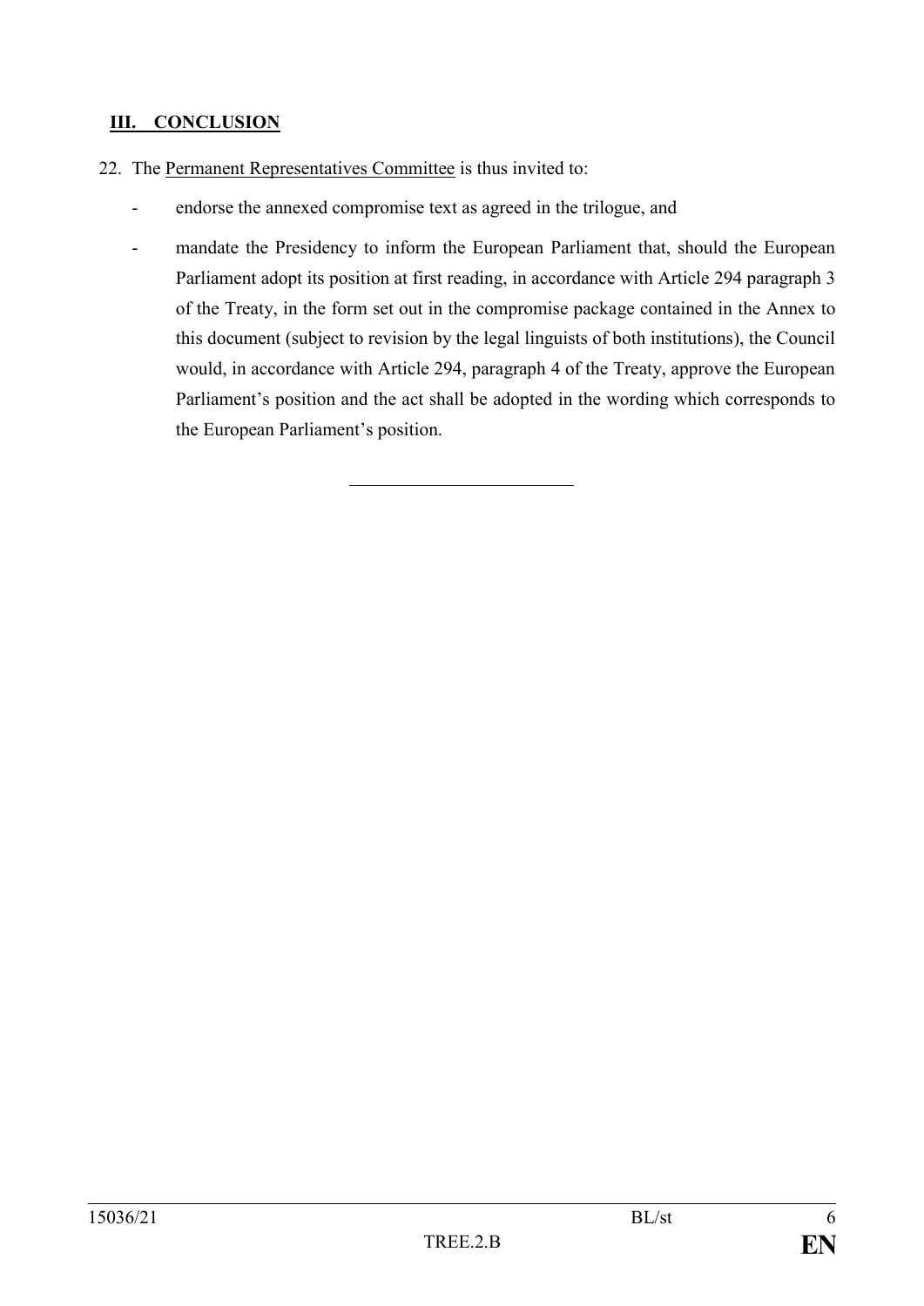## III. CONCLUSION

22. The Permanent Representatives Committee is thus invited to:

- endorse the annexed compromise text as agreed in the trilogue, and
- mandate the Presidency to inform the European Parliament that, should the European Parliament adopt its position at first reading, in accordance with Article 294 paragraph 3 of the Treaty, in the form set out in the compromise package contained in the Annex to this document (subject to revision by the legal linguists of both institutions), the Council would, in accordance with Article 294, paragraph 4 of the Treaty, approve the European Parliament's position and the act shall be adopted in the wording which corresponds to the European Parliament's position.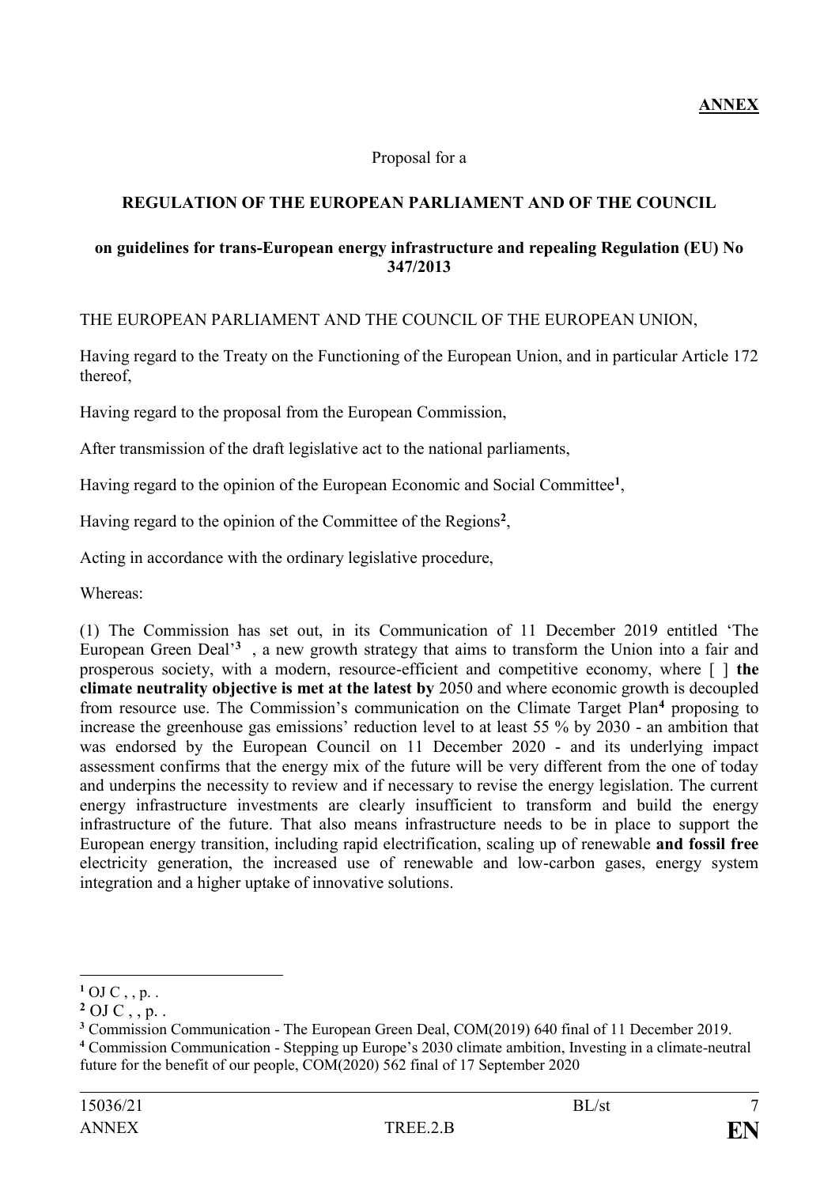**ANNEX**

Proposal for a

**REGULATION OF THE EUROPEAN PARLIAMENT AND OF THE COUNCIL**

**on guidelines for trans-European energy infrastructure and repealing Regulation (EU) No 347/2013**

THE EUROPEAN PARLIAMENT AND THE COUNCIL OF THE EUROPEAN UNION,

Having regard to the Treaty on the Functioning of the European Union, and in particular Article 172 thereof,

Having regard to the proposal from the European Commission,

After transmission of the draft legislative act to the national parliaments,

Having regard to the opinion of the European Economic and Social Committee[1],

Having regard to the opinion of the Committee of the Regions[2],

Acting in accordance with the ordinary legislative procedure,

Whereas:

(1) The Commission has set out, in its Communication of 11 December 2019 entitled 'The European Green Deal'[3] , a new growth strategy that aims to transform the Union into a fair and prosperous society, with a modern, resource-efficient and competitive economy, where [ ] **the climate neutrality objective is met at the latest by** 2050 and where economic growth is decoupled from resource use. The Commission's communication on the Climate Target Plan[4] proposing to increase the greenhouse gas emissions' reduction level to at least 55 % by 2030 - an ambition that was endorsed by the European Council on 11 December 2020 - and its underlying impact assessment confirms that the energy mix of the future will be very different from the one of today and underpins the necessity to review and if necessary to revise the energy legislation. The current energy infrastructure investments are clearly insufficient to transform and build the energy infrastructure of the future. That also means infrastructure needs to be in place to support the European energy transition, including rapid electrification, scaling up of renewable **and fossil free** electricity generation, the increased use of renewable and low-carbon gases, energy system integration and a higher uptake of innovative solutions.

---

[1] OJ C , , p. .

[2] OJ C , , p. .

[3] Commission Communication - The European Green Deal, COM(2019) 640 final of 11 December 2019.

[4] Commission Communication - Stepping up Europe's 2030 climate ambition, Investing in a climate-neutral future for the benefit of our people, COM(2020) 562 final of 17 September 2020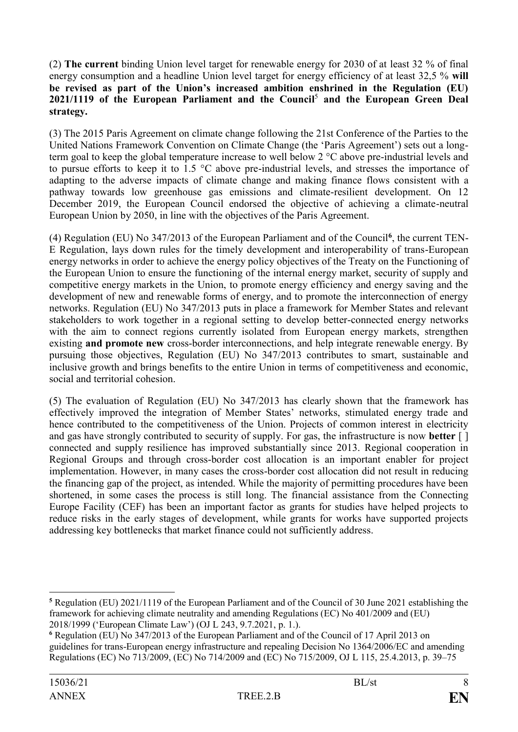(2) **The current** binding Union level target for renewable energy for 2030 of at least 32 % of final energy consumption and a headline Union level target for energy efficiency of at least 32,5 % **will be revised as part of the Union's increased ambition enshrined in the Regulation (EU) 2021/1119 of the European Parliament and the Council**[5] **and the European Green Deal strategy.**

(3) The 2015 Paris Agreement on climate change following the 21st Conference of the Parties to the United Nations Framework Convention on Climate Change (the 'Paris Agreement') sets out a long-term goal to keep the global temperature increase to well below 2 °C above pre-industrial levels and to pursue efforts to keep it to 1.5 °C above pre-industrial levels, and stresses the importance of adapting to the adverse impacts of climate change and making finance flows consistent with a pathway towards low greenhouse gas emissions and climate-resilient development. On 12 December 2019, the European Council endorsed the objective of achieving a climate-neutral European Union by 2050, in line with the objectives of the Paris Agreement.

(4) Regulation (EU) No 347/2013 of the European Parliament and of the Council[6], the current TEN-E Regulation, lays down rules for the timely development and interoperability of trans-European energy networks in order to achieve the energy policy objectives of the Treaty on the Functioning of the European Union to ensure the functioning of the internal energy market, security of supply and competitive energy markets in the Union, to promote energy efficiency and energy saving and the development of new and renewable forms of energy, and to promote the interconnection of energy networks. Regulation (EU) No 347/2013 puts in place a framework for Member States and relevant stakeholders to work together in a regional setting to develop better-connected energy networks with the aim to connect regions currently isolated from European energy markets, strengthen existing **and promote new** cross-border interconnections, and help integrate renewable energy. By pursuing those objectives, Regulation (EU) No 347/2013 contributes to smart, sustainable and inclusive growth and brings benefits to the entire Union in terms of competitiveness and economic, social and territorial cohesion.

(5) The evaluation of Regulation (EU) No 347/2013 has clearly shown that the framework has effectively improved the integration of Member States' networks, stimulated energy trade and hence contributed to the competitiveness of the Union. Projects of common interest in electricity and gas have strongly contributed to security of supply. For gas, the infrastructure is now **better** [ ] connected and supply resilience has improved substantially since 2013. Regional cooperation in Regional Groups and through cross-border cost allocation is an important enabler for project implementation. However, in many cases the cross-border cost allocation did not result in reducing the financing gap of the project, as intended. While the majority of permitting procedures have been shortened, in some cases the process is still long. The financial assistance from the Connecting Europe Facility (CEF) has been an important factor as grants for studies have helped projects to reduce risks in the early stages of development, while grants for works have supported projects addressing key bottlenecks that market finance could not sufficiently address.

---

[5] Regulation (EU) 2021/1119 of the European Parliament and of the Council of 30 June 2021 establishing the framework for achieving climate neutrality and amending Regulations (EC) No 401/2009 and (EU) 2018/1999 ('European Climate Law') (OJ L 243, 9.7.2021, p. 1.).

[6] Regulation (EU) No 347/2013 of the European Parliament and of the Council of 17 April 2013 on guidelines for trans-European energy infrastructure and repealing Decision No 1364/2006/EC and amending Regulations (EC) No 713/2009, (EC) No 714/2009 and (EC) No 715/2009, OJ L 115, 25.4.2013, p. 39–75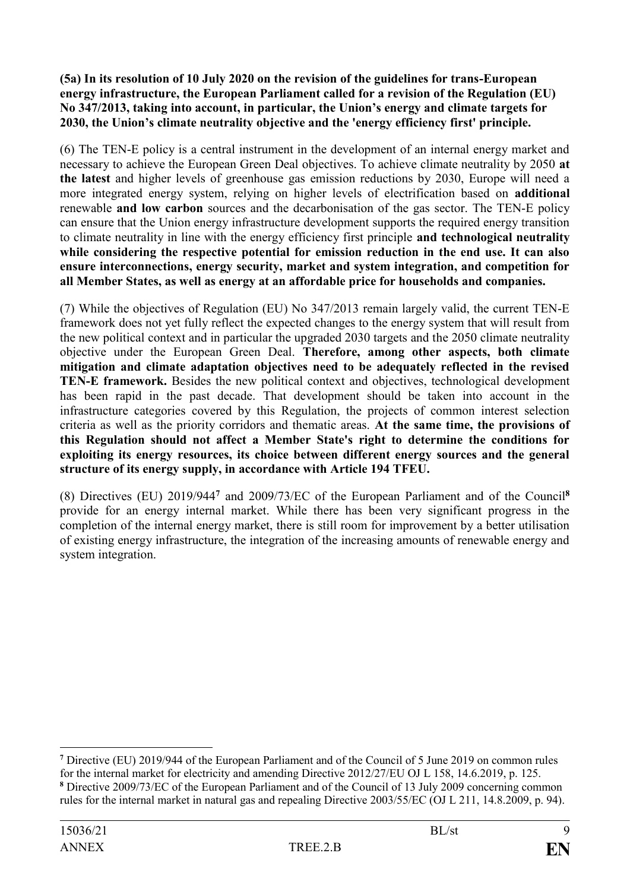**(5a) In its resolution of 10 July 2020 on the revision of the guidelines for trans-European energy infrastructure, the European Parliament called for a revision of the Regulation (EU) No 347/2013, taking into account, in particular, the Union's energy and climate targets for 2030, the Union's climate neutrality objective and the 'energy efficiency first' principle.**

(6) The TEN-E policy is a central instrument in the development of an internal energy market and necessary to achieve the European Green Deal objectives. To achieve climate neutrality by 2050 **at the latest** and higher levels of greenhouse gas emission reductions by 2030, Europe will need a more integrated energy system, relying on higher levels of electrification based on **additional** renewable **and low carbon** sources and the decarbonisation of the gas sector. The TEN-E policy can ensure that the Union energy infrastructure development supports the required energy transition to climate neutrality in line with the energy efficiency first principle **and technological neutrality while considering the respective potential for emission reduction in the end use. It can also ensure interconnections, energy security, market and system integration, and competition for all Member States, as well as energy at an affordable price for households and companies.**

(7) While the objectives of Regulation (EU) No 347/2013 remain largely valid, the current TEN-E framework does not yet fully reflect the expected changes to the energy system that will result from the new political context and in particular the upgraded 2030 targets and the 2050 climate neutrality objective under the European Green Deal. **Therefore, among other aspects, both climate mitigation and climate adaptation objectives need to be adequately reflected in the revised TEN-E framework.** Besides the new political context and objectives, technological development has been rapid in the past decade. That development should be taken into account in the infrastructure categories covered by this Regulation, the projects of common interest selection criteria as well as the priority corridors and thematic areas. **At the same time, the provisions of this Regulation should not affect a Member State's right to determine the conditions for exploiting its energy resources, its choice between different energy sources and the general structure of its energy supply, in accordance with Article 194 TFEU.**

(8) Directives (EU) 2019/944[7] and 2009/73/EC of the European Parliament and of the Council[8] provide for an energy internal market. While there has been very significant progress in the completion of the internal energy market, there is still room for improvement by a better utilisation of existing energy infrastructure, the integration of the increasing amounts of renewable energy and system integration.

---

[7] Directive (EU) 2019/944 of the European Parliament and of the Council of 5 June 2019 on common rules for the internal market for electricity and amending Directive 2012/27/EU OJ L 158, 14.6.2019, p. 125.

[8] Directive 2009/73/EC of the European Parliament and of the Council of 13 July 2009 concerning common rules for the internal market in natural gas and repealing Directive 2003/55/EC (OJ L 211, 14.8.2009, p. 94).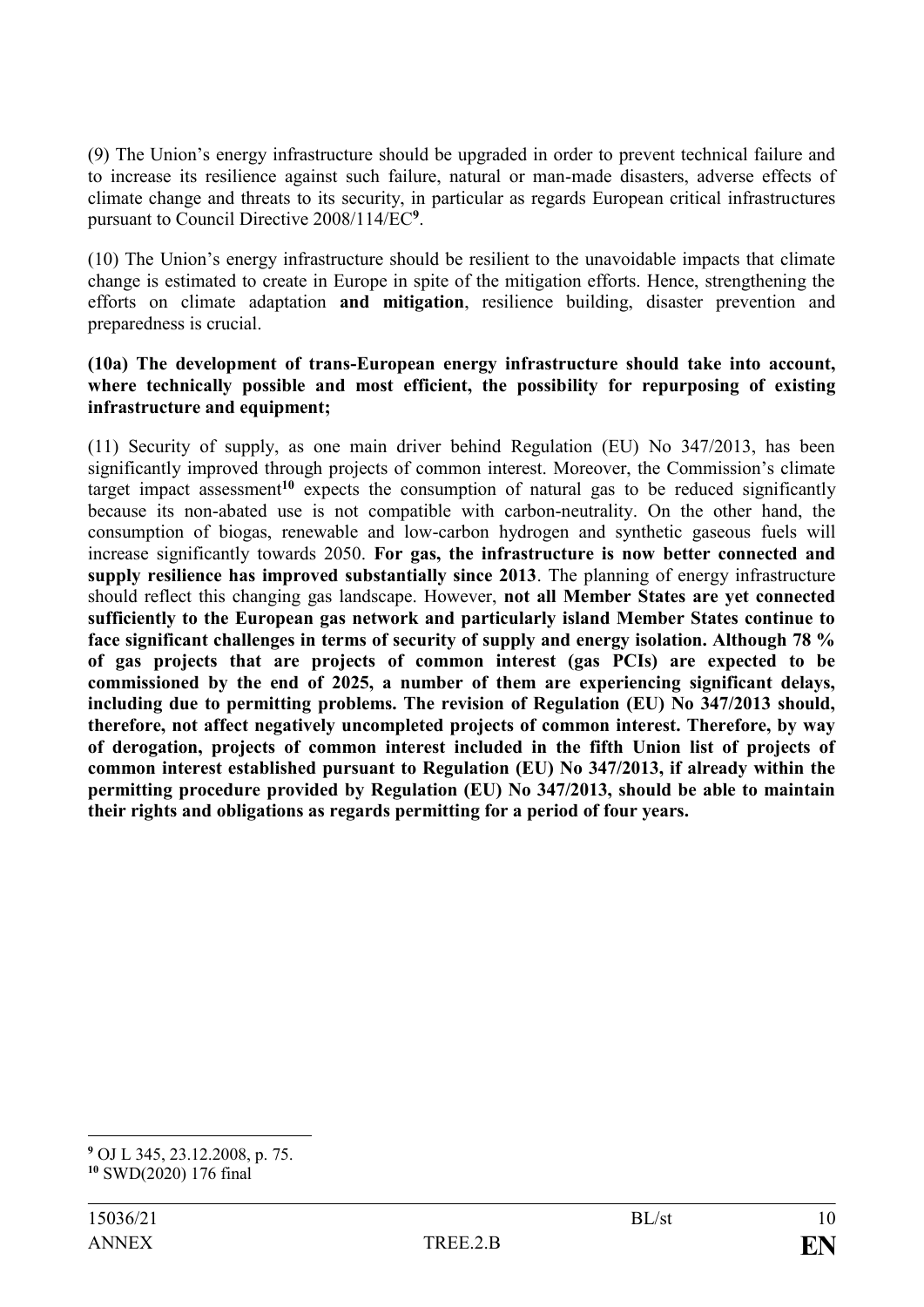(9) The Union's energy infrastructure should be upgraded in order to prevent technical failure and to increase its resilience against such failure, natural or man-made disasters, adverse effects of climate change and threats to its security, in particular as regards European critical infrastructures pursuant to Council Directive 2008/114/EC[9].

(10) The Union's energy infrastructure should be resilient to the unavoidable impacts that climate change is estimated to create in Europe in spite of the mitigation efforts. Hence, strengthening the efforts on climate adaptation **and mitigation**, resilience building, disaster prevention and preparedness is crucial.

**(10a) The development of trans-European energy infrastructure should take into account, where technically possible and most efficient, the possibility for repurposing of existing infrastructure and equipment;**

(11) Security of supply, as one main driver behind Regulation (EU) No 347/2013, has been significantly improved through projects of common interest. Moreover, the Commission's climate target impact assessment[10] expects the consumption of natural gas to be reduced significantly because its non-abated use is not compatible with carbon-neutrality. On the other hand, the consumption of biogas, renewable and low-carbon hydrogen and synthetic gaseous fuels will increase significantly towards 2050. **For gas, the infrastructure is now better connected and supply resilience has improved substantially since 2013**. The planning of energy infrastructure should reflect this changing gas landscape. However, **not all Member States are yet connected sufficiently to the European gas network and particularly island Member States continue to face significant challenges in terms of security of supply and energy isolation. Although 78 % of gas projects that are projects of common interest (gas PCIs) are expected to be commissioned by the end of 2025, a number of them are experiencing significant delays, including due to permitting problems. The revision of Regulation (EU) No 347/2013 should, therefore, not affect negatively uncompleted projects of common interest. Therefore, by way of derogation, projects of common interest included in the fifth Union list of projects of common interest established pursuant to Regulation (EU) No 347/2013, if already within the permitting procedure provided by Regulation (EU) No 347/2013, should be able to maintain their rights and obligations as regards permitting for a period of four years.**

---

[9] OJ L 345, 23.12.2008, p. 75.

[10] SWD(2020) 176 final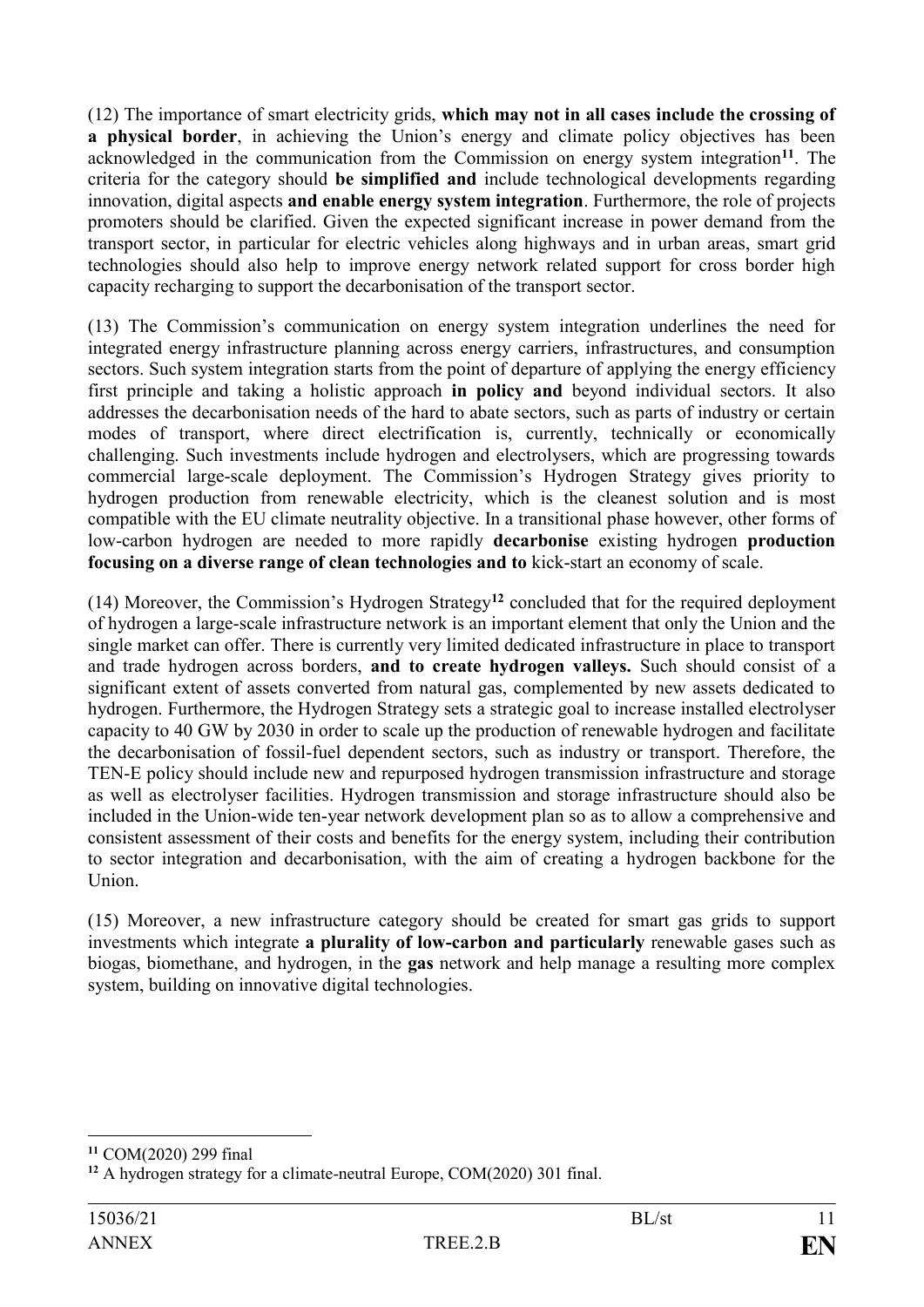(12) The importance of smart electricity grids, **which may not in all cases include the crossing of a physical border**, in achieving the Union's energy and climate policy objectives has been acknowledged in the communication from the Commission on energy system integration[11]. The criteria for the category should **be simplified and** include technological developments regarding innovation, digital aspects **and enable energy system integration**. Furthermore, the role of projects promoters should be clarified. Given the expected significant increase in power demand from the transport sector, in particular for electric vehicles along highways and in urban areas, smart grid technologies should also help to improve energy network related support for cross border high capacity recharging to support the decarbonisation of the transport sector.

(13) The Commission's communication on energy system integration underlines the need for integrated energy infrastructure planning across energy carriers, infrastructures, and consumption sectors. Such system integration starts from the point of departure of applying the energy efficiency first principle and taking a holistic approach **in policy and** beyond individual sectors. It also addresses the decarbonisation needs of the hard to abate sectors, such as parts of industry or certain modes of transport, where direct electrification is, currently, technically or economically challenging. Such investments include hydrogen and electrolysers, which are progressing towards commercial large-scale deployment. The Commission's Hydrogen Strategy gives priority to hydrogen production from renewable electricity, which is the cleanest solution and is most compatible with the EU climate neutrality objective. In a transitional phase however, other forms of low-carbon hydrogen are needed to more rapidly **decarbonise** existing hydrogen **production focusing on a diverse range of clean technologies and to** kick-start an economy of scale.

(14) Moreover, the Commission's Hydrogen Strategy[12] concluded that for the required deployment of hydrogen a large-scale infrastructure network is an important element that only the Union and the single market can offer. There is currently very limited dedicated infrastructure in place to transport and trade hydrogen across borders, **and to create hydrogen valleys.** Such should consist of a significant extent of assets converted from natural gas, complemented by new assets dedicated to hydrogen. Furthermore, the Hydrogen Strategy sets a strategic goal to increase installed electrolyser capacity to 40 GW by 2030 in order to scale up the production of renewable hydrogen and facilitate the decarbonisation of fossil-fuel dependent sectors, such as industry or transport. Therefore, the TEN-E policy should include new and repurposed hydrogen transmission infrastructure and storage as well as electrolyser facilities. Hydrogen transmission and storage infrastructure should also be included in the Union-wide ten-year network development plan so as to allow a comprehensive and consistent assessment of their costs and benefits for the energy system, including their contribution to sector integration and decarbonisation, with the aim of creating a hydrogen backbone for the Union.

(15) Moreover, a new infrastructure category should be created for smart gas grids to support investments which integrate **a plurality of low-carbon and particularly** renewable gases such as biogas, biomethane, and hydrogen, in the **gas** network and help manage a resulting more complex system, building on innovative digital technologies.

---

[11] COM(2020) 299 final

[12] A hydrogen strategy for a climate-neutral Europe, COM(2020) 301 final.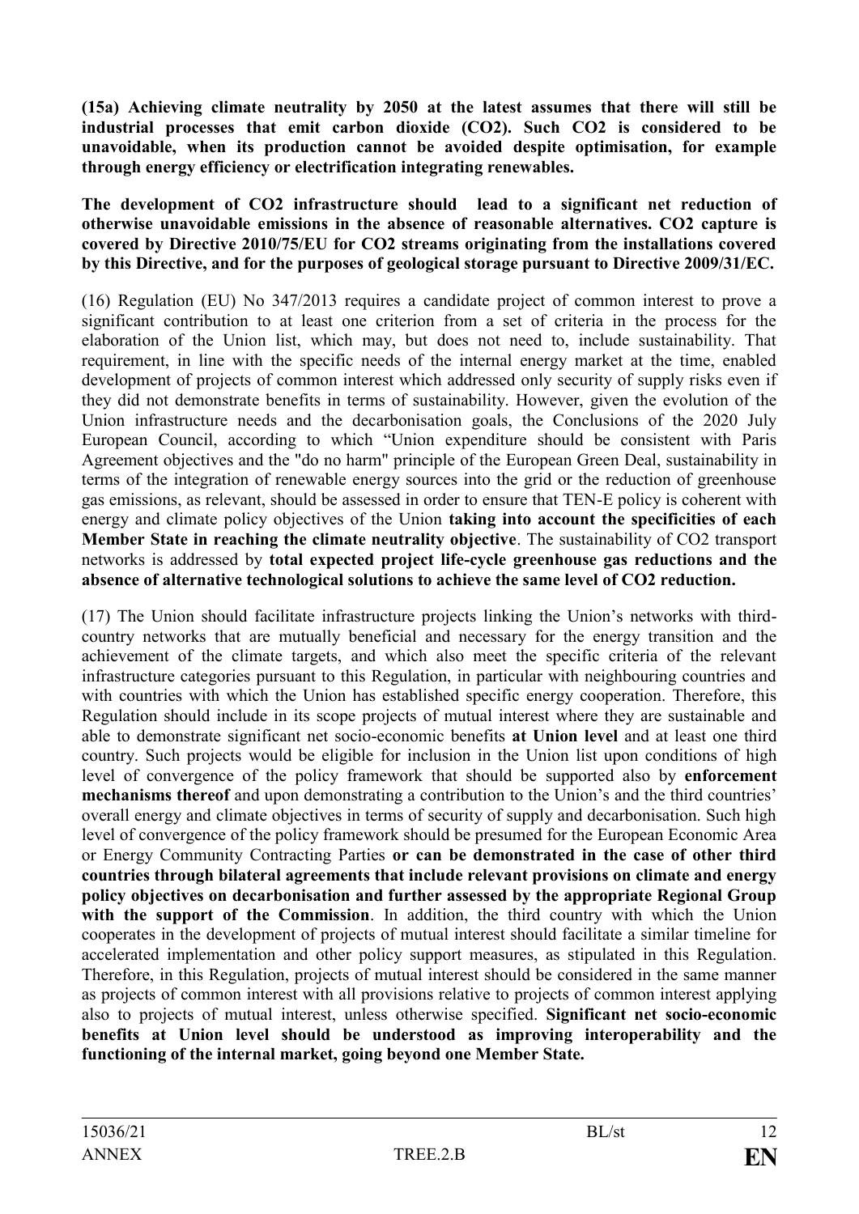**(15a) Achieving climate neutrality by 2050 at the latest assumes that there will still be industrial processes that emit carbon dioxide ($CO_2$). Such $CO_2$ is considered to be unavoidable, when its production cannot be avoided despite optimisation, for example through energy efficiency or electrification integrating renewables.**

**The development of $CO_2$ infrastructure should lead to a significant net reduction of otherwise unavoidable emissions in the absence of reasonable alternatives. $CO_2$ capture is covered by Directive 2010/75/EU for $CO_2$ streams originating from the installations covered by this Directive, and for the purposes of geological storage pursuant to Directive 2009/31/EC.**

(16) Regulation (EU) No 347/2013 requires a candidate project of common interest to prove a significant contribution to at least one criterion from a set of criteria in the process for the elaboration of the Union list, which may, but does not need to, include sustainability. That requirement, in line with the specific needs of the internal energy market at the time, enabled development of projects of common interest which addressed only security of supply risks even if they did not demonstrate benefits in terms of sustainability. However, given the evolution of the Union infrastructure needs and the decarbonisation goals, the Conclusions of the 2020 July European Council, according to which "Union expenditure should be consistent with Paris Agreement objectives and the "do no harm" principle of the European Green Deal, sustainability in terms of the integration of renewable energy sources into the grid or the reduction of greenhouse gas emissions, as relevant, should be assessed in order to ensure that TEN-E policy is coherent with energy and climate policy objectives of the Union **taking into account the specificities of each Member State in reaching the climate neutrality objective**. The sustainability of $CO_2$ transport networks is addressed by **total expected project life-cycle greenhouse gas reductions and the absence of alternative technological solutions to achieve the same level of $CO_2$ reduction.**

(17) The Union should facilitate infrastructure projects linking the Union's networks with third-country networks that are mutually beneficial and necessary for the energy transition and the achievement of the climate targets, and which also meet the specific criteria of the relevant infrastructure categories pursuant to this Regulation, in particular with neighbouring countries and with countries with which the Union has established specific energy cooperation. Therefore, this Regulation should include in its scope projects of mutual interest where they are sustainable and able to demonstrate significant net socio-economic benefits **at Union level** and at least one third country. Such projects would be eligible for inclusion in the Union list upon conditions of high level of convergence of the policy framework that should be supported also by **enforcement mechanisms thereof** and upon demonstrating a contribution to the Union's and the third countries' overall energy and climate objectives in terms of security of supply and decarbonisation. Such high level of convergence of the policy framework should be presumed for the European Economic Area or Energy Community Contracting Parties **or can be demonstrated in the case of other third countries through bilateral agreements that include relevant provisions on climate and energy policy objectives on decarbonisation and further assessed by the appropriate Regional Group with the support of the Commission**. In addition, the third country with which the Union cooperates in the development of projects of mutual interest should facilitate a similar timeline for accelerated implementation and other policy support measures, as stipulated in this Regulation. Therefore, in this Regulation, projects of mutual interest should be considered in the same manner as projects of common interest with all provisions relative to projects of common interest applying also to projects of mutual interest, unless otherwise specified. **Significant net socio-economic benefits at Union level should be understood as improving interoperability and the functioning of the internal market, going beyond one Member State.**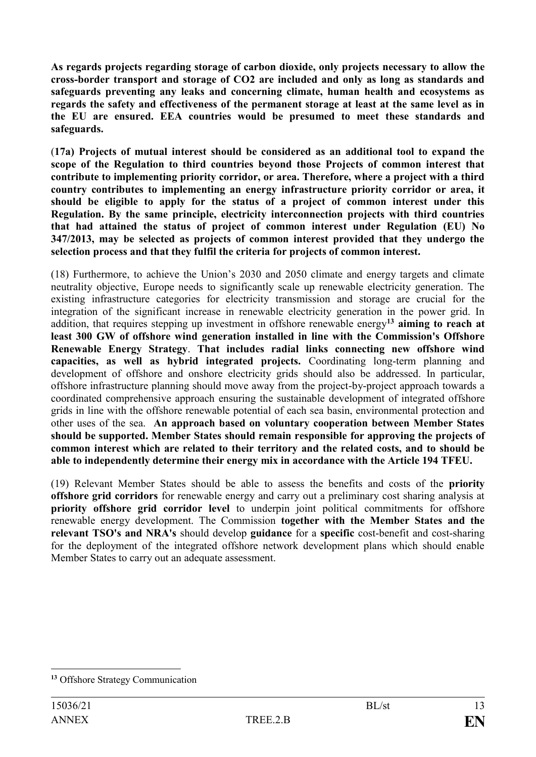**As regards projects regarding storage of carbon dioxide, only projects necessary to allow the cross-border transport and storage of CO2 are included and only as long as standards and safeguards preventing any leaks and concerning climate, human health and ecosystems as regards the safety and effectiveness of the permanent storage at least at the same level as in the EU are ensured. EEA countries would be presumed to meet these standards and safeguards.**

(**17a) Projects of mutual interest should be considered as an additional tool to expand the scope of the Regulation to third countries beyond those Projects of common interest that contribute to implementing priority corridor, or area. Therefore, where a project with a third country contributes to implementing an energy infrastructure priority corridor or area, it should be eligible to apply for the status of a project of common interest under this Regulation. By the same principle, electricity interconnection projects with third countries that had attained the status of project of common interest under Regulation (EU) No 347/2013, may be selected as projects of common interest provided that they undergo the selection process and that they fulfil the criteria for projects of common interest.**

(18) Furthermore, to achieve the Union's 2030 and 2050 climate and energy targets and climate neutrality objective, Europe needs to significantly scale up renewable electricity generation. The existing infrastructure categories for electricity transmission and storage are crucial for the integration of the significant increase in renewable electricity generation in the power grid. In addition, that requires stepping up investment in offshore renewable energy[13] **aiming to reach at least 300 GW of offshore wind generation installed in line with the Commission's Offshore Renewable Energy Strategy**. **That includes radial links connecting new offshore wind capacities, as well as hybrid integrated projects.** Coordinating long-term planning and development of offshore and onshore electricity grids should also be addressed. In particular, offshore infrastructure planning should move away from the project-by-project approach towards a coordinated comprehensive approach ensuring the sustainable development of integrated offshore grids in line with the offshore renewable potential of each sea basin, environmental protection and other uses of the sea. **An approach based on voluntary cooperation between Member States should be supported. Member States should remain responsible for approving the projects of common interest which are related to their territory and the related costs, and to should be able to independently determine their energy mix in accordance with the Article 194 TFEU.**

(19) Relevant Member States should be able to assess the benefits and costs of the **priority offshore grid corridors** for renewable energy and carry out a preliminary cost sharing analysis at **priority offshore grid corridor level** to underpin joint political commitments for offshore renewable energy development. The Commission **together with the Member States and the relevant TSO's and NRA's** should develop **guidance** for a **specific** cost-benefit and cost-sharing for the deployment of the integrated offshore network development plans which should enable Member States to carry out an adequate assessment.

---

[13] Offshore Strategy Communication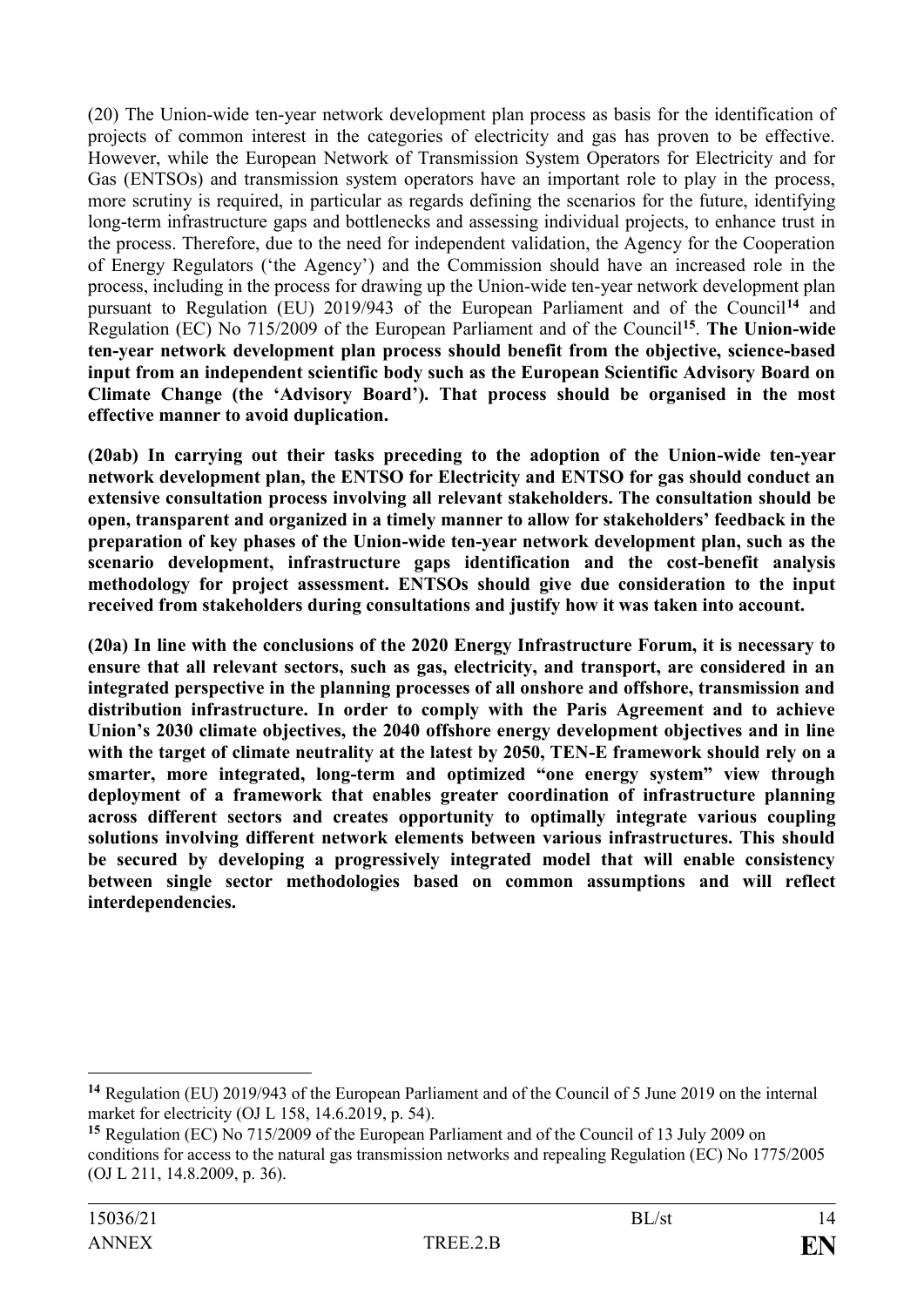(20) The Union-wide ten-year network development plan process as basis for the identification of projects of common interest in the categories of electricity and gas has proven to be effective. However, while the European Network of Transmission System Operators for Electricity and for Gas (ENTSOs) and transmission system operators have an important role to play in the process, more scrutiny is required, in particular as regards defining the scenarios for the future, identifying long-term infrastructure gaps and bottlenecks and assessing individual projects, to enhance trust in the process. Therefore, due to the need for independent validation, the Agency for the Cooperation of Energy Regulators ('the Agency') and the Commission should have an increased role in the process, including in the process for drawing up the Union-wide ten-year network development plan pursuant to Regulation (EU) 2019/943 of the European Parliament and of the Council[14] and Regulation (EC) No 715/2009 of the European Parliament and of the Council[15]. **The Union-wide ten-year network development plan process should benefit from the objective, science-based input from an independent scientific body such as the European Scientific Advisory Board on Climate Change (the 'Advisory Board'). That process should be organised in the most effective manner to avoid duplication.**

**(20ab) In carrying out their tasks preceding to the adoption of the Union-wide ten-year network development plan, the ENTSO for Electricity and ENTSO for gas should conduct an extensive consultation process involving all relevant stakeholders. The consultation should be open, transparent and organized in a timely manner to allow for stakeholders' feedback in the preparation of key phases of the Union-wide ten-year network development plan, such as the scenario development, infrastructure gaps identification and the cost-benefit analysis methodology for project assessment. ENTSOs should give due consideration to the input received from stakeholders during consultations and justify how it was taken into account.**

**(20a) In line with the conclusions of the 2020 Energy Infrastructure Forum, it is necessary to ensure that all relevant sectors, such as gas, electricity, and transport, are considered in an integrated perspective in the planning processes of all onshore and offshore, transmission and distribution infrastructure. In order to comply with the Paris Agreement and to achieve Union's 2030 climate objectives, the 2040 offshore energy development objectives and in line with the target of climate neutrality at the latest by 2050, TEN-E framework should rely on a smarter, more integrated, long-term and optimized "one energy system" view through deployment of a framework that enables greater coordination of infrastructure planning across different sectors and creates opportunity to optimally integrate various coupling solutions involving different network elements between various infrastructures. This should be secured by developing a progressively integrated model that will enable consistency between single sector methodologies based on common assumptions and will reflect interdependencies.**

---

[14] Regulation (EU) 2019/943 of the European Parliament and of the Council of 5 June 2019 on the internal market for electricity (OJ L 158, 14.6.2019, p. 54).

[15] Regulation (EC) No 715/2009 of the European Parliament and of the Council of 13 July 2009 on conditions for access to the natural gas transmission networks and repealing Regulation (EC) No 1775/2005 (OJ L 211, 14.8.2009, p. 36).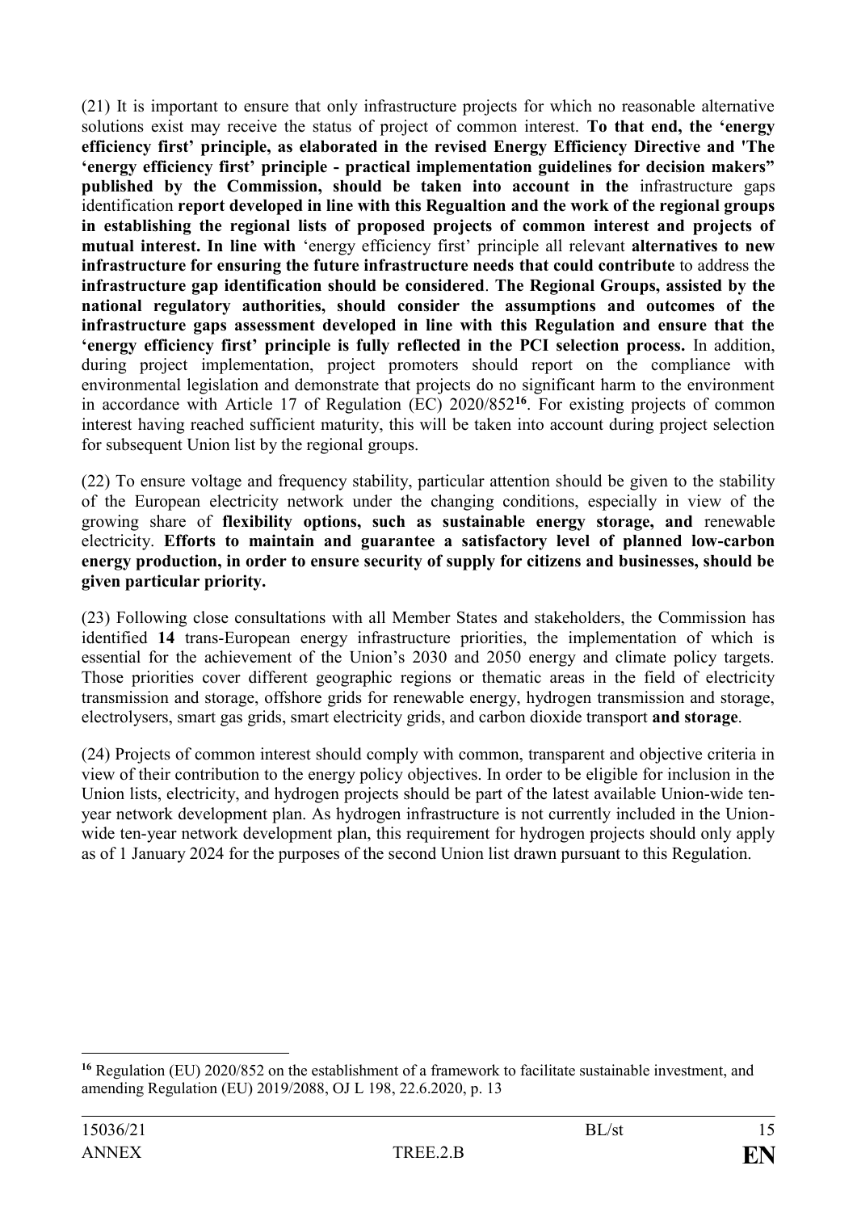(21) It is important to ensure that only infrastructure projects for which no reasonable alternative solutions exist may receive the status of project of common interest. **To that end, the 'energy efficiency first' principle, as elaborated in the revised Energy Efficiency Directive and 'The 'energy efficiency first' principle - practical implementation guidelines for decision makers" published by the Commission, should be taken into account in the** infrastructure gaps identification **report developed in line with this Regualtion and the work of the regional groups in establishing the regional lists of proposed projects of common interest and projects of mutual interest. In line with** 'energy efficiency first' principle all relevant **alternatives to new infrastructure for ensuring the future infrastructure needs that could contribute** to address the **infrastructure gap identification should be considered**. **The Regional Groups, assisted by the national regulatory authorities, should consider the assumptions and outcomes of the infrastructure gaps assessment developed in line with this Regulation and ensure that the 'energy efficiency first' principle is fully reflected in the PCI selection process.** In addition, during project implementation, project promoters should report on the compliance with environmental legislation and demonstrate that projects do no significant harm to the environment in accordance with Article 17 of Regulation (EC) 2020/852[16]. For existing projects of common interest having reached sufficient maturity, this will be taken into account during project selection for subsequent Union list by the regional groups.

(22) To ensure voltage and frequency stability, particular attention should be given to the stability of the European electricity network under the changing conditions, especially in view of the growing share of **flexibility options, such as sustainable energy storage, and** renewable electricity. **Efforts to maintain and guarantee a satisfactory level of planned low-carbon energy production, in order to ensure security of supply for citizens and businesses, should be given particular priority.**

(23) Following close consultations with all Member States and stakeholders, the Commission has identified **14** trans-European energy infrastructure priorities, the implementation of which is essential for the achievement of the Union's 2030 and 2050 energy and climate policy targets. Those priorities cover different geographic regions or thematic areas in the field of electricity transmission and storage, offshore grids for renewable energy, hydrogen transmission and storage, electrolysers, smart gas grids, smart electricity grids, and carbon dioxide transport **and storage**.

(24) Projects of common interest should comply with common, transparent and objective criteria in view of their contribution to the energy policy objectives. In order to be eligible for inclusion in the Union lists, electricity, and hydrogen projects should be part of the latest available Union-wide ten-year network development plan. As hydrogen infrastructure is not currently included in the Union-wide ten-year network development plan, this requirement for hydrogen projects should only apply as of 1 January 2024 for the purposes of the second Union list drawn pursuant to this Regulation.

---

[16] Regulation (EU) 2020/852 on the establishment of a framework to facilitate sustainable investment, and amending Regulation (EU) 2019/2088, OJ L 198, 22.6.2020, p. 13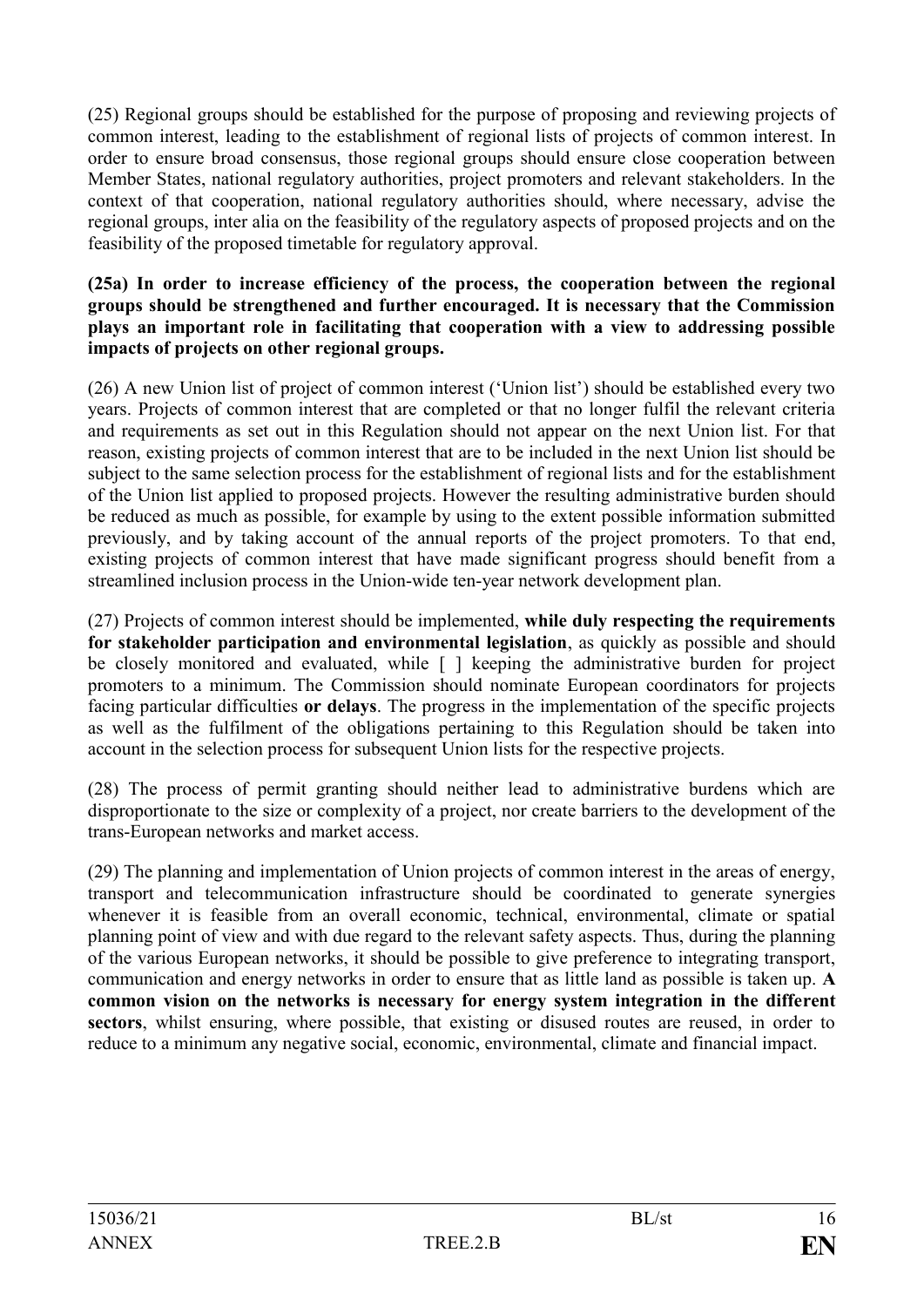(25) Regional groups should be established for the purpose of proposing and reviewing projects of common interest, leading to the establishment of regional lists of projects of common interest. In order to ensure broad consensus, those regional groups should ensure close cooperation between Member States, national regulatory authorities, project promoters and relevant stakeholders. In the context of that cooperation, national regulatory authorities should, where necessary, advise the regional groups, inter alia on the feasibility of the regulatory aspects of proposed projects and on the feasibility of the proposed timetable for regulatory approval.

**(25a) In order to increase efficiency of the process, the cooperation between the regional groups should be strengthened and further encouraged. It is necessary that the Commission plays an important role in facilitating that cooperation with a view to addressing possible impacts of projects on other regional groups.**

(26) A new Union list of project of common interest ('Union list') should be established every two years. Projects of common interest that are completed or that no longer fulfil the relevant criteria and requirements as set out in this Regulation should not appear on the next Union list. For that reason, existing projects of common interest that are to be included in the next Union list should be subject to the same selection process for the establishment of regional lists and for the establishment of the Union list applied to proposed projects. However the resulting administrative burden should be reduced as much as possible, for example by using to the extent possible information submitted previously, and by taking account of the annual reports of the project promoters. To that end, existing projects of common interest that have made significant progress should benefit from a streamlined inclusion process in the Union-wide ten-year network development plan.

(27) Projects of common interest should be implemented, **while duly respecting the requirements for stakeholder participation and environmental legislation**, as quickly as possible and should be closely monitored and evaluated, while [ ] keeping the administrative burden for project promoters to a minimum. The Commission should nominate European coordinators for projects facing particular difficulties **or delays**. The progress in the implementation of the specific projects as well as the fulfilment of the obligations pertaining to this Regulation should be taken into account in the selection process for subsequent Union lists for the respective projects.

(28) The process of permit granting should neither lead to administrative burdens which are disproportionate to the size or complexity of a project, nor create barriers to the development of the trans-European networks and market access.

(29) The planning and implementation of Union projects of common interest in the areas of energy, transport and telecommunication infrastructure should be coordinated to generate synergies whenever it is feasible from an overall economic, technical, environmental, climate or spatial planning point of view and with due regard to the relevant safety aspects. Thus, during the planning of the various European networks, it should be possible to give preference to integrating transport, communication and energy networks in order to ensure that as little land as possible is taken up. **A common vision on the networks is necessary for energy system integration in the different sectors**, whilst ensuring, where possible, that existing or disused routes are reused, in order to reduce to a minimum any negative social, economic, environmental, climate and financial impact.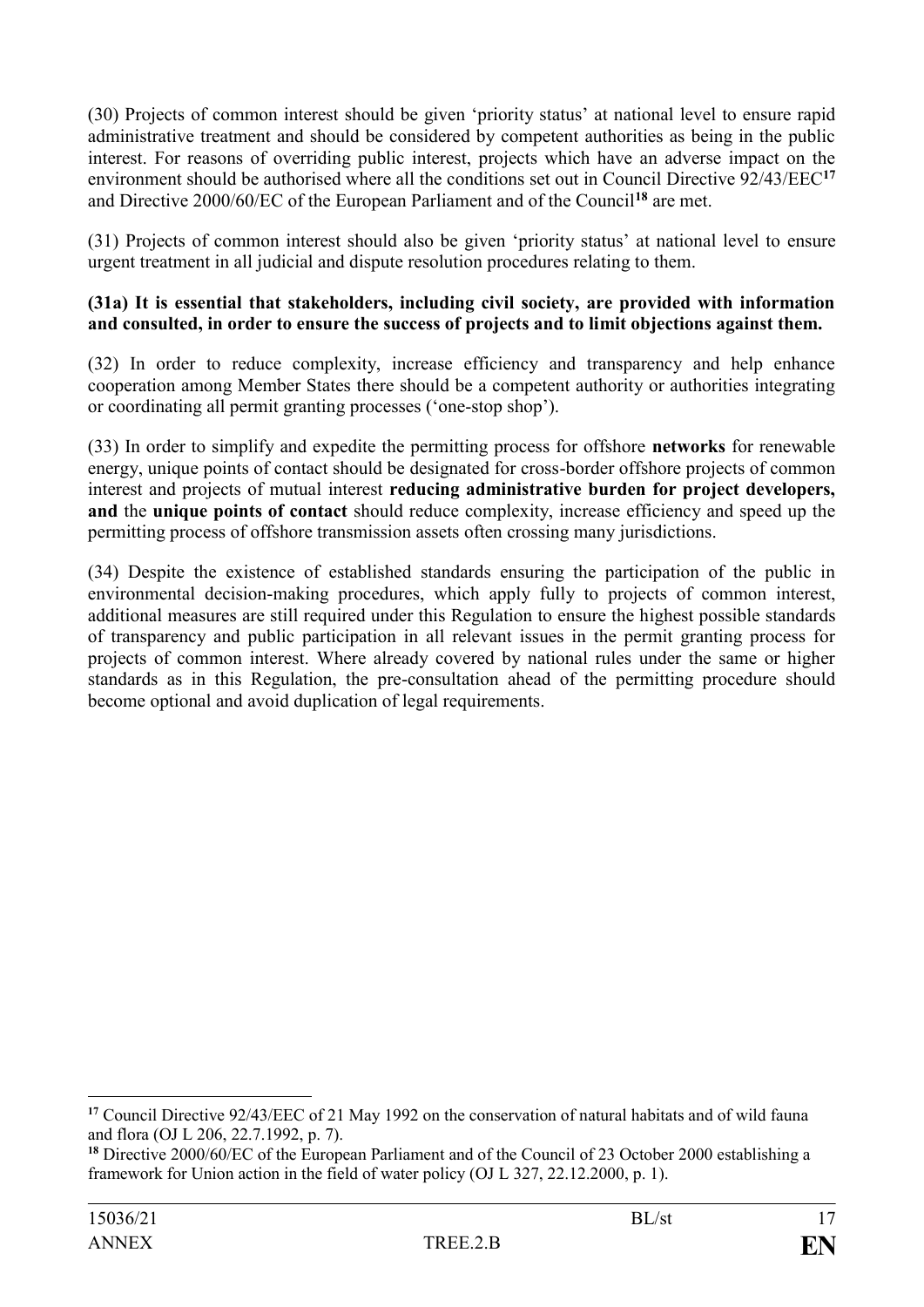(30) Projects of common interest should be given 'priority status' at national level to ensure rapid administrative treatment and should be considered by competent authorities as being in the public interest. For reasons of overriding public interest, projects which have an adverse impact on the environment should be authorised where all the conditions set out in Council Directive 92/43/EEC[17] and Directive 2000/60/EC of the European Parliament and of the Council[18] are met.

(31) Projects of common interest should also be given 'priority status' at national level to ensure urgent treatment in all judicial and dispute resolution procedures relating to them.

**(31a) It is essential that stakeholders, including civil society, are provided with information and consulted, in order to ensure the success of projects and to limit objections against them.**

(32) In order to reduce complexity, increase efficiency and transparency and help enhance cooperation among Member States there should be a competent authority or authorities integrating or coordinating all permit granting processes ('one-stop shop').

(33) In order to simplify and expedite the permitting process for offshore **networks** for renewable energy, unique points of contact should be designated for cross-border offshore projects of common interest and projects of mutual interest **reducing administrative burden for project developers, and** the **unique points of contact** should reduce complexity, increase efficiency and speed up the permitting process of offshore transmission assets often crossing many jurisdictions.

(34) Despite the existence of established standards ensuring the participation of the public in environmental decision-making procedures, which apply fully to projects of common interest, additional measures are still required under this Regulation to ensure the highest possible standards of transparency and public participation in all relevant issues in the permit granting process for projects of common interest. Where already covered by national rules under the same or higher standards as in this Regulation, the pre-consultation ahead of the permitting procedure should become optional and avoid duplication of legal requirements.

---

[17] Council Directive 92/43/EEC of 21 May 1992 on the conservation of natural habitats and of wild fauna and flora (OJ L 206, 22.7.1992, p. 7).

[18] Directive 2000/60/EC of the European Parliament and of the Council of 23 October 2000 establishing a framework for Union action in the field of water policy (OJ L 327, 22.12.2000, p. 1).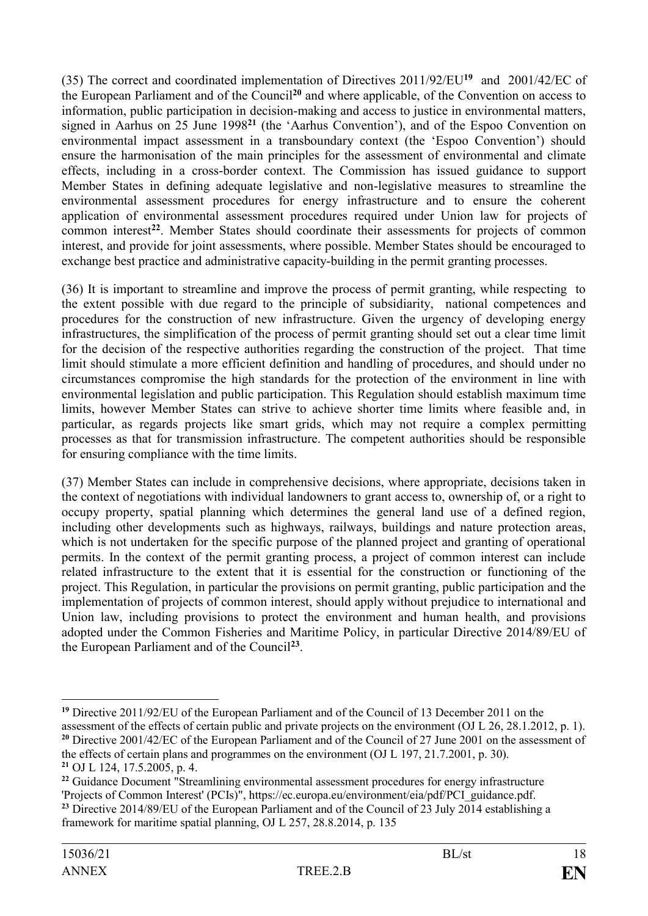(35) The correct and coordinated implementation of Directives 2011/92/EU[19] and 2001/42/EC of the European Parliament and of the Council[20] and where applicable, of the Convention on access to information, public participation in decision-making and access to justice in environmental matters, signed in Aarhus on 25 June 1998[21] (the 'Aarhus Convention'), and of the Espoo Convention on environmental impact assessment in a transboundary context (the 'Espoo Convention') should ensure the harmonisation of the main principles for the assessment of environmental and climate effects, including in a cross-border context. The Commission has issued guidance to support Member States in defining adequate legislative and non-legislative measures to streamline the environmental assessment procedures for energy infrastructure and to ensure the coherent application of environmental assessment procedures required under Union law for projects of common interest[22]. Member States should coordinate their assessments for projects of common interest, and provide for joint assessments, where possible. Member States should be encouraged to exchange best practice and administrative capacity-building in the permit granting processes.

(36) It is important to streamline and improve the process of permit granting, while respecting to the extent possible with due regard to the principle of subsidiarity, national competences and procedures for the construction of new infrastructure. Given the urgency of developing energy infrastructures, the simplification of the process of permit granting should set out a clear time limit for the decision of the respective authorities regarding the construction of the project. That time limit should stimulate a more efficient definition and handling of procedures, and should under no circumstances compromise the high standards for the protection of the environment in line with environmental legislation and public participation. This Regulation should establish maximum time limits, however Member States can strive to achieve shorter time limits where feasible and, in particular, as regards projects like smart grids, which may not require a complex permitting processes as that for transmission infrastructure. The competent authorities should be responsible for ensuring compliance with the time limits.

(37) Member States can include in comprehensive decisions, where appropriate, decisions taken in the context of negotiations with individual landowners to grant access to, ownership of, or a right to occupy property, spatial planning which determines the general land use of a defined region, including other developments such as highways, railways, buildings and nature protection areas, which is not undertaken for the specific purpose of the planned project and granting of operational permits. In the context of the permit granting process, a project of common interest can include related infrastructure to the extent that it is essential for the construction or functioning of the project. This Regulation, in particular the provisions on permit granting, public participation and the implementation of projects of common interest, should apply without prejudice to international and Union law, including provisions to protect the environment and human health, and provisions adopted under the Common Fisheries and Maritime Policy, in particular Directive 2014/89/EU of the European Parliament and of the Council[23].

---

[19] Directive 2011/92/EU of the European Parliament and of the Council of 13 December 2011 on the assessment of the effects of certain public and private projects on the environment (OJ L 26, 28.1.2012, p. 1).

[20] Directive 2001/42/EC of the European Parliament and of the Council of 27 June 2001 on the assessment of the effects of certain plans and programmes on the environment (OJ L 197, 21.7.2001, p. 30).

[21] OJ L 124, 17.5.2005, p. 4.

[22] Guidance Document "Streamlining environmental assessment procedures for energy infrastructure 'Projects of Common Interest' (PCIs)", https://ec.europa.eu/environment/eia/pdf/PCI_guidance.pdf.

[23] Directive 2014/89/EU of the European Parliament and of the Council of 23 July 2014 establishing a framework for maritime spatial planning, OJ L 257, 28.8.2014, p. 135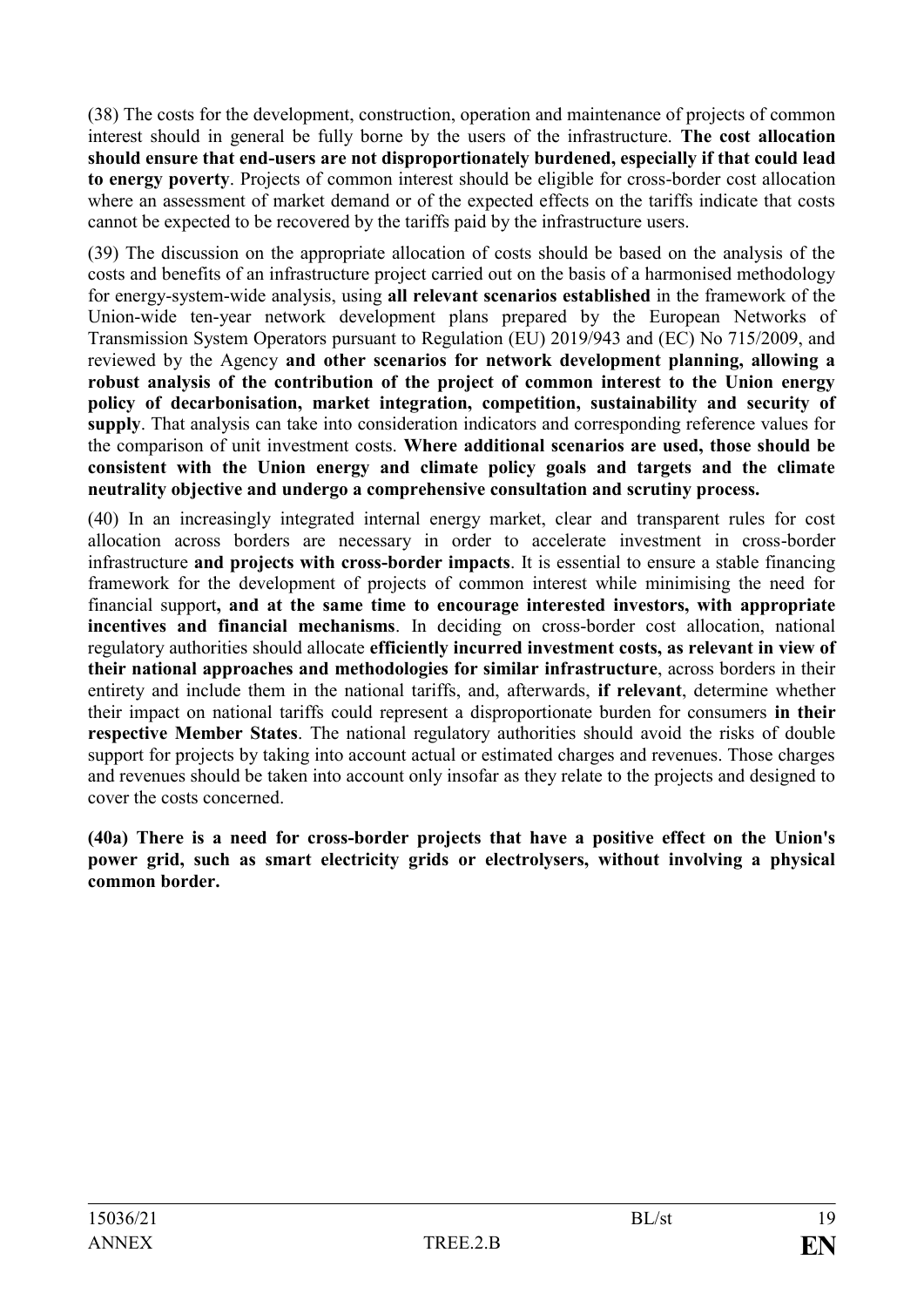(38) The costs for the development, construction, operation and maintenance of projects of common interest should in general be fully borne by the users of the infrastructure. **The cost allocation should ensure that end-users are not disproportionately burdened, especially if that could lead to energy poverty**. Projects of common interest should be eligible for cross-border cost allocation where an assessment of market demand or of the expected effects on the tariffs indicate that costs cannot be expected to be recovered by the tariffs paid by the infrastructure users.

(39) The discussion on the appropriate allocation of costs should be based on the analysis of the costs and benefits of an infrastructure project carried out on the basis of a harmonised methodology for energy-system-wide analysis, using **all relevant scenarios established** in the framework of the Union-wide ten-year network development plans prepared by the European Networks of Transmission System Operators pursuant to Regulation (EU) 2019/943 and (EC) No 715/2009, and reviewed by the Agency **and other scenarios for network development planning, allowing a robust analysis of the contribution of the project of common interest to the Union energy policy of decarbonisation, market integration, competition, sustainability and security of supply**. That analysis can take into consideration indicators and corresponding reference values for the comparison of unit investment costs. **Where additional scenarios are used, those should be consistent with the Union energy and climate policy goals and targets and the climate neutrality objective and undergo a comprehensive consultation and scrutiny process.**

(40) In an increasingly integrated internal energy market, clear and transparent rules for cost allocation across borders are necessary in order to accelerate investment in cross-border infrastructure **and projects with cross-border impacts**. It is essential to ensure a stable financing framework for the development of projects of common interest while minimising the need for financial support**, and at the same time to encourage interested investors, with appropriate incentives and financial mechanisms**. In deciding on cross-border cost allocation, national regulatory authorities should allocate **efficiently incurred investment costs, as relevant in view of their national approaches and methodologies for similar infrastructure**, across borders in their entirety and include them in the national tariffs, and, afterwards, **if relevant**, determine whether their impact on national tariffs could represent a disproportionate burden for consumers **in their respective Member States**. The national regulatory authorities should avoid the risks of double support for projects by taking into account actual or estimated charges and revenues. Those charges and revenues should be taken into account only insofar as they relate to the projects and designed to cover the costs concerned.

**(40a) There is a need for cross-border projects that have a positive effect on the Union's power grid, such as smart electricity grids or electrolysers, without involving a physical common border.**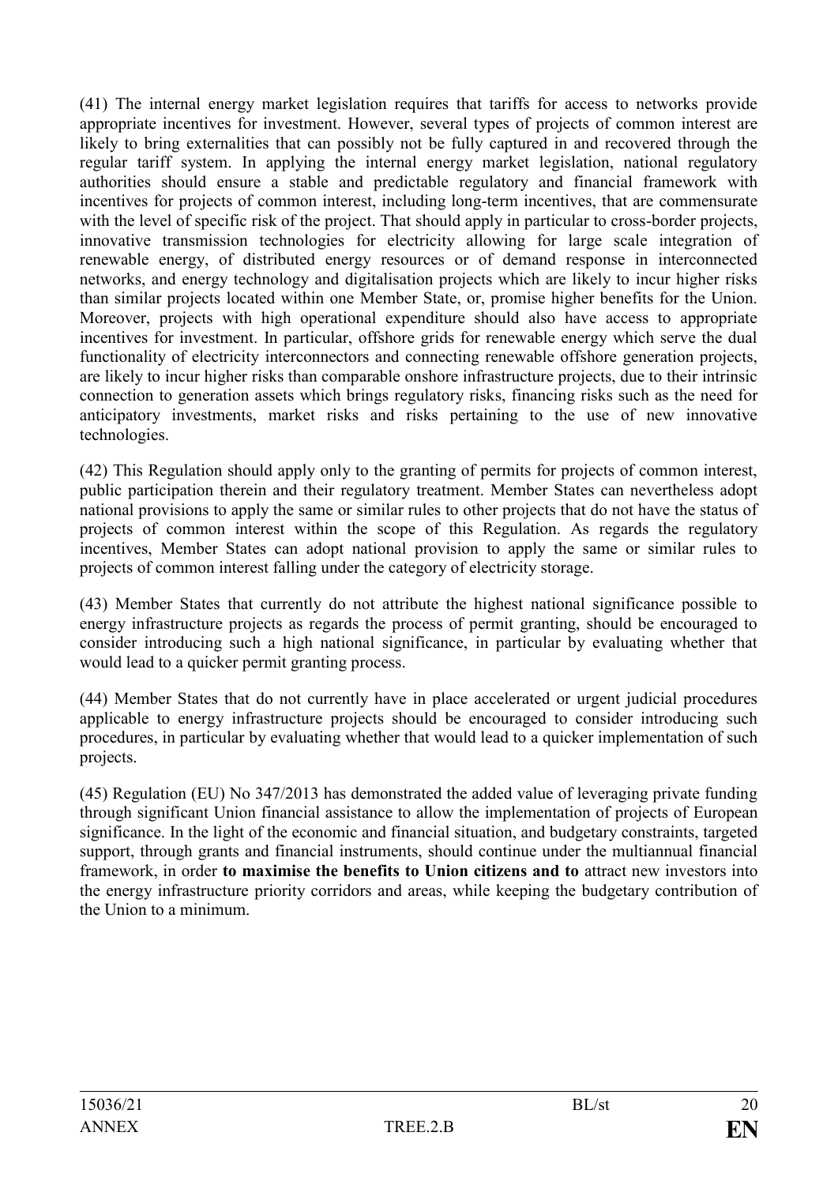(41) The internal energy market legislation requires that tariffs for access to networks provide appropriate incentives for investment. However, several types of projects of common interest are likely to bring externalities that can possibly not be fully captured in and recovered through the regular tariff system. In applying the internal energy market legislation, national regulatory authorities should ensure a stable and predictable regulatory and financial framework with incentives for projects of common interest, including long-term incentives, that are commensurate with the level of specific risk of the project. That should apply in particular to cross-border projects, innovative transmission technologies for electricity allowing for large scale integration of renewable energy, of distributed energy resources or of demand response in interconnected networks, and energy technology and digitalisation projects which are likely to incur higher risks than similar projects located within one Member State, or, promise higher benefits for the Union. Moreover, projects with high operational expenditure should also have access to appropriate incentives for investment. In particular, offshore grids for renewable energy which serve the dual functionality of electricity interconnectors and connecting renewable offshore generation projects, are likely to incur higher risks than comparable onshore infrastructure projects, due to their intrinsic connection to generation assets which brings regulatory risks, financing risks such as the need for anticipatory investments, market risks and risks pertaining to the use of new innovative technologies.

(42) This Regulation should apply only to the granting of permits for projects of common interest, public participation therein and their regulatory treatment. Member States can nevertheless adopt national provisions to apply the same or similar rules to other projects that do not have the status of projects of common interest within the scope of this Regulation. As regards the regulatory incentives, Member States can adopt national provision to apply the same or similar rules to projects of common interest falling under the category of electricity storage.

(43) Member States that currently do not attribute the highest national significance possible to energy infrastructure projects as regards the process of permit granting, should be encouraged to consider introducing such a high national significance, in particular by evaluating whether that would lead to a quicker permit granting process.

(44) Member States that do not currently have in place accelerated or urgent judicial procedures applicable to energy infrastructure projects should be encouraged to consider introducing such procedures, in particular by evaluating whether that would lead to a quicker implementation of such projects.

(45) Regulation (EU) No 347/2013 has demonstrated the added value of leveraging private funding through significant Union financial assistance to allow the implementation of projects of European significance. In the light of the economic and financial situation, and budgetary constraints, targeted support, through grants and financial instruments, should continue under the multiannual financial framework, in order **to maximise the benefits to Union citizens and to** attract new investors into the energy infrastructure priority corridors and areas, while keeping the budgetary contribution of the Union to a minimum.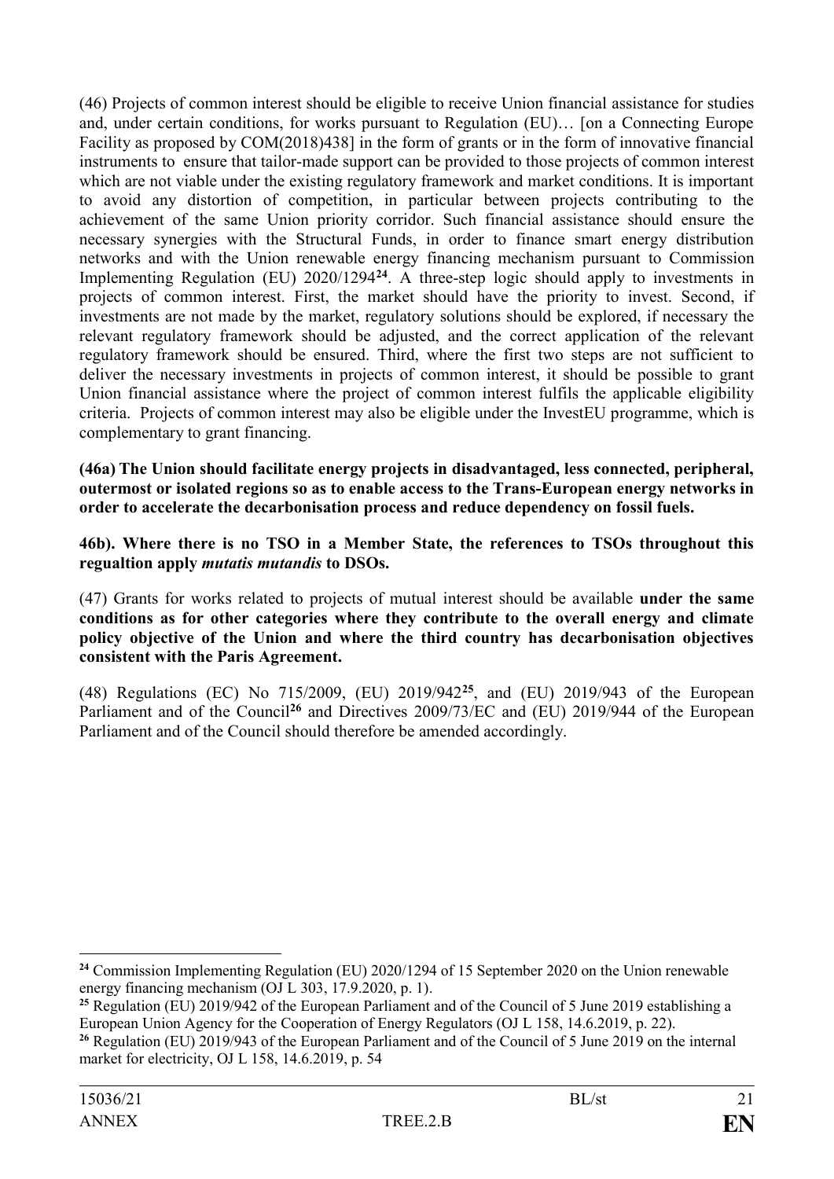(46) Projects of common interest should be eligible to receive Union financial assistance for studies and, under certain conditions, for works pursuant to Regulation (EU)… [on a Connecting Europe Facility as proposed by COM(2018)438] in the form of grants or in the form of innovative financial instruments to ensure that tailor-made support can be provided to those projects of common interest which are not viable under the existing regulatory framework and market conditions. It is important to avoid any distortion of competition, in particular between projects contributing to the achievement of the same Union priority corridor. Such financial assistance should ensure the necessary synergies with the Structural Funds, in order to finance smart energy distribution networks and with the Union renewable energy financing mechanism pursuant to Commission Implementing Regulation (EU) 2020/1294[24]. A three-step logic should apply to investments in projects of common interest. First, the market should have the priority to invest. Second, if investments are not made by the market, regulatory solutions should be explored, if necessary the relevant regulatory framework should be adjusted, and the correct application of the relevant regulatory framework should be ensured. Third, where the first two steps are not sufficient to deliver the necessary investments in projects of common interest, it should be possible to grant Union financial assistance where the project of common interest fulfils the applicable eligibility criteria. Projects of common interest may also be eligible under the InvestEU programme, which is complementary to grant financing.

**(46a) The Union should facilitate energy projects in disadvantaged, less connected, peripheral, outermost or isolated regions so as to enable access to the Trans-European energy networks in order to accelerate the decarbonisation process and reduce dependency on fossil fuels.**

**46b). Where there is no TSO in a Member State, the references to TSOs throughout this regualtion apply *mutatis mutandis* to DSOs.**

(47) Grants for works related to projects of mutual interest should be available **under the same conditions as for other categories where they contribute to the overall energy and climate policy objective of the Union and where the third country has decarbonisation objectives consistent with the Paris Agreement.**

(48) Regulations (EC) No 715/2009, (EU) 2019/942[25], and (EU) 2019/943 of the European Parliament and of the Council[26] and Directives 2009/73/EC and (EU) 2019/944 of the European Parliament and of the Council should therefore be amended accordingly.

---

[24] Commission Implementing Regulation (EU) 2020/1294 of 15 September 2020 on the Union renewable energy financing mechanism (OJ L 303, 17.9.2020, p. 1).

[25] Regulation (EU) 2019/942 of the European Parliament and of the Council of 5 June 2019 establishing a European Union Agency for the Cooperation of Energy Regulators (OJ L 158, 14.6.2019, p. 22).

[26] Regulation (EU) 2019/943 of the European Parliament and of the Council of 5 June 2019 on the internal market for electricity, OJ L 158, 14.6.2019, p. 54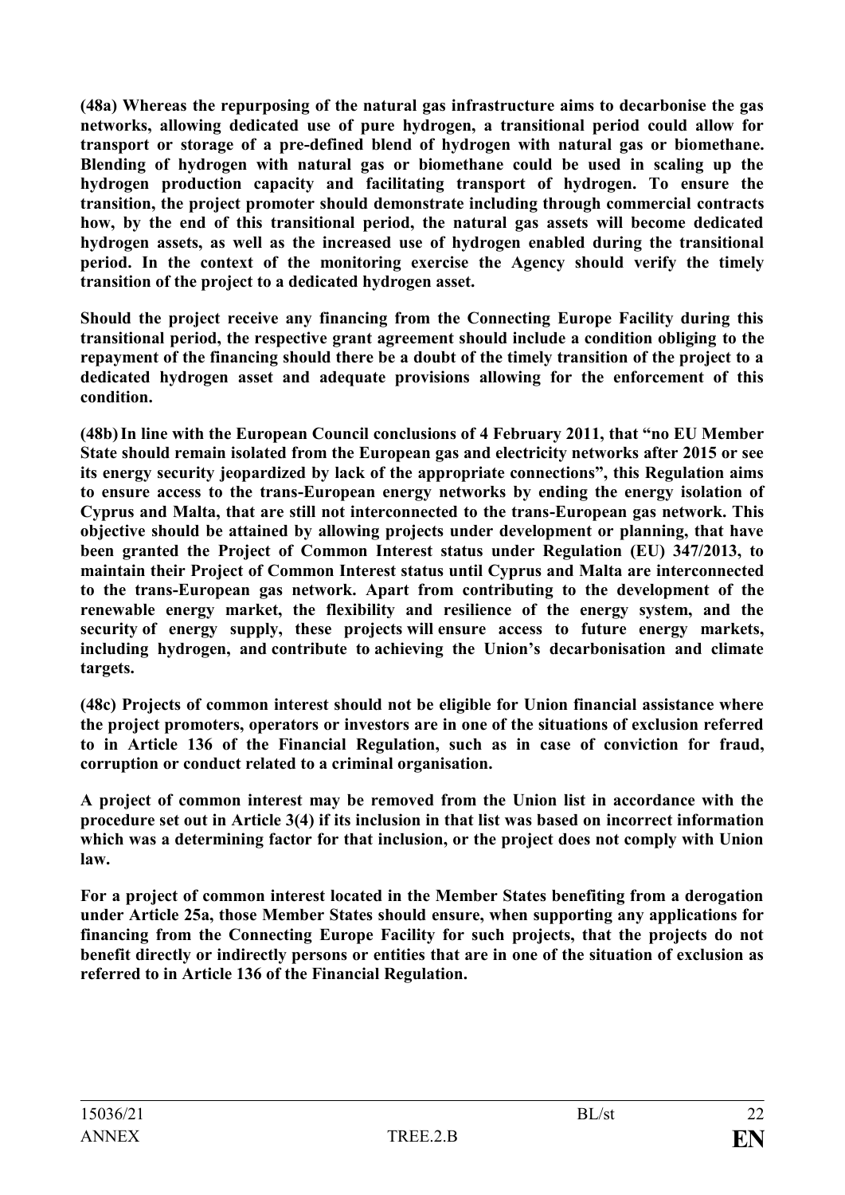**(48a) Whereas the repurposing of the natural gas infrastructure aims to decarbonise the gas networks, allowing dedicated use of pure hydrogen, a transitional period could allow for transport or storage of a pre-defined blend of hydrogen with natural gas or biomethane. Blending of hydrogen with natural gas or biomethane could be used in scaling up the hydrogen production capacity and facilitating transport of hydrogen. To ensure the transition, the project promoter should demonstrate including through commercial contracts how, by the end of this transitional period, the natural gas assets will become dedicated hydrogen assets, as well as the increased use of hydrogen enabled during the transitional period. In the context of the monitoring exercise the Agency should verify the timely transition of the project to a dedicated hydrogen asset.**

**Should the project receive any financing from the Connecting Europe Facility during this transitional period, the respective grant agreement should include a condition obliging to the repayment of the financing should there be a doubt of the timely transition of the project to a dedicated hydrogen asset and adequate provisions allowing for the enforcement of this condition.**

**(48b) In line with the European Council conclusions of 4 February 2011, that "no EU Member State should remain isolated from the European gas and electricity networks after 2015 or see its energy security jeopardized by lack of the appropriate connections", this Regulation aims to ensure access to the trans-European energy networks by ending the energy isolation of Cyprus and Malta, that are still not interconnected to the trans-European gas network. This objective should be attained by allowing projects under development or planning, that have been granted the Project of Common Interest status under Regulation (EU) 347/2013, to maintain their Project of Common Interest status until Cyprus and Malta are interconnected to the trans-European gas network. Apart from contributing to the development of the renewable energy market, the flexibility and resilience of the energy system, and the security of energy supply, these projects will ensure access to future energy markets, including hydrogen, and contribute to achieving the Union's decarbonisation and climate targets.**

**(48c) Projects of common interest should not be eligible for Union financial assistance where the project promoters, operators or investors are in one of the situations of exclusion referred to in Article 136 of the Financial Regulation, such as in case of conviction for fraud, corruption or conduct related to a criminal organisation.**

**A project of common interest may be removed from the Union list in accordance with the procedure set out in Article 3(4) if its inclusion in that list was based on incorrect information which was a determining factor for that inclusion, or the project does not comply with Union law.**

**For a project of common interest located in the Member States benefiting from a derogation under Article 25a, those Member States should ensure, when supporting any applications for financing from the Connecting Europe Facility for such projects, that the projects do not benefit directly or indirectly persons or entities that are in one of the situation of exclusion as referred to in Article 136 of the Financial Regulation.**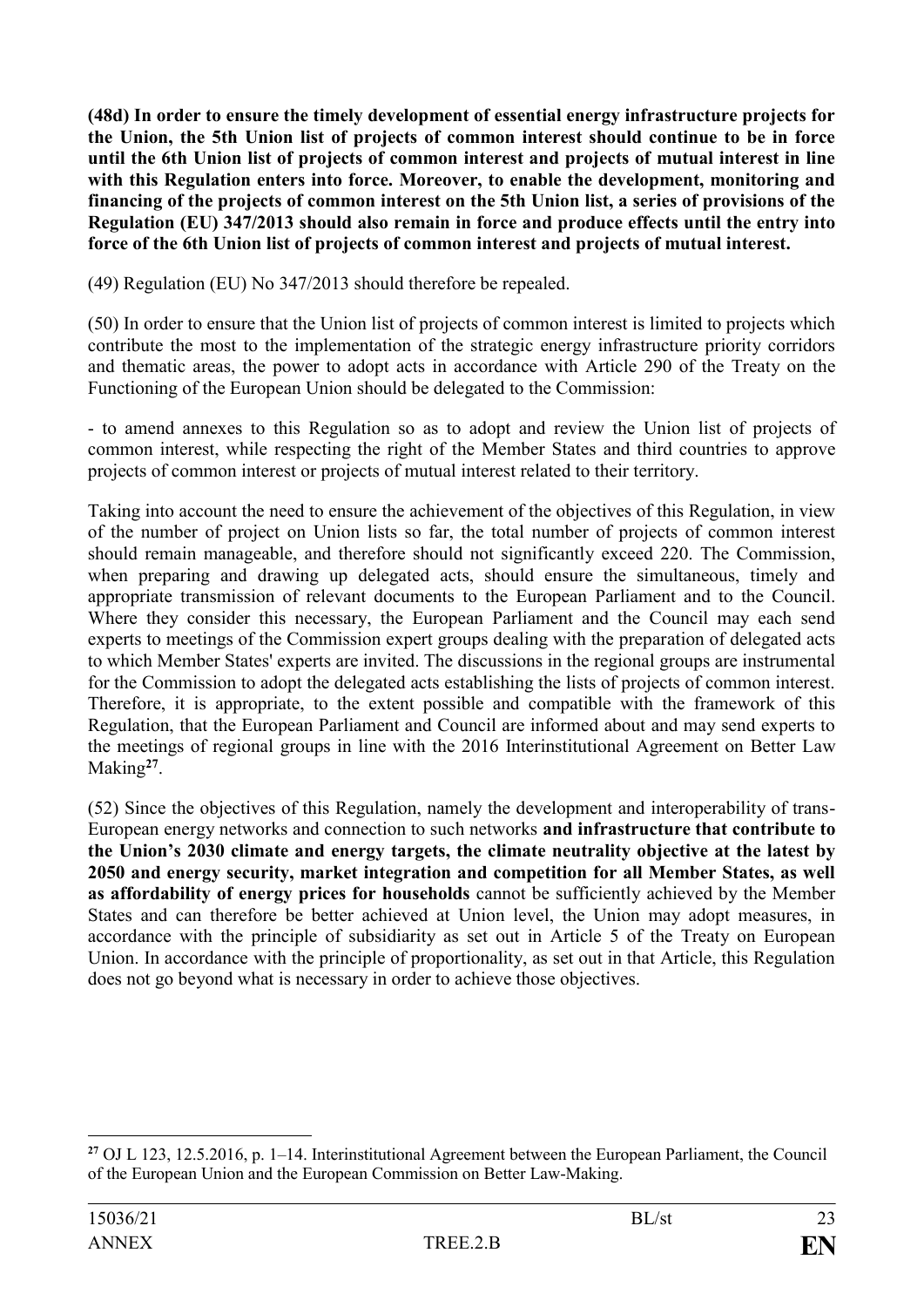**(48d) In order to ensure the timely development of essential energy infrastructure projects for the Union, the 5th Union list of projects of common interest should continue to be in force until the 6th Union list of projects of common interest and projects of mutual interest in line with this Regulation enters into force. Moreover, to enable the development, monitoring and financing of the projects of common interest on the 5th Union list, a series of provisions of the Regulation (EU) 347/2013 should also remain in force and produce effects until the entry into force of the 6th Union list of projects of common interest and projects of mutual interest.**

(49) Regulation (EU) No 347/2013 should therefore be repealed.

(50) In order to ensure that the Union list of projects of common interest is limited to projects which contribute the most to the implementation of the strategic energy infrastructure priority corridors and thematic areas, the power to adopt acts in accordance with Article 290 of the Treaty on the Functioning of the European Union should be delegated to the Commission:

- to amend annexes to this Regulation so as to adopt and review the Union list of projects of common interest, while respecting the right of the Member States and third countries to approve projects of common interest or projects of mutual interest related to their territory.

Taking into account the need to ensure the achievement of the objectives of this Regulation, in view of the number of project on Union lists so far, the total number of projects of common interest should remain manageable, and therefore should not significantly exceed 220. The Commission, when preparing and drawing up delegated acts, should ensure the simultaneous, timely and appropriate transmission of relevant documents to the European Parliament and to the Council. Where they consider this necessary, the European Parliament and the Council may each send experts to meetings of the Commission expert groups dealing with the preparation of delegated acts to which Member States' experts are invited. The discussions in the regional groups are instrumental for the Commission to adopt the delegated acts establishing the lists of projects of common interest. Therefore, it is appropriate, to the extent possible and compatible with the framework of this Regulation, that the European Parliament and Council are informed about and may send experts to the meetings of regional groups in line with the 2016 Interinstitutional Agreement on Better Law Making[27].

(52) Since the objectives of this Regulation, namely the development and interoperability of trans-European energy networks and connection to such networks **and infrastructure that contribute to the Union's 2030 climate and energy targets, the climate neutrality objective at the latest by 2050 and energy security, market integration and competition for all Member States, as well as affordability of energy prices for households** cannot be sufficiently achieved by the Member States and can therefore be better achieved at Union level, the Union may adopt measures, in accordance with the principle of subsidiarity as set out in Article 5 of the Treaty on European Union. In accordance with the principle of proportionality, as set out in that Article, this Regulation does not go beyond what is necessary in order to achieve those objectives.

---

[27] OJ L 123, 12.5.2016, p. 1–14. Interinstitutional Agreement between the European Parliament, the Council of the European Union and the European Commission on Better Law-Making.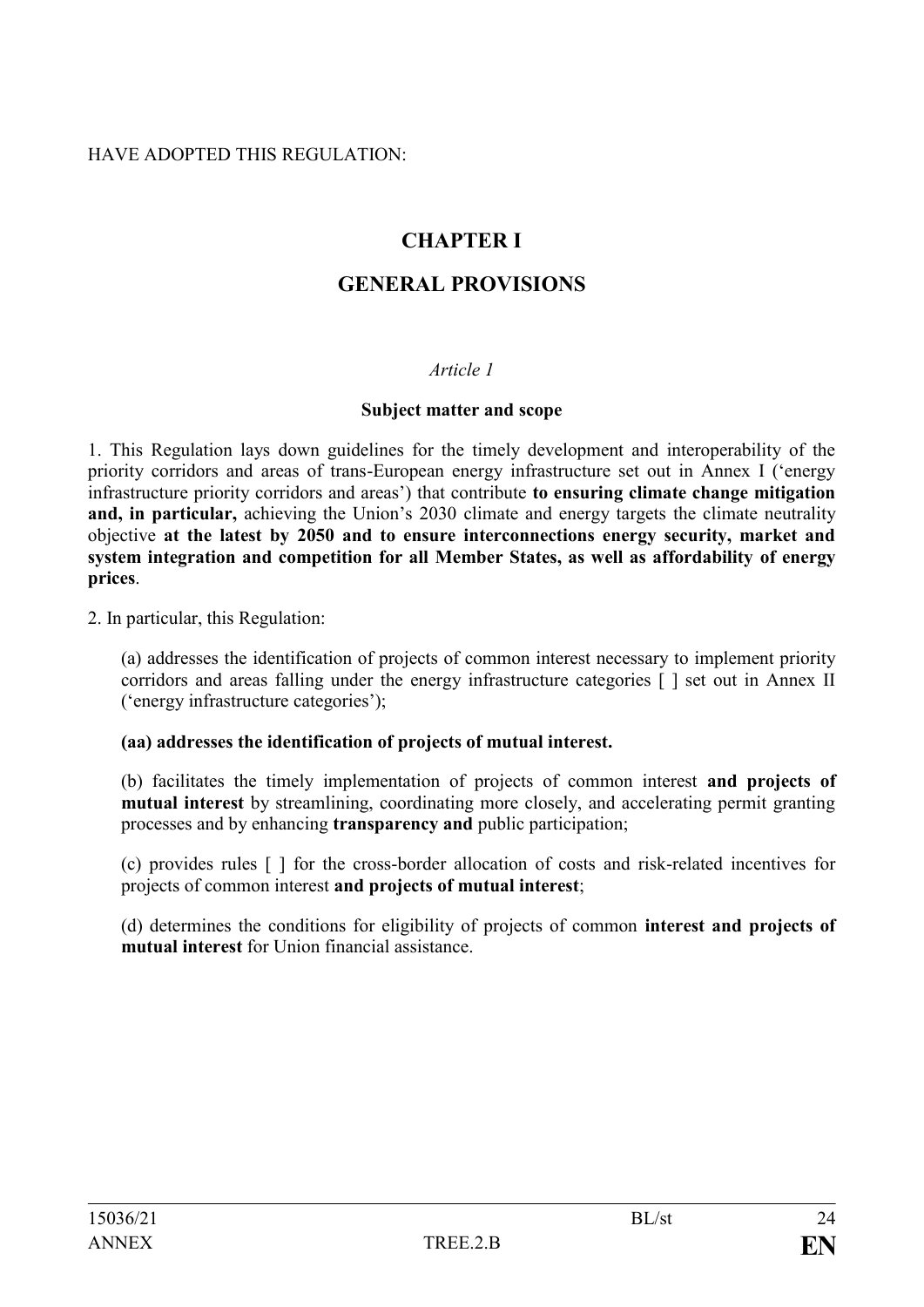HAVE ADOPTED THIS REGULATION:

# CHAPTER I

# GENERAL PROVISIONS

*Article 1*

**Subject matter and scope**

1. This Regulation lays down guidelines for the timely development and interoperability of the priority corridors and areas of trans-European energy infrastructure set out in Annex I ('energy infrastructure priority corridors and areas') that contribute **to ensuring climate change mitigation and, in particular,** achieving the Union's 2030 climate and energy targets the climate neutrality objective **at the latest by 2050 and to ensure interconnections energy security, market and system integration and competition for all Member States, as well as affordability of energy prices**.

2. In particular, this Regulation:

(a) addresses the identification of projects of common interest necessary to implement priority corridors and areas falling under the energy infrastructure categories [ ] set out in Annex II ('energy infrastructure categories');

**(aa) addresses the identification of projects of mutual interest.**

(b) facilitates the timely implementation of projects of common interest **and projects of mutual interest** by streamlining, coordinating more closely, and accelerating permit granting processes and by enhancing **transparency and** public participation;

(c) provides rules [ ] for the cross-border allocation of costs and risk-related incentives for projects of common interest **and projects of mutual interest**;

(d) determines the conditions for eligibility of projects of common **interest and projects of mutual interest** for Union financial assistance.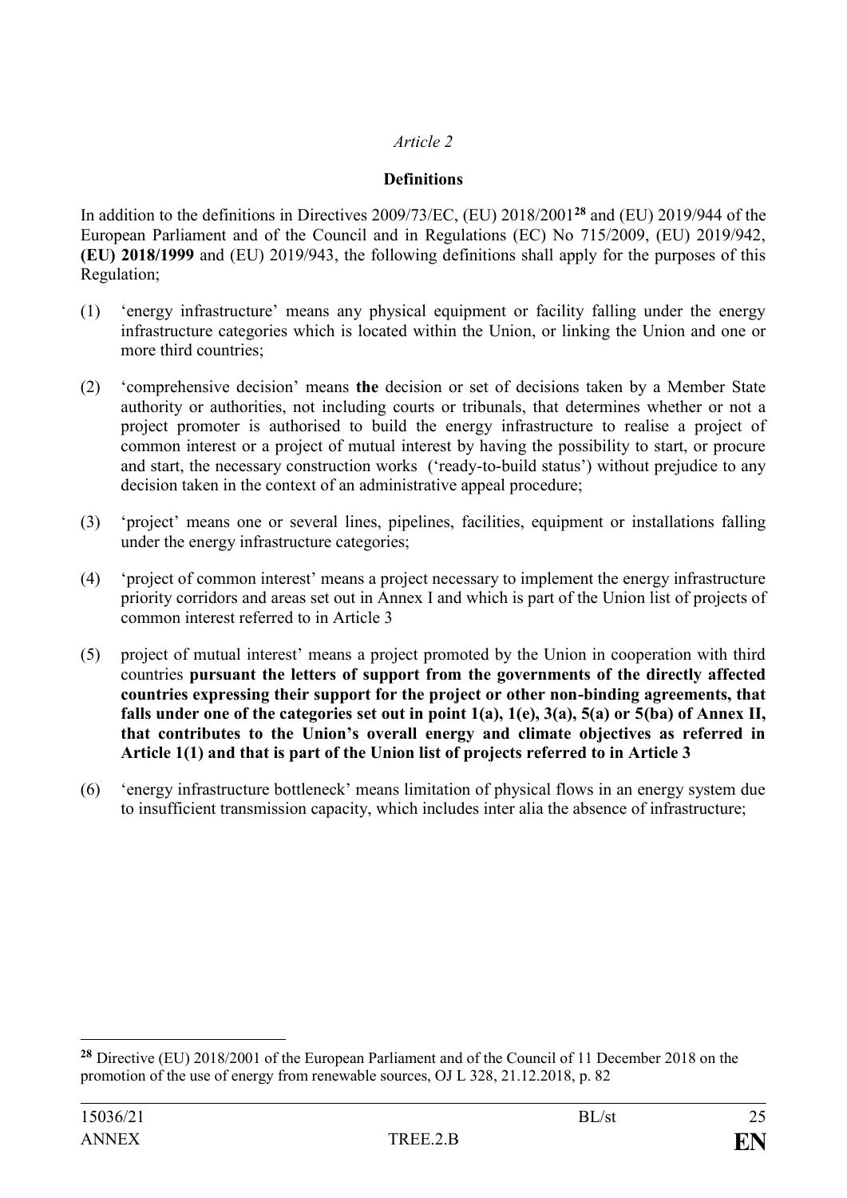*Article 2*

**Definitions**

In addition to the definitions in Directives 2009/73/EC, (EU) 2018/2001[28] and (EU) 2019/944 of the European Parliament and of the Council and in Regulations (EC) No 715/2009, (EU) 2019/942, **(EU) 2018/1999** and (EU) 2019/943, the following definitions shall apply for the purposes of this Regulation;

(1) 'energy infrastructure' means any physical equipment or facility falling under the energy infrastructure categories which is located within the Union, or linking the Union and one or more third countries;

(2) 'comprehensive decision' means **the** decision or set of decisions taken by a Member State authority or authorities, not including courts or tribunals, that determines whether or not a project promoter is authorised to build the energy infrastructure to realise a project of common interest or a project of mutual interest by having the possibility to start, or procure and start, the necessary construction works ('ready-to-build status') without prejudice to any decision taken in the context of an administrative appeal procedure;

(3) 'project' means one or several lines, pipelines, facilities, equipment or installations falling under the energy infrastructure categories;

(4) 'project of common interest' means a project necessary to implement the energy infrastructure priority corridors and areas set out in Annex I and which is part of the Union list of projects of common interest referred to in Article 3

(5) project of mutual interest' means a project promoted by the Union in cooperation with third countries **pursuant the letters of support from the governments of the directly affected countries expressing their support for the project or other non-binding agreements, that falls under one of the categories set out in point 1(a), 1(e), 3(a), 5(a) or 5(ba) of Annex II, that contributes to the Union's overall energy and climate objectives as referred in Article 1(1) and that is part of the Union list of projects referred to in Article 3**

(6) 'energy infrastructure bottleneck' means limitation of physical flows in an energy system due to insufficient transmission capacity, which includes inter alia the absence of infrastructure;

---

[28] Directive (EU) 2018/2001 of the European Parliament and of the Council of 11 December 2018 on the promotion of the use of energy from renewable sources, OJ L 328, 21.12.2018, p. 82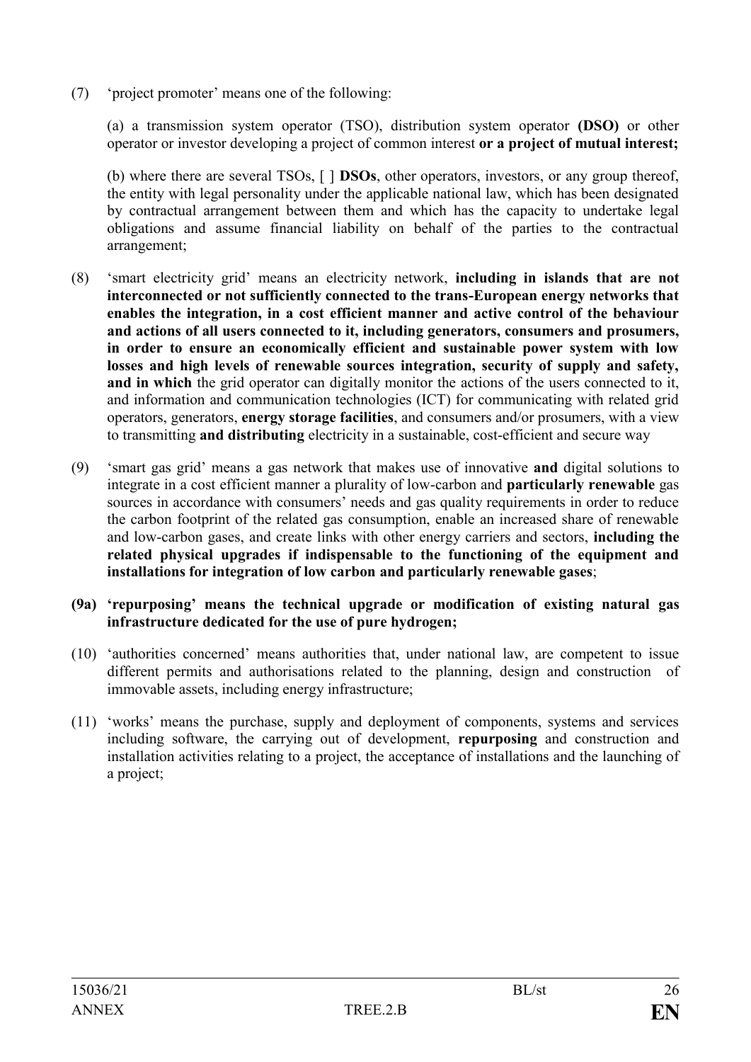(7) 'project promoter' means one of the following:

(a) a transmission system operator (TSO), distribution system operator **(DSO)** or other operator or investor developing a project of common interest **or a project of mutual interest;**

(b) where there are several TSOs, [ ] **DSOs**, other operators, investors, or any group thereof, the entity with legal personality under the applicable national law, which has been designated by contractual arrangement between them and which has the capacity to undertake legal obligations and assume financial liability on behalf of the parties to the contractual arrangement;

(8) 'smart electricity grid' means an electricity network, **including in islands that are not interconnected or not sufficiently connected to the trans-European energy networks that enables the integration, in a cost efficient manner and active control of the behaviour and actions of all users connected to it, including generators, consumers and prosumers, in order to ensure an economically efficient and sustainable power system with low losses and high levels of renewable sources integration, security of supply and safety, and in which** the grid operator can digitally monitor the actions of the users connected to it, and information and communication technologies (ICT) for communicating with related grid operators, generators, **energy storage facilities**, and consumers and/or prosumers, with a view to transmitting **and distributing** electricity in a sustainable, cost-efficient and secure way

(9) 'smart gas grid' means a gas network that makes use of innovative **and** digital solutions to integrate in a cost efficient manner a plurality of low-carbon and **particularly renewable** gas sources in accordance with consumers' needs and gas quality requirements in order to reduce the carbon footprint of the related gas consumption, enable an increased share of renewable and low-carbon gases, and create links with other energy carriers and sectors, **including the related physical upgrades if indispensable to the functioning of the equipment and installations for integration of low carbon and particularly renewable gases**;

**(9a) 'repurposing' means the technical upgrade or modification of existing natural gas infrastructure dedicated for the use of pure hydrogen;**

(10) 'authorities concerned' means authorities that, under national law, are competent to issue different permits and authorisations related to the planning, design and construction of immovable assets, including energy infrastructure;

(11) 'works' means the purchase, supply and deployment of components, systems and services including software, the carrying out of development, **repurposing** and construction and installation activities relating to a project, the acceptance of installations and the launching of a project;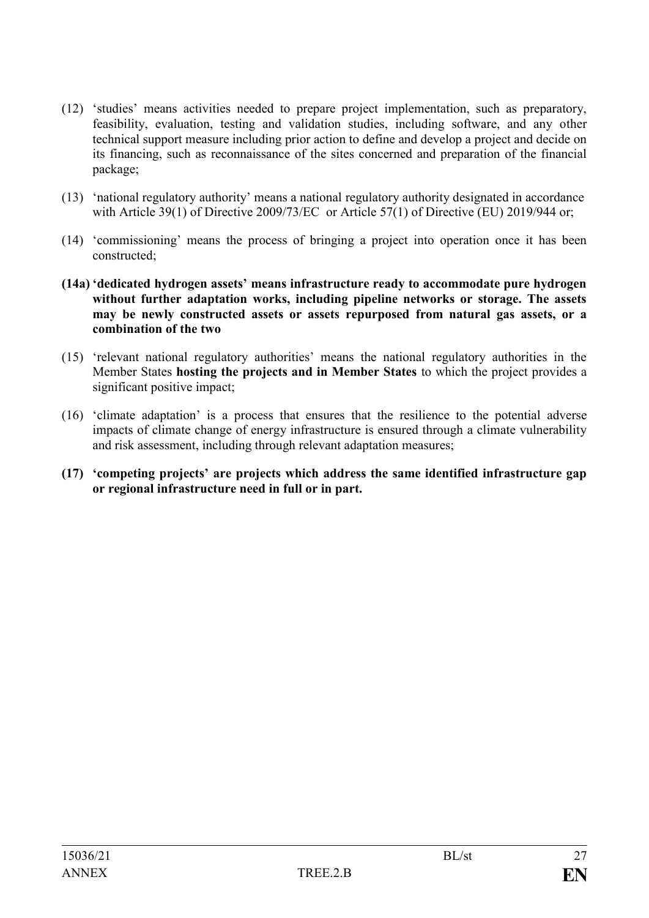(12) 'studies' means activities needed to prepare project implementation, such as preparatory, feasibility, evaluation, testing and validation studies, including software, and any other technical support measure including prior action to define and develop a project and decide on its financing, such as reconnaissance of the sites concerned and preparation of the financial package;

(13) 'national regulatory authority' means a national regulatory authority designated in accordance with Article 39(1) of Directive 2009/73/EC or Article 57(1) of Directive (EU) 2019/944 or;

(14) 'commissioning' means the process of bringing a project into operation once it has been constructed;

**(14a) 'dedicated hydrogen assets' means infrastructure ready to accommodate pure hydrogen without further adaptation works, including pipeline networks or storage. The assets may be newly constructed assets or assets repurposed from natural gas assets, or a combination of the two**

(15) 'relevant national regulatory authorities' means the national regulatory authorities in the Member States **hosting the projects and in Member States** to which the project provides a significant positive impact;

(16) 'climate adaptation' is a process that ensures that the resilience to the potential adverse impacts of climate change of energy infrastructure is ensured through a climate vulnerability and risk assessment, including through relevant adaptation measures;

**(17) 'competing projects' are projects which address the same identified infrastructure gap or regional infrastructure need in full or in part.**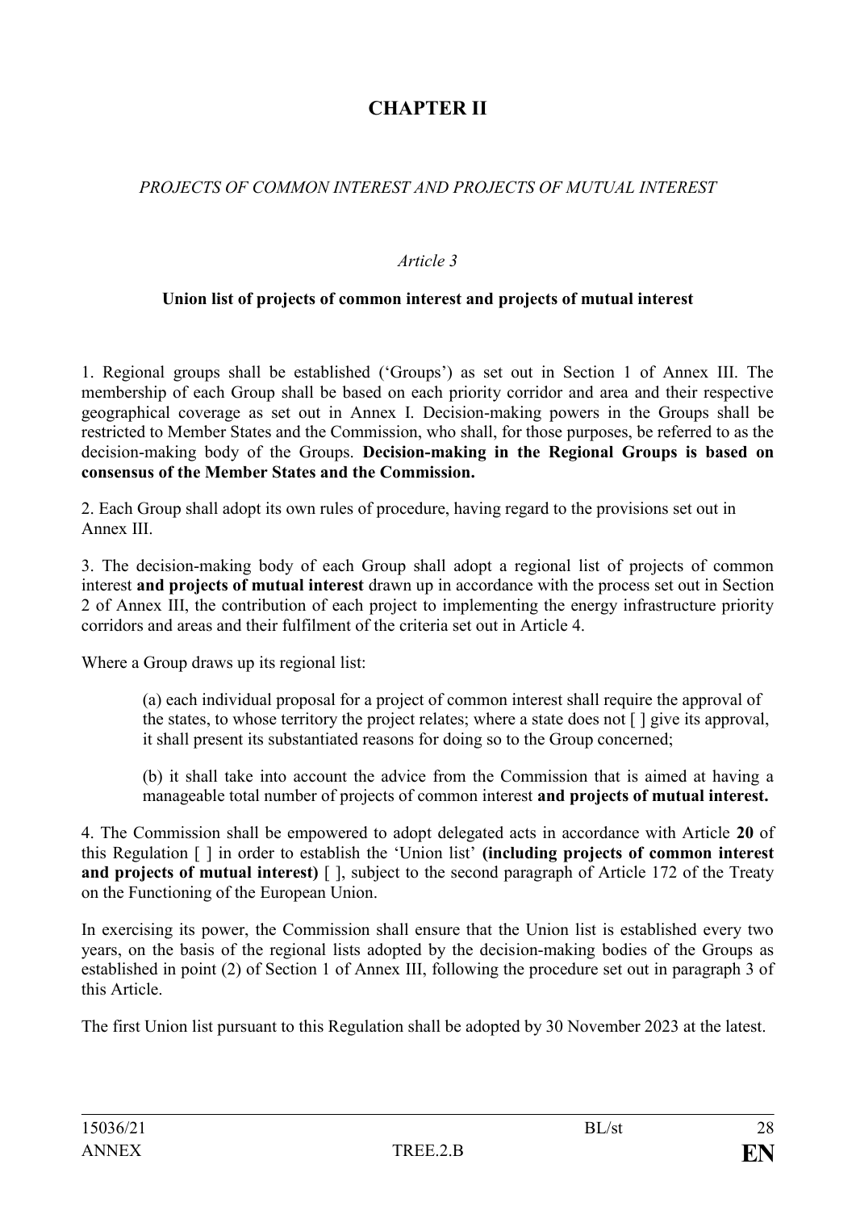# CHAPTER II

*PROJECTS OF COMMON INTEREST AND PROJECTS OF MUTUAL INTEREST*

*Article 3*

**Union list of projects of common interest and projects of mutual interest**

1. Regional groups shall be established ('Groups') as set out in Section 1 of Annex III. The membership of each Group shall be based on each priority corridor and area and their respective geographical coverage as set out in Annex I. Decision-making powers in the Groups shall be restricted to Member States and the Commission, who shall, for those purposes, be referred to as the decision-making body of the Groups. **Decision-making in the Regional Groups is based on consensus of the Member States and the Commission.**

2. Each Group shall adopt its own rules of procedure, having regard to the provisions set out in Annex III.

3. The decision-making body of each Group shall adopt a regional list of projects of common interest **and projects of mutual interest** drawn up in accordance with the process set out in Section 2 of Annex III, the contribution of each project to implementing the energy infrastructure priority corridors and areas and their fulfilment of the criteria set out in Article 4.

Where a Group draws up its regional list:

(a) each individual proposal for a project of common interest shall require the approval of the states, to whose territory the project relates; where a state does not [ ] give its approval, it shall present its substantiated reasons for doing so to the Group concerned;

(b) it shall take into account the advice from the Commission that is aimed at having a manageable total number of projects of common interest **and projects of mutual interest.**

4. The Commission shall be empowered to adopt delegated acts in accordance with Article **20** of this Regulation [ ] in order to establish the 'Union list' **(including projects of common interest and projects of mutual interest)** [ ], subject to the second paragraph of Article 172 of the Treaty on the Functioning of the European Union.

In exercising its power, the Commission shall ensure that the Union list is established every two years, on the basis of the regional lists adopted by the decision-making bodies of the Groups as established in point (2) of Section 1 of Annex III, following the procedure set out in paragraph 3 of this Article.

The first Union list pursuant to this Regulation shall be adopted by 30 November 2023 at the latest.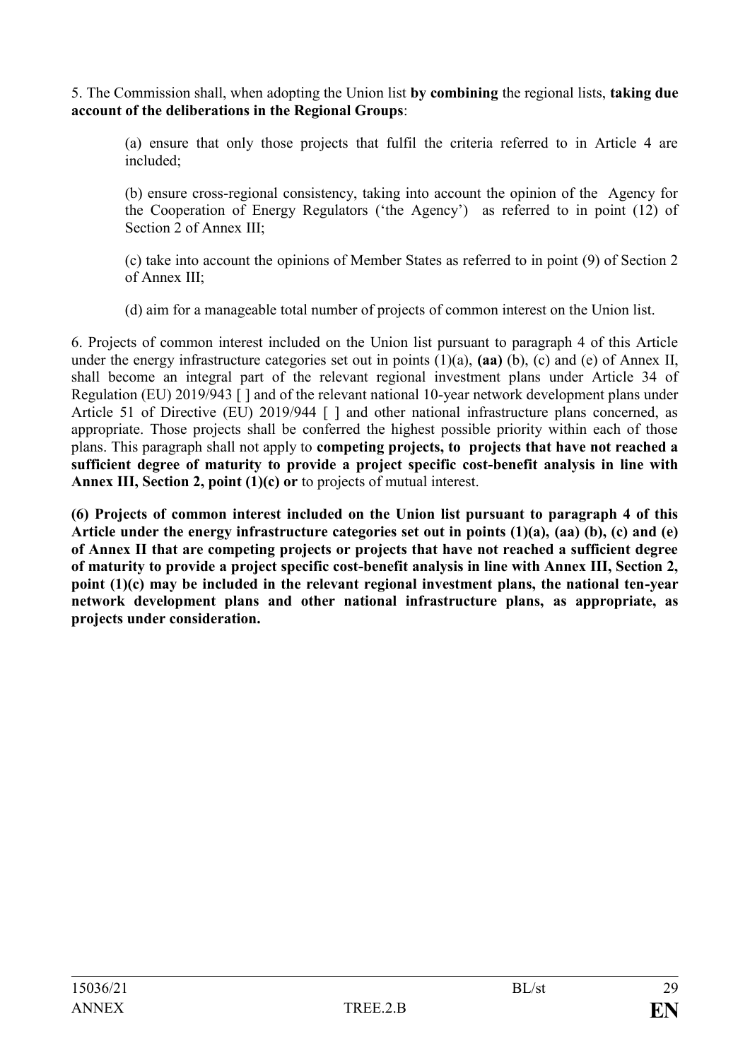5. The Commission shall, when adopting the Union list **by combining** the regional lists, **taking due account of the deliberations in the Regional Groups**:

(a) ensure that only those projects that fulfil the criteria referred to in Article 4 are included;

(b) ensure cross-regional consistency, taking into account the opinion of the Agency for the Cooperation of Energy Regulators ('the Agency') as referred to in point (12) of Section 2 of Annex III;

(c) take into account the opinions of Member States as referred to in point (9) of Section 2 of Annex III;

(d) aim for a manageable total number of projects of common interest on the Union list.

6. Projects of common interest included on the Union list pursuant to paragraph 4 of this Article under the energy infrastructure categories set out in points (1)(a), **(aa)** (b), (c) and (e) of Annex II, shall become an integral part of the relevant regional investment plans under Article 34 of Regulation (EU) 2019/943 [ ] and of the relevant national 10-year network development plans under Article 51 of Directive (EU) 2019/944 [ ] and other national infrastructure plans concerned, as appropriate. Those projects shall be conferred the highest possible priority within each of those plans. This paragraph shall not apply to **competing projects, to projects that have not reached a sufficient degree of maturity to provide a project specific cost-benefit analysis in line with Annex III, Section 2, point (1)(c) or** to projects of mutual interest.

**(6) Projects of common interest included on the Union list pursuant to paragraph 4 of this Article under the energy infrastructure categories set out in points (1)(a), (aa) (b), (c) and (e) of Annex II that are competing projects or projects that have not reached a sufficient degree of maturity to provide a project specific cost-benefit analysis in line with Annex III, Section 2, point (1)(c) may be included in the relevant regional investment plans, the national ten-year network development plans and other national infrastructure plans, as appropriate, as projects under consideration.**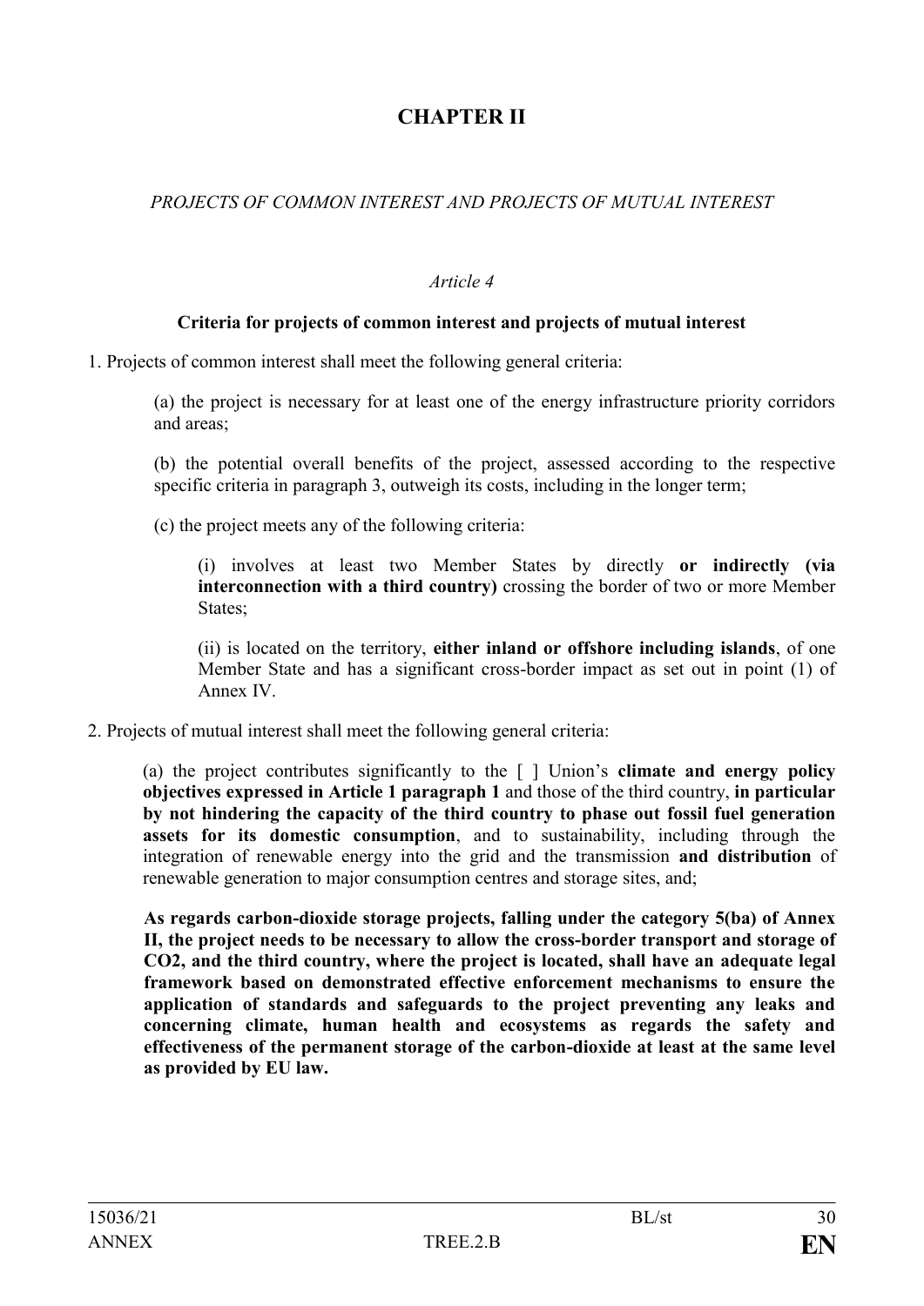# CHAPTER II

*PROJECTS OF COMMON INTEREST AND PROJECTS OF MUTUAL INTEREST*

*Article 4*

**Criteria for projects of common interest and projects of mutual interest**

1. Projects of common interest shall meet the following general criteria:

(a) the project is necessary for at least one of the energy infrastructure priority corridors and areas;

(b) the potential overall benefits of the project, assessed according to the respective specific criteria in paragraph 3, outweigh its costs, including in the longer term;

(c) the project meets any of the following criteria:

(i) involves at least two Member States by directly **or indirectly (via interconnection with a third country)** crossing the border of two or more Member States;

(ii) is located on the territory, **either inland or offshore including islands**, of one Member State and has a significant cross-border impact as set out in point (1) of Annex IV.

2. Projects of mutual interest shall meet the following general criteria:

(a) the project contributes significantly to the [ ] Union's **climate and energy policy objectives expressed in Article 1 paragraph 1** and those of the third country, **in particular by not hindering the capacity of the third country to phase out fossil fuel generation assets for its domestic consumption**, and to sustainability, including through the integration of renewable energy into the grid and the transmission **and distribution** of renewable generation to major consumption centres and storage sites, and;

**As regards carbon-dioxide storage projects, falling under the category 5(ba) of Annex II, the project needs to be necessary to allow the cross-border transport and storage of $CO_2$, and the third country, where the project is located, shall have an adequate legal framework based on demonstrated effective enforcement mechanisms to ensure the application of standards and safeguards to the project preventing any leaks and concerning climate, human health and ecosystems as regards the safety and effectiveness of the permanent storage of the carbon-dioxide at least at the same level as provided by EU law.**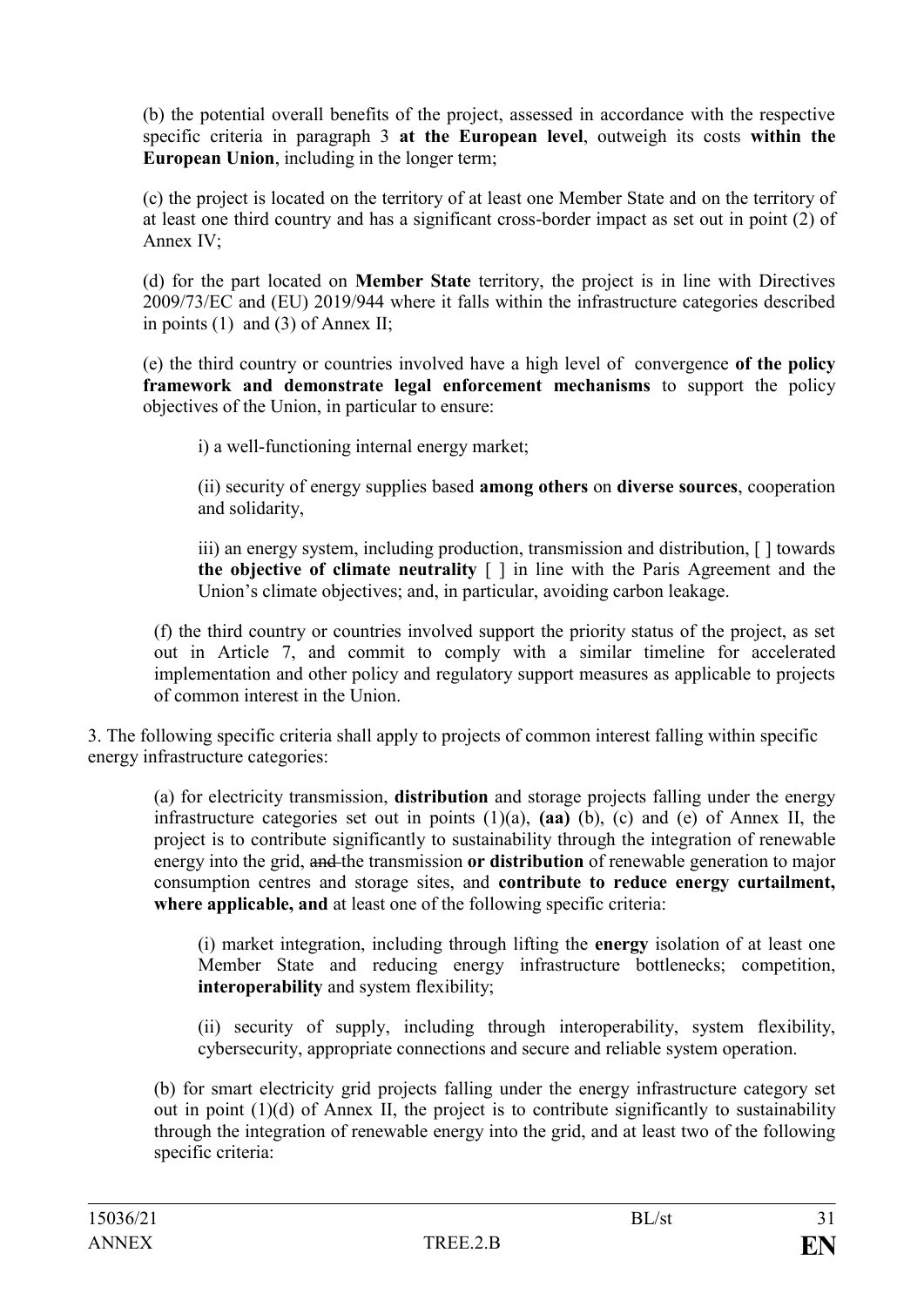(b) the potential overall benefits of the project, assessed in accordance with the respective specific criteria in paragraph 3 **at the European level**, outweigh its costs **within the European Union**, including in the longer term;

(c) the project is located on the territory of at least one Member State and on the territory of at least one third country and has a significant cross-border impact as set out in point (2) of Annex IV;

(d) for the part located on **Member State** territory, the project is in line with Directives 2009/73/EC and (EU) 2019/944 where it falls within the infrastructure categories described in points (1) and (3) of Annex II;

(e) the third country or countries involved have a high level of convergence **of the policy framework and demonstrate legal enforcement mechanisms** to support the policy objectives of the Union, in particular to ensure:

> i) a well-functioning internal energy market;
>
> (ii) security of energy supplies based **among others** on **diverse sources**, cooperation and solidarity,
>
> iii) an energy system, including production, transmission and distribution, [ ] towards **the objective of climate neutrality** [ ] in line with the Paris Agreement and the Union's climate objectives; and, in particular, avoiding carbon leakage.

(f) the third country or countries involved support the priority status of the project, as set out in Article 7, and commit to comply with a similar timeline for accelerated implementation and other policy and regulatory support measures as applicable to projects of common interest in the Union.

3. The following specific criteria shall apply to projects of common interest falling within specific energy infrastructure categories:

> (a) for electricity transmission, **distribution** and storage projects falling under the energy infrastructure categories set out in points (1)(a), **(aa)** (b), (c) and (e) of Annex II, the project is to contribute significantly to sustainability through the integration of renewable energy into the grid, ~~and~~ the transmission **or distribution** of renewable generation to major consumption centres and storage sites, and **contribute to reduce energy curtailment, where applicable, and** at least one of the following specific criteria:
>
> > (i) market integration, including through lifting the **energy** isolation of at least one Member State and reducing energy infrastructure bottlenecks; competition, **interoperability** and system flexibility;
> >
> > (ii) security of supply, including through interoperability, system flexibility, cybersecurity, appropriate connections and secure and reliable system operation.
>
> (b) for smart electricity grid projects falling under the energy infrastructure category set out in point (1)(d) of Annex II, the project is to contribute significantly to sustainability through the integration of renewable energy into the grid, and at least two of the following specific criteria: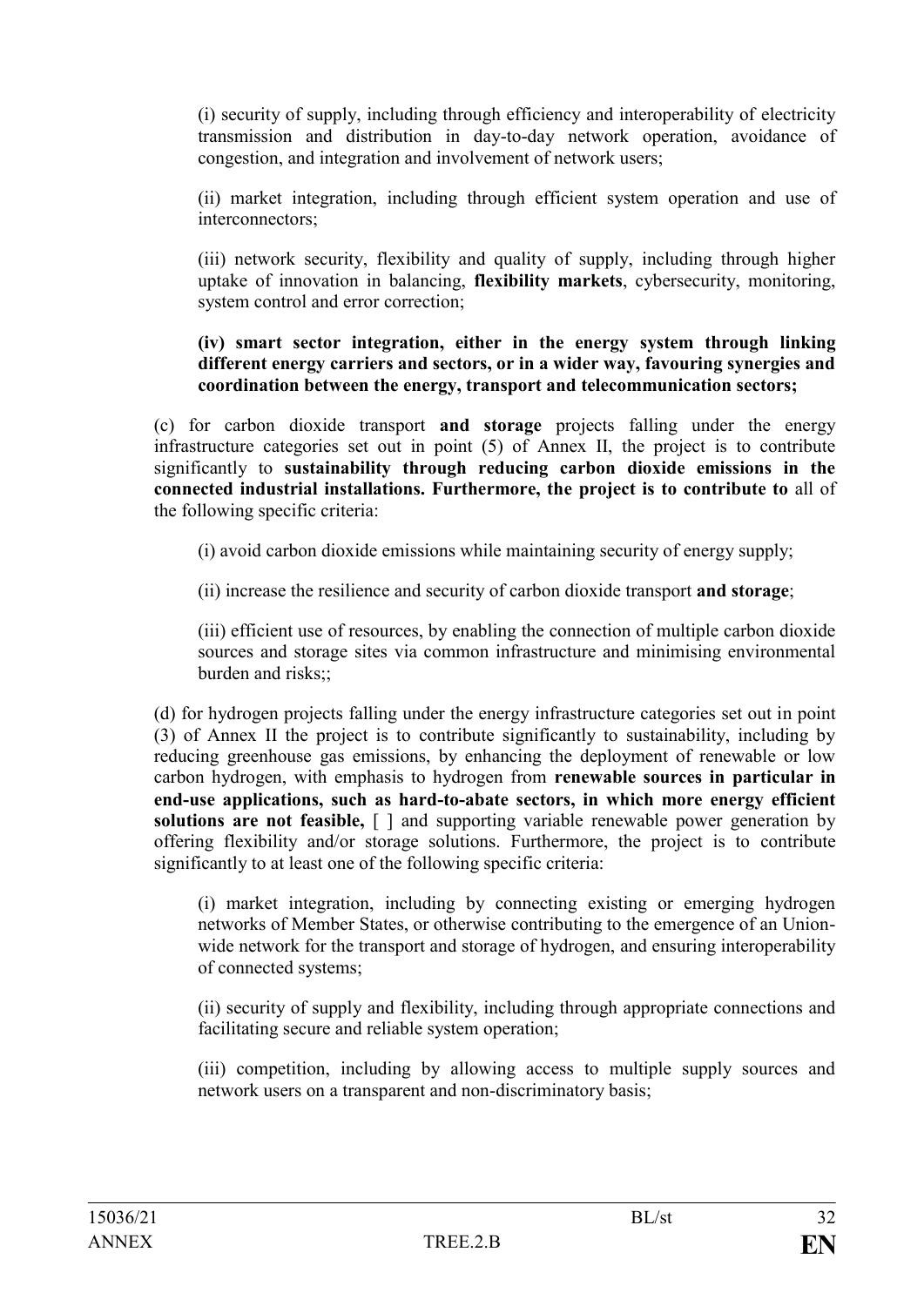(i) security of supply, including through efficiency and interoperability of electricity transmission and distribution in day-to-day network operation, avoidance of congestion, and integration and involvement of network users;

(ii) market integration, including through efficient system operation and use of interconnectors;

(iii) network security, flexibility and quality of supply, including through higher uptake of innovation in balancing, **flexibility markets**, cybersecurity, monitoring, system control and error correction;

**(iv) smart sector integration, either in the energy system through linking different energy carriers and sectors, or in a wider way, favouring synergies and coordination between the energy, transport and telecommunication sectors;**

(c) for carbon dioxide transport **and storage** projects falling under the energy infrastructure categories set out in point (5) of Annex II, the project is to contribute significantly to **sustainability through reducing carbon dioxide emissions in the connected industrial installations. Furthermore, the project is to contribute to** all of the following specific criteria:

(i) avoid carbon dioxide emissions while maintaining security of energy supply;

(ii) increase the resilience and security of carbon dioxide transport **and storage**;

(iii) efficient use of resources, by enabling the connection of multiple carbon dioxide sources and storage sites via common infrastructure and minimising environmental burden and risks;;

(d) for hydrogen projects falling under the energy infrastructure categories set out in point (3) of Annex II the project is to contribute significantly to sustainability, including by reducing greenhouse gas emissions, by enhancing the deployment of renewable or low carbon hydrogen, with emphasis to hydrogen from **renewable sources in particular in end-use applications, such as hard-to-abate sectors, in which more energy efficient solutions are not feasible,** [ ] and supporting variable renewable power generation by offering flexibility and/or storage solutions. Furthermore, the project is to contribute significantly to at least one of the following specific criteria:

(i) market integration, including by connecting existing or emerging hydrogen networks of Member States, or otherwise contributing to the emergence of an Union-wide network for the transport and storage of hydrogen, and ensuring interoperability of connected systems;

(ii) security of supply and flexibility, including through appropriate connections and facilitating secure and reliable system operation;

(iii) competition, including by allowing access to multiple supply sources and network users on a transparent and non-discriminatory basis;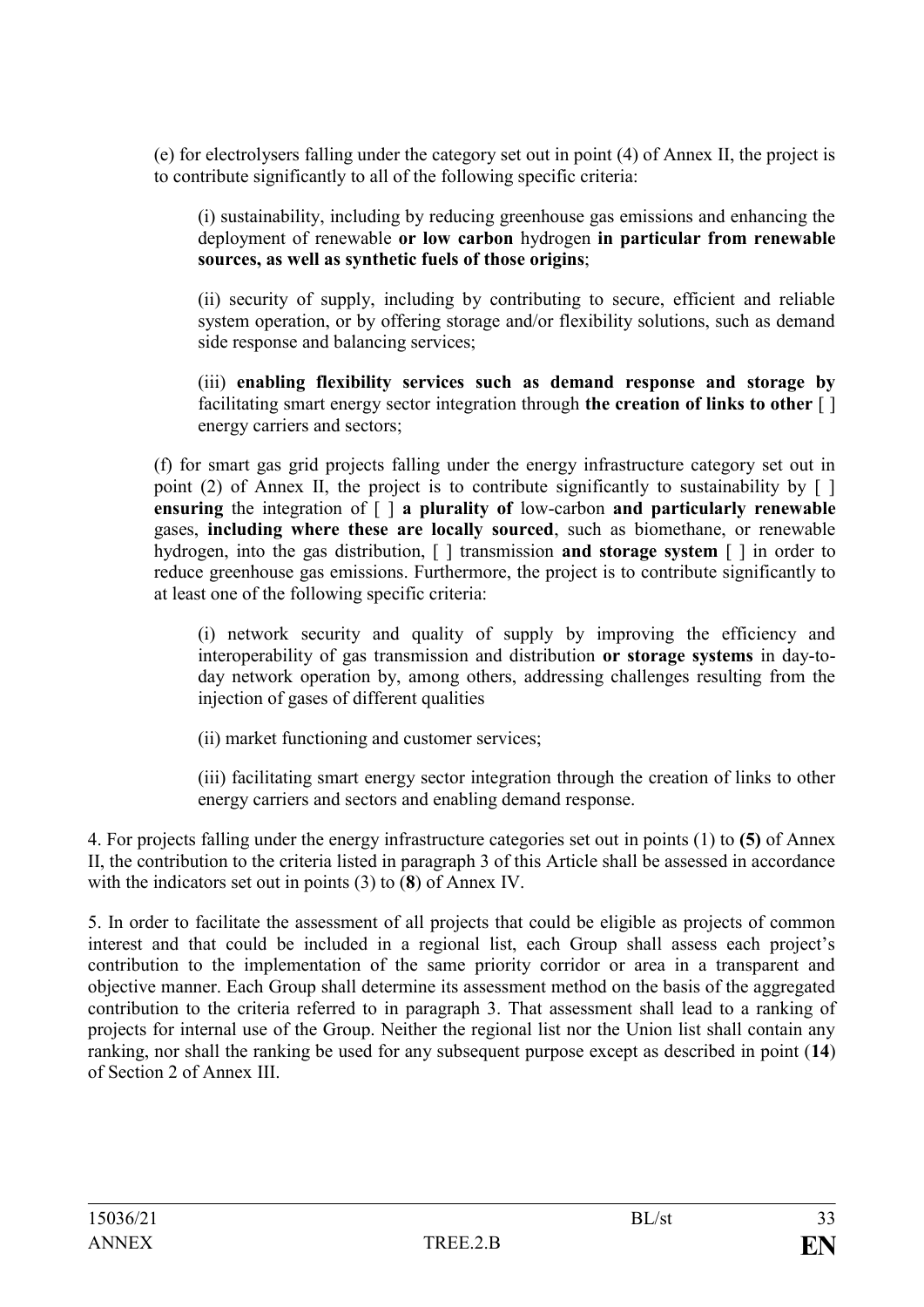(e) for electrolysers falling under the category set out in point (4) of Annex II, the project is to contribute significantly to all of the following specific criteria:

(i) sustainability, including by reducing greenhouse gas emissions and enhancing the deployment of renewable **or low carbon** hydrogen **in particular from renewable sources, as well as synthetic fuels of those origins**;

(ii) security of supply, including by contributing to secure, efficient and reliable system operation, or by offering storage and/or flexibility solutions, such as demand side response and balancing services;

(iii) **enabling flexibility services such as demand response and storage by** facilitating smart energy sector integration through **the creation of links to other** [ ] energy carriers and sectors;

(f) for smart gas grid projects falling under the energy infrastructure category set out in point (2) of Annex II, the project is to contribute significantly to sustainability by [ ] **ensuring** the integration of [ ] **a plurality of** low-carbon **and particularly renewable** gases, **including where these are locally sourced**, such as biomethane, or renewable hydrogen, into the gas distribution, [ ] transmission **and storage system** [ ] in order to reduce greenhouse gas emissions. Furthermore, the project is to contribute significantly to at least one of the following specific criteria:

(i) network security and quality of supply by improving the efficiency and interoperability of gas transmission and distribution **or storage systems** in day-to-day network operation by, among others, addressing challenges resulting from the injection of gases of different qualities

(ii) market functioning and customer services;

(iii) facilitating smart energy sector integration through the creation of links to other energy carriers and sectors and enabling demand response.

4. For projects falling under the energy infrastructure categories set out in points (1) to **(5)** of Annex II, the contribution to the criteria listed in paragraph 3 of this Article shall be assessed in accordance with the indicators set out in points (3) to (**8**) of Annex IV.

5. In order to facilitate the assessment of all projects that could be eligible as projects of common interest and that could be included in a regional list, each Group shall assess each project's contribution to the implementation of the same priority corridor or area in a transparent and objective manner. Each Group shall determine its assessment method on the basis of the aggregated contribution to the criteria referred to in paragraph 3. That assessment shall lead to a ranking of projects for internal use of the Group. Neither the regional list nor the Union list shall contain any ranking, nor shall the ranking be used for any subsequent purpose except as described in point (**14**) of Section 2 of Annex III.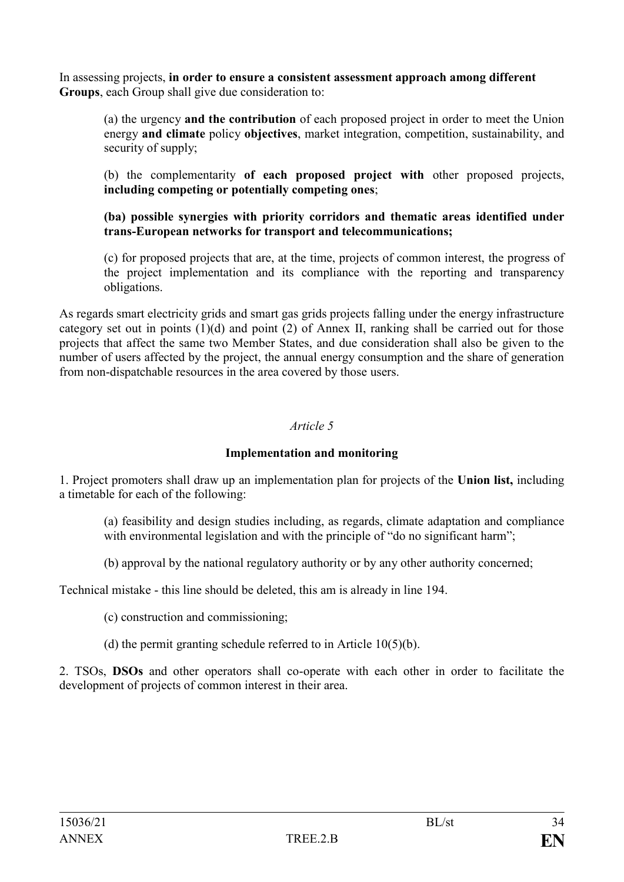In assessing projects, **in order to ensure a consistent assessment approach among different Groups**, each Group shall give due consideration to:

(a) the urgency **and the contribution** of each proposed project in order to meet the Union energy **and climate** policy **objectives**, market integration, competition, sustainability, and security of supply;

(b) the complementarity **of each proposed project with** other proposed projects, **including competing or potentially competing ones**;

**(ba) possible synergies with priority corridors and thematic areas identified under trans-European networks for transport and telecommunications;**

(c) for proposed projects that are, at the time, projects of common interest, the progress of the project implementation and its compliance with the reporting and transparency obligations.

As regards smart electricity grids and smart gas grids projects falling under the energy infrastructure category set out in points (1)(d) and point (2) of Annex II, ranking shall be carried out for those projects that affect the same two Member States, and due consideration shall also be given to the number of users affected by the project, the annual energy consumption and the share of generation from non-dispatchable resources in the area covered by those users.

*Article 5*

**Implementation and monitoring**

1. Project promoters shall draw up an implementation plan for projects of the **Union list,** including a timetable for each of the following:

(a) feasibility and design studies including, as regards, climate adaptation and compliance with environmental legislation and with the principle of "do no significant harm";

(b) approval by the national regulatory authority or by any other authority concerned;

Technical mistake - this line should be deleted, this am is already in line 194.

(c) construction and commissioning;

(d) the permit granting schedule referred to in Article 10(5)(b).

2. TSOs, **DSOs** and other operators shall co-operate with each other in order to facilitate the development of projects of common interest in their area.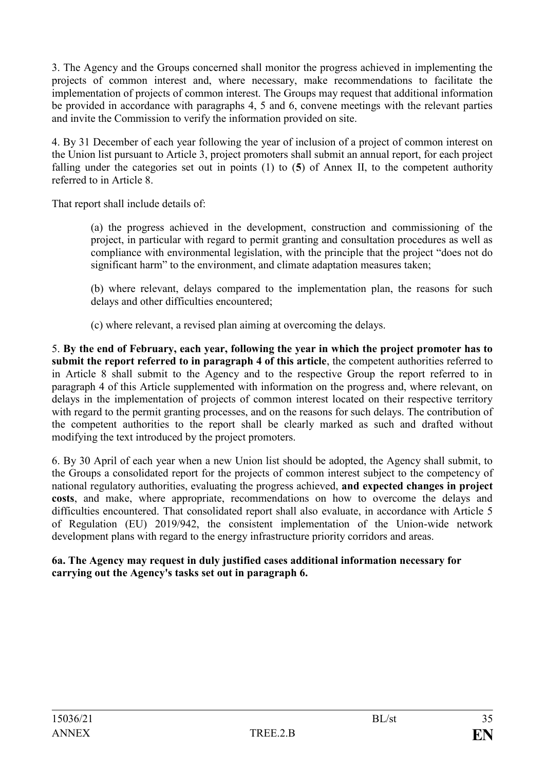3. The Agency and the Groups concerned shall monitor the progress achieved in implementing the projects of common interest and, where necessary, make recommendations to facilitate the implementation of projects of common interest. The Groups may request that additional information be provided in accordance with paragraphs 4, 5 and 6, convene meetings with the relevant parties and invite the Commission to verify the information provided on site.

4. By 31 December of each year following the year of inclusion of a project of common interest on the Union list pursuant to Article 3, project promoters shall submit an annual report, for each project falling under the categories set out in points (1) to (**5**) of Annex II, to the competent authority referred to in Article 8.

That report shall include details of:

(a) the progress achieved in the development, construction and commissioning of the project, in particular with regard to permit granting and consultation procedures as well as compliance with environmental legislation, with the principle that the project "does not do significant harm" to the environment, and climate adaptation measures taken;

(b) where relevant, delays compared to the implementation plan, the reasons for such delays and other difficulties encountered;

(c) where relevant, a revised plan aiming at overcoming the delays.

5. **By the end of February, each year, following the year in which the project promoter has to submit the report referred to in paragraph 4 of this article**, the competent authorities referred to in Article 8 shall submit to the Agency and to the respective Group the report referred to in paragraph 4 of this Article supplemented with information on the progress and, where relevant, on delays in the implementation of projects of common interest located on their respective territory with regard to the permit granting processes, and on the reasons for such delays. The contribution of the competent authorities to the report shall be clearly marked as such and drafted without modifying the text introduced by the project promoters.

6. By 30 April of each year when a new Union list should be adopted, the Agency shall submit, to the Groups a consolidated report for the projects of common interest subject to the competency of national regulatory authorities, evaluating the progress achieved, **and expected changes in project costs**, and make, where appropriate, recommendations on how to overcome the delays and difficulties encountered. That consolidated report shall also evaluate, in accordance with Article 5 of Regulation (EU) 2019/942, the consistent implementation of the Union-wide network development plans with regard to the energy infrastructure priority corridors and areas.

**6a. The Agency may request in duly justified cases additional information necessary for carrying out the Agency's tasks set out in paragraph 6.**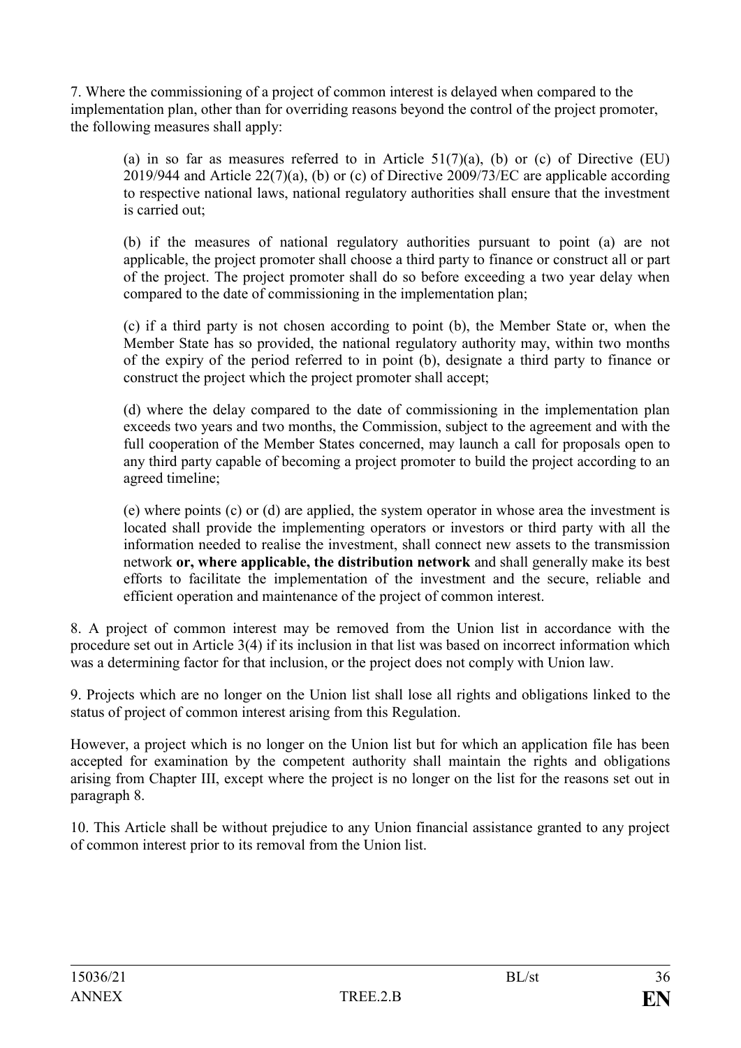7. Where the commissioning of a project of common interest is delayed when compared to the implementation plan, other than for overriding reasons beyond the control of the project promoter, the following measures shall apply:

(a) in so far as measures referred to in Article 51(7)(a), (b) or (c) of Directive (EU) 2019/944 and Article 22(7)(a), (b) or (c) of Directive 2009/73/EC are applicable according to respective national laws, national regulatory authorities shall ensure that the investment is carried out;

(b) if the measures of national regulatory authorities pursuant to point (a) are not applicable, the project promoter shall choose a third party to finance or construct all or part of the project. The project promoter shall do so before exceeding a two year delay when compared to the date of commissioning in the implementation plan;

(c) if a third party is not chosen according to point (b), the Member State or, when the Member State has so provided, the national regulatory authority may, within two months of the expiry of the period referred to in point (b), designate a third party to finance or construct the project which the project promoter shall accept;

(d) where the delay compared to the date of commissioning in the implementation plan exceeds two years and two months, the Commission, subject to the agreement and with the full cooperation of the Member States concerned, may launch a call for proposals open to any third party capable of becoming a project promoter to build the project according to an agreed timeline;

(e) where points (c) or (d) are applied, the system operator in whose area the investment is located shall provide the implementing operators or investors or third party with all the information needed to realise the investment, shall connect new assets to the transmission network **or, where applicable, the distribution network** and shall generally make its best efforts to facilitate the implementation of the investment and the secure, reliable and efficient operation and maintenance of the project of common interest.

8. A project of common interest may be removed from the Union list in accordance with the procedure set out in Article 3(4) if its inclusion in that list was based on incorrect information which was a determining factor for that inclusion, or the project does not comply with Union law.

9. Projects which are no longer on the Union list shall lose all rights and obligations linked to the status of project of common interest arising from this Regulation.

However, a project which is no longer on the Union list but for which an application file has been accepted for examination by the competent authority shall maintain the rights and obligations arising from Chapter III, except where the project is no longer on the list for the reasons set out in paragraph 8.

10. This Article shall be without prejudice to any Union financial assistance granted to any project of common interest prior to its removal from the Union list.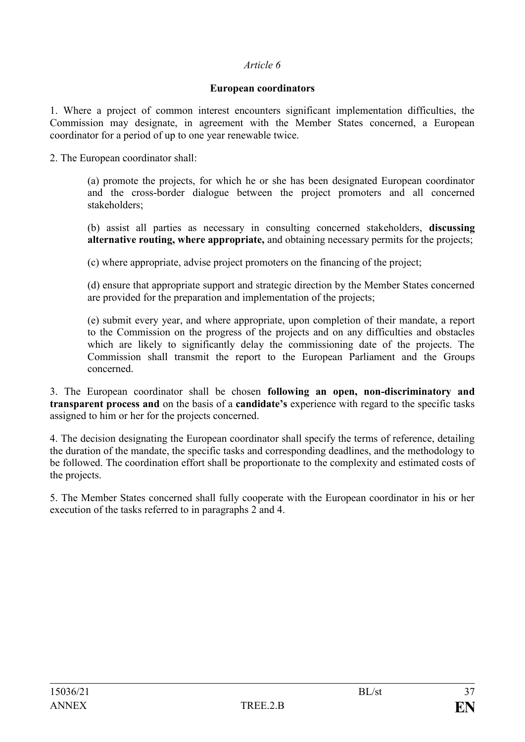*Article 6*

**European coordinators**

1. Where a project of common interest encounters significant implementation difficulties, the Commission may designate, in agreement with the Member States concerned, a European coordinator for a period of up to one year renewable twice.

2. The European coordinator shall:

(a) promote the projects, for which he or she has been designated European coordinator and the cross-border dialogue between the project promoters and all concerned stakeholders;

(b) assist all parties as necessary in consulting concerned stakeholders, **discussing alternative routing, where appropriate,** and obtaining necessary permits for the projects;

(c) where appropriate, advise project promoters on the financing of the project;

(d) ensure that appropriate support and strategic direction by the Member States concerned are provided for the preparation and implementation of the projects;

(e) submit every year, and where appropriate, upon completion of their mandate, a report to the Commission on the progress of the projects and on any difficulties and obstacles which are likely to significantly delay the commissioning date of the projects. The Commission shall transmit the report to the European Parliament and the Groups concerned.

3. The European coordinator shall be chosen **following an open, non-discriminatory and transparent process and** on the basis of a **candidate's** experience with regard to the specific tasks assigned to him or her for the projects concerned.

4. The decision designating the European coordinator shall specify the terms of reference, detailing the duration of the mandate, the specific tasks and corresponding deadlines, and the methodology to be followed. The coordination effort shall be proportionate to the complexity and estimated costs of the projects.

5. The Member States concerned shall fully cooperate with the European coordinator in his or her execution of the tasks referred to in paragraphs 2 and 4.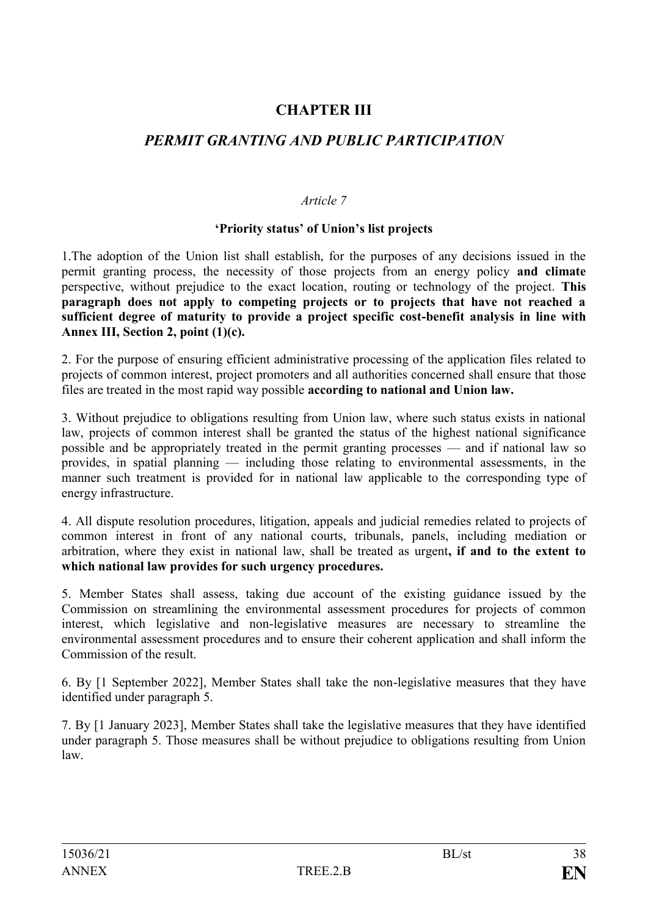# CHAPTER III

## *PERMIT GRANTING AND PUBLIC PARTICIPATION*

*Article 7*

**'Priority status' of Union's list projects**

1.The adoption of the Union list shall establish, for the purposes of any decisions issued in the permit granting process, the necessity of those projects from an energy policy **and climate** perspective, without prejudice to the exact location, routing or technology of the project. **This paragraph does not apply to competing projects or to projects that have not reached a sufficient degree of maturity to provide a project specific cost-benefit analysis in line with Annex III, Section 2, point (1)(c).**

2. For the purpose of ensuring efficient administrative processing of the application files related to projects of common interest, project promoters and all authorities concerned shall ensure that those files are treated in the most rapid way possible **according to national and Union law.**

3. Without prejudice to obligations resulting from Union law, where such status exists in national law, projects of common interest shall be granted the status of the highest national significance possible and be appropriately treated in the permit granting processes — and if national law so provides, in spatial planning — including those relating to environmental assessments, in the manner such treatment is provided for in national law applicable to the corresponding type of energy infrastructure.

4. All dispute resolution procedures, litigation, appeals and judicial remedies related to projects of common interest in front of any national courts, tribunals, panels, including mediation or arbitration, where they exist in national law, shall be treated as urgent**, if and to the extent to which national law provides for such urgency procedures.**

5. Member States shall assess, taking due account of the existing guidance issued by the Commission on streamlining the environmental assessment procedures for projects of common interest, which legislative and non-legislative measures are necessary to streamline the environmental assessment procedures and to ensure their coherent application and shall inform the Commission of the result.

6. By [1 September 2022], Member States shall take the non-legislative measures that they have identified under paragraph 5.

7. By [1 January 2023], Member States shall take the legislative measures that they have identified under paragraph 5. Those measures shall be without prejudice to obligations resulting from Union law.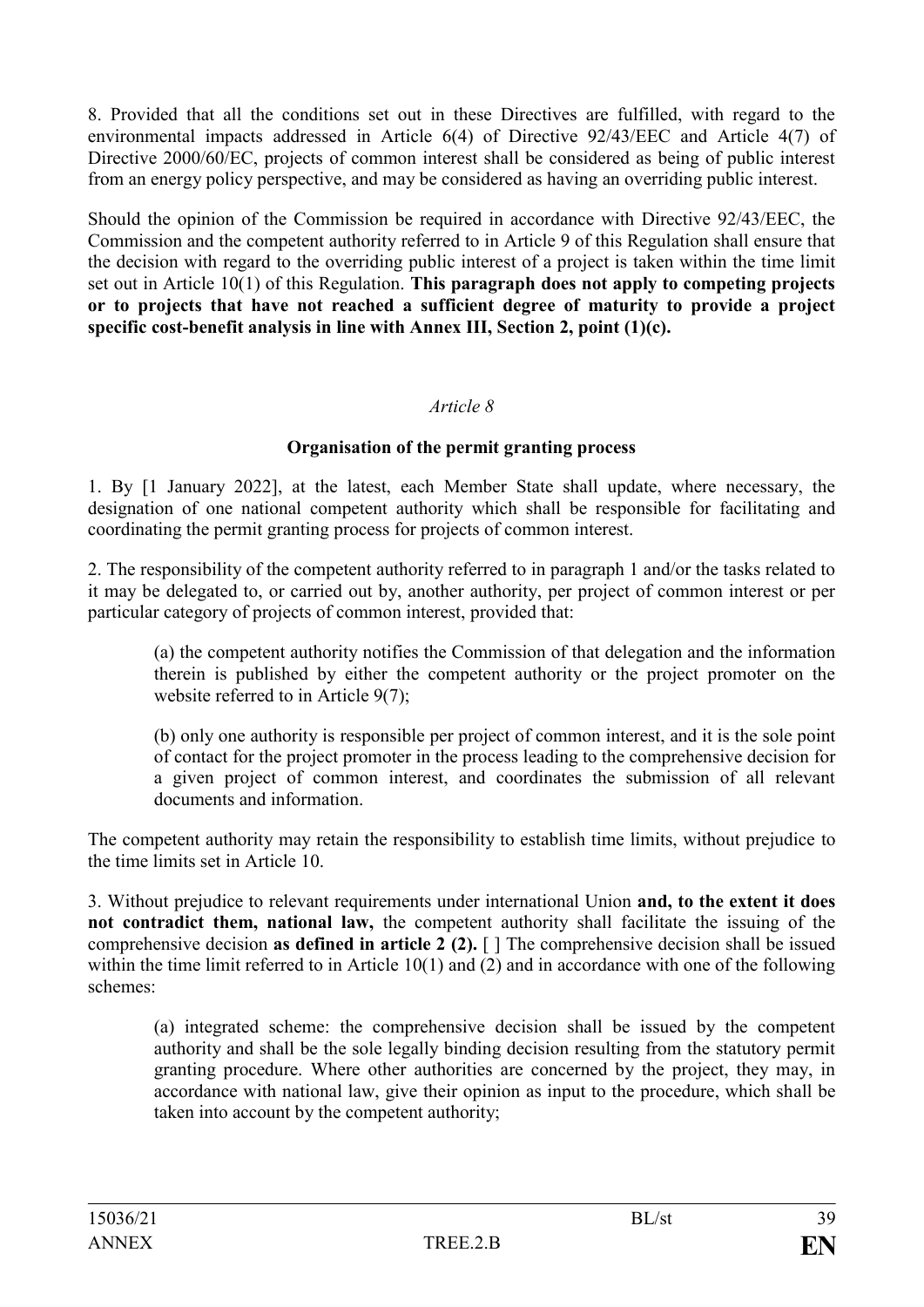8. Provided that all the conditions set out in these Directives are fulfilled, with regard to the environmental impacts addressed in Article 6(4) of Directive 92/43/EEC and Article 4(7) of Directive 2000/60/EC, projects of common interest shall be considered as being of public interest from an energy policy perspective, and may be considered as having an overriding public interest.

Should the opinion of the Commission be required in accordance with Directive 92/43/EEC, the Commission and the competent authority referred to in Article 9 of this Regulation shall ensure that the decision with regard to the overriding public interest of a project is taken within the time limit set out in Article 10(1) of this Regulation. **This paragraph does not apply to competing projects or to projects that have not reached a sufficient degree of maturity to provide a project specific cost-benefit analysis in line with Annex III, Section 2, point (1)(c).**

*Article 8*

**Organisation of the permit granting process**

1. By [1 January 2022], at the latest, each Member State shall update, where necessary, the designation of one national competent authority which shall be responsible for facilitating and coordinating the permit granting process for projects of common interest.

2. The responsibility of the competent authority referred to in paragraph 1 and/or the tasks related to it may be delegated to, or carried out by, another authority, per project of common interest or per particular category of projects of common interest, provided that:

(a) the competent authority notifies the Commission of that delegation and the information therein is published by either the competent authority or the project promoter on the website referred to in Article 9(7);

(b) only one authority is responsible per project of common interest, and it is the sole point of contact for the project promoter in the process leading to the comprehensive decision for a given project of common interest, and coordinates the submission of all relevant documents and information.

The competent authority may retain the responsibility to establish time limits, without prejudice to the time limits set in Article 10.

3. Without prejudice to relevant requirements under international Union **and, to the extent it does not contradict them, national law,** the competent authority shall facilitate the issuing of the comprehensive decision **as defined in article 2 (2).** [ ] The comprehensive decision shall be issued within the time limit referred to in Article 10(1) and (2) and in accordance with one of the following schemes:

(a) integrated scheme: the comprehensive decision shall be issued by the competent authority and shall be the sole legally binding decision resulting from the statutory permit granting procedure. Where other authorities are concerned by the project, they may, in accordance with national law, give their opinion as input to the procedure, which shall be taken into account by the competent authority;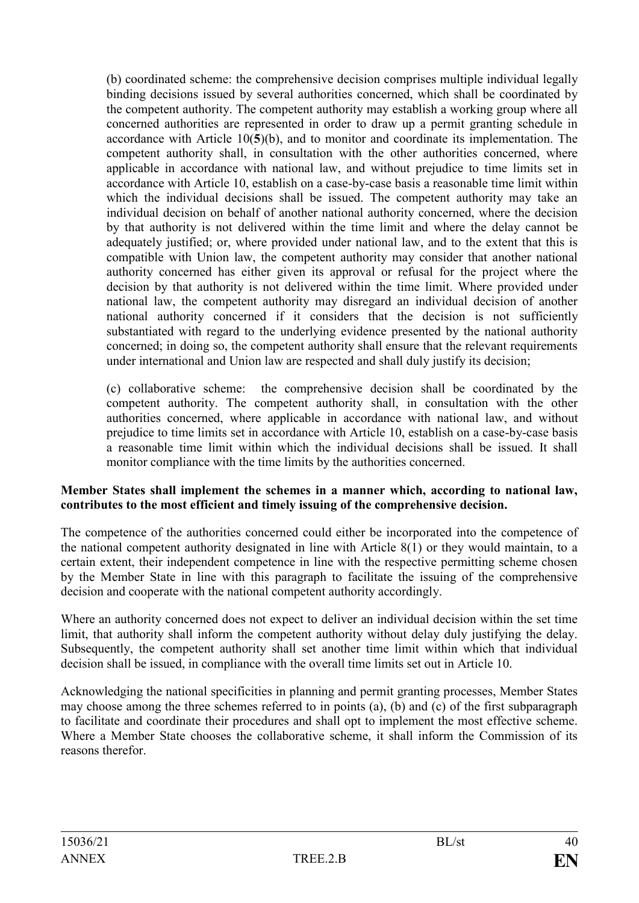(b) coordinated scheme: the comprehensive decision comprises multiple individual legally binding decisions issued by several authorities concerned, which shall be coordinated by the competent authority. The competent authority may establish a working group where all concerned authorities are represented in order to draw up a permit granting schedule in accordance with Article 10(**5**)(b), and to monitor and coordinate its implementation. The competent authority shall, in consultation with the other authorities concerned, where applicable in accordance with national law, and without prejudice to time limits set in accordance with Article 10, establish on a case-by-case basis a reasonable time limit within which the individual decisions shall be issued. The competent authority may take an individual decision on behalf of another national authority concerned, where the decision by that authority is not delivered within the time limit and where the delay cannot be adequately justified; or, where provided under national law, and to the extent that this is compatible with Union law, the competent authority may consider that another national authority concerned has either given its approval or refusal for the project where the decision by that authority is not delivered within the time limit. Where provided under national law, the competent authority may disregard an individual decision of another national authority concerned if it considers that the decision is not sufficiently substantiated with regard to the underlying evidence presented by the national authority concerned; in doing so, the competent authority shall ensure that the relevant requirements under international and Union law are respected and shall duly justify its decision;

(c) collaborative scheme: the comprehensive decision shall be coordinated by the competent authority. The competent authority shall, in consultation with the other authorities concerned, where applicable in accordance with national law, and without prejudice to time limits set in accordance with Article 10, establish on a case-by-case basis a reasonable time limit within which the individual decisions shall be issued. It shall monitor compliance with the time limits by the authorities concerned.

**Member States shall implement the schemes in a manner which, according to national law, contributes to the most efficient and timely issuing of the comprehensive decision.**

The competence of the authorities concerned could either be incorporated into the competence of the national competent authority designated in line with Article 8(1) or they would maintain, to a certain extent, their independent competence in line with the respective permitting scheme chosen by the Member State in line with this paragraph to facilitate the issuing of the comprehensive decision and cooperate with the national competent authority accordingly.

Where an authority concerned does not expect to deliver an individual decision within the set time limit, that authority shall inform the competent authority without delay duly justifying the delay. Subsequently, the competent authority shall set another time limit within which that individual decision shall be issued, in compliance with the overall time limits set out in Article 10.

Acknowledging the national specificities in planning and permit granting processes, Member States may choose among the three schemes referred to in points (a), (b) and (c) of the first subparagraph to facilitate and coordinate their procedures and shall opt to implement the most effective scheme. Where a Member State chooses the collaborative scheme, it shall inform the Commission of its reasons therefor.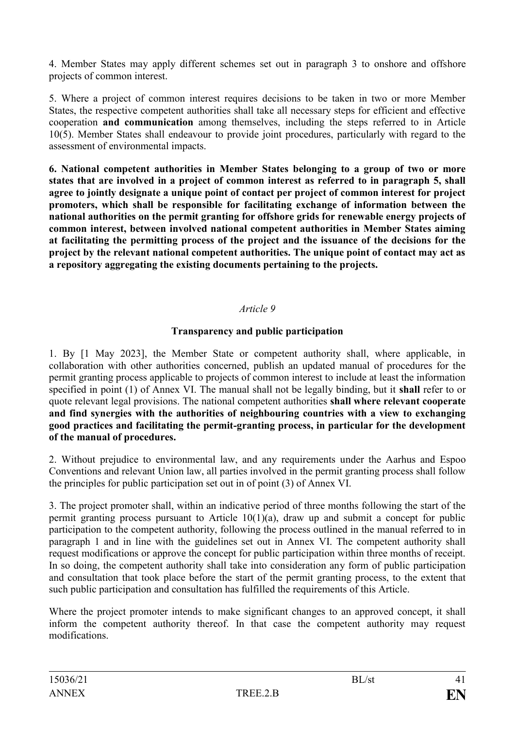4. Member States may apply different schemes set out in paragraph 3 to onshore and offshore projects of common interest.

5. Where a project of common interest requires decisions to be taken in two or more Member States, the respective competent authorities shall take all necessary steps for efficient and effective cooperation **and communication** among themselves, including the steps referred to in Article 10(5). Member States shall endeavour to provide joint procedures, particularly with regard to the assessment of environmental impacts.

**6. National competent authorities in Member States belonging to a group of two or more states that are involved in a project of common interest as referred to in paragraph 5, shall agree to jointly designate a unique point of contact per project of common interest for project promoters, which shall be responsible for facilitating exchange of information between the national authorities on the permit granting for offshore grids for renewable energy projects of common interest, between involved national competent authorities in Member States aiming at facilitating the permitting process of the project and the issuance of the decisions for the project by the relevant national competent authorities. The unique point of contact may act as a repository aggregating the existing documents pertaining to the projects.**

*Article 9*

**Transparency and public participation**

1. By [1 May 2023], the Member State or competent authority shall, where applicable, in collaboration with other authorities concerned, publish an updated manual of procedures for the permit granting process applicable to projects of common interest to include at least the information specified in point (1) of Annex VI. The manual shall not be legally binding, but it **shall** refer to or quote relevant legal provisions. The national competent authorities **shall where relevant cooperate and find synergies with the authorities of neighbouring countries with a view to exchanging good practices and facilitating the permit-granting process, in particular for the development of the manual of procedures.**

2. Without prejudice to environmental law, and any requirements under the Aarhus and Espoo Conventions and relevant Union law, all parties involved in the permit granting process shall follow the principles for public participation set out in of point (3) of Annex VI.

3. The project promoter shall, within an indicative period of three months following the start of the permit granting process pursuant to Article 10(1)(a), draw up and submit a concept for public participation to the competent authority, following the process outlined in the manual referred to in paragraph 1 and in line with the guidelines set out in Annex VI. The competent authority shall request modifications or approve the concept for public participation within three months of receipt. In so doing, the competent authority shall take into consideration any form of public participation and consultation that took place before the start of the permit granting process, to the extent that such public participation and consultation has fulfilled the requirements of this Article.

Where the project promoter intends to make significant changes to an approved concept, it shall inform the competent authority thereof. In that case the competent authority may request modifications.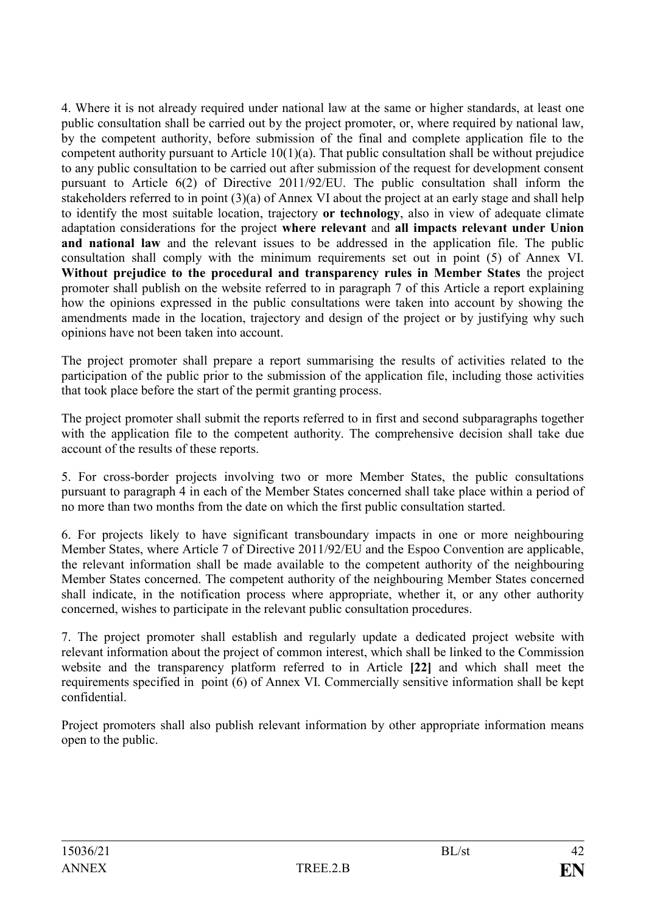4. Where it is not already required under national law at the same or higher standards, at least one public consultation shall be carried out by the project promoter, or, where required by national law, by the competent authority, before submission of the final and complete application file to the competent authority pursuant to Article 10(1)(a). That public consultation shall be without prejudice to any public consultation to be carried out after submission of the request for development consent pursuant to Article 6(2) of Directive 2011/92/EU. The public consultation shall inform the stakeholders referred to in point (3)(a) of Annex VI about the project at an early stage and shall help to identify the most suitable location, trajectory **or technology**, also in view of adequate climate adaptation considerations for the project **where relevant** and **all impacts relevant under Union and national law** and the relevant issues to be addressed in the application file. The public consultation shall comply with the minimum requirements set out in point (5) of Annex VI. **Without prejudice to the procedural and transparency rules in Member States** the project promoter shall publish on the website referred to in paragraph 7 of this Article a report explaining how the opinions expressed in the public consultations were taken into account by showing the amendments made in the location, trajectory and design of the project or by justifying why such opinions have not been taken into account.

The project promoter shall prepare a report summarising the results of activities related to the participation of the public prior to the submission of the application file, including those activities that took place before the start of the permit granting process.

The project promoter shall submit the reports referred to in first and second subparagraphs together with the application file to the competent authority. The comprehensive decision shall take due account of the results of these reports.

5. For cross-border projects involving two or more Member States, the public consultations pursuant to paragraph 4 in each of the Member States concerned shall take place within a period of no more than two months from the date on which the first public consultation started.

6. For projects likely to have significant transboundary impacts in one or more neighbouring Member States, where Article 7 of Directive 2011/92/EU and the Espoo Convention are applicable, the relevant information shall be made available to the competent authority of the neighbouring Member States concerned. The competent authority of the neighbouring Member States concerned shall indicate, in the notification process where appropriate, whether it, or any other authority concerned, wishes to participate in the relevant public consultation procedures.

7. The project promoter shall establish and regularly update a dedicated project website with relevant information about the project of common interest, which shall be linked to the Commission website and the transparency platform referred to in Article **[22]** and which shall meet the requirements specified in point (6) of Annex VI. Commercially sensitive information shall be kept confidential.

Project promoters shall also publish relevant information by other appropriate information means open to the public.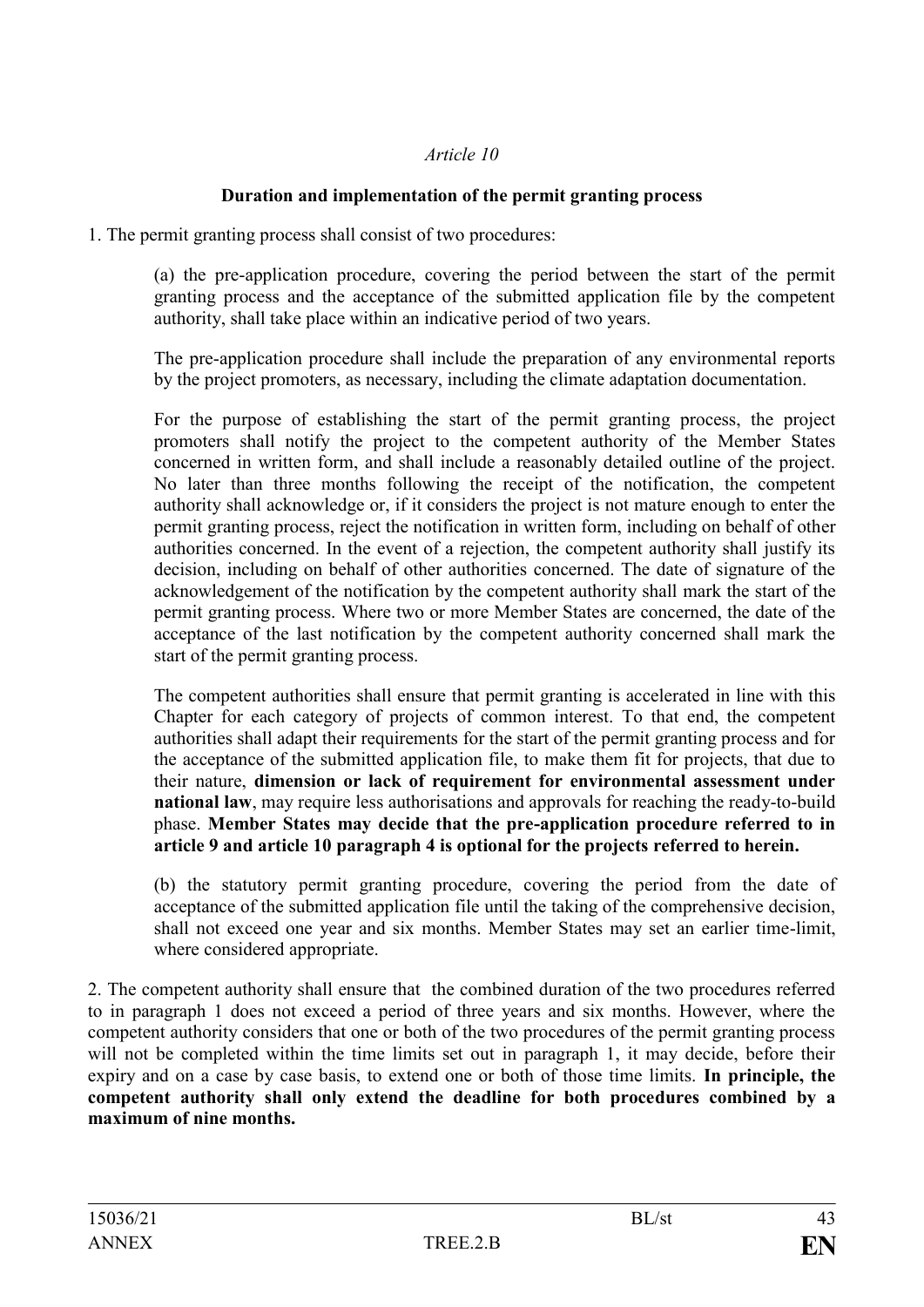*Article 10*

**Duration and implementation of the permit granting process**

1. The permit granting process shall consist of two procedures:

(a) the pre-application procedure, covering the period between the start of the permit granting process and the acceptance of the submitted application file by the competent authority, shall take place within an indicative period of two years.

The pre-application procedure shall include the preparation of any environmental reports by the project promoters, as necessary, including the climate adaptation documentation.

For the purpose of establishing the start of the permit granting process, the project promoters shall notify the project to the competent authority of the Member States concerned in written form, and shall include a reasonably detailed outline of the project. No later than three months following the receipt of the notification, the competent authority shall acknowledge or, if it considers the project is not mature enough to enter the permit granting process, reject the notification in written form, including on behalf of other authorities concerned. In the event of a rejection, the competent authority shall justify its decision, including on behalf of other authorities concerned. The date of signature of the acknowledgement of the notification by the competent authority shall mark the start of the permit granting process. Where two or more Member States are concerned, the date of the acceptance of the last notification by the competent authority concerned shall mark the start of the permit granting process.

The competent authorities shall ensure that permit granting is accelerated in line with this Chapter for each category of projects of common interest. To that end, the competent authorities shall adapt their requirements for the start of the permit granting process and for the acceptance of the submitted application file, to make them fit for projects, that due to their nature, **dimension or lack of requirement for environmental assessment under national law**, may require less authorisations and approvals for reaching the ready-to-build phase. **Member States may decide that the pre-application procedure referred to in article 9 and article 10 paragraph 4 is optional for the projects referred to herein.**

(b) the statutory permit granting procedure, covering the period from the date of acceptance of the submitted application file until the taking of the comprehensive decision, shall not exceed one year and six months. Member States may set an earlier time-limit, where considered appropriate.

2. The competent authority shall ensure that the combined duration of the two procedures referred to in paragraph 1 does not exceed a period of three years and six months. However, where the competent authority considers that one or both of the two procedures of the permit granting process will not be completed within the time limits set out in paragraph 1, it may decide, before their expiry and on a case by case basis, to extend one or both of those time limits. **In principle, the competent authority shall only extend the deadline for both procedures combined by a maximum of nine months.**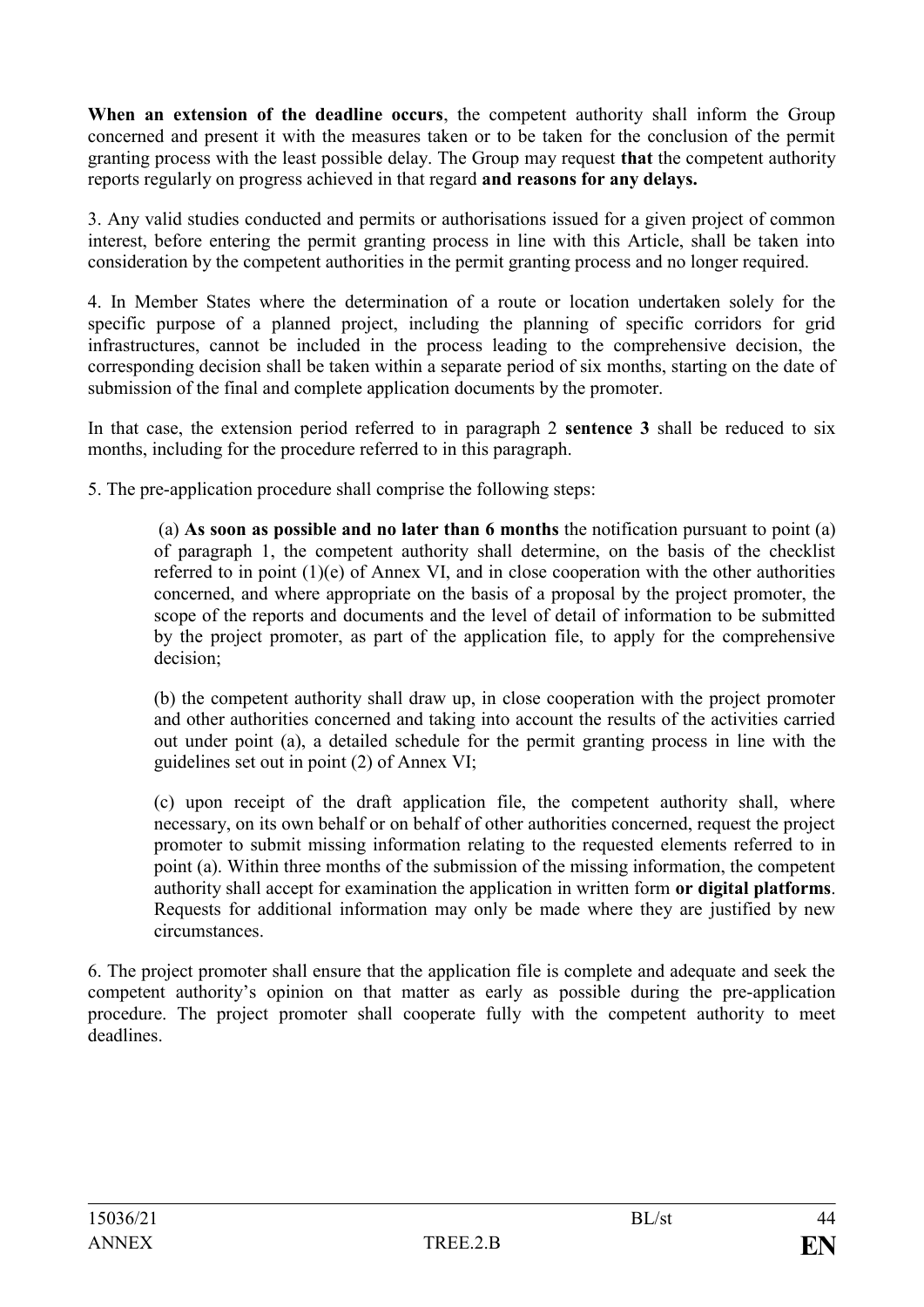**When an extension of the deadline occurs**, the competent authority shall inform the Group concerned and present it with the measures taken or to be taken for the conclusion of the permit granting process with the least possible delay. The Group may request **that** the competent authority reports regularly on progress achieved in that regard **and reasons for any delays.**

3. Any valid studies conducted and permits or authorisations issued for a given project of common interest, before entering the permit granting process in line with this Article, shall be taken into consideration by the competent authorities in the permit granting process and no longer required.

4. In Member States where the determination of a route or location undertaken solely for the specific purpose of a planned project, including the planning of specific corridors for grid infrastructures, cannot be included in the process leading to the comprehensive decision, the corresponding decision shall be taken within a separate period of six months, starting on the date of submission of the final and complete application documents by the promoter.

In that case, the extension period referred to in paragraph 2 **sentence 3** shall be reduced to six months, including for the procedure referred to in this paragraph.

5. The pre-application procedure shall comprise the following steps:

(a) **As soon as possible and no later than 6 months** the notification pursuant to point (a) of paragraph 1, the competent authority shall determine, on the basis of the checklist referred to in point (1)(e) of Annex VI, and in close cooperation with the other authorities concerned, and where appropriate on the basis of a proposal by the project promoter, the scope of the reports and documents and the level of detail of information to be submitted by the project promoter, as part of the application file, to apply for the comprehensive decision;

(b) the competent authority shall draw up, in close cooperation with the project promoter and other authorities concerned and taking into account the results of the activities carried out under point (a), a detailed schedule for the permit granting process in line with the guidelines set out in point (2) of Annex VI;

(c) upon receipt of the draft application file, the competent authority shall, where necessary, on its own behalf or on behalf of other authorities concerned, request the project promoter to submit missing information relating to the requested elements referred to in point (a). Within three months of the submission of the missing information, the competent authority shall accept for examination the application in written form **or digital platforms**. Requests for additional information may only be made where they are justified by new circumstances.

6. The project promoter shall ensure that the application file is complete and adequate and seek the competent authority's opinion on that matter as early as possible during the pre-application procedure. The project promoter shall cooperate fully with the competent authority to meet deadlines.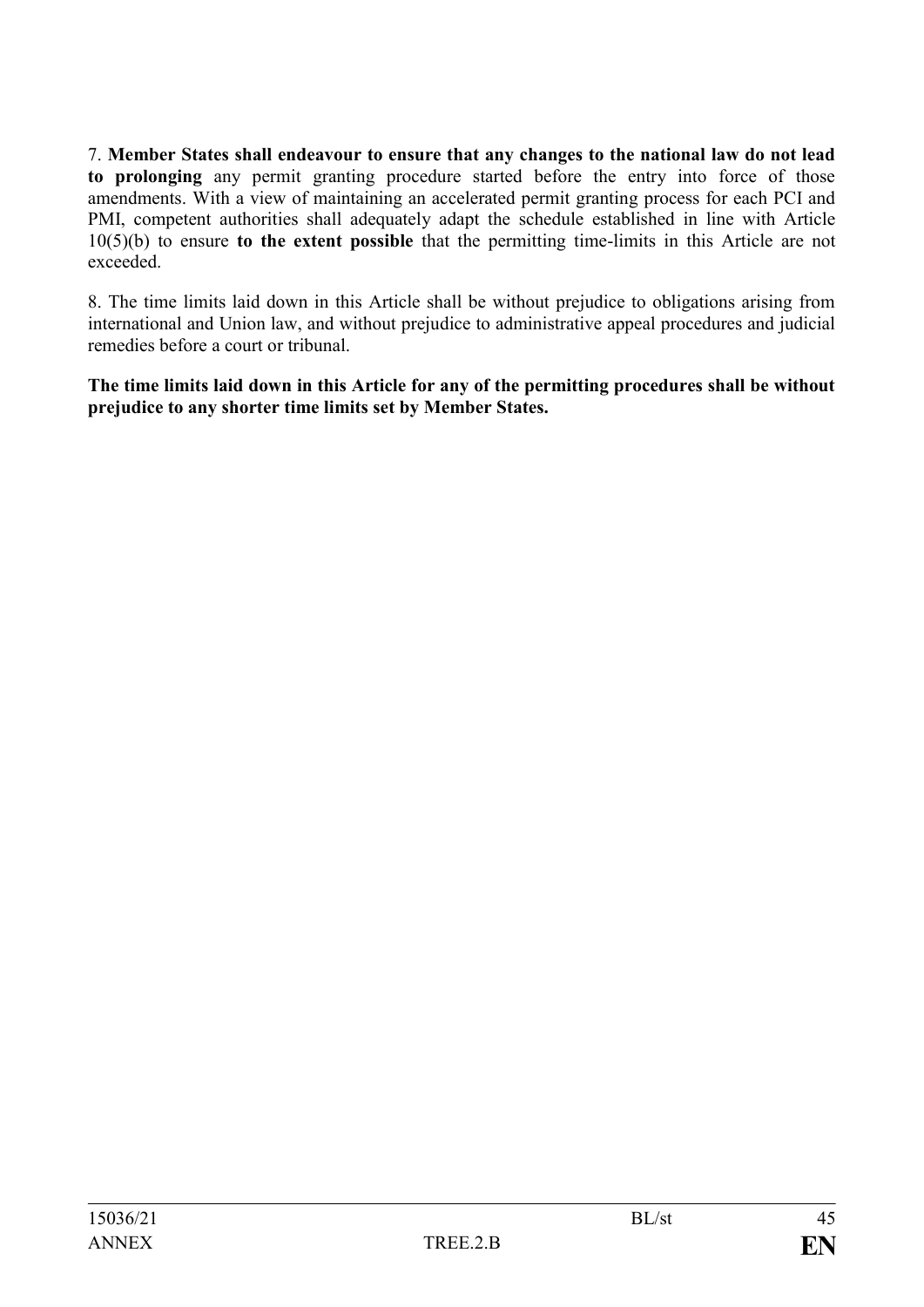7. **Member States shall endeavour to ensure that any changes to the national law do not lead to prolonging** any permit granting procedure started before the entry into force of those amendments. With a view of maintaining an accelerated permit granting process for each PCI and PMI, competent authorities shall adequately adapt the schedule established in line with Article 10(5)(b) to ensure **to the extent possible** that the permitting time-limits in this Article are not exceeded.

8. The time limits laid down in this Article shall be without prejudice to obligations arising from international and Union law, and without prejudice to administrative appeal procedures and judicial remedies before a court or tribunal.

**The time limits laid down in this Article for any of the permitting procedures shall be without prejudice to any shorter time limits set by Member States.**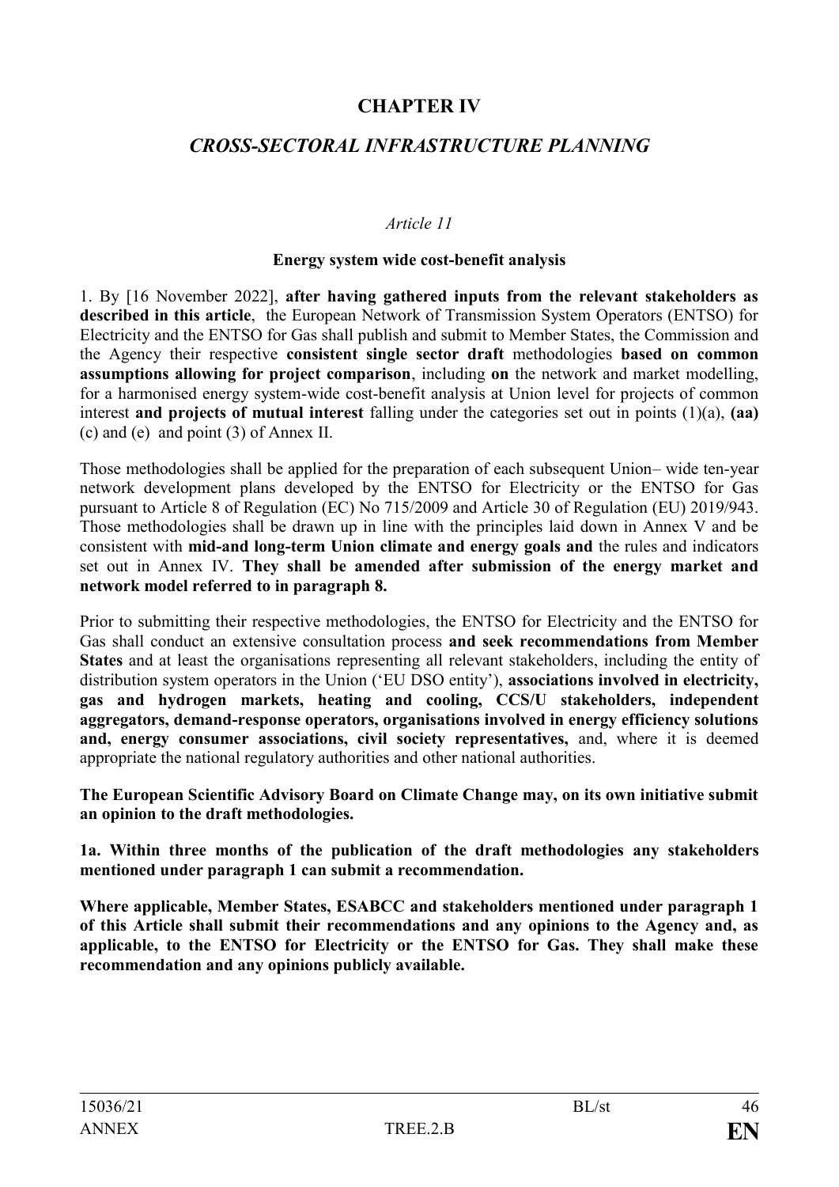# CHAPTER IV

## *CROSS-SECTORAL INFRASTRUCTURE PLANNING*

*Article 11*

**Energy system wide cost-benefit analysis**

1. By [16 November 2022], **after having gathered inputs from the relevant stakeholders as described in this article**, the European Network of Transmission System Operators (ENTSO) for Electricity and the ENTSO for Gas shall publish and submit to Member States, the Commission and the Agency their respective **consistent single sector draft** methodologies **based on common assumptions allowing for project comparison**, including **on** the network and market modelling, for a harmonised energy system-wide cost-benefit analysis at Union level for projects of common interest **and projects of mutual interest** falling under the categories set out in points (1)(a), **(aa)** (c) and (e) and point (3) of Annex II.

Those methodologies shall be applied for the preparation of each subsequent Union– wide ten-year network development plans developed by the ENTSO for Electricity or the ENTSO for Gas pursuant to Article 8 of Regulation (EC) No 715/2009 and Article 30 of Regulation (EU) 2019/943. Those methodologies shall be drawn up in line with the principles laid down in Annex V and be consistent with **mid-and long-term Union climate and energy goals and** the rules and indicators set out in Annex IV. **They shall be amended after submission of the energy market and network model referred to in paragraph 8.**

Prior to submitting their respective methodologies, the ENTSO for Electricity and the ENTSO for Gas shall conduct an extensive consultation process **and seek recommendations from Member States** and at least the organisations representing all relevant stakeholders, including the entity of distribution system operators in the Union ('EU DSO entity'), **associations involved in electricity, gas and hydrogen markets, heating and cooling, CCS/U stakeholders, independent aggregators, demand-response operators, organisations involved in energy efficiency solutions and, energy consumer associations, civil society representatives,** and, where it is deemed appropriate the national regulatory authorities and other national authorities.

**The European Scientific Advisory Board on Climate Change may, on its own initiative submit an opinion to the draft methodologies.**

**1a. Within three months of the publication of the draft methodologies any stakeholders mentioned under paragraph 1 can submit a recommendation.**

**Where applicable, Member States, ESABCC and stakeholders mentioned under paragraph 1 of this Article shall submit their recommendations and any opinions to the Agency and, as applicable, to the ENTSO for Electricity or the ENTSO for Gas. They shall make these recommendation and any opinions publicly available.**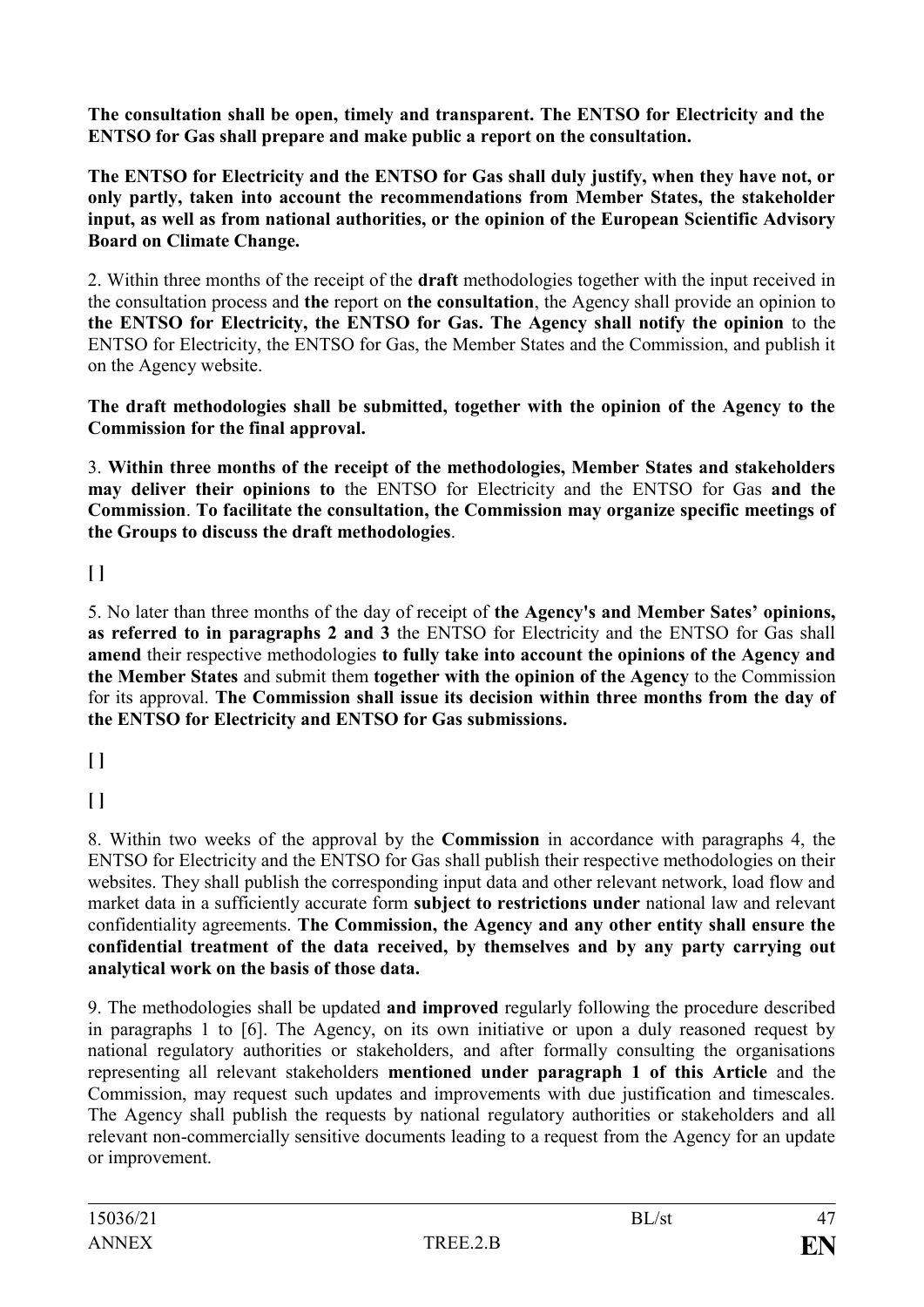**The consultation shall be open, timely and transparent. The ENTSO for Electricity and the ENTSO for Gas shall prepare and make public a report on the consultation.**

**The ENTSO for Electricity and the ENTSO for Gas shall duly justify, when they have not, or only partly, taken into account the recommendations from Member States, the stakeholder input, as well as from national authorities, or the opinion of the European Scientific Advisory Board on Climate Change.**

2. Within three months of the receipt of the **draft** methodologies together with the input received in the consultation process and **the** report on **the consultation**, the Agency shall provide an opinion to **the ENTSO for Electricity, the ENTSO for Gas. The Agency shall notify the opinion** to the ENTSO for Electricity, the ENTSO for Gas, the Member States and the Commission, and publish it on the Agency website.

**The draft methodologies shall be submitted, together with the opinion of the Agency to the Commission for the final approval.**

3. **Within three months of the receipt of the methodologies, Member States and stakeholders may deliver their opinions to** the ENTSO for Electricity and the ENTSO for Gas **and the Commission**. **To facilitate the consultation, the Commission may organize specific meetings of the Groups to discuss the draft methodologies**.

**[ ]**

5. No later than three months of the day of receipt of **the Agency's and Member Sates' opinions, as referred to in paragraphs 2 and 3** the ENTSO for Electricity and the ENTSO for Gas shall **amend** their respective methodologies **to fully take into account the opinions of the Agency and the Member States** and submit them **together with the opinion of the Agency** to the Commission for its approval. **The Commission shall issue its decision within three months from the day of the ENTSO for Electricity and ENTSO for Gas submissions.**

**[ ]**

**[ ]**

8. Within two weeks of the approval by the **Commission** in accordance with paragraphs 4, the ENTSO for Electricity and the ENTSO for Gas shall publish their respective methodologies on their websites. They shall publish the corresponding input data and other relevant network, load flow and market data in a sufficiently accurate form **subject to restrictions under** national law and relevant confidentiality agreements. **The Commission, the Agency and any other entity shall ensure the confidential treatment of the data received, by themselves and by any party carrying out analytical work on the basis of those data.**

9. The methodologies shall be updated **and improved** regularly following the procedure described in paragraphs 1 to [6]. The Agency, on its own initiative or upon a duly reasoned request by national regulatory authorities or stakeholders, and after formally consulting the organisations representing all relevant stakeholders **mentioned under paragraph 1 of this Article** and the Commission, may request such updates and improvements with due justification and timescales. The Agency shall publish the requests by national regulatory authorities or stakeholders and all relevant non-commercially sensitive documents leading to a request from the Agency for an update or improvement.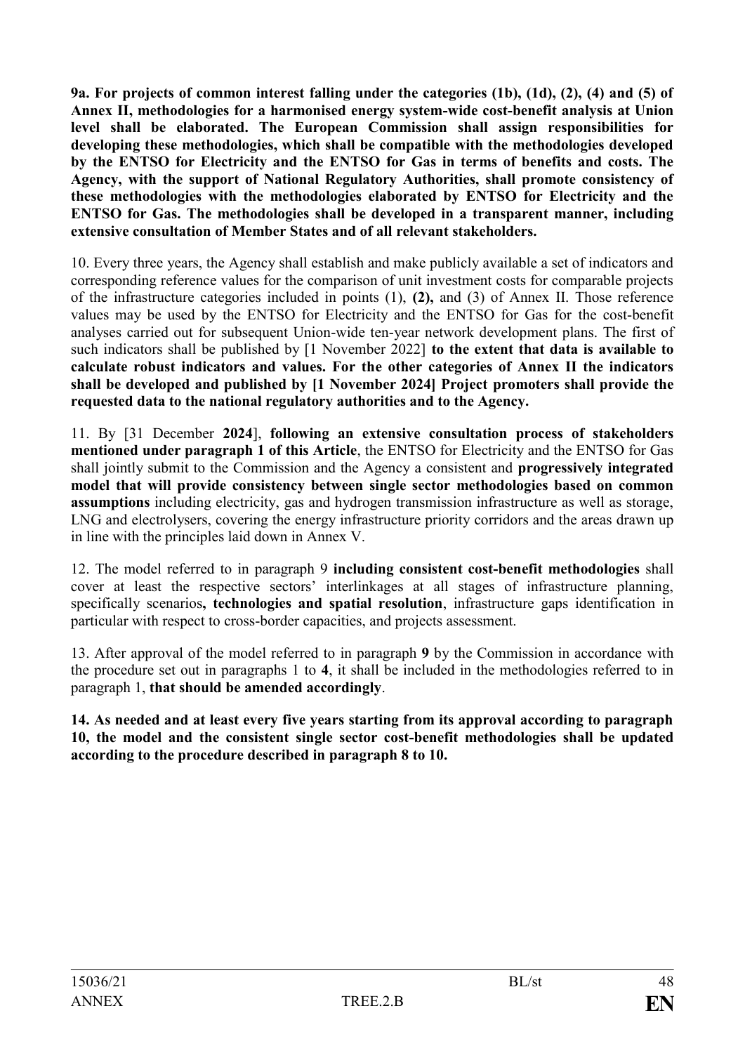**9a. For projects of common interest falling under the categories (1b), (1d), (2), (4) and (5) of Annex II, methodologies for a harmonised energy system-wide cost-benefit analysis at Union level shall be elaborated. The European Commission shall assign responsibilities for developing these methodologies, which shall be compatible with the methodologies developed by the ENTSO for Electricity and the ENTSO for Gas in terms of benefits and costs. The Agency, with the support of National Regulatory Authorities, shall promote consistency of these methodologies with the methodologies elaborated by ENTSO for Electricity and the ENTSO for Gas. The methodologies shall be developed in a transparent manner, including extensive consultation of Member States and of all relevant stakeholders.**

10. Every three years, the Agency shall establish and make publicly available a set of indicators and corresponding reference values for the comparison of unit investment costs for comparable projects of the infrastructure categories included in points (1), **(2),** and (3) of Annex II. Those reference values may be used by the ENTSO for Electricity and the ENTSO for Gas for the cost-benefit analyses carried out for subsequent Union-wide ten-year network development plans. The first of such indicators shall be published by [1 November 2022] **to the extent that data is available to calculate robust indicators and values. For the other categories of Annex II the indicators shall be developed and published by [1 November 2024] Project promoters shall provide the requested data to the national regulatory authorities and to the Agency.**

11. By [31 December **2024**], **following an extensive consultation process of stakeholders mentioned under paragraph 1 of this Article**, the ENTSO for Electricity and the ENTSO for Gas shall jointly submit to the Commission and the Agency a consistent and **progressively integrated model that will provide consistency between single sector methodologies based on common assumptions** including electricity, gas and hydrogen transmission infrastructure as well as storage, LNG and electrolysers, covering the energy infrastructure priority corridors and the areas drawn up in line with the principles laid down in Annex V.

12. The model referred to in paragraph 9 **including consistent cost-benefit methodologies** shall cover at least the respective sectors' interlinkages at all stages of infrastructure planning, specifically scenarios**, technologies and spatial resolution**, infrastructure gaps identification in particular with respect to cross-border capacities, and projects assessment.

13. After approval of the model referred to in paragraph **9** by the Commission in accordance with the procedure set out in paragraphs 1 to **4**, it shall be included in the methodologies referred to in paragraph 1, **that should be amended accordingly**.

**14. As needed and at least every five years starting from its approval according to paragraph 10, the model and the consistent single sector cost-benefit methodologies shall be updated according to the procedure described in paragraph 8 to 10.**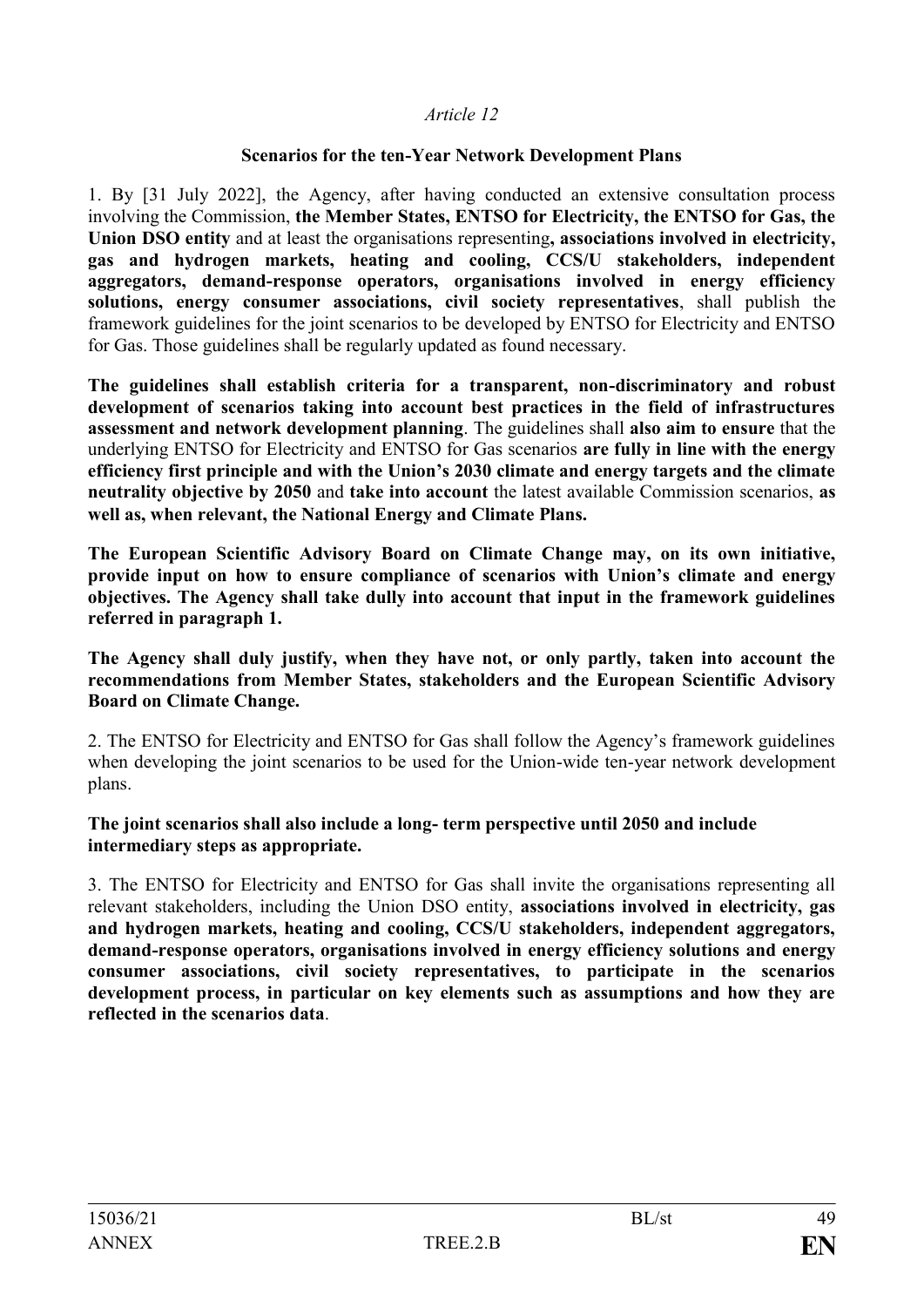*Article 12*

**Scenarios for the ten-Year Network Development Plans**

1. By [31 July 2022], the Agency, after having conducted an extensive consultation process involving the Commission, **the Member States, ENTSO for Electricity, the ENTSO for Gas, the Union DSO entity** and at least the organisations representing**, associations involved in electricity, gas and hydrogen markets, heating and cooling, CCS/U stakeholders, independent aggregators, demand-response operators, organisations involved in energy efficiency solutions, energy consumer associations, civil society representatives**, shall publish the framework guidelines for the joint scenarios to be developed by ENTSO for Electricity and ENTSO for Gas. Those guidelines shall be regularly updated as found necessary.

**The guidelines shall establish criteria for a transparent, non-discriminatory and robust development of scenarios taking into account best practices in the field of infrastructures assessment and network development planning**. The guidelines shall **also aim to ensure** that the underlying ENTSO for Electricity and ENTSO for Gas scenarios **are fully in line with the energy efficiency first principle and with the Union's 2030 climate and energy targets and the climate neutrality objective by 2050** and **take into account** the latest available Commission scenarios, **as well as, when relevant, the National Energy and Climate Plans.**

**The European Scientific Advisory Board on Climate Change may, on its own initiative, provide input on how to ensure compliance of scenarios with Union's climate and energy objectives. The Agency shall take dully into account that input in the framework guidelines referred in paragraph 1.**

**The Agency shall duly justify, when they have not, or only partly, taken into account the recommendations from Member States, stakeholders and the European Scientific Advisory Board on Climate Change.**

2. The ENTSO for Electricity and ENTSO for Gas shall follow the Agency's framework guidelines when developing the joint scenarios to be used for the Union-wide ten-year network development plans.

**The joint scenarios shall also include a long- term perspective until 2050 and include intermediary steps as appropriate.**

3. The ENTSO for Electricity and ENTSO for Gas shall invite the organisations representing all relevant stakeholders, including the Union DSO entity, **associations involved in electricity, gas and hydrogen markets, heating and cooling, CCS/U stakeholders, independent aggregators, demand-response operators, organisations involved in energy efficiency solutions and energy consumer associations, civil society representatives, to participate in the scenarios development process, in particular on key elements such as assumptions and how they are reflected in the scenarios data**.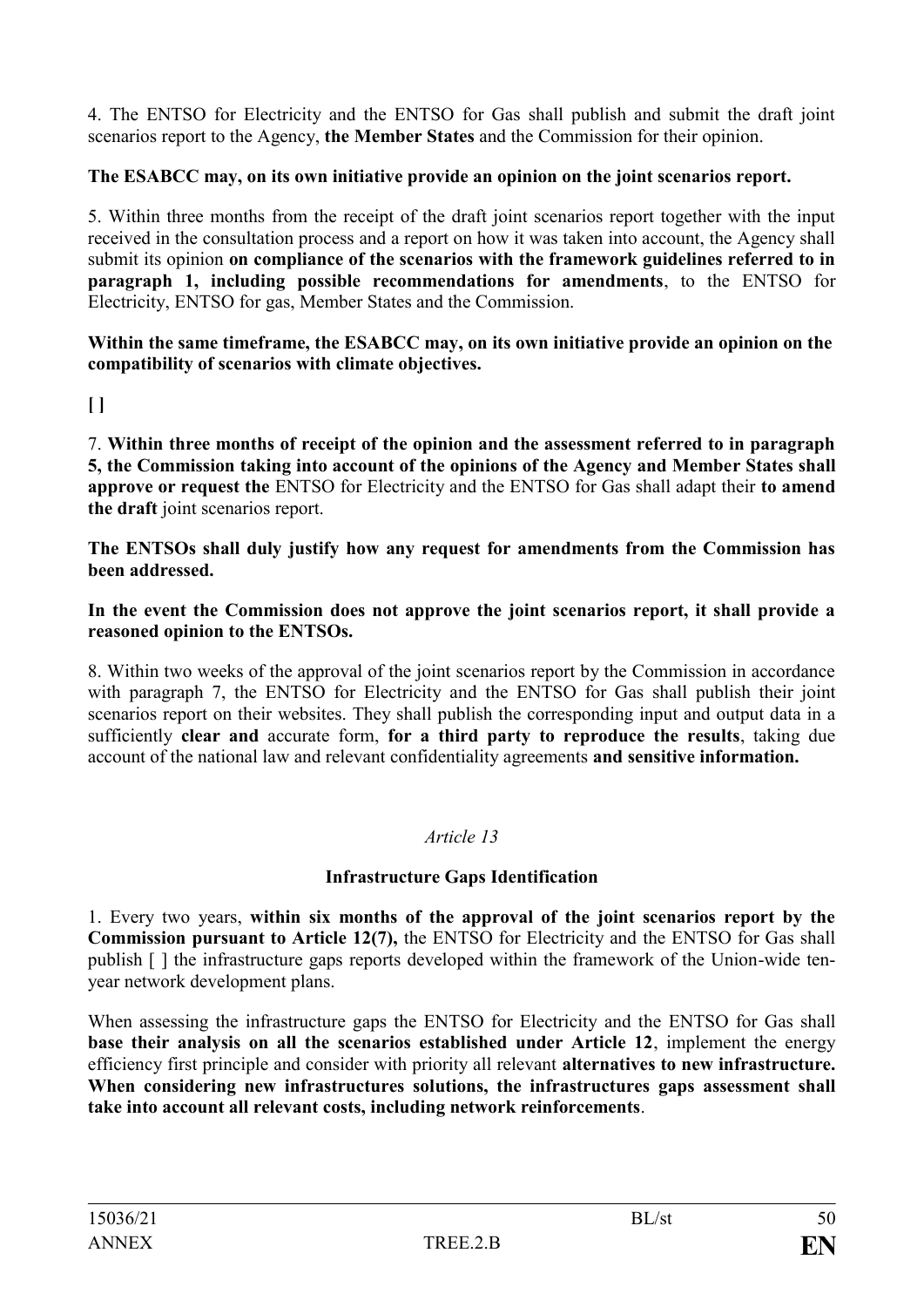4. The ENTSO for Electricity and the ENTSO for Gas shall publish and submit the draft joint scenarios report to the Agency, **the Member States** and the Commission for their opinion.

**The ESABCC may, on its own initiative provide an opinion on the joint scenarios report.**

5. Within three months from the receipt of the draft joint scenarios report together with the input received in the consultation process and a report on how it was taken into account, the Agency shall submit its opinion **on compliance of the scenarios with the framework guidelines referred to in paragraph 1, including possible recommendations for amendments**, to the ENTSO for Electricity, ENTSO for gas, Member States and the Commission.

**Within the same timeframe, the ESABCC may, on its own initiative provide an opinion on the compatibility of scenarios with climate objectives.**

**[ ]**

7. **Within three months of receipt of the opinion and the assessment referred to in paragraph 5, the Commission taking into account of the opinions of the Agency and Member States shall approve or request the** ENTSO for Electricity and the ENTSO for Gas shall adapt their **to amend the draft** joint scenarios report.

**The ENTSOs shall duly justify how any request for amendments from the Commission has been addressed.**

**In the event the Commission does not approve the joint scenarios report, it shall provide a reasoned opinion to the ENTSOs.**

8. Within two weeks of the approval of the joint scenarios report by the Commission in accordance with paragraph 7, the ENTSO for Electricity and the ENTSO for Gas shall publish their joint scenarios report on their websites. They shall publish the corresponding input and output data in a sufficiently **clear and** accurate form, **for a third party to reproduce the results**, taking due account of the national law and relevant confidentiality agreements **and sensitive information.**

*Article 13*

**Infrastructure Gaps Identification**

1. Every two years, **within six months of the approval of the joint scenarios report by the Commission pursuant to Article 12(7),** the ENTSO for Electricity and the ENTSO for Gas shall publish [ ] the infrastructure gaps reports developed within the framework of the Union-wide ten-year network development plans.

When assessing the infrastructure gaps the ENTSO for Electricity and the ENTSO for Gas shall **base their analysis on all the scenarios established under Article 12**, implement the energy efficiency first principle and consider with priority all relevant **alternatives to new infrastructure. When considering new infrastructures solutions, the infrastructures gaps assessment shall take into account all relevant costs, including network reinforcements**.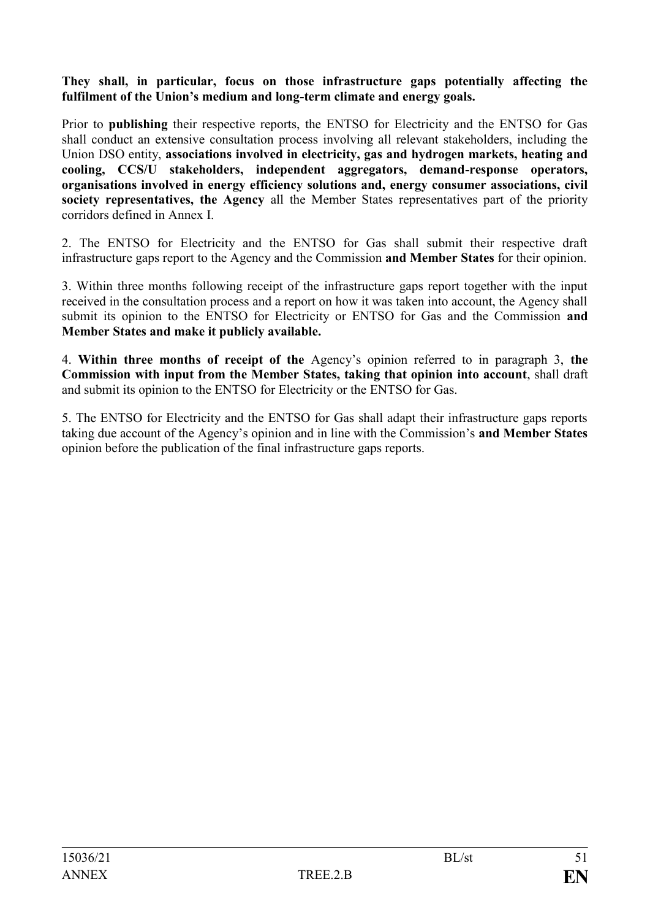**They shall, in particular, focus on those infrastructure gaps potentially affecting the fulfilment of the Union's medium and long-term climate and energy goals.**

Prior to **publishing** their respective reports, the ENTSO for Electricity and the ENTSO for Gas shall conduct an extensive consultation process involving all relevant stakeholders, including the Union DSO entity, **associations involved in electricity, gas and hydrogen markets, heating and cooling, CCS/U stakeholders, independent aggregators, demand-response operators, organisations involved in energy efficiency solutions and, energy consumer associations, civil society representatives, the Agency** all the Member States representatives part of the priority corridors defined in Annex I.

2. The ENTSO for Electricity and the ENTSO for Gas shall submit their respective draft infrastructure gaps report to the Agency and the Commission **and Member States** for their opinion.

3. Within three months following receipt of the infrastructure gaps report together with the input received in the consultation process and a report on how it was taken into account, the Agency shall submit its opinion to the ENTSO for Electricity or ENTSO for Gas and the Commission **and Member States and make it publicly available.**

4. **Within three months of receipt of the** Agency's opinion referred to in paragraph 3, **the Commission with input from the Member States, taking that opinion into account**, shall draft and submit its opinion to the ENTSO for Electricity or the ENTSO for Gas.

5. The ENTSO for Electricity and the ENTSO for Gas shall adapt their infrastructure gaps reports taking due account of the Agency's opinion and in line with the Commission's **and Member States** opinion before the publication of the final infrastructure gaps reports.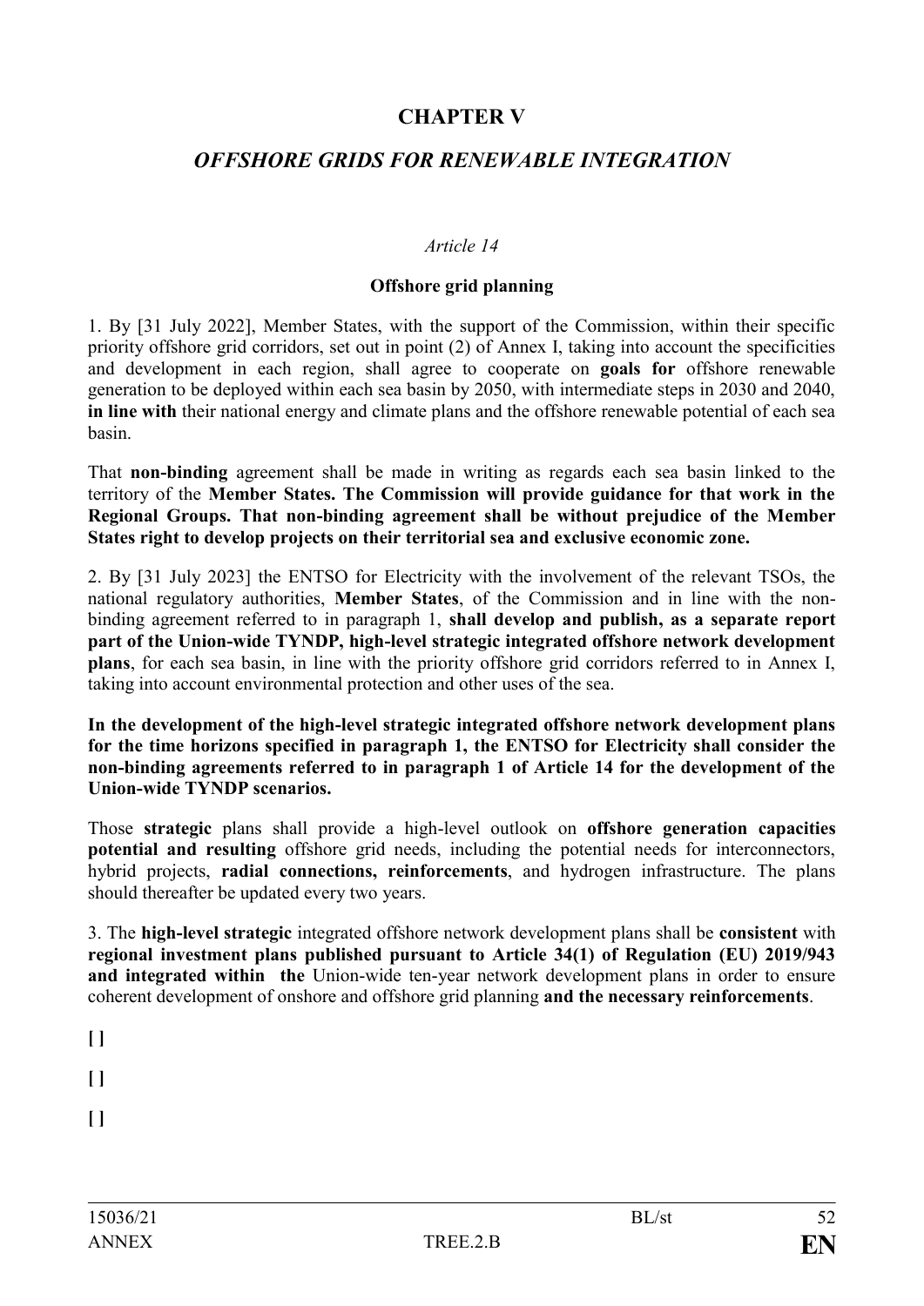# CHAPTER V

## *OFFSHORE GRIDS FOR RENEWABLE INTEGRATION*

*Article 14*

**Offshore grid planning**

1. By [31 July 2022], Member States, with the support of the Commission, within their specific priority offshore grid corridors, set out in point (2) of Annex I, taking into account the specificities and development in each region, shall agree to cooperate on **goals for** offshore renewable generation to be deployed within each sea basin by 2050, with intermediate steps in 2030 and 2040, **in line with** their national energy and climate plans and the offshore renewable potential of each sea basin.

That **non-binding** agreement shall be made in writing as regards each sea basin linked to the territory of the **Member States. The Commission will provide guidance for that work in the Regional Groups. That non-binding agreement shall be without prejudice of the Member States right to develop projects on their territorial sea and exclusive economic zone.**

2. By [31 July 2023] the ENTSO for Electricity with the involvement of the relevant TSOs, the national regulatory authorities, **Member States**, of the Commission and in line with the non-binding agreement referred to in paragraph 1, **shall develop and publish, as a separate report part of the Union-wide TYNDP, high-level strategic integrated offshore network development plans**, for each sea basin, in line with the priority offshore grid corridors referred to in Annex I, taking into account environmental protection and other uses of the sea.

**In the development of the high-level strategic integrated offshore network development plans for the time horizons specified in paragraph 1, the ENTSO for Electricity shall consider the non-binding agreements referred to in paragraph 1 of Article 14 for the development of the Union-wide TYNDP scenarios.**

Those **strategic** plans shall provide a high-level outlook on **offshore generation capacities potential and resulting** offshore grid needs, including the potential needs for interconnectors, hybrid projects, **radial connections, reinforcements**, and hydrogen infrastructure. The plans should thereafter be updated every two years.

3. The **high-level strategic** integrated offshore network development plans shall be **consistent** with **regional investment plans published pursuant to Article 34(1) of Regulation (EU) 2019/943 and integrated within the** Union-wide ten-year network development plans in order to ensure coherent development of onshore and offshore grid planning **and the necessary reinforcements**.

**[ ]**

**[ ]**

**[ ]**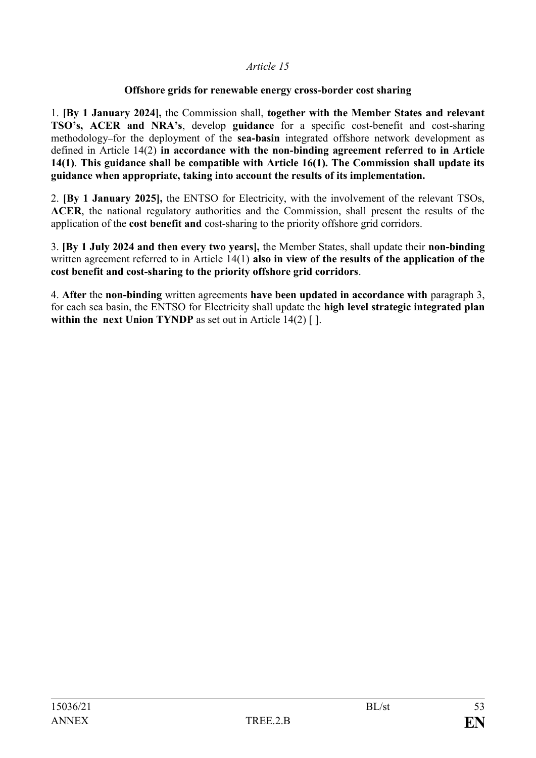*Article 15*

**Offshore grids for renewable energy cross-border cost sharing**

1. **[By 1 January 2024],** the Commission shall, **together with the Member States and relevant TSO's, ACER and NRA's**, develop **guidance** for a specific cost-benefit and cost-sharing methodology–for the deployment of the **sea-basin** integrated offshore network development as defined in Article 14(2) **in accordance with the non-binding agreement referred to in Article 14(1)**. **This guidance shall be compatible with Article 16(1). The Commission shall update its guidance when appropriate, taking into account the results of its implementation.**

2. **[By 1 January 2025],** the ENTSO for Electricity, with the involvement of the relevant TSOs, **ACER**, the national regulatory authorities and the Commission, shall present the results of the application of the **cost benefit and** cost-sharing to the priority offshore grid corridors.

3. **[By 1 July 2024 and then every two years],** the Member States, shall update their **non-binding** written agreement referred to in Article 14(1) **also in view of the results of the application of the cost benefit and cost-sharing to the priority offshore grid corridors**.

4. **After** the **non-binding** written agreements **have been updated in accordance with** paragraph 3, for each sea basin, the ENTSO for Electricity shall update the **high level strategic integrated plan within the next Union TYNDP** as set out in Article 14(2) [ ].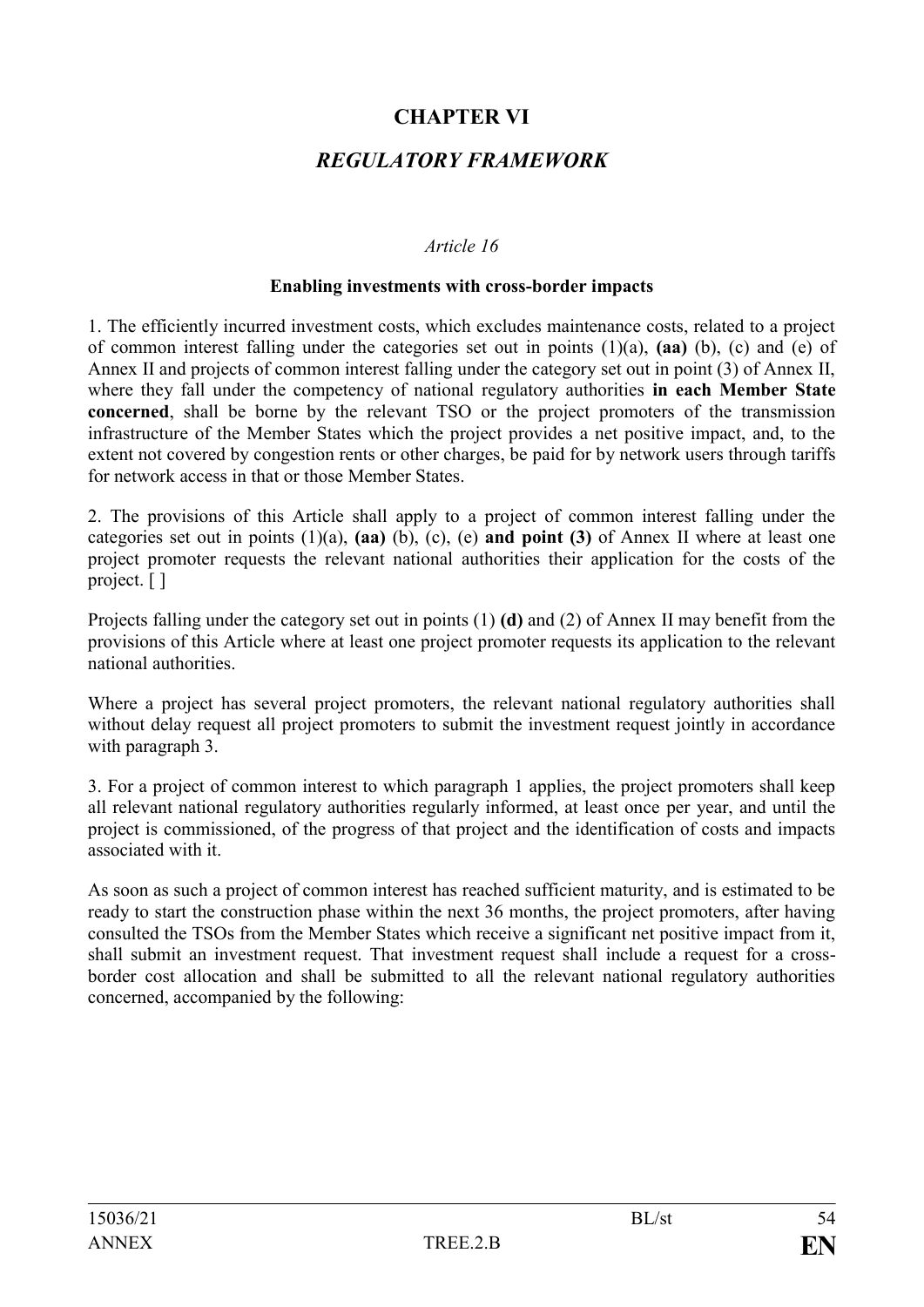# CHAPTER VI

## *REGULATORY FRAMEWORK*

*Article 16*

**Enabling investments with cross-border impacts**

1. The efficiently incurred investment costs, which excludes maintenance costs, related to a project of common interest falling under the categories set out in points (1)(a), **(aa)** (b), (c) and (e) of Annex II and projects of common interest falling under the category set out in point (3) of Annex II, where they fall under the competency of national regulatory authorities **in each Member State concerned**, shall be borne by the relevant TSO or the project promoters of the transmission infrastructure of the Member States which the project provides a net positive impact, and, to the extent not covered by congestion rents or other charges, be paid for by network users through tariffs for network access in that or those Member States.

2. The provisions of this Article shall apply to a project of common interest falling under the categories set out in points (1)(a), **(aa)** (b), (c), (e) **and point (3)** of Annex II where at least one project promoter requests the relevant national authorities their application for the costs of the project. [ ]

Projects falling under the category set out in points (1) **(d)** and (2) of Annex II may benefit from the provisions of this Article where at least one project promoter requests its application to the relevant national authorities.

Where a project has several project promoters, the relevant national regulatory authorities shall without delay request all project promoters to submit the investment request jointly in accordance with paragraph 3.

3. For a project of common interest to which paragraph 1 applies, the project promoters shall keep all relevant national regulatory authorities regularly informed, at least once per year, and until the project is commissioned, of the progress of that project and the identification of costs and impacts associated with it.

As soon as such a project of common interest has reached sufficient maturity, and is estimated to be ready to start the construction phase within the next 36 months, the project promoters, after having consulted the TSOs from the Member States which receive a significant net positive impact from it, shall submit an investment request. That investment request shall include a request for a cross-border cost allocation and shall be submitted to all the relevant national regulatory authorities concerned, accompanied by the following: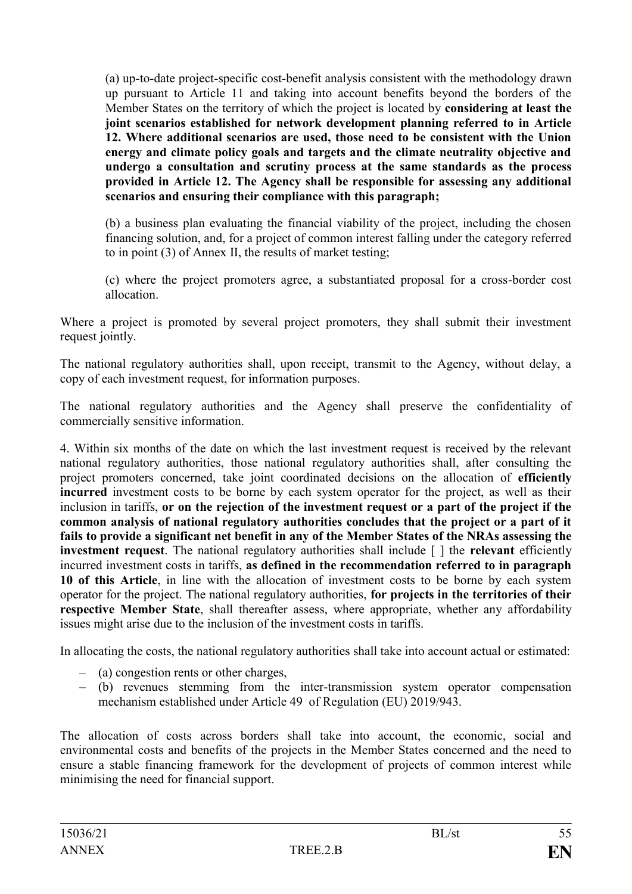(a) up-to-date project-specific cost-benefit analysis consistent with the methodology drawn up pursuant to Article 11 and taking into account benefits beyond the borders of the Member States on the territory of which the project is located by **considering at least the joint scenarios established for network development planning referred to in Article 12. Where additional scenarios are used, those need to be consistent with the Union energy and climate policy goals and targets and the climate neutrality objective and undergo a consultation and scrutiny process at the same standards as the process provided in Article 12. The Agency shall be responsible for assessing any additional scenarios and ensuring their compliance with this paragraph;**

(b) a business plan evaluating the financial viability of the project, including the chosen financing solution, and, for a project of common interest falling under the category referred to in point (3) of Annex II, the results of market testing;

(c) where the project promoters agree, a substantiated proposal for a cross-border cost allocation.

Where a project is promoted by several project promoters, they shall submit their investment request jointly.

The national regulatory authorities shall, upon receipt, transmit to the Agency, without delay, a copy of each investment request, for information purposes.

The national regulatory authorities and the Agency shall preserve the confidentiality of commercially sensitive information.

4. Within six months of the date on which the last investment request is received by the relevant national regulatory authorities, those national regulatory authorities shall, after consulting the project promoters concerned, take joint coordinated decisions on the allocation of **efficiently incurred** investment costs to be borne by each system operator for the project, as well as their inclusion in tariffs, **or on the rejection of the investment request or a part of the project if the common analysis of national regulatory authorities concludes that the project or a part of it fails to provide a significant net benefit in any of the Member States of the NRAs assessing the investment request**. The national regulatory authorities shall include [ ] the **relevant** efficiently incurred investment costs in tariffs, **as defined in the recommendation referred to in paragraph 10 of this Article**, in line with the allocation of investment costs to be borne by each system operator for the project. The national regulatory authorities, **for projects in the territories of their respective Member State**, shall thereafter assess, where appropriate, whether any affordability issues might arise due to the inclusion of the investment costs in tariffs.

In allocating the costs, the national regulatory authorities shall take into account actual or estimated:

- (a) congestion rents or other charges,
- (b) revenues stemming from the inter-transmission system operator compensation mechanism established under Article 49 of Regulation (EU) 2019/943.

The allocation of costs across borders shall take into account, the economic, social and environmental costs and benefits of the projects in the Member States concerned and the need to ensure a stable financing framework for the development of projects of common interest while minimising the need for financial support.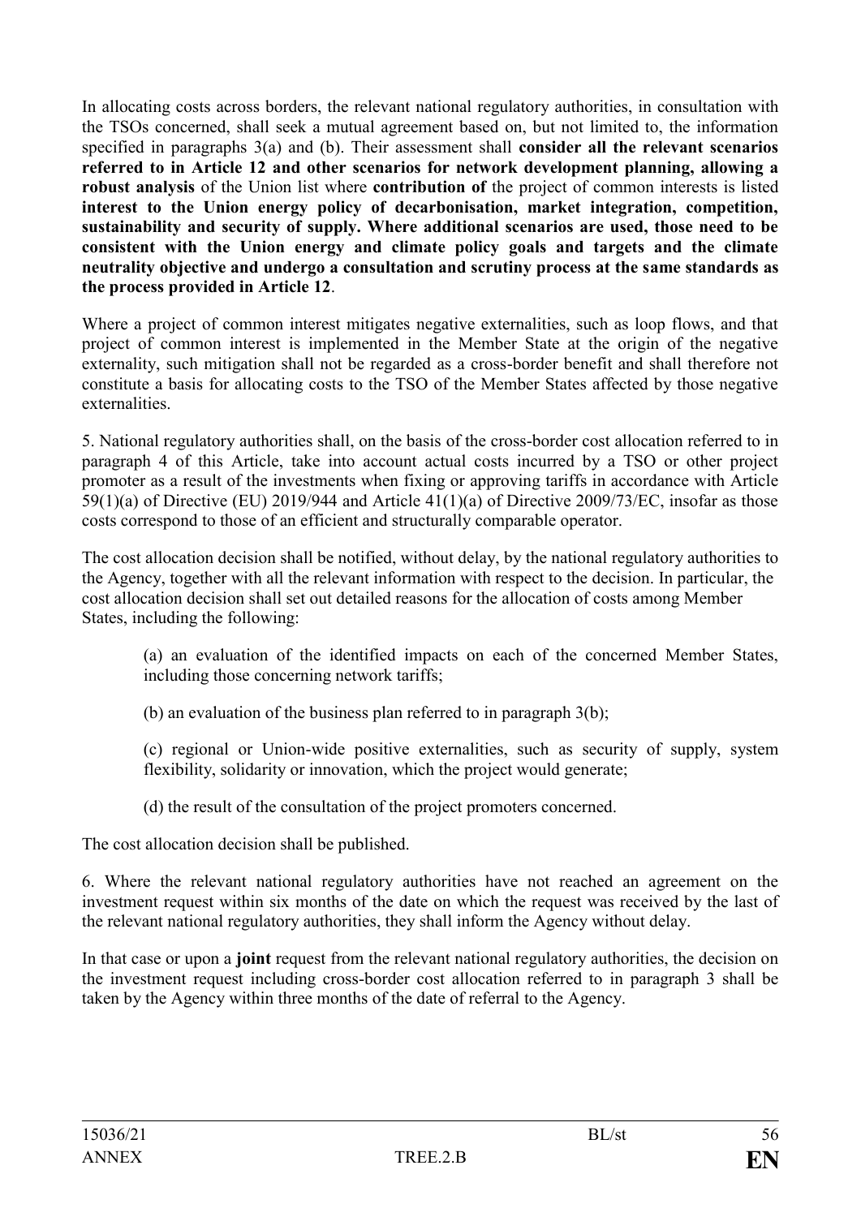In allocating costs across borders, the relevant national regulatory authorities, in consultation with the TSOs concerned, shall seek a mutual agreement based on, but not limited to, the information specified in paragraphs 3(a) and (b). Their assessment shall **consider all the relevant scenarios referred to in Article 12 and other scenarios for network development planning, allowing a robust analysis** of the Union list where **contribution of** the project of common interests is listed **interest to the Union energy policy of decarbonisation, market integration, competition, sustainability and security of supply. Where additional scenarios are used, those need to be consistent with the Union energy and climate policy goals and targets and the climate neutrality objective and undergo a consultation and scrutiny process at the same standards as the process provided in Article 12**.

Where a project of common interest mitigates negative externalities, such as loop flows, and that project of common interest is implemented in the Member State at the origin of the negative externality, such mitigation shall not be regarded as a cross-border benefit and shall therefore not constitute a basis for allocating costs to the TSO of the Member States affected by those negative externalities.

5. National regulatory authorities shall, on the basis of the cross-border cost allocation referred to in paragraph 4 of this Article, take into account actual costs incurred by a TSO or other project promoter as a result of the investments when fixing or approving tariffs in accordance with Article 59(1)(a) of Directive (EU) 2019/944 and Article 41(1)(a) of Directive 2009/73/EC, insofar as those costs correspond to those of an efficient and structurally comparable operator.

The cost allocation decision shall be notified, without delay, by the national regulatory authorities to the Agency, together with all the relevant information with respect to the decision. In particular, the cost allocation decision shall set out detailed reasons for the allocation of costs among Member States, including the following:

(a) an evaluation of the identified impacts on each of the concerned Member States, including those concerning network tariffs;

(b) an evaluation of the business plan referred to in paragraph 3(b);

(c) regional or Union-wide positive externalities, such as security of supply, system flexibility, solidarity or innovation, which the project would generate;

(d) the result of the consultation of the project promoters concerned.

The cost allocation decision shall be published.

6. Where the relevant national regulatory authorities have not reached an agreement on the investment request within six months of the date on which the request was received by the last of the relevant national regulatory authorities, they shall inform the Agency without delay.

In that case or upon a **joint** request from the relevant national regulatory authorities, the decision on the investment request including cross-border cost allocation referred to in paragraph 3 shall be taken by the Agency within three months of the date of referral to the Agency.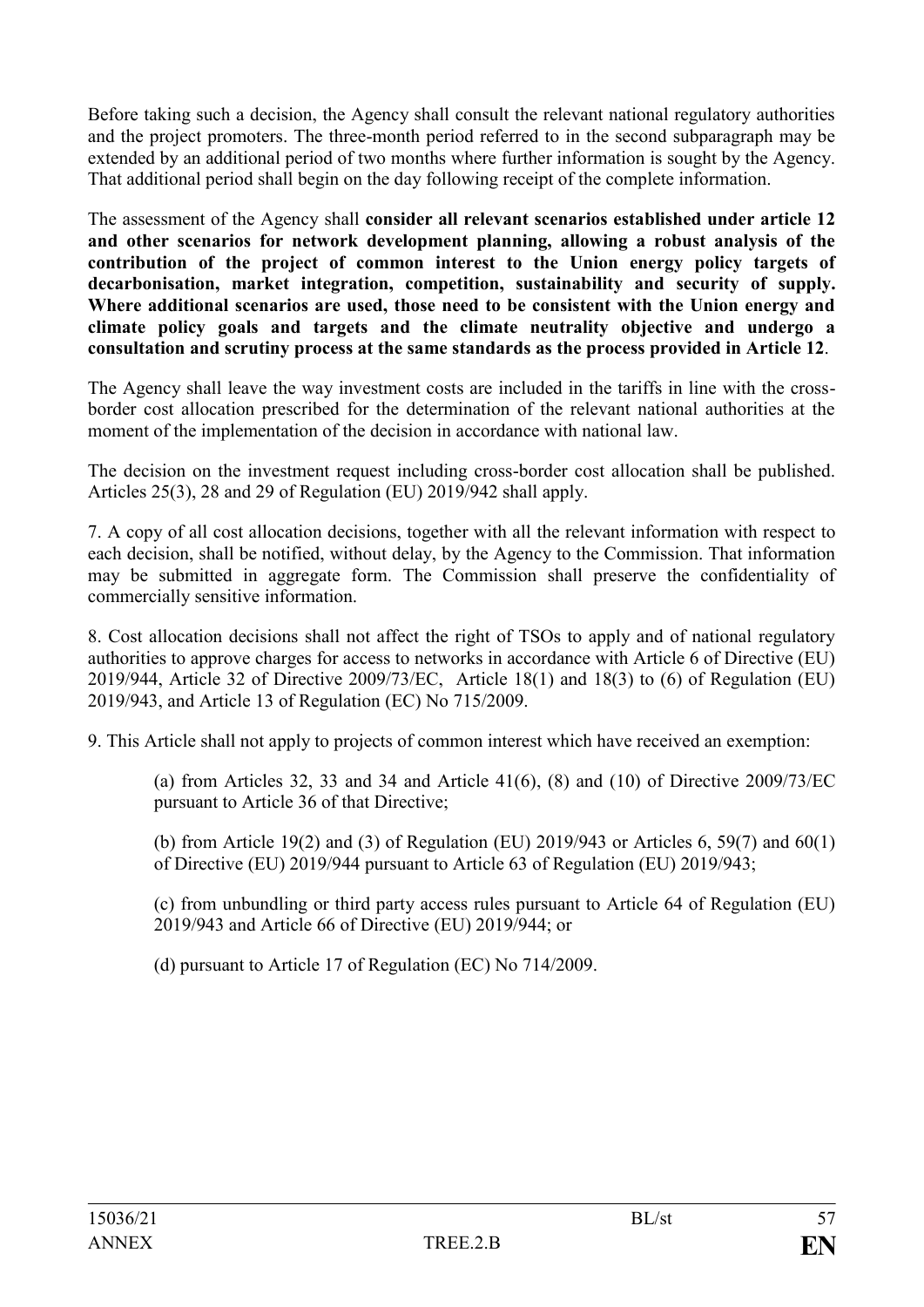Before taking such a decision, the Agency shall consult the relevant national regulatory authorities and the project promoters. The three-month period referred to in the second subparagraph may be extended by an additional period of two months where further information is sought by the Agency. That additional period shall begin on the day following receipt of the complete information.

The assessment of the Agency shall **consider all relevant scenarios established under article 12 and other scenarios for network development planning, allowing a robust analysis of the contribution of the project of common interest to the Union energy policy targets of decarbonisation, market integration, competition, sustainability and security of supply. Where additional scenarios are used, those need to be consistent with the Union energy and climate policy goals and targets and the climate neutrality objective and undergo a consultation and scrutiny process at the same standards as the process provided in Article 12**.

The Agency shall leave the way investment costs are included in the tariffs in line with the cross-border cost allocation prescribed for the determination of the relevant national authorities at the moment of the implementation of the decision in accordance with national law.

The decision on the investment request including cross-border cost allocation shall be published. Articles 25(3), 28 and 29 of Regulation (EU) 2019/942 shall apply.

7. A copy of all cost allocation decisions, together with all the relevant information with respect to each decision, shall be notified, without delay, by the Agency to the Commission. That information may be submitted in aggregate form. The Commission shall preserve the confidentiality of commercially sensitive information.

8. Cost allocation decisions shall not affect the right of TSOs to apply and of national regulatory authorities to approve charges for access to networks in accordance with Article 6 of Directive (EU) 2019/944, Article 32 of Directive 2009/73/EC, Article 18(1) and 18(3) to (6) of Regulation (EU) 2019/943, and Article 13 of Regulation (EC) No 715/2009.

9. This Article shall not apply to projects of common interest which have received an exemption:

(a) from Articles 32, 33 and 34 and Article 41(6), (8) and (10) of Directive 2009/73/EC pursuant to Article 36 of that Directive;

(b) from Article 19(2) and (3) of Regulation (EU) 2019/943 or Articles 6, 59(7) and 60(1) of Directive (EU) 2019/944 pursuant to Article 63 of Regulation (EU) 2019/943;

(c) from unbundling or third party access rules pursuant to Article 64 of Regulation (EU) 2019/943 and Article 66 of Directive (EU) 2019/944; or

(d) pursuant to Article 17 of Regulation (EC) No 714/2009.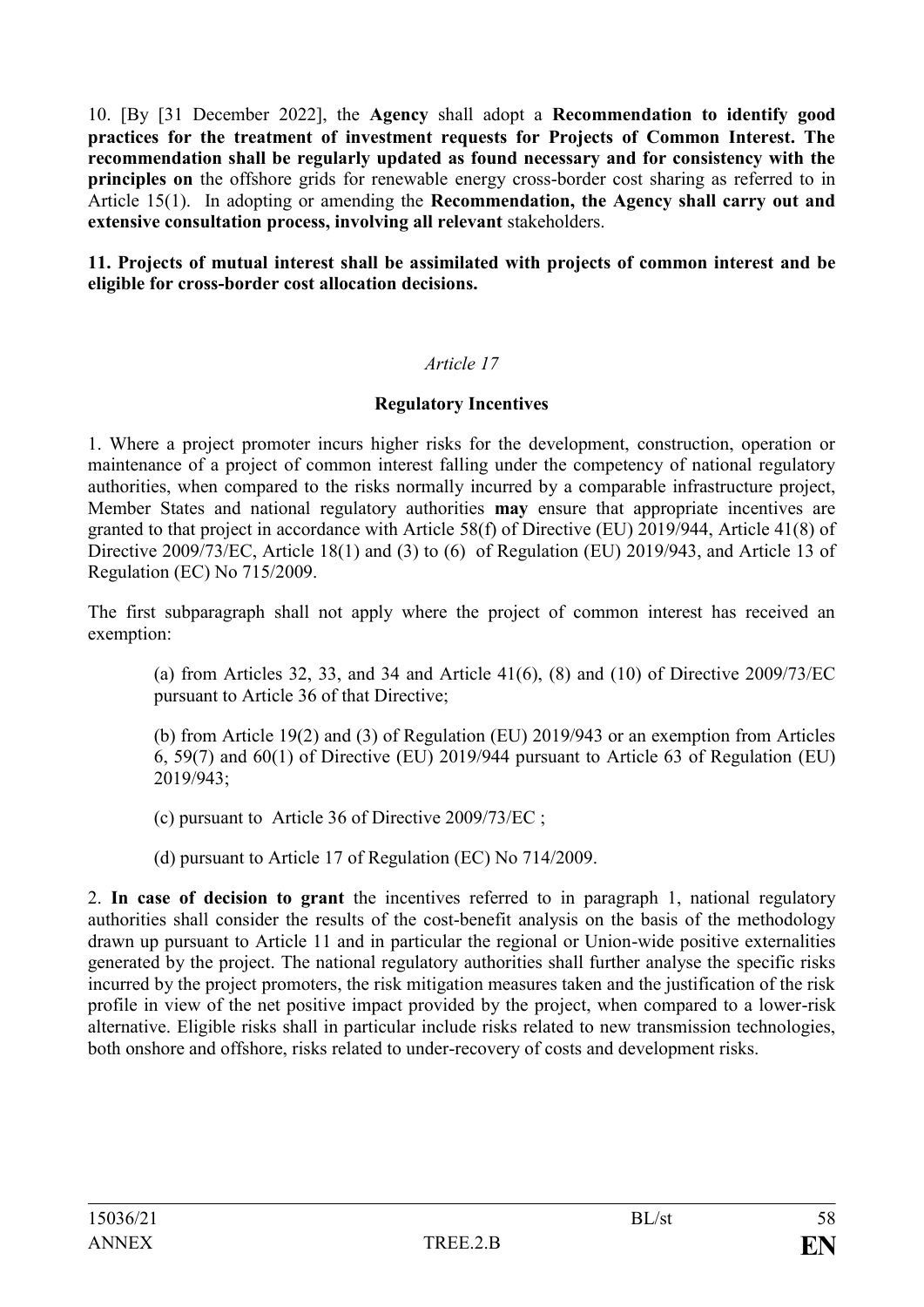10. [By [31 December 2022], the **Agency** shall adopt a **Recommendation to identify good practices for the treatment of investment requests for Projects of Common Interest. The recommendation shall be regularly updated as found necessary and for consistency with the principles on** the offshore grids for renewable energy cross-border cost sharing as referred to in Article 15(1). In adopting or amending the **Recommendation, the Agency shall carry out and extensive consultation process, involving all relevant** stakeholders.

**11. Projects of mutual interest shall be assimilated with projects of common interest and be eligible for cross-border cost allocation decisions.**

*Article 17*

**Regulatory Incentives**

1. Where a project promoter incurs higher risks for the development, construction, operation or maintenance of a project of common interest falling under the competency of national regulatory authorities, when compared to the risks normally incurred by a comparable infrastructure project, Member States and national regulatory authorities **may** ensure that appropriate incentives are granted to that project in accordance with Article 58(f) of Directive (EU) 2019/944, Article 41(8) of Directive 2009/73/EC, Article 18(1) and (3) to (6) of Regulation (EU) 2019/943, and Article 13 of Regulation (EC) No 715/2009.

The first subparagraph shall not apply where the project of common interest has received an exemption:

(a) from Articles 32, 33, and 34 and Article 41(6), (8) and (10) of Directive 2009/73/EC pursuant to Article 36 of that Directive;

(b) from Article 19(2) and (3) of Regulation (EU) 2019/943 or an exemption from Articles 6, 59(7) and 60(1) of Directive (EU) 2019/944 pursuant to Article 63 of Regulation (EU) 2019/943;

(c) pursuant to Article 36 of Directive 2009/73/EC ;

(d) pursuant to Article 17 of Regulation (EC) No 714/2009.

2. **In case of decision to grant** the incentives referred to in paragraph 1, national regulatory authorities shall consider the results of the cost-benefit analysis on the basis of the methodology drawn up pursuant to Article 11 and in particular the regional or Union-wide positive externalities generated by the project. The national regulatory authorities shall further analyse the specific risks incurred by the project promoters, the risk mitigation measures taken and the justification of the risk profile in view of the net positive impact provided by the project, when compared to a lower-risk alternative. Eligible risks shall in particular include risks related to new transmission technologies, both onshore and offshore, risks related to under-recovery of costs and development risks.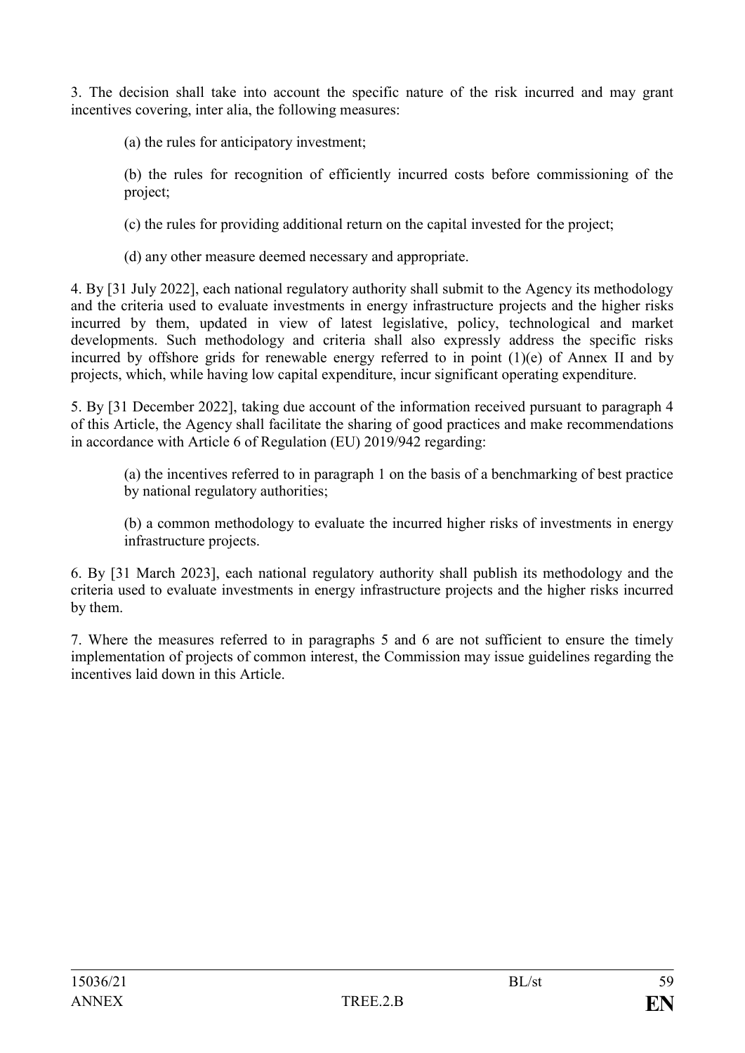3. The decision shall take into account the specific nature of the risk incurred and may grant incentives covering, inter alia, the following measures:

(a) the rules for anticipatory investment;

(b) the rules for recognition of efficiently incurred costs before commissioning of the project;

(c) the rules for providing additional return on the capital invested for the project;

(d) any other measure deemed necessary and appropriate.

4. By [31 July 2022], each national regulatory authority shall submit to the Agency its methodology and the criteria used to evaluate investments in energy infrastructure projects and the higher risks incurred by them, updated in view of latest legislative, policy, technological and market developments. Such methodology and criteria shall also expressly address the specific risks incurred by offshore grids for renewable energy referred to in point (1)(e) of Annex II and by projects, which, while having low capital expenditure, incur significant operating expenditure.

5. By [31 December 2022], taking due account of the information received pursuant to paragraph 4 of this Article, the Agency shall facilitate the sharing of good practices and make recommendations in accordance with Article 6 of Regulation (EU) 2019/942 regarding:

(a) the incentives referred to in paragraph 1 on the basis of a benchmarking of best practice by national regulatory authorities;

(b) a common methodology to evaluate the incurred higher risks of investments in energy infrastructure projects.

6. By [31 March 2023], each national regulatory authority shall publish its methodology and the criteria used to evaluate investments in energy infrastructure projects and the higher risks incurred by them.

7. Where the measures referred to in paragraphs 5 and 6 are not sufficient to ensure the timely implementation of projects of common interest, the Commission may issue guidelines regarding the incentives laid down in this Article.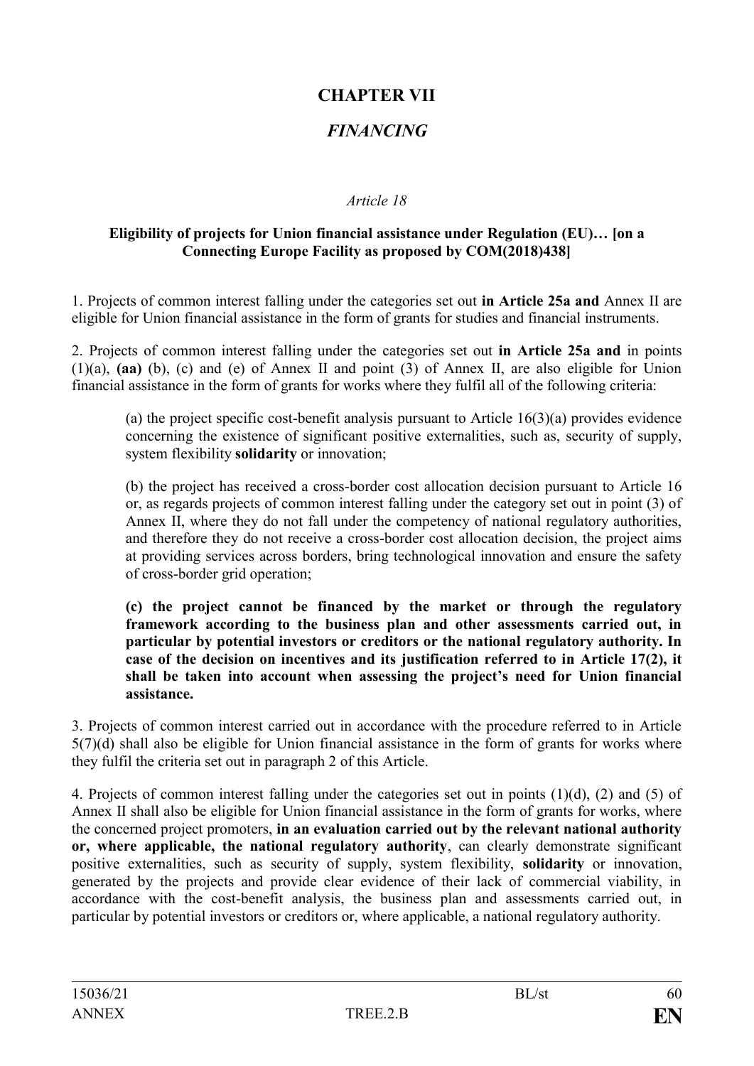# CHAPTER VII

## *FINANCING*

*Article 18*

**Eligibility of projects for Union financial assistance under Regulation (EU)… [on a Connecting Europe Facility as proposed by COM(2018)438]**

1. Projects of common interest falling under the categories set out **in Article 25a and** Annex II are eligible for Union financial assistance in the form of grants for studies and financial instruments.

2. Projects of common interest falling under the categories set out **in Article 25a and** in points (1)(a), **(aa)** (b), (c) and (e) of Annex II and point (3) of Annex II, are also eligible for Union financial assistance in the form of grants for works where they fulfil all of the following criteria:

(a) the project specific cost-benefit analysis pursuant to Article 16(3)(a) provides evidence concerning the existence of significant positive externalities, such as, security of supply, system flexibility **solidarity** or innovation;

(b) the project has received a cross-border cost allocation decision pursuant to Article 16 or, as regards projects of common interest falling under the category set out in point (3) of Annex II, where they do not fall under the competency of national regulatory authorities, and therefore they do not receive a cross-border cost allocation decision, the project aims at providing services across borders, bring technological innovation and ensure the safety of cross-border grid operation;

**(c) the project cannot be financed by the market or through the regulatory framework according to the business plan and other assessments carried out, in particular by potential investors or creditors or the national regulatory authority. In case of the decision on incentives and its justification referred to in Article 17(2), it shall be taken into account when assessing the project's need for Union financial assistance.**

3. Projects of common interest carried out in accordance with the procedure referred to in Article 5(7)(d) shall also be eligible for Union financial assistance in the form of grants for works where they fulfil the criteria set out in paragraph 2 of this Article.

4. Projects of common interest falling under the categories set out in points (1)(d), (2) and (5) of Annex II shall also be eligible for Union financial assistance in the form of grants for works, where the concerned project promoters, **in an evaluation carried out by the relevant national authority or, where applicable, the national regulatory authority**, can clearly demonstrate significant positive externalities, such as security of supply, system flexibility, **solidarity** or innovation, generated by the projects and provide clear evidence of their lack of commercial viability, in accordance with the cost-benefit analysis, the business plan and assessments carried out, in particular by potential investors or creditors or, where applicable, a national regulatory authority.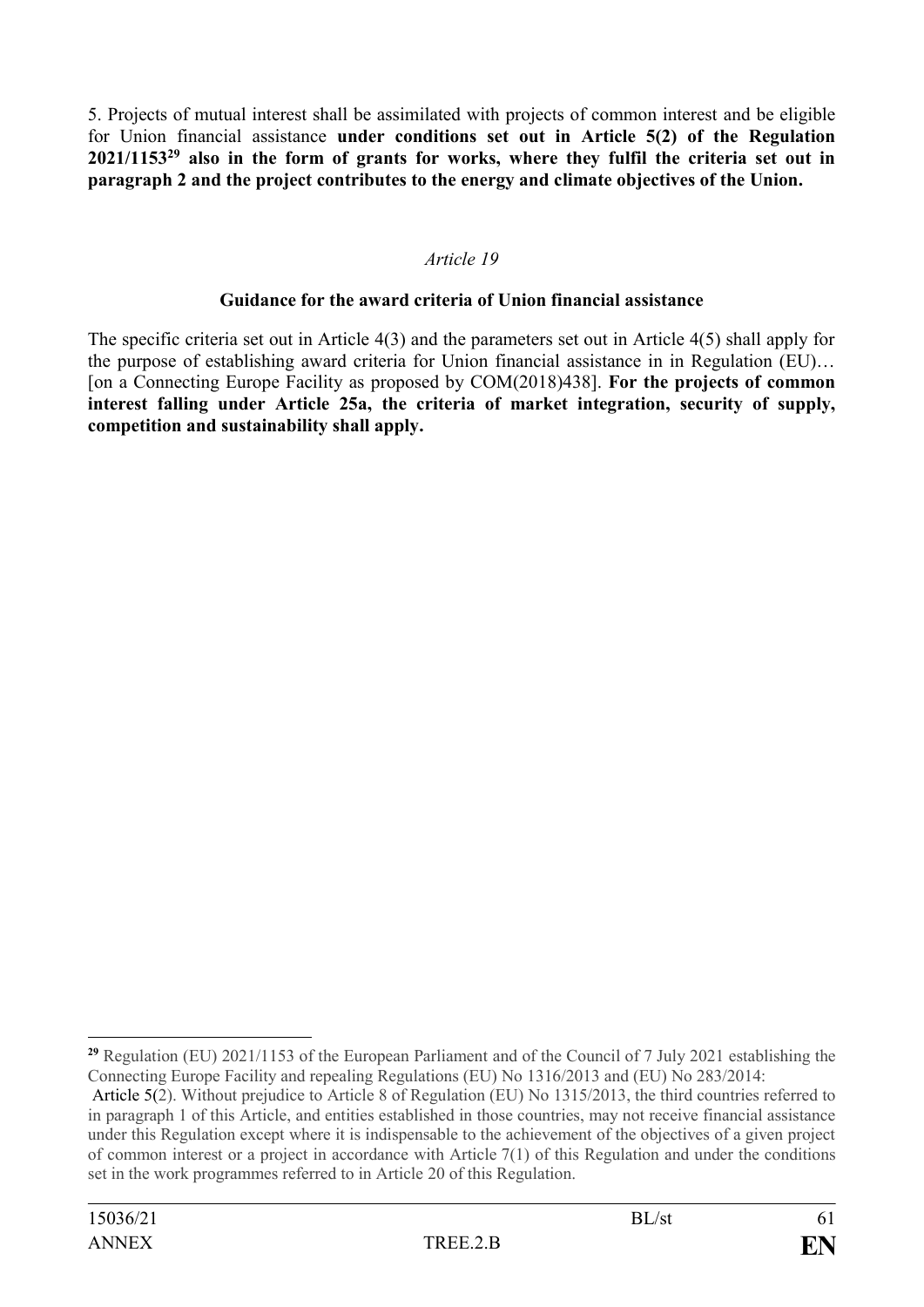5. Projects of mutual interest shall be assimilated with projects of common interest and be eligible for Union financial assistance **under conditions set out in Article 5(2) of the Regulation 2021/1153[29] also in the form of grants for works, where they fulfil the criteria set out in paragraph 2 and the project contributes to the energy and climate objectives of the Union.**

*Article 19*

**Guidance for the award criteria of Union financial assistance**

The specific criteria set out in Article 4(3) and the parameters set out in Article 4(5) shall apply for the purpose of establishing award criteria for Union financial assistance in in Regulation (EU)… [on a Connecting Europe Facility as proposed by COM(2018)438]. **For the projects of common interest falling under Article 25a, the criteria of market integration, security of supply, competition and sustainability shall apply.**

---

[29] Regulation (EU) 2021/1153 of the European Parliament and of the Council of 7 July 2021 establishing the Connecting Europe Facility and repealing Regulations (EU) No 1316/2013 and (EU) No 283/2014:

Article 5(2). Without prejudice to Article 8 of Regulation (EU) No 1315/2013, the third countries referred to in paragraph 1 of this Article, and entities established in those countries, may not receive financial assistance under this Regulation except where it is indispensable to the achievement of the objectives of a given project of common interest or a project in accordance with Article 7(1) of this Regulation and under the conditions set in the work programmes referred to in Article 20 of this Regulation.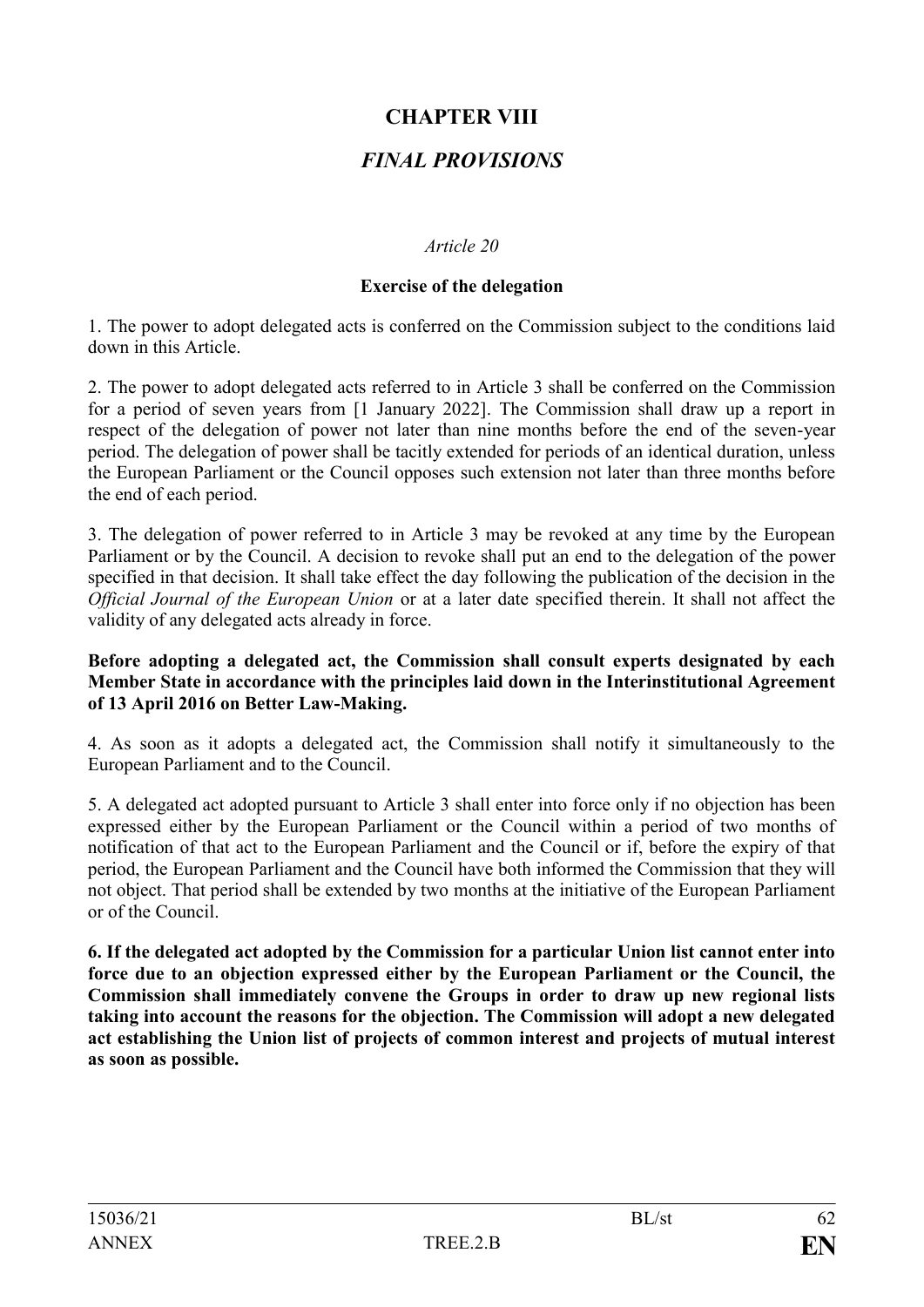# CHAPTER VIII

## *FINAL PROVISIONS*

*Article 20*

**Exercise of the delegation**

1. The power to adopt delegated acts is conferred on the Commission subject to the conditions laid down in this Article.

2. The power to adopt delegated acts referred to in Article 3 shall be conferred on the Commission for a period of seven years from [1 January 2022]. The Commission shall draw up a report in respect of the delegation of power not later than nine months before the end of the seven-year period. The delegation of power shall be tacitly extended for periods of an identical duration, unless the European Parliament or the Council opposes such extension not later than three months before the end of each period.

3. The delegation of power referred to in Article 3 may be revoked at any time by the European Parliament or by the Council. A decision to revoke shall put an end to the delegation of the power specified in that decision. It shall take effect the day following the publication of the decision in the *Official Journal of the European Union* or at a later date specified therein. It shall not affect the validity of any delegated acts already in force.

**Before adopting a delegated act, the Commission shall consult experts designated by each Member State in accordance with the principles laid down in the Interinstitutional Agreement of 13 April 2016 on Better Law-Making.**

4. As soon as it adopts a delegated act, the Commission shall notify it simultaneously to the European Parliament and to the Council.

5. A delegated act adopted pursuant to Article 3 shall enter into force only if no objection has been expressed either by the European Parliament or the Council within a period of two months of notification of that act to the European Parliament and the Council or if, before the expiry of that period, the European Parliament and the Council have both informed the Commission that they will not object. That period shall be extended by two months at the initiative of the European Parliament or of the Council.

**6. If the delegated act adopted by the Commission for a particular Union list cannot enter into force due to an objection expressed either by the European Parliament or the Council, the Commission shall immediately convene the Groups in order to draw up new regional lists taking into account the reasons for the objection. The Commission will adopt a new delegated act establishing the Union list of projects of common interest and projects of mutual interest as soon as possible.**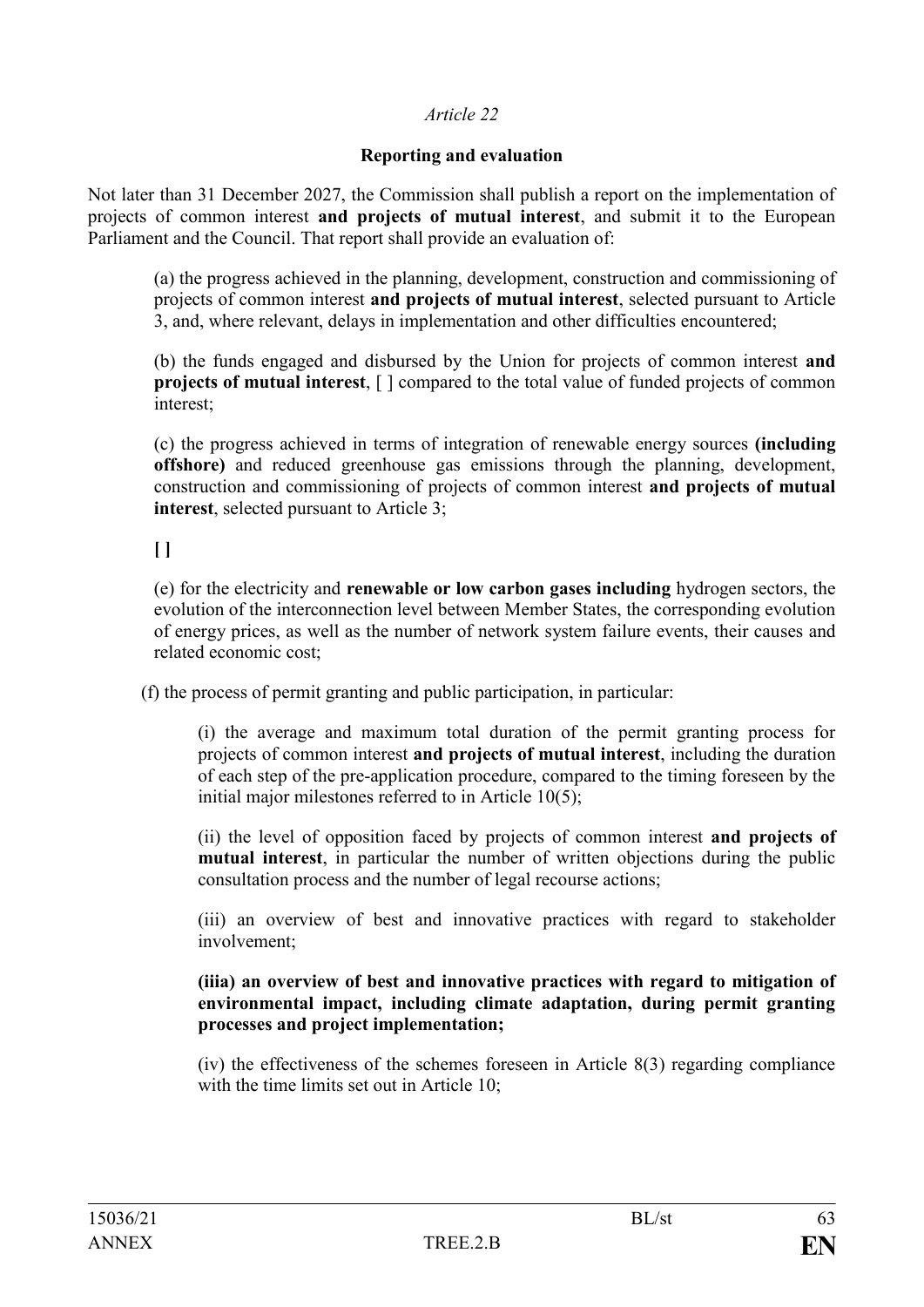*Article 22*

**Reporting and evaluation**

Not later than 31 December 2027, the Commission shall publish a report on the implementation of projects of common interest **and projects of mutual interest**, and submit it to the European Parliament and the Council. That report shall provide an evaluation of:

(a) the progress achieved in the planning, development, construction and commissioning of projects of common interest **and projects of mutual interest**, selected pursuant to Article 3, and, where relevant, delays in implementation and other difficulties encountered;

(b) the funds engaged and disbursed by the Union for projects of common interest **and projects of mutual interest**, [ ] compared to the total value of funded projects of common interest;

(c) the progress achieved in terms of integration of renewable energy sources **(including offshore)** and reduced greenhouse gas emissions through the planning, development, construction and commissioning of projects of common interest **and projects of mutual interest**, selected pursuant to Article 3;

**[ ]**

(e) for the electricity and **renewable or low carbon gases including** hydrogen sectors, the evolution of the interconnection level between Member States, the corresponding evolution of energy prices, as well as the number of network system failure events, their causes and related economic cost;

(f) the process of permit granting and public participation, in particular:

(i) the average and maximum total duration of the permit granting process for projects of common interest **and projects of mutual interest**, including the duration of each step of the pre-application procedure, compared to the timing foreseen by the initial major milestones referred to in Article 10(5);

(ii) the level of opposition faced by projects of common interest **and projects of mutual interest**, in particular the number of written objections during the public consultation process and the number of legal recourse actions;

(iii) an overview of best and innovative practices with regard to stakeholder involvement;

**(iiia) an overview of best and innovative practices with regard to mitigation of environmental impact, including climate adaptation, during permit granting processes and project implementation;**

(iv) the effectiveness of the schemes foreseen in Article 8(3) regarding compliance with the time limits set out in Article 10;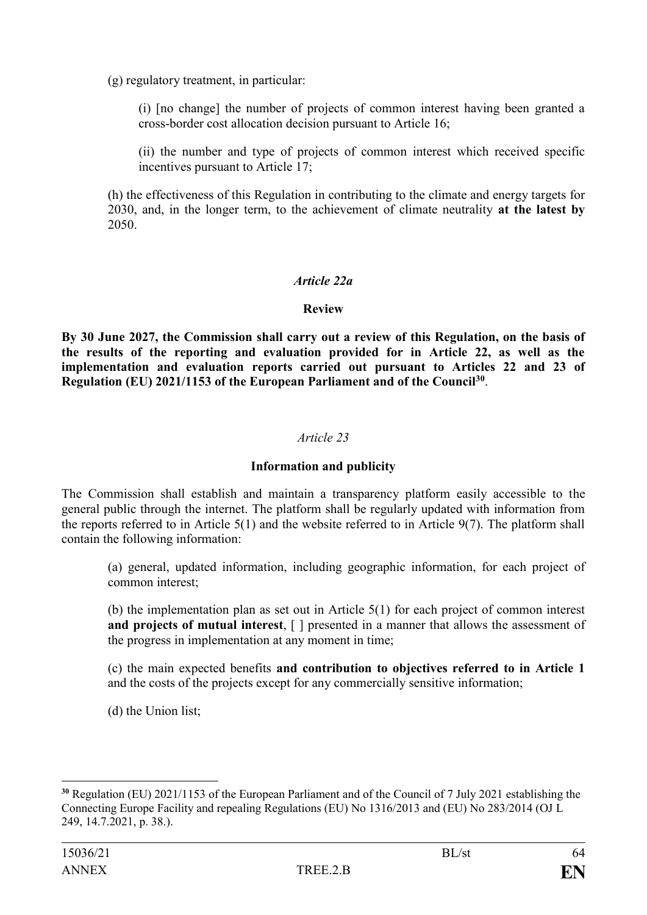(g) regulatory treatment, in particular:

(i) [no change] the number of projects of common interest having been granted a cross-border cost allocation decision pursuant to Article 16;

(ii) the number and type of projects of common interest which received specific incentives pursuant to Article 17;

(h) the effectiveness of this Regulation in contributing to the climate and energy targets for 2030, and, in the longer term, to the achievement of climate neutrality **at the latest by** 2050.

*Article 22a*

**Review**

**By 30 June 2027, the Commission shall carry out a review of this Regulation, on the basis of the results of the reporting and evaluation provided for in Article 22, as well as the implementation and evaluation reports carried out pursuant to Articles 22 and 23 of Regulation (EU) 2021/1153 of the European Parliament and of the Council[30]**.

*Article 23*

**Information and publicity**

The Commission shall establish and maintain a transparency platform easily accessible to the general public through the internet. The platform shall be regularly updated with information from the reports referred to in Article 5(1) and the website referred to in Article 9(7). The platform shall contain the following information:

(a) general, updated information, including geographic information, for each project of common interest;

(b) the implementation plan as set out in Article 5(1) for each project of common interest **and projects of mutual interest**, [ ] presented in a manner that allows the assessment of the progress in implementation at any moment in time;

(c) the main expected benefits **and contribution to objectives referred to in Article 1** and the costs of the projects except for any commercially sensitive information;

(d) the Union list;

---

[30] Regulation (EU) 2021/1153 of the European Parliament and of the Council of 7 July 2021 establishing the Connecting Europe Facility and repealing Regulations (EU) No 1316/2013 and (EU) No 283/2014 (OJ L 249, 14.7.2021, p. 38.).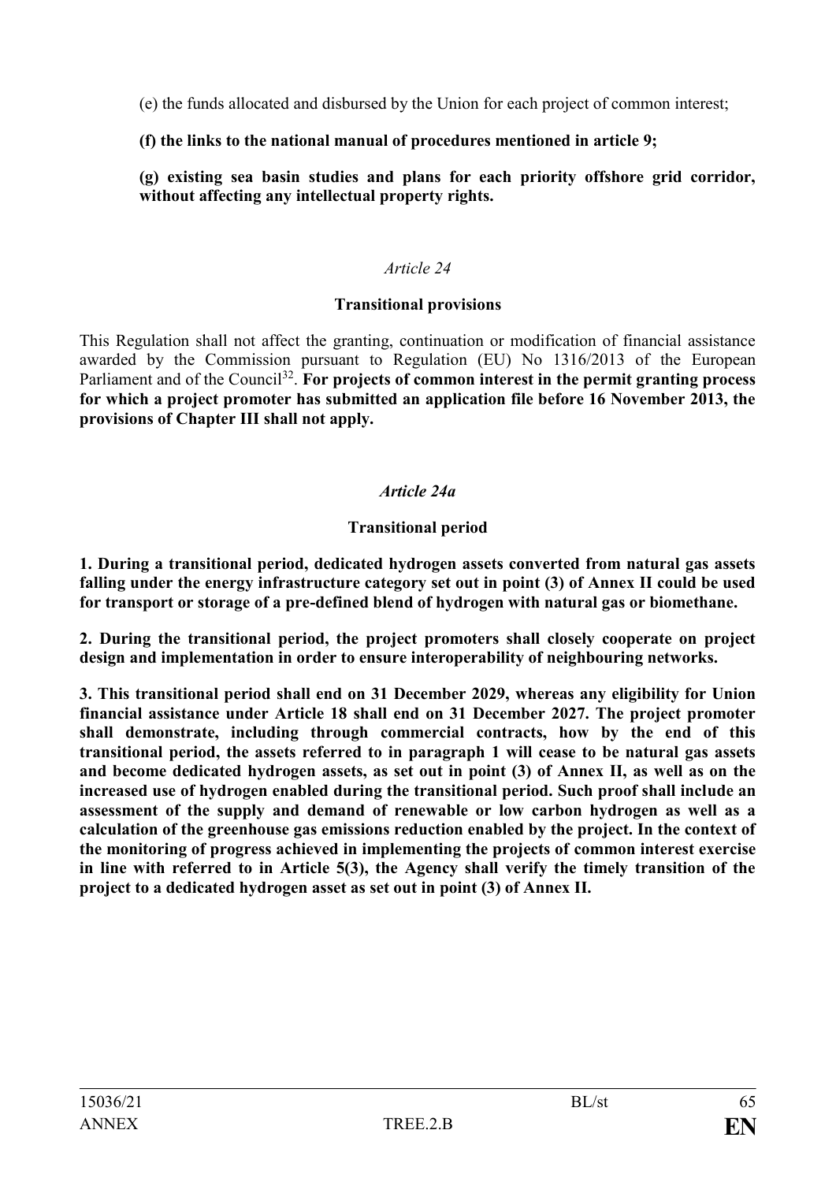(e) the funds allocated and disbursed by the Union for each project of common interest;

**(f) the links to the national manual of procedures mentioned in article 9;**

**(g) existing sea basin studies and plans for each priority offshore grid corridor, without affecting any intellectual property rights.**

*Article 24*

**Transitional provisions**

This Regulation shall not affect the granting, continuation or modification of financial assistance awarded by the Commission pursuant to Regulation (EU) No 1316/2013 of the European Parliament and of the Council[32]. **For projects of common interest in the permit granting process for which a project promoter has submitted an application file before 16 November 2013, the provisions of Chapter III shall not apply.**

***Article 24a***

**Transitional period**

**1. During a transitional period, dedicated hydrogen assets converted from natural gas assets falling under the energy infrastructure category set out in point (3) of Annex II could be used for transport or storage of a pre-defined blend of hydrogen with natural gas or biomethane.**

**2. During the transitional period, the project promoters shall closely cooperate on project design and implementation in order to ensure interoperability of neighbouring networks.**

**3. This transitional period shall end on 31 December 2029, whereas any eligibility for Union financial assistance under Article 18 shall end on 31 December 2027. The project promoter shall demonstrate, including through commercial contracts, how by the end of this transitional period, the assets referred to in paragraph 1 will cease to be natural gas assets and become dedicated hydrogen assets, as set out in point (3) of Annex II, as well as on the increased use of hydrogen enabled during the transitional period. Such proof shall include an assessment of the supply and demand of renewable or low carbon hydrogen as well as a calculation of the greenhouse gas emissions reduction enabled by the project. In the context of the monitoring of progress achieved in implementing the projects of common interest exercise in line with referred to in Article 5(3), the Agency shall verify the timely transition of the project to a dedicated hydrogen asset as set out in point (3) of Annex II.**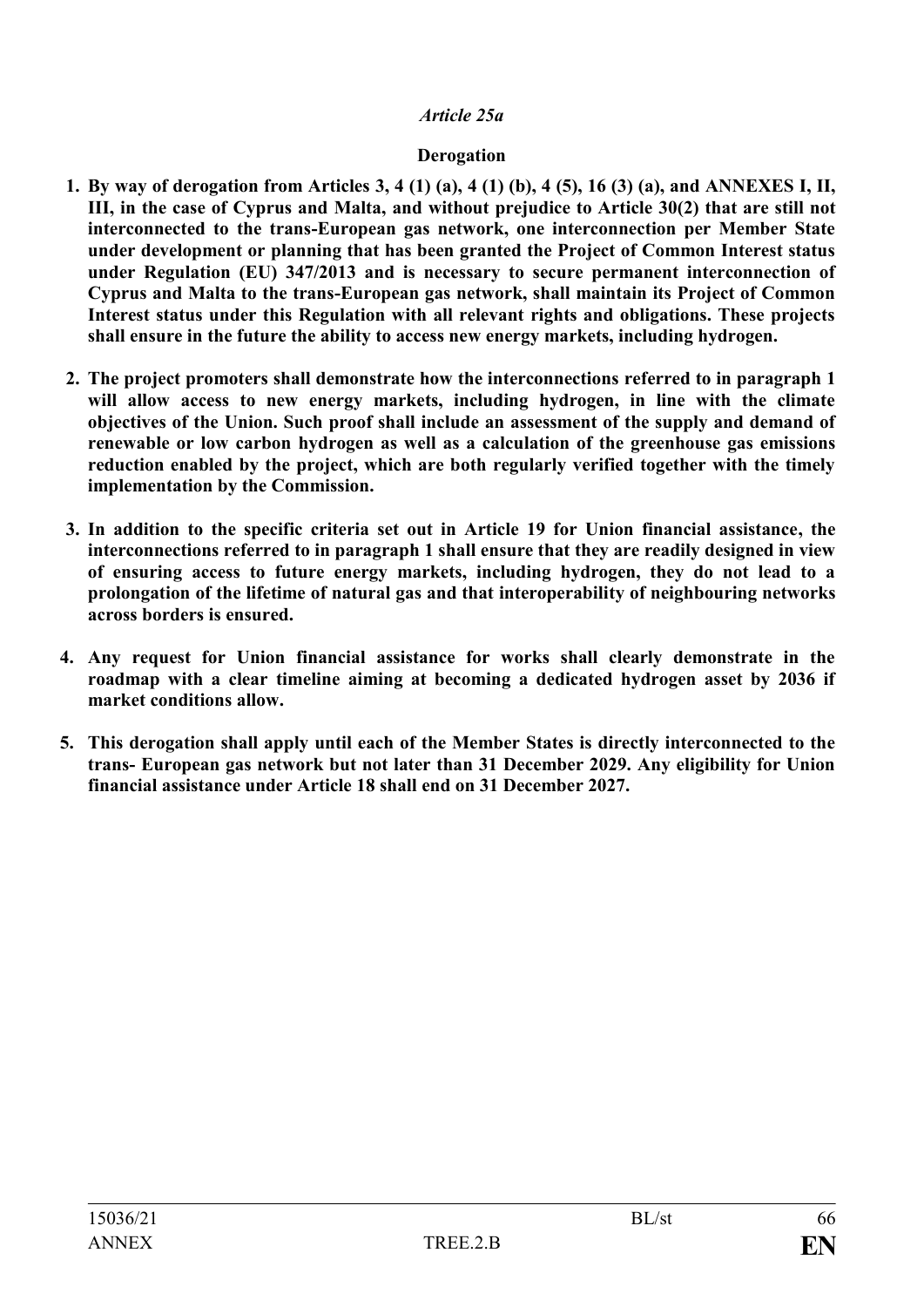*Article 25a*

**Derogation**

1. **By way of derogation from Articles 3, 4 (1) (a), 4 (1) (b), 4 (5), 16 (3) (a), and ANNEXES I, II, III, in the case of Cyprus and Malta, and without prejudice to Article 30(2) that are still not interconnected to the trans-European gas network, one interconnection per Member State under development or planning that has been granted the Project of Common Interest status under Regulation (EU) 347/2013 and is necessary to secure permanent interconnection of Cyprus and Malta to the trans-European gas network, shall maintain its Project of Common Interest status under this Regulation with all relevant rights and obligations. These projects shall ensure in the future the ability to access new energy markets, including hydrogen.**

2. **The project promoters shall demonstrate how the interconnections referred to in paragraph 1 will allow access to new energy markets, including hydrogen, in line with the climate objectives of the Union. Such proof shall include an assessment of the supply and demand of renewable or low carbon hydrogen as well as a calculation of the greenhouse gas emissions reduction enabled by the project, which are both regularly verified together with the timely implementation by the Commission.**

3. **In addition to the specific criteria set out in Article 19 for Union financial assistance, the interconnections referred to in paragraph 1 shall ensure that they are readily designed in view of ensuring access to future energy markets, including hydrogen, they do not lead to a prolongation of the lifetime of natural gas and that interoperability of neighbouring networks across borders is ensured.**

4. **Any request for Union financial assistance for works shall clearly demonstrate in the roadmap with a clear timeline aiming at becoming a dedicated hydrogen asset by 2036 if market conditions allow.**

5. **This derogation shall apply until each of the Member States is directly interconnected to the trans- European gas network but not later than 31 December 2029. Any eligibility for Union financial assistance under Article 18 shall end on 31 December 2027.**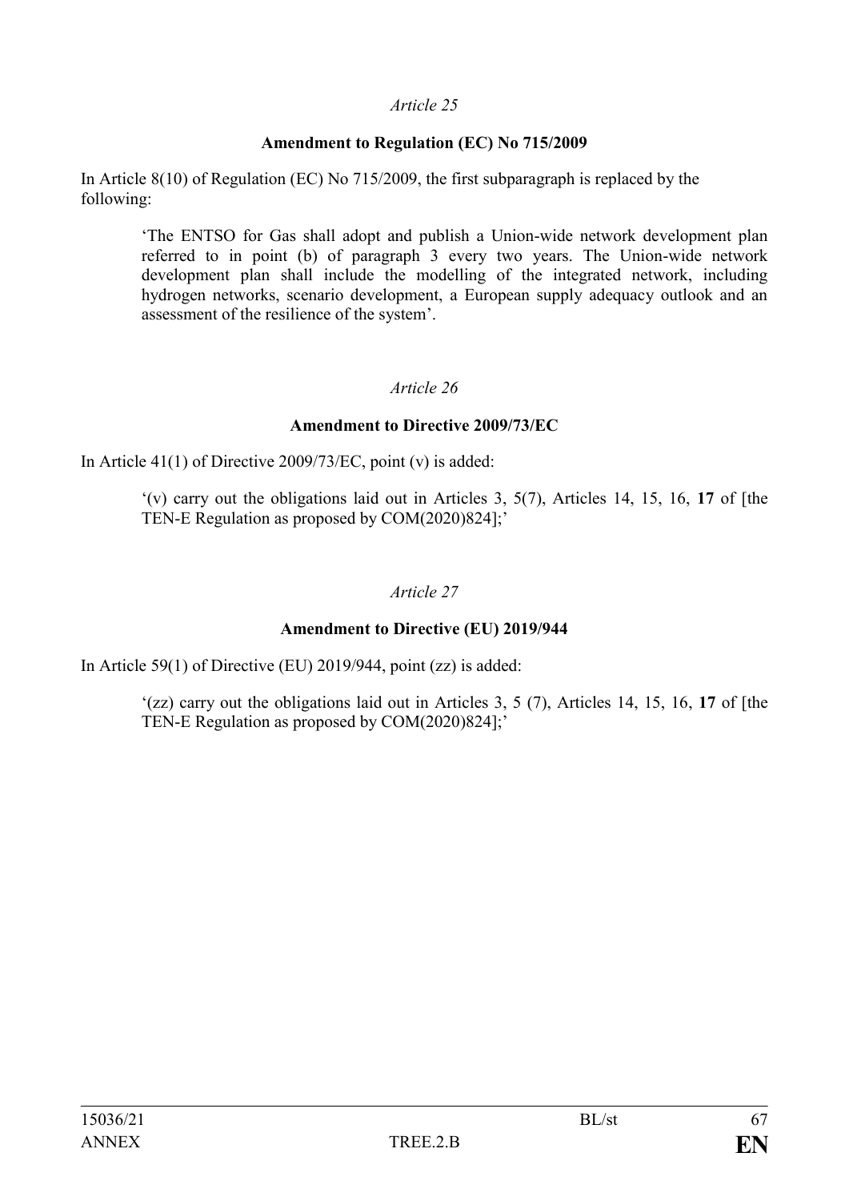*Article 25*

**Amendment to Regulation (EC) No 715/2009**

In Article 8(10) of Regulation (EC) No 715/2009, the first subparagraph is replaced by the following:

> 'The ENTSO for Gas shall adopt and publish a Union-wide network development plan referred to in point (b) of paragraph 3 every two years. The Union-wide network development plan shall include the modelling of the integrated network, including hydrogen networks, scenario development, a European supply adequacy outlook and an assessment of the resilience of the system'.

*Article 26*

**Amendment to Directive 2009/73/EC**

In Article 41(1) of Directive 2009/73/EC, point (v) is added:

> '(v) carry out the obligations laid out in Articles 3, 5(7), Articles 14, 15, 16, **17** of [the TEN-E Regulation as proposed by COM(2020)824];'

*Article 27*

**Amendment to Directive (EU) 2019/944**

In Article 59(1) of Directive (EU) 2019/944, point (zz) is added:

> '(zz) carry out the obligations laid out in Articles 3, 5 (7), Articles 14, 15, 16, **17** of [the TEN-E Regulation as proposed by COM(2020)824];'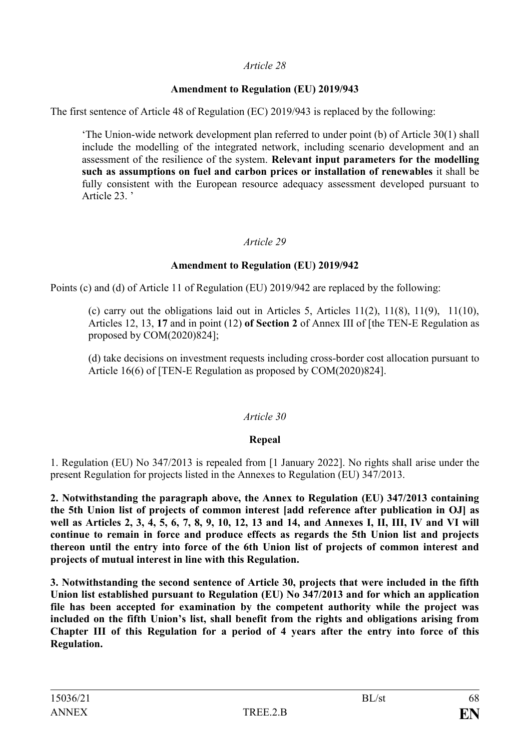*Article 28*

**Amendment to Regulation (EU) 2019/943**

The first sentence of Article 48 of Regulation (EC) 2019/943 is replaced by the following:

> 'The Union-wide network development plan referred to under point (b) of Article 30(1) shall include the modelling of the integrated network, including scenario development and an assessment of the resilience of the system. **Relevant input parameters for the modelling such as assumptions on fuel and carbon prices or installation of renewables** it shall be fully consistent with the European resource adequacy assessment developed pursuant to Article 23. '

*Article 29*

**Amendment to Regulation (EU) 2019/942**

Points (c) and (d) of Article 11 of Regulation (EU) 2019/942 are replaced by the following:

> (c) carry out the obligations laid out in Articles 5, Articles 11(2), 11(8), 11(9), 11(10), Articles 12, 13, **17** and in point (12) **of Section 2** of Annex III of [the TEN-E Regulation as proposed by COM(2020)824];
>
> (d) take decisions on investment requests including cross-border cost allocation pursuant to Article 16(6) of [TEN-E Regulation as proposed by COM(2020)824].

*Article 30*

**Repeal**

1. Regulation (EU) No 347/2013 is repealed from [1 January 2022]. No rights shall arise under the present Regulation for projects listed in the Annexes to Regulation (EU) 347/2013.

**2. Notwithstanding the paragraph above, the Annex to Regulation (EU) 347/2013 containing the 5th Union list of projects of common interest [add reference after publication in OJ] as well as Articles 2, 3, 4, 5, 6, 7, 8, 9, 10, 12, 13 and 14, and Annexes I, II, III, IV and VI will continue to remain in force and produce effects as regards the 5th Union list and projects thereon until the entry into force of the 6th Union list of projects of common interest and projects of mutual interest in line with this Regulation.**

**3. Notwithstanding the second sentence of Article 30, projects that were included in the fifth Union list established pursuant to Regulation (EU) No 347/2013 and for which an application file has been accepted for examination by the competent authority while the project was included on the fifth Union's list, shall benefit from the rights and obligations arising from Chapter III of this Regulation for a period of 4 years after the entry into force of this Regulation.**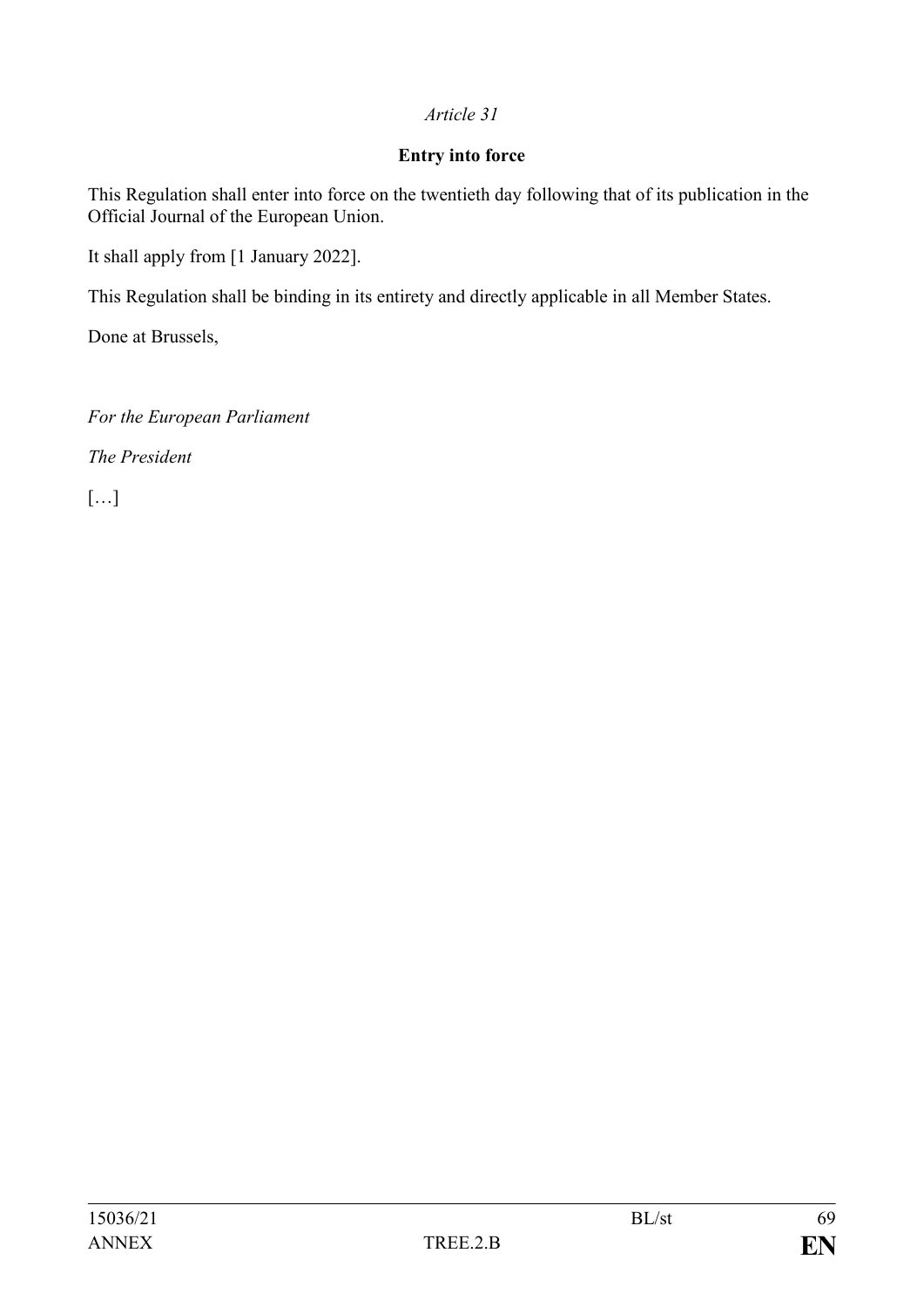*Article 31*

**Entry into force**

This Regulation shall enter into force on the twentieth day following that of its publication in the Official Journal of the European Union.

It shall apply from [1 January 2022].

This Regulation shall be binding in its entirety and directly applicable in all Member States.

Done at Brussels,

*For the European Parliament*

*The President*

[…]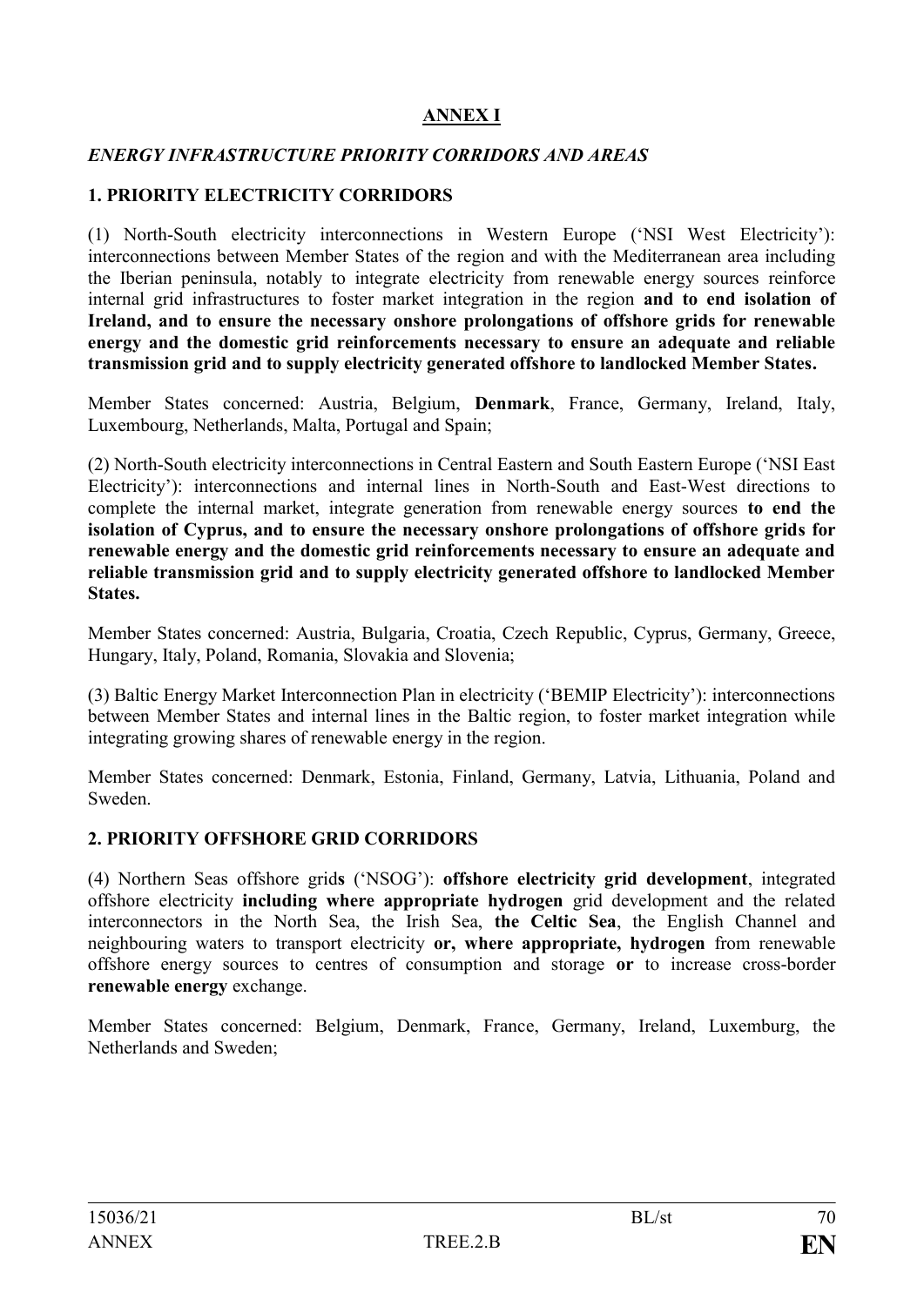## ANNEX I

### *ENERGY INFRASTRUCTURE PRIORITY CORRIDORS AND AREAS*

### 1. PRIORITY ELECTRICITY CORRIDORS

(1) North-South electricity interconnections in Western Europe ('NSI West Electricity'): interconnections between Member States of the region and with the Mediterranean area including the Iberian peninsula, notably to integrate electricity from renewable energy sources reinforce internal grid infrastructures to foster market integration in the region **and to end isolation of Ireland, and to ensure the necessary onshore prolongations of offshore grids for renewable energy and the domestic grid reinforcements necessary to ensure an adequate and reliable transmission grid and to supply electricity generated offshore to landlocked Member States.**

Member States concerned: Austria, Belgium, **Denmark**, France, Germany, Ireland, Italy, Luxembourg, Netherlands, Malta, Portugal and Spain;

(2) North-South electricity interconnections in Central Eastern and South Eastern Europe ('NSI East Electricity'): interconnections and internal lines in North-South and East-West directions to complete the internal market, integrate generation from renewable energy sources **to end the isolation of Cyprus, and to ensure the necessary onshore prolongations of offshore grids for renewable energy and the domestic grid reinforcements necessary to ensure an adequate and reliable transmission grid and to supply electricity generated offshore to landlocked Member States.**

Member States concerned: Austria, Bulgaria, Croatia, Czech Republic, Cyprus, Germany, Greece, Hungary, Italy, Poland, Romania, Slovakia and Slovenia;

(3) Baltic Energy Market Interconnection Plan in electricity ('BEMIP Electricity'): interconnections between Member States and internal lines in the Baltic region, to foster market integration while integrating growing shares of renewable energy in the region.

Member States concerned: Denmark, Estonia, Finland, Germany, Latvia, Lithuania, Poland and Sweden.

### 2. PRIORITY OFFSHORE GRID CORRIDORS

(4) Northern Seas offshore grid**s** ('NSOG'): **offshore electricity grid development**, integrated offshore electricity **including where appropriate hydrogen** grid development and the related interconnectors in the North Sea, the Irish Sea, **the Celtic Sea**, the English Channel and neighbouring waters to transport electricity **or, where appropriate, hydrogen** from renewable offshore energy sources to centres of consumption and storage **or** to increase cross-border **renewable energy** exchange.

Member States concerned: Belgium, Denmark, France, Germany, Ireland, Luxemburg, the Netherlands and Sweden;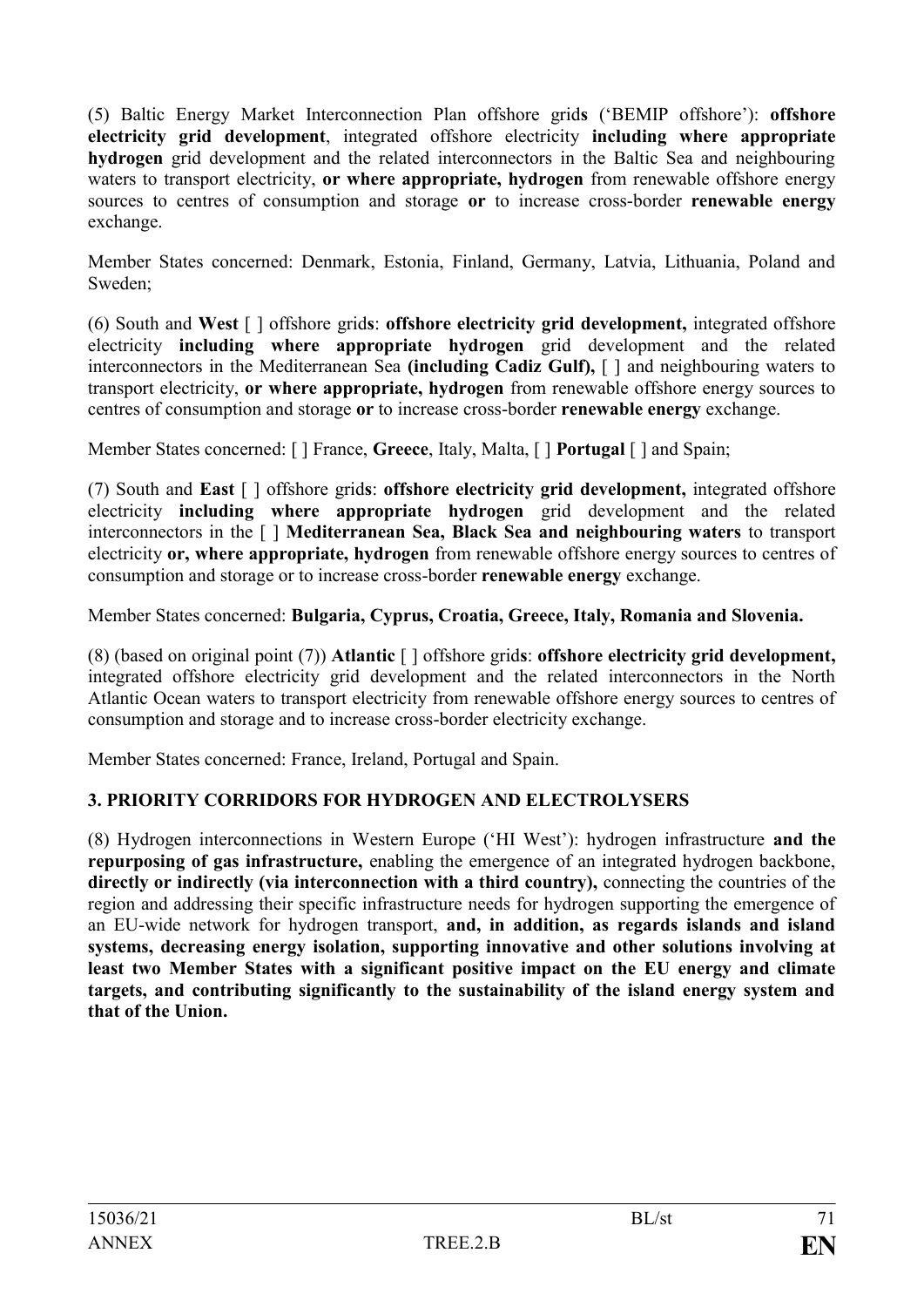(5) Baltic Energy Market Interconnection Plan offshore grid**s** ('BEMIP offshore'): **offshore electricity grid development**, integrated offshore electricity **including where appropriate hydrogen** grid development and the related interconnectors in the Baltic Sea and neighbouring waters to transport electricity, **or where appropriate, hydrogen** from renewable offshore energy sources to centres of consumption and storage **or** to increase cross-border **renewable energy** exchange.

Member States concerned: Denmark, Estonia, Finland, Germany, Latvia, Lithuania, Poland and Sweden;

(6) South and **West** [ ] offshore grid**s**: **offshore electricity grid development,** integrated offshore electricity **including where appropriate hydrogen** grid development and the related interconnectors in the Mediterranean Sea **(including Cadiz Gulf),** [ ] and neighbouring waters to transport electricity, **or where appropriate, hydrogen** from renewable offshore energy sources to centres of consumption and storage **or** to increase cross-border **renewable energy** exchange.

Member States concerned: [ ] France, **Greece**, Italy, Malta, [ ] **Portugal** [ ] and Spain;

(7) South and **East** [ ] offshore grid**s**: **offshore electricity grid development,** integrated offshore electricity **including where appropriate hydrogen** grid development and the related interconnectors in the [ ] **Mediterranean Sea, Black Sea and neighbouring waters** to transport electricity **or, where appropriate, hydrogen** from renewable offshore energy sources to centres of consumption and storage or to increase cross-border **renewable energy** exchange.

Member States concerned: **Bulgaria, Cyprus, Croatia, Greece, Italy, Romania and Slovenia.**

(8) (based on original point (7)) **Atlantic** [ ] offshore grid**s**: **offshore electricity grid development,** integrated offshore electricity grid development and the related interconnectors in the North Atlantic Ocean waters to transport electricity from renewable offshore energy sources to centres of consumption and storage and to increase cross-border electricity exchange.

Member States concerned: France, Ireland, Portugal and Spain.

**3. PRIORITY CORRIDORS FOR HYDROGEN AND ELECTROLYSERS**

(8) Hydrogen interconnections in Western Europe ('HI West'): hydrogen infrastructure **and the repurposing of gas infrastructure,** enabling the emergence of an integrated hydrogen backbone, **directly or indirectly (via interconnection with a third country),** connecting the countries of the region and addressing their specific infrastructure needs for hydrogen supporting the emergence of an EU-wide network for hydrogen transport, **and, in addition, as regards islands and island systems, decreasing energy isolation, supporting innovative and other solutions involving at least two Member States with a significant positive impact on the EU energy and climate targets, and contributing significantly to the sustainability of the island energy system and that of the Union.**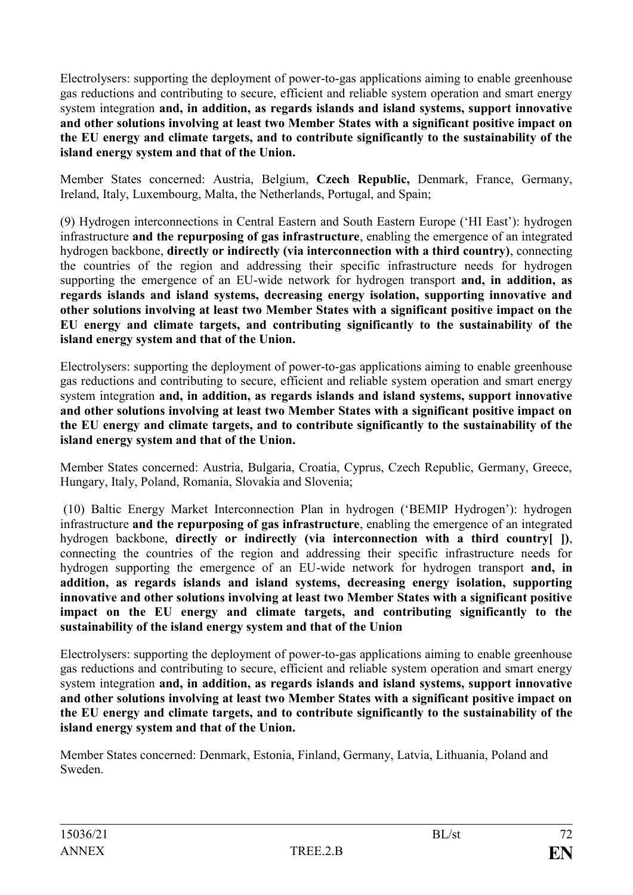Electrolysers: supporting the deployment of power-to-gas applications aiming to enable greenhouse gas reductions and contributing to secure, efficient and reliable system operation and smart energy system integration **and, in addition, as regards islands and island systems, support innovative and other solutions involving at least two Member States with a significant positive impact on the EU energy and climate targets, and to contribute significantly to the sustainability of the island energy system and that of the Union.**

Member States concerned: Austria, Belgium, **Czech Republic,** Denmark, France, Germany, Ireland, Italy, Luxembourg, Malta, the Netherlands, Portugal, and Spain;

(9) Hydrogen interconnections in Central Eastern and South Eastern Europe ('HI East'): hydrogen infrastructure **and the repurposing of gas infrastructure**, enabling the emergence of an integrated hydrogen backbone, **directly or indirectly (via interconnection with a third country)**, connecting the countries of the region and addressing their specific infrastructure needs for hydrogen supporting the emergence of an EU-wide network for hydrogen transport **and, in addition, as regards islands and island systems, decreasing energy isolation, supporting innovative and other solutions involving at least two Member States with a significant positive impact on the EU energy and climate targets, and contributing significantly to the sustainability of the island energy system and that of the Union.**

Electrolysers: supporting the deployment of power-to-gas applications aiming to enable greenhouse gas reductions and contributing to secure, efficient and reliable system operation and smart energy system integration **and, in addition, as regards islands and island systems, support innovative and other solutions involving at least two Member States with a significant positive impact on the EU energy and climate targets, and to contribute significantly to the sustainability of the island energy system and that of the Union.**

Member States concerned: Austria, Bulgaria, Croatia, Cyprus, Czech Republic, Germany, Greece, Hungary, Italy, Poland, Romania, Slovakia and Slovenia;

(10) Baltic Energy Market Interconnection Plan in hydrogen ('BEMIP Hydrogen'): hydrogen infrastructure **and the repurposing of gas infrastructure**, enabling the emergence of an integrated hydrogen backbone, **directly or indirectly (via interconnection with a third country[ ])**, connecting the countries of the region and addressing their specific infrastructure needs for hydrogen supporting the emergence of an EU-wide network for hydrogen transport **and, in addition, as regards islands and island systems, decreasing energy isolation, supporting innovative and other solutions involving at least two Member States with a significant positive impact on the EU energy and climate targets, and contributing significantly to the sustainability of the island energy system and that of the Union**

Electrolysers: supporting the deployment of power-to-gas applications aiming to enable greenhouse gas reductions and contributing to secure, efficient and reliable system operation and smart energy system integration **and, in addition, as regards islands and island systems, support innovative and other solutions involving at least two Member States with a significant positive impact on the EU energy and climate targets, and to contribute significantly to the sustainability of the island energy system and that of the Union.**

Member States concerned: Denmark, Estonia, Finland, Germany, Latvia, Lithuania, Poland and Sweden.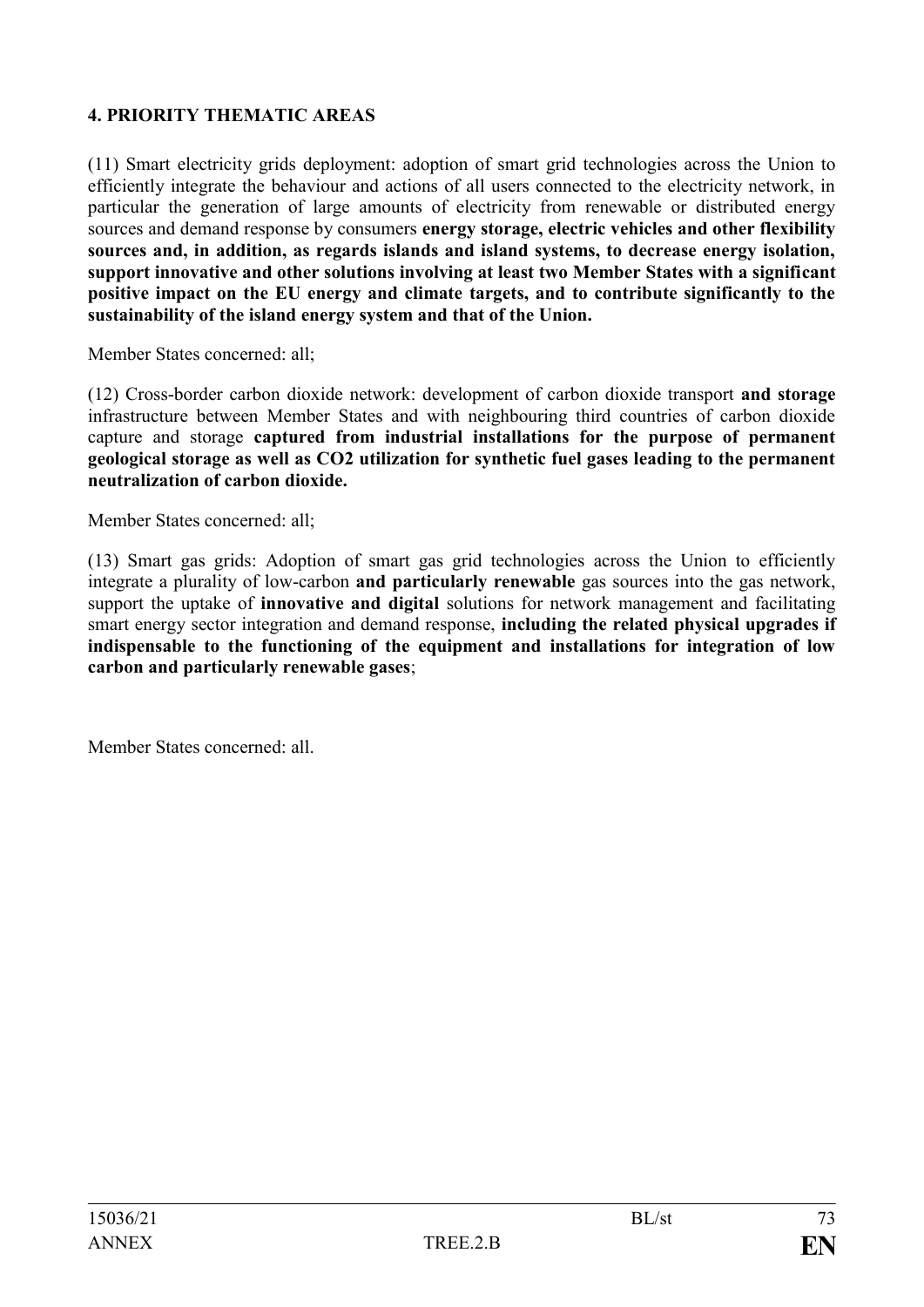**4. PRIORITY THEMATIC AREAS**

(11) Smart electricity grids deployment: adoption of smart grid technologies across the Union to efficiently integrate the behaviour and actions of all users connected to the electricity network, in particular the generation of large amounts of electricity from renewable or distributed energy sources and demand response by consumers **energy storage, electric vehicles and other flexibility sources and, in addition, as regards islands and island systems, to decrease energy isolation, support innovative and other solutions involving at least two Member States with a significant positive impact on the EU energy and climate targets, and to contribute significantly to the sustainability of the island energy system and that of the Union.**

Member States concerned: all;

(12) Cross-border carbon dioxide network: development of carbon dioxide transport **and storage** infrastructure between Member States and with neighbouring third countries of carbon dioxide capture and storage **captured from industrial installations for the purpose of permanent geological storage as well as CO2 utilization for synthetic fuel gases leading to the permanent neutralization of carbon dioxide.**

Member States concerned: all;

(13) Smart gas grids: Adoption of smart gas grid technologies across the Union to efficiently integrate a plurality of low-carbon **and particularly renewable** gas sources into the gas network, support the uptake of **innovative and digital** solutions for network management and facilitating smart energy sector integration and demand response, **including the related physical upgrades if indispensable to the functioning of the equipment and installations for integration of low carbon and particularly renewable gases**;

Member States concerned: all.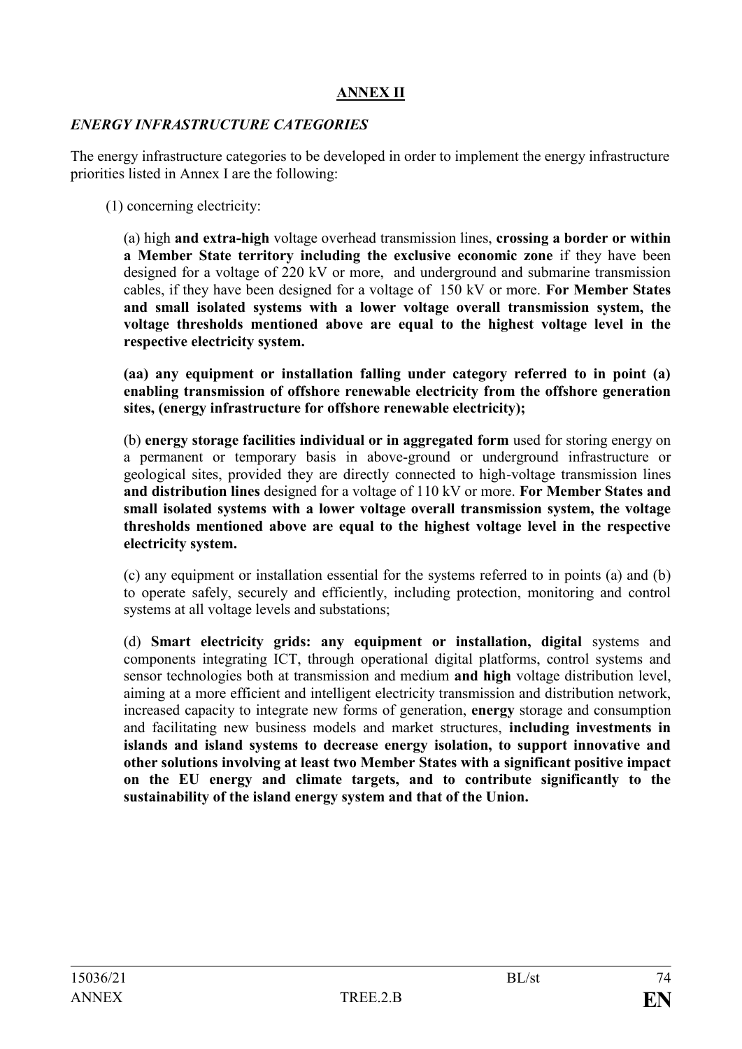**<u>ANNEX II</u>**

***ENERGY INFRASTRUCTURE CATEGORIES***

The energy infrastructure categories to be developed in order to implement the energy infrastructure priorities listed in Annex I are the following:

(1) concerning electricity:

(a) high **and extra-high** voltage overhead transmission lines, **crossing a border or within a Member State territory including the exclusive economic zone** if they have been designed for a voltage of 220 kV or more, and underground and submarine transmission cables, if they have been designed for a voltage of 150 kV or more. **For Member States and small isolated systems with a lower voltage overall transmission system, the voltage thresholds mentioned above are equal to the highest voltage level in the respective electricity system.**

**(aa) any equipment or installation falling under category referred to in point (a) enabling transmission of offshore renewable electricity from the offshore generation sites, (energy infrastructure for offshore renewable electricity);**

(b) **energy storage facilities individual or in aggregated form** used for storing energy on a permanent or temporary basis in above-ground or underground infrastructure or geological sites, provided they are directly connected to high-voltage transmission lines **and distribution lines** designed for a voltage of 110 kV or more. **For Member States and small isolated systems with a lower voltage overall transmission system, the voltage thresholds mentioned above are equal to the highest voltage level in the respective electricity system.**

(c) any equipment or installation essential for the systems referred to in points (a) and (b) to operate safely, securely and efficiently, including protection, monitoring and control systems at all voltage levels and substations;

(d) **Smart electricity grids: any equipment or installation, digital** systems and components integrating ICT, through operational digital platforms, control systems and sensor technologies both at transmission and medium **and high** voltage distribution level, aiming at a more efficient and intelligent electricity transmission and distribution network, increased capacity to integrate new forms of generation, **energy** storage and consumption and facilitating new business models and market structures, **including investments in islands and island systems to decrease energy isolation, to support innovative and other solutions involving at least two Member States with a significant positive impact on the EU energy and climate targets, and to contribute significantly to the sustainability of the island energy system and that of the Union.**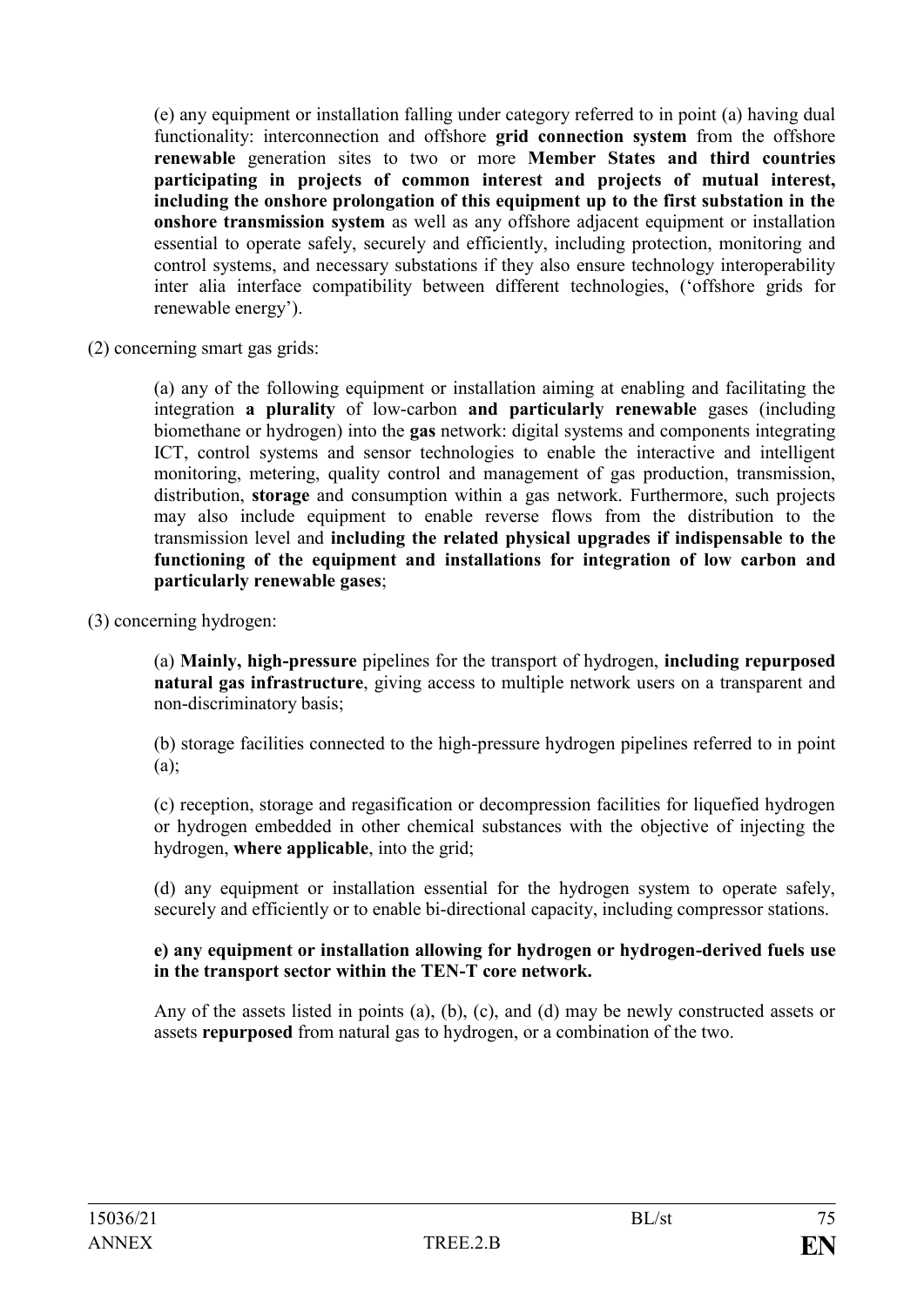(e) any equipment or installation falling under category referred to in point (a) having dual functionality: interconnection and offshore **grid connection system** from the offshore **renewable** generation sites to two or more **Member States and third countries participating in projects of common interest and projects of mutual interest, including the onshore prolongation of this equipment up to the first substation in the onshore transmission system** as well as any offshore adjacent equipment or installation essential to operate safely, securely and efficiently, including protection, monitoring and control systems, and necessary substations if they also ensure technology interoperability inter alia interface compatibility between different technologies, ('offshore grids for renewable energy').

(2) concerning smart gas grids:

(a) any of the following equipment or installation aiming at enabling and facilitating the integration **a plurality** of low-carbon **and particularly renewable** gases (including biomethane or hydrogen) into the **gas** network: digital systems and components integrating ICT, control systems and sensor technologies to enable the interactive and intelligent monitoring, metering, quality control and management of gas production, transmission, distribution, **storage** and consumption within a gas network. Furthermore, such projects may also include equipment to enable reverse flows from the distribution to the transmission level and **including the related physical upgrades if indispensable to the functioning of the equipment and installations for integration of low carbon and particularly renewable gases**;

(3) concerning hydrogen:

(a) **Mainly, high-pressure** pipelines for the transport of hydrogen, **including repurposed natural gas infrastructure**, giving access to multiple network users on a transparent and non-discriminatory basis;

(b) storage facilities connected to the high-pressure hydrogen pipelines referred to in point (a);

(c) reception, storage and regasification or decompression facilities for liquefied hydrogen or hydrogen embedded in other chemical substances with the objective of injecting the hydrogen, **where applicable**, into the grid;

(d) any equipment or installation essential for the hydrogen system to operate safely, securely and efficiently or to enable bi-directional capacity, including compressor stations.

**e) any equipment or installation allowing for hydrogen or hydrogen-derived fuels use in the transport sector within the TEN-T core network.**

Any of the assets listed in points (a), (b), (c), and (d) may be newly constructed assets or assets **repurposed** from natural gas to hydrogen, or a combination of the two.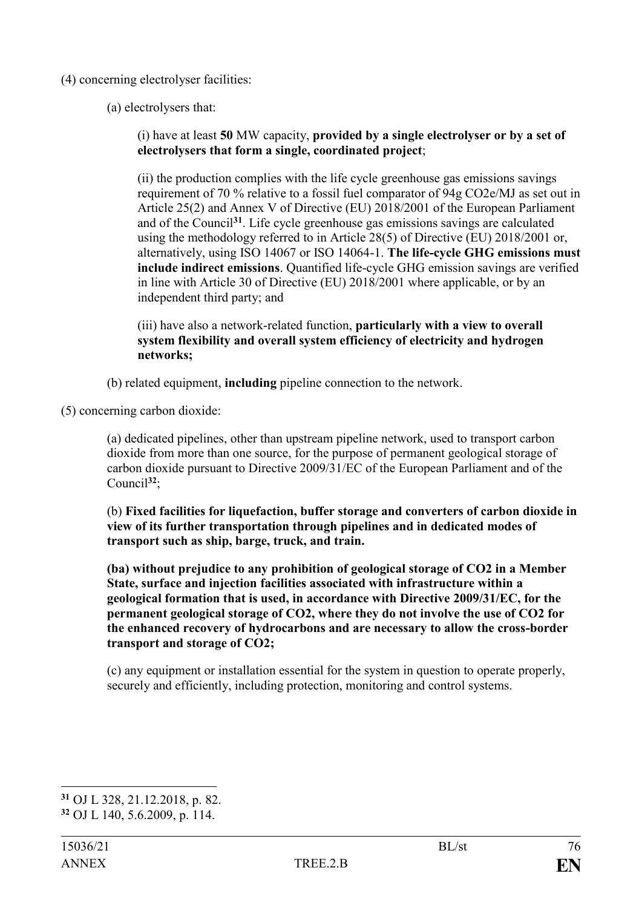(4) concerning electrolyser facilities:

(a) electrolysers that:

(i) have at least **50** MW capacity, **provided by a single electrolyser or by a set of electrolysers that form a single, coordinated project**;

(ii) the production complies with the life cycle greenhouse gas emissions savings requirement of 70 % relative to a fossil fuel comparator of 94g CO2e/MJ as set out in Article 25(2) and Annex V of Directive (EU) 2018/2001 of the European Parliament and of the Council[31]. Life cycle greenhouse gas emissions savings are calculated using the methodology referred to in Article 28(5) of Directive (EU) 2018/2001 or, alternatively, using ISO 14067 or ISO 14064-1. **The life-cycle GHG emissions must include indirect emissions**. Quantified life-cycle GHG emission savings are verified in line with Article 30 of Directive (EU) 2018/2001 where applicable, or by an independent third party; and

(iii) have also a network-related function, **particularly with a view to overall system flexibility and overall system efficiency of electricity and hydrogen networks;**

(b) related equipment, **including** pipeline connection to the network.

(5) concerning carbon dioxide:

(a) dedicated pipelines, other than upstream pipeline network, used to transport carbon dioxide from more than one source, for the purpose of permanent geological storage of carbon dioxide pursuant to Directive 2009/31/EC of the European Parliament and of the Council[32];

(b) **Fixed facilities for liquefaction, buffer storage and converters of carbon dioxide in view of its further transportation through pipelines and in dedicated modes of transport such as ship, barge, truck, and train.**

**(ba) without prejudice to any prohibition of geological storage of CO2 in a Member State, surface and injection facilities associated with infrastructure within a geological formation that is used, in accordance with Directive 2009/31/EC, for the permanent geological storage of CO2, where they do not involve the use of CO2 for the enhanced recovery of hydrocarbons and are necessary to allow the cross-border transport and storage of CO2;**

(c) any equipment or installation essential for the system in question to operate properly, securely and efficiently, including protection, monitoring and control systems.

---

[31] OJ L 328, 21.12.2018, p. 82.

[32] OJ L 140, 5.6.2009, p. 114.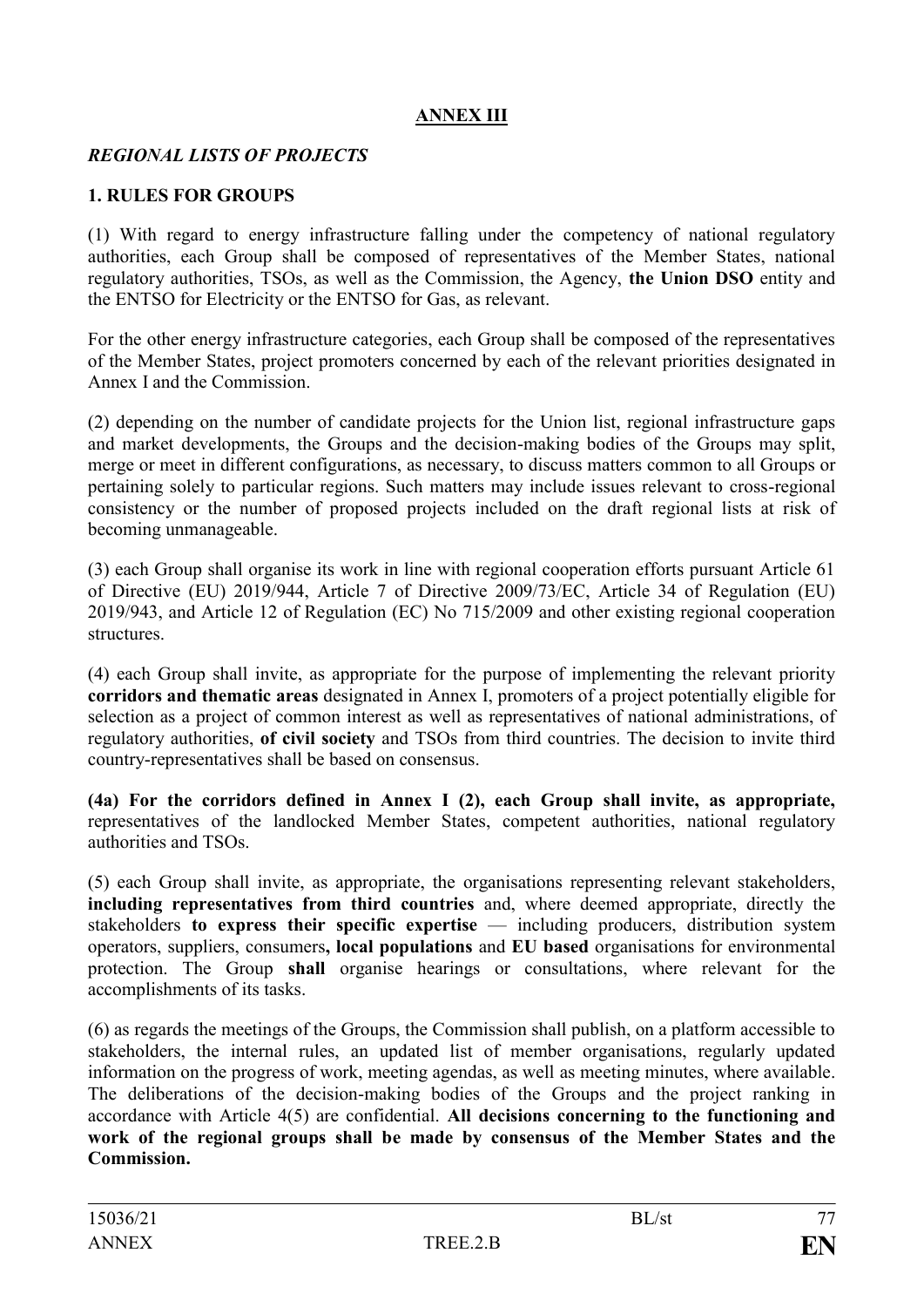**ANNEX III**

***REGIONAL LISTS OF PROJECTS***

**1. RULES FOR GROUPS**

(1) With regard to energy infrastructure falling under the competency of national regulatory authorities, each Group shall be composed of representatives of the Member States, national regulatory authorities, TSOs, as well as the Commission, the Agency, **the Union DSO** entity and the ENTSO for Electricity or the ENTSO for Gas, as relevant.

For the other energy infrastructure categories, each Group shall be composed of the representatives of the Member States, project promoters concerned by each of the relevant priorities designated in Annex I and the Commission.

(2) depending on the number of candidate projects for the Union list, regional infrastructure gaps and market developments, the Groups and the decision-making bodies of the Groups may split, merge or meet in different configurations, as necessary, to discuss matters common to all Groups or pertaining solely to particular regions. Such matters may include issues relevant to cross-regional consistency or the number of proposed projects included on the draft regional lists at risk of becoming unmanageable.

(3) each Group shall organise its work in line with regional cooperation efforts pursuant Article 61 of Directive (EU) 2019/944, Article 7 of Directive 2009/73/EC, Article 34 of Regulation (EU) 2019/943, and Article 12 of Regulation (EC) No 715/2009 and other existing regional cooperation structures.

(4) each Group shall invite, as appropriate for the purpose of implementing the relevant priority **corridors and thematic areas** designated in Annex I, promoters of a project potentially eligible for selection as a project of common interest as well as representatives of national administrations, of regulatory authorities, **of civil society** and TSOs from third countries. The decision to invite third country-representatives shall be based on consensus.

**(4a) For the corridors defined in Annex I (2), each Group shall invite, as appropriate,** representatives of the landlocked Member States, competent authorities, national regulatory authorities and TSOs.

(5) each Group shall invite, as appropriate, the organisations representing relevant stakeholders, **including representatives from third countries** and, where deemed appropriate, directly the stakeholders **to express their specific expertise** — including producers, distribution system operators, suppliers, consumers**, local populations** and **EU based** organisations for environmental protection. The Group **shall** organise hearings or consultations, where relevant for the accomplishments of its tasks.

(6) as regards the meetings of the Groups, the Commission shall publish, on a platform accessible to stakeholders, the internal rules, an updated list of member organisations, regularly updated information on the progress of work, meeting agendas, as well as meeting minutes, where available. The deliberations of the decision-making bodies of the Groups and the project ranking in accordance with Article 4(5) are confidential. **All decisions concerning to the functioning and work of the regional groups shall be made by consensus of the Member States and the Commission.**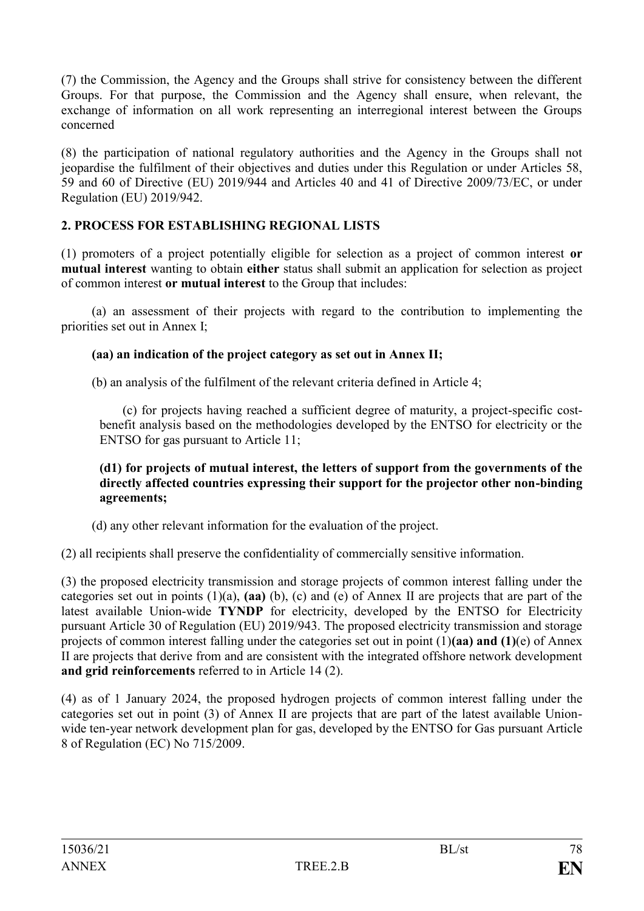(7) the Commission, the Agency and the Groups shall strive for consistency between the different Groups. For that purpose, the Commission and the Agency shall ensure, when relevant, the exchange of information on all work representing an interregional interest between the Groups concerned

(8) the participation of national regulatory authorities and the Agency in the Groups shall not jeopardise the fulfilment of their objectives and duties under this Regulation or under Articles 58, 59 and 60 of Directive (EU) 2019/944 and Articles 40 and 41 of Directive 2009/73/EC, or under Regulation (EU) 2019/942.

**2. PROCESS FOR ESTABLISHING REGIONAL LISTS**

(1) promoters of a project potentially eligible for selection as a project of common interest **or mutual interest** wanting to obtain **either** status shall submit an application for selection as project of common interest **or mutual interest** to the Group that includes:

(a) an assessment of their projects with regard to the contribution to implementing the priorities set out in Annex I;

**(aa) an indication of the project category as set out in Annex II;**

(b) an analysis of the fulfilment of the relevant criteria defined in Article 4;

(c) for projects having reached a sufficient degree of maturity, a project-specific cost-benefit analysis based on the methodologies developed by the ENTSO for electricity or the ENTSO for gas pursuant to Article 11;

**(d1) for projects of mutual interest, the letters of support from the governments of the directly affected countries expressing their support for the projector other non-binding agreements;**

(d) any other relevant information for the evaluation of the project.

(2) all recipients shall preserve the confidentiality of commercially sensitive information.

(3) the proposed electricity transmission and storage projects of common interest falling under the categories set out in points (1)(a), **(aa)** (b), (c) and (e) of Annex II are projects that are part of the latest available Union-wide **TYNDP** for electricity, developed by the ENTSO for Electricity pursuant Article 30 of Regulation (EU) 2019/943. The proposed electricity transmission and storage projects of common interest falling under the categories set out in point (1)**(aa) and (1)**(e) of Annex II are projects that derive from and are consistent with the integrated offshore network development **and grid reinforcements** referred to in Article 14 (2).

(4) as of 1 January 2024, the proposed hydrogen projects of common interest falling under the categories set out in point (3) of Annex II are projects that are part of the latest available Union-wide ten-year network development plan for gas, developed by the ENTSO for Gas pursuant Article 8 of Regulation (EC) No 715/2009.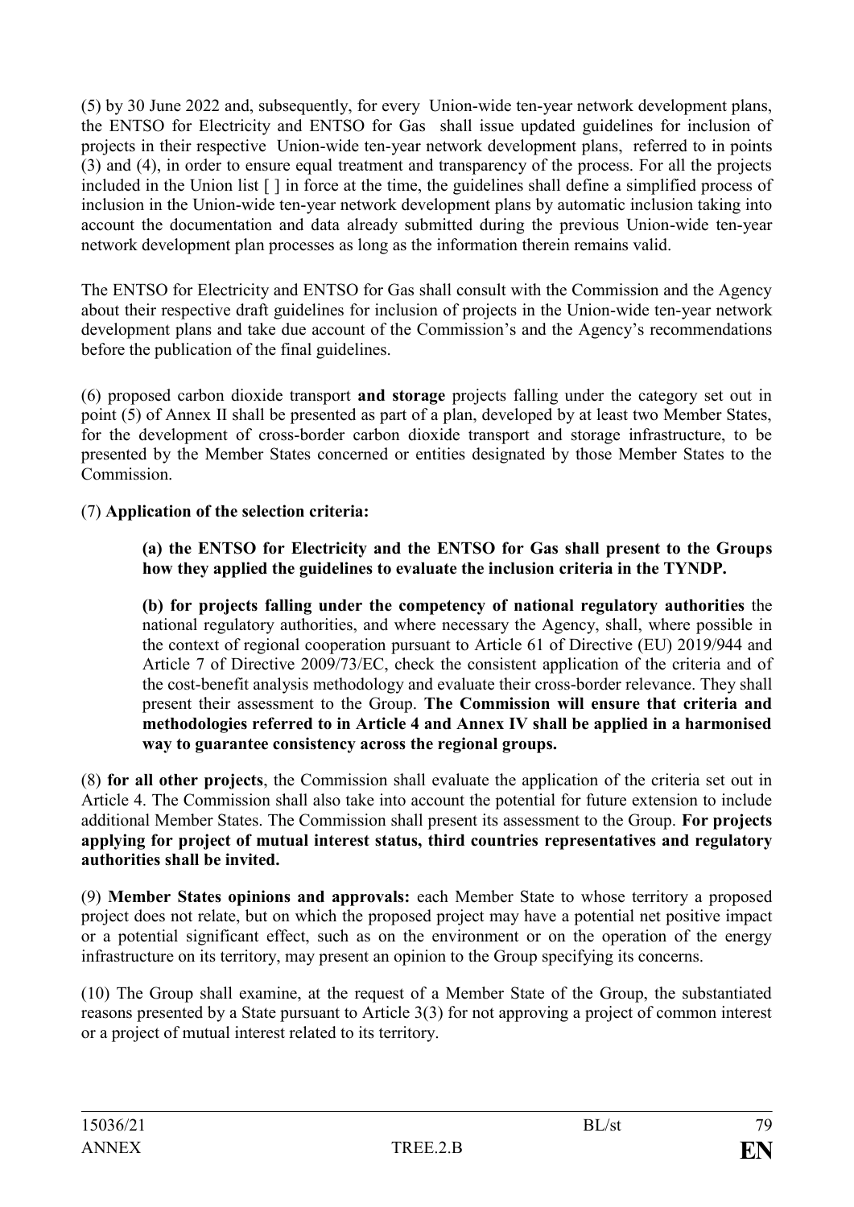(5) by 30 June 2022 and, subsequently, for every Union-wide ten-year network development plans, the ENTSO for Electricity and ENTSO for Gas shall issue updated guidelines for inclusion of projects in their respective Union-wide ten-year network development plans, referred to in points (3) and (4), in order to ensure equal treatment and transparency of the process. For all the projects included in the Union list [ ] in force at the time, the guidelines shall define a simplified process of inclusion in the Union-wide ten-year network development plans by automatic inclusion taking into account the documentation and data already submitted during the previous Union-wide ten-year network development plan processes as long as the information therein remains valid.

The ENTSO for Electricity and ENTSO for Gas shall consult with the Commission and the Agency about their respective draft guidelines for inclusion of projects in the Union-wide ten-year network development plans and take due account of the Commission's and the Agency's recommendations before the publication of the final guidelines.

(6) proposed carbon dioxide transport **and storage** projects falling under the category set out in point (5) of Annex II shall be presented as part of a plan, developed by at least two Member States, for the development of cross-border carbon dioxide transport and storage infrastructure, to be presented by the Member States concerned or entities designated by those Member States to the Commission.

(7) **Application of the selection criteria:**

> **(a) the ENTSO for Electricity and the ENTSO for Gas shall present to the Groups how they applied the guidelines to evaluate the inclusion criteria in the TYNDP.**
>
> **(b) for projects falling under the competency of national regulatory authorities** the national regulatory authorities, and where necessary the Agency, shall, where possible in the context of regional cooperation pursuant to Article 61 of Directive (EU) 2019/944 and Article 7 of Directive 2009/73/EC, check the consistent application of the criteria and of the cost-benefit analysis methodology and evaluate their cross-border relevance. They shall present their assessment to the Group. **The Commission will ensure that criteria and methodologies referred to in Article 4 and Annex IV shall be applied in a harmonised way to guarantee consistency across the regional groups.**

(8) **for all other projects**, the Commission shall evaluate the application of the criteria set out in Article 4. The Commission shall also take into account the potential for future extension to include additional Member States. The Commission shall present its assessment to the Group. **For projects applying for project of mutual interest status, third countries representatives and regulatory authorities shall be invited.**

(9) **Member States opinions and approvals:** each Member State to whose territory a proposed project does not relate, but on which the proposed project may have a potential net positive impact or a potential significant effect, such as on the environment or on the operation of the energy infrastructure on its territory, may present an opinion to the Group specifying its concerns.

(10) The Group shall examine, at the request of a Member State of the Group, the substantiated reasons presented by a State pursuant to Article 3(3) for not approving a project of common interest or a project of mutual interest related to its territory.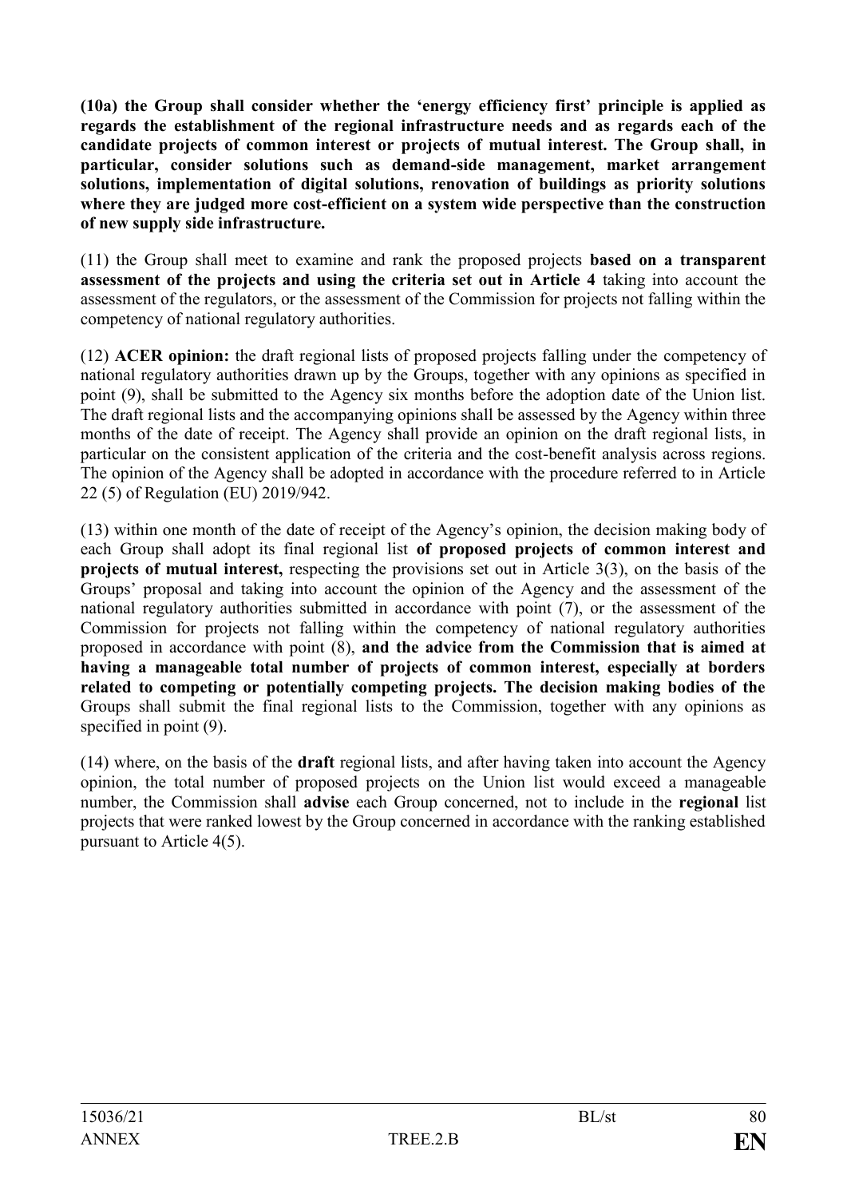**(10a) the Group shall consider whether the 'energy efficiency first' principle is applied as regards the establishment of the regional infrastructure needs and as regards each of the candidate projects of common interest or projects of mutual interest. The Group shall, in particular, consider solutions such as demand-side management, market arrangement solutions, implementation of digital solutions, renovation of buildings as priority solutions where they are judged more cost-efficient on a system wide perspective than the construction of new supply side infrastructure.**

(11) the Group shall meet to examine and rank the proposed projects **based on a transparent assessment of the projects and using the criteria set out in Article 4** taking into account the assessment of the regulators, or the assessment of the Commission for projects not falling within the competency of national regulatory authorities.

(12) **ACER opinion:** the draft regional lists of proposed projects falling under the competency of national regulatory authorities drawn up by the Groups, together with any opinions as specified in point (9), shall be submitted to the Agency six months before the adoption date of the Union list. The draft regional lists and the accompanying opinions shall be assessed by the Agency within three months of the date of receipt. The Agency shall provide an opinion on the draft regional lists, in particular on the consistent application of the criteria and the cost-benefit analysis across regions. The opinion of the Agency shall be adopted in accordance with the procedure referred to in Article 22 (5) of Regulation (EU) 2019/942.

(13) within one month of the date of receipt of the Agency's opinion, the decision making body of each Group shall adopt its final regional list **of proposed projects of common interest and projects of mutual interest,** respecting the provisions set out in Article 3(3), on the basis of the Groups' proposal and taking into account the opinion of the Agency and the assessment of the national regulatory authorities submitted in accordance with point (7), or the assessment of the Commission for projects not falling within the competency of national regulatory authorities proposed in accordance with point (8), **and the advice from the Commission that is aimed at having a manageable total number of projects of common interest, especially at borders related to competing or potentially competing projects. The decision making bodies of the** Groups shall submit the final regional lists to the Commission, together with any opinions as specified in point (9).

(14) where, on the basis of the **draft** regional lists, and after having taken into account the Agency opinion, the total number of proposed projects on the Union list would exceed a manageable number, the Commission shall **advise** each Group concerned, not to include in the **regional** list projects that were ranked lowest by the Group concerned in accordance with the ranking established pursuant to Article 4(5).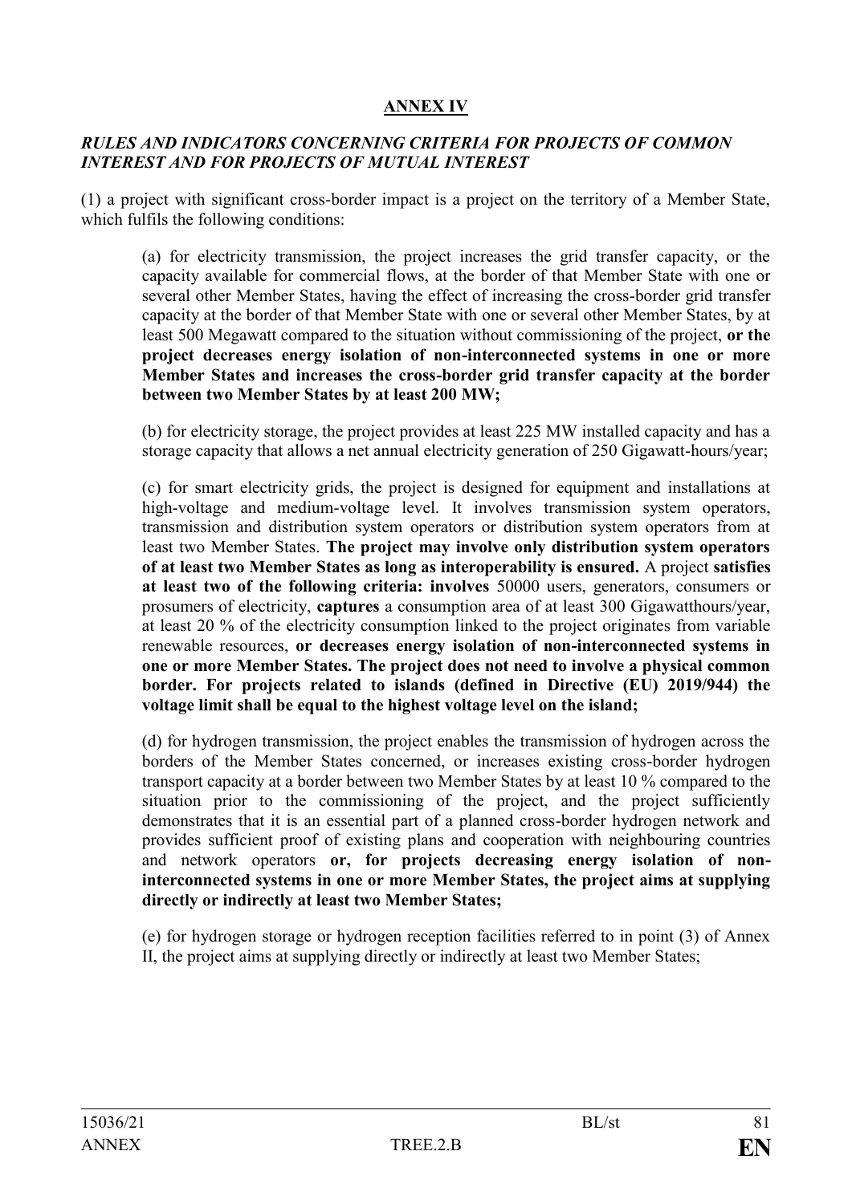**ANNEX IV**

***RULES AND INDICATORS CONCERNING CRITERIA FOR PROJECTS OF COMMON INTEREST AND FOR PROJECTS OF MUTUAL INTEREST***

(1) a project with significant cross-border impact is a project on the territory of a Member State, which fulfils the following conditions:

(a) for electricity transmission, the project increases the grid transfer capacity, or the capacity available for commercial flows, at the border of that Member State with one or several other Member States, having the effect of increasing the cross-border grid transfer capacity at the border of that Member State with one or several other Member States, by at least 500 Megawatt compared to the situation without commissioning of the project, **or the project decreases energy isolation of non-interconnected systems in one or more Member States and increases the cross-border grid transfer capacity at the border between two Member States by at least 200 MW;**

(b) for electricity storage, the project provides at least 225 MW installed capacity and has a storage capacity that allows a net annual electricity generation of 250 Gigawatt-hours/year;

(c) for smart electricity grids, the project is designed for equipment and installations at high-voltage and medium-voltage level. It involves transmission system operators, transmission and distribution system operators or distribution system operators from at least two Member States. **The project may involve only distribution system operators of at least two Member States as long as interoperability is ensured.** A project **satisfies at least two of the following criteria: involves** 50000 users, generators, consumers or prosumers of electricity, **captures** a consumption area of at least 300 Gigawatthours/year, at least 20 % of the electricity consumption linked to the project originates from variable renewable resources, **or decreases energy isolation of non-interconnected systems in one or more Member States. The project does not need to involve a physical common border. For projects related to islands (defined in Directive (EU) 2019/944) the voltage limit shall be equal to the highest voltage level on the island;**

(d) for hydrogen transmission, the project enables the transmission of hydrogen across the borders of the Member States concerned, or increases existing cross-border hydrogen transport capacity at a border between two Member States by at least 10 % compared to the situation prior to the commissioning of the project, and the project sufficiently demonstrates that it is an essential part of a planned cross-border hydrogen network and provides sufficient proof of existing plans and cooperation with neighbouring countries and network operators **or, for projects decreasing energy isolation of non-interconnected systems in one or more Member States, the project aims at supplying directly or indirectly at least two Member States;**

(e) for hydrogen storage or hydrogen reception facilities referred to in point (3) of Annex II, the project aims at supplying directly or indirectly at least two Member States;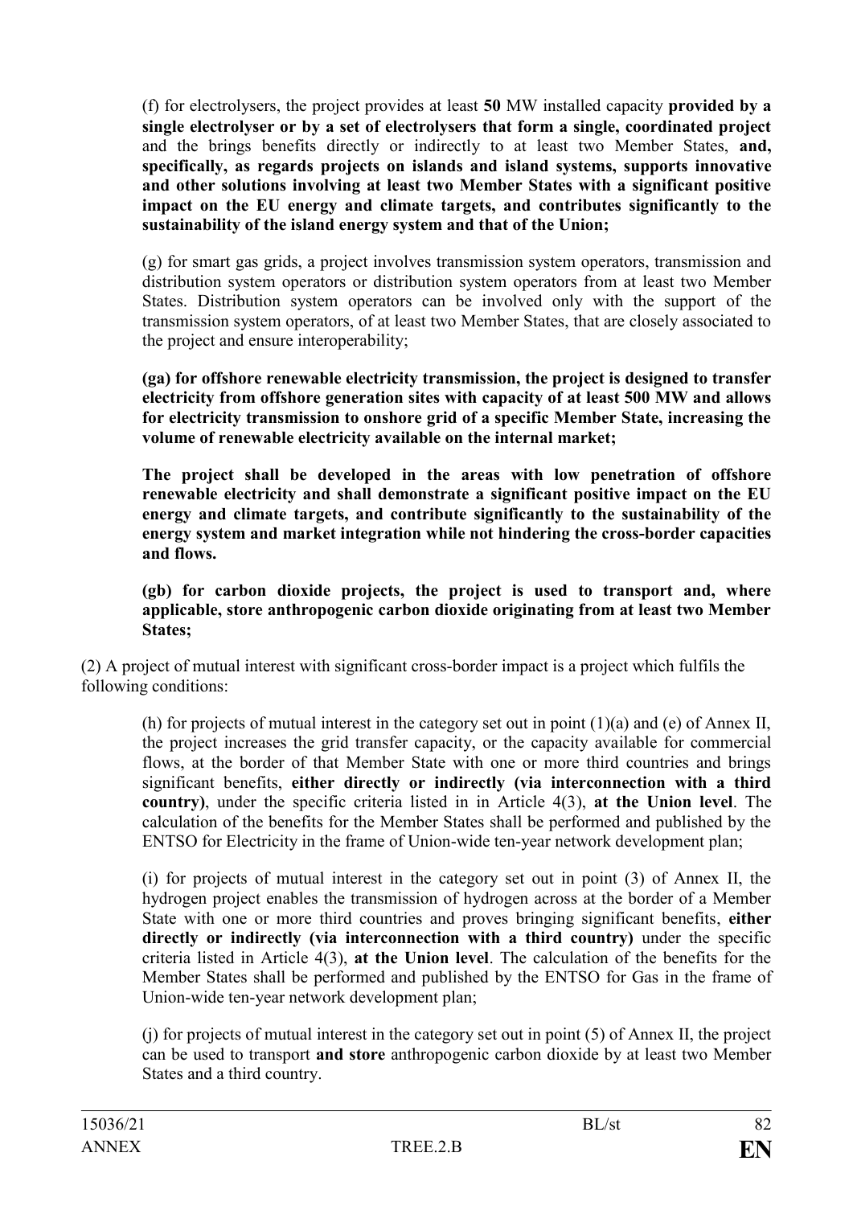(f) for electrolysers, the project provides at least **50** MW installed capacity **provided by a single electrolyser or by a set of electrolysers that form a single, coordinated project** and the brings benefits directly or indirectly to at least two Member States, **and, specifically, as regards projects on islands and island systems, supports innovative and other solutions involving at least two Member States with a significant positive impact on the EU energy and climate targets, and contributes significantly to the sustainability of the island energy system and that of the Union;**

(g) for smart gas grids, a project involves transmission system operators, transmission and distribution system operators or distribution system operators from at least two Member States. Distribution system operators can be involved only with the support of the transmission system operators, of at least two Member States, that are closely associated to the project and ensure interoperability;

**(ga) for offshore renewable electricity transmission, the project is designed to transfer electricity from offshore generation sites with capacity of at least 500 MW and allows for electricity transmission to onshore grid of a specific Member State, increasing the volume of renewable electricity available on the internal market;**

**The project shall be developed in the areas with low penetration of offshore renewable electricity and shall demonstrate a significant positive impact on the EU energy and climate targets, and contribute significantly to the sustainability of the energy system and market integration while not hindering the cross-border capacities and flows.**

**(gb) for carbon dioxide projects, the project is used to transport and, where applicable, store anthropogenic carbon dioxide originating from at least two Member States;**

(2) A project of mutual interest with significant cross-border impact is a project which fulfils the following conditions:

(h) for projects of mutual interest in the category set out in point (1)(a) and (e) of Annex II, the project increases the grid transfer capacity, or the capacity available for commercial flows, at the border of that Member State with one or more third countries and brings significant benefits, **either directly or indirectly (via interconnection with a third country)**, under the specific criteria listed in in Article 4(3), **at the Union level**. The calculation of the benefits for the Member States shall be performed and published by the ENTSO for Electricity in the frame of Union-wide ten-year network development plan;

(i) for projects of mutual interest in the category set out in point (3) of Annex II, the hydrogen project enables the transmission of hydrogen across at the border of a Member State with one or more third countries and proves bringing significant benefits, **either directly or indirectly (via interconnection with a third country)** under the specific criteria listed in Article 4(3), **at the Union level**. The calculation of the benefits for the Member States shall be performed and published by the ENTSO for Gas in the frame of Union-wide ten-year network development plan;

(j) for projects of mutual interest in the category set out in point (5) of Annex II, the project can be used to transport **and store** anthropogenic carbon dioxide by at least two Member States and a third country.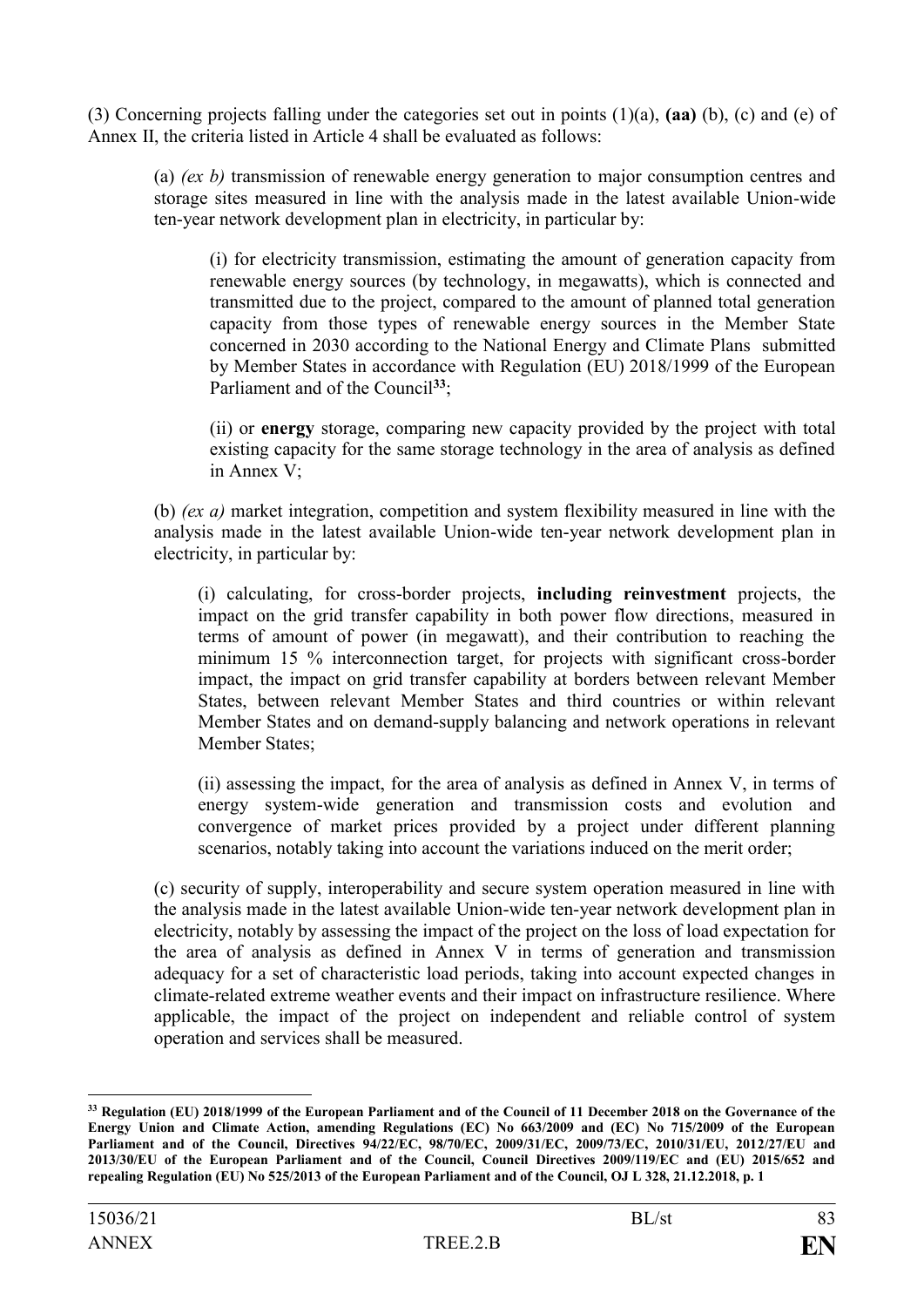(3) Concerning projects falling under the categories set out in points (1)(a), **(aa)** (b), (c) and (e) of Annex II, the criteria listed in Article 4 shall be evaluated as follows:

(a) *(ex b)* transmission of renewable energy generation to major consumption centres and storage sites measured in line with the analysis made in the latest available Union-wide ten-year network development plan in electricity, in particular by:

(i) for electricity transmission, estimating the amount of generation capacity from renewable energy sources (by technology, in megawatts), which is connected and transmitted due to the project, compared to the amount of planned total generation capacity from those types of renewable energy sources in the Member State concerned in 2030 according to the National Energy and Climate Plans submitted by Member States in accordance with Regulation (EU) 2018/1999 of the European Parliament and of the Council[33];

(ii) or **energy** storage, comparing new capacity provided by the project with total existing capacity for the same storage technology in the area of analysis as defined in Annex V;

(b) *(ex a)* market integration, competition and system flexibility measured in line with the analysis made in the latest available Union-wide ten-year network development plan in electricity, in particular by:

(i) calculating, for cross-border projects, **including reinvestment** projects, the impact on the grid transfer capability in both power flow directions, measured in terms of amount of power (in megawatt), and their contribution to reaching the minimum 15 % interconnection target, for projects with significant cross-border impact, the impact on grid transfer capability at borders between relevant Member States, between relevant Member States and third countries or within relevant Member States and on demand-supply balancing and network operations in relevant Member States;

(ii) assessing the impact, for the area of analysis as defined in Annex V, in terms of energy system-wide generation and transmission costs and evolution and convergence of market prices provided by a project under different planning scenarios, notably taking into account the variations induced on the merit order;

(c) security of supply, interoperability and secure system operation measured in line with the analysis made in the latest available Union-wide ten-year network development plan in electricity, notably by assessing the impact of the project on the loss of load expectation for the area of analysis as defined in Annex V in terms of generation and transmission adequacy for a set of characteristic load periods, taking into account expected changes in climate-related extreme weather events and their impact on infrastructure resilience. Where applicable, the impact of the project on independent and reliable control of system operation and services shall be measured.

---

**[33] Regulation (EU) 2018/1999 of the European Parliament and of the Council of 11 December 2018 on the Governance of the Energy Union and Climate Action, amending Regulations (EC) No 663/2009 and (EC) No 715/2009 of the European Parliament and of the Council, Directives 94/22/EC, 98/70/EC, 2009/31/EC, 2009/73/EC, 2010/31/EU, 2012/27/EU and 2013/30/EU of the European Parliament and of the Council, Council Directives 2009/119/EC and (EU) 2015/652 and repealing Regulation (EU) No 525/2013 of the European Parliament and of the Council, OJ L 328, 21.12.2018, p. 1**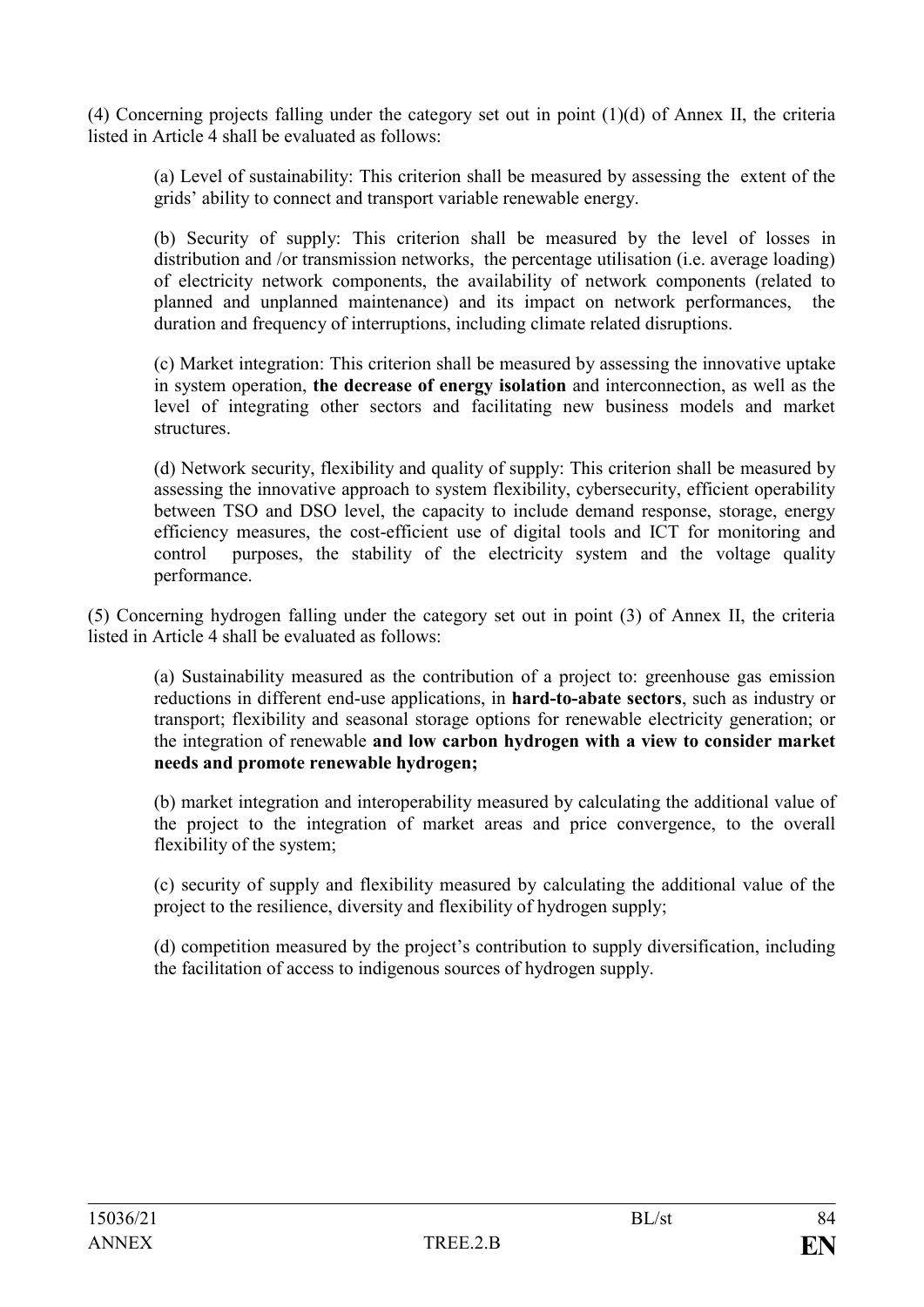(4) Concerning projects falling under the category set out in point (1)(d) of Annex II, the criteria listed in Article 4 shall be evaluated as follows:

(a) Level of sustainability: This criterion shall be measured by assessing the extent of the grids' ability to connect and transport variable renewable energy.

(b) Security of supply: This criterion shall be measured by the level of losses in distribution and /or transmission networks, the percentage utilisation (i.e. average loading) of electricity network components, the availability of network components (related to planned and unplanned maintenance) and its impact on network performances, the duration and frequency of interruptions, including climate related disruptions.

(c) Market integration: This criterion shall be measured by assessing the innovative uptake in system operation, **the decrease of energy isolation** and interconnection, as well as the level of integrating other sectors and facilitating new business models and market structures.

(d) Network security, flexibility and quality of supply: This criterion shall be measured by assessing the innovative approach to system flexibility, cybersecurity, efficient operability between TSO and DSO level, the capacity to include demand response, storage, energy efficiency measures, the cost-efficient use of digital tools and ICT for monitoring and control purposes, the stability of the electricity system and the voltage quality performance.

(5) Concerning hydrogen falling under the category set out in point (3) of Annex II, the criteria listed in Article 4 shall be evaluated as follows:

(a) Sustainability measured as the contribution of a project to: greenhouse gas emission reductions in different end-use applications, in **hard-to-abate sectors**, such as industry or transport; flexibility and seasonal storage options for renewable electricity generation; or the integration of renewable **and low carbon hydrogen with a view to consider market needs and promote renewable hydrogen;**

(b) market integration and interoperability measured by calculating the additional value of the project to the integration of market areas and price convergence, to the overall flexibility of the system;

(c) security of supply and flexibility measured by calculating the additional value of the project to the resilience, diversity and flexibility of hydrogen supply;

(d) competition measured by the project's contribution to supply diversification, including the facilitation of access to indigenous sources of hydrogen supply.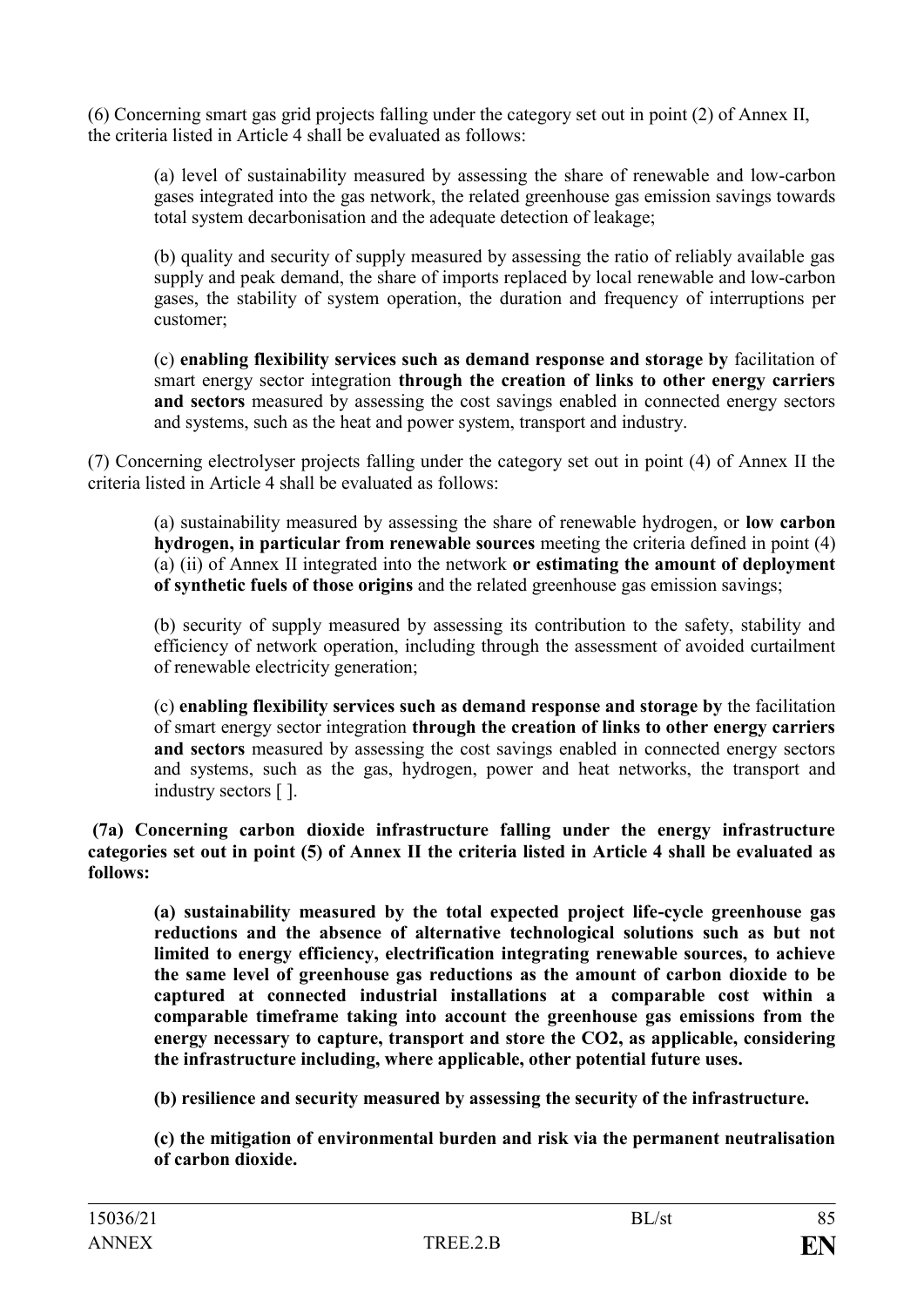(6) Concerning smart gas grid projects falling under the category set out in point (2) of Annex II, the criteria listed in Article 4 shall be evaluated as follows:

(a) level of sustainability measured by assessing the share of renewable and low-carbon gases integrated into the gas network, the related greenhouse gas emission savings towards total system decarbonisation and the adequate detection of leakage;

(b) quality and security of supply measured by assessing the ratio of reliably available gas supply and peak demand, the share of imports replaced by local renewable and low-carbon gases, the stability of system operation, the duration and frequency of interruptions per customer;

(c) **enabling flexibility services such as demand response and storage by** facilitation of smart energy sector integration **through the creation of links to other energy carriers and sectors** measured by assessing the cost savings enabled in connected energy sectors and systems, such as the heat and power system, transport and industry.

(7) Concerning electrolyser projects falling under the category set out in point (4) of Annex II the criteria listed in Article 4 shall be evaluated as follows:

(a) sustainability measured by assessing the share of renewable hydrogen, or **low carbon hydrogen, in particular from renewable sources** meeting the criteria defined in point (4) (a) (ii) of Annex II integrated into the network **or estimating the amount of deployment of synthetic fuels of those origins** and the related greenhouse gas emission savings;

(b) security of supply measured by assessing its contribution to the safety, stability and efficiency of network operation, including through the assessment of avoided curtailment of renewable electricity generation;

(c) **enabling flexibility services such as demand response and storage by** the facilitation of smart energy sector integration **through the creation of links to other energy carriers and sectors** measured by assessing the cost savings enabled in connected energy sectors and systems, such as the gas, hydrogen, power and heat networks, the transport and industry sectors [ ].

**(7a) Concerning carbon dioxide infrastructure falling under the energy infrastructure categories set out in point (5) of Annex II the criteria listed in Article 4 shall be evaluated as follows:**

**(a) sustainability measured by the total expected project life-cycle greenhouse gas reductions and the absence of alternative technological solutions such as but not limited to energy efficiency, electrification integrating renewable sources, to achieve the same level of greenhouse gas reductions as the amount of carbon dioxide to be captured at connected industrial installations at a comparable cost within a comparable timeframe taking into account the greenhouse gas emissions from the energy necessary to capture, transport and store the $CO_2$, as applicable, considering the infrastructure including, where applicable, other potential future uses.**

**(b) resilience and security measured by assessing the security of the infrastructure.**

**(c) the mitigation of environmental burden and risk via the permanent neutralisation of carbon dioxide.**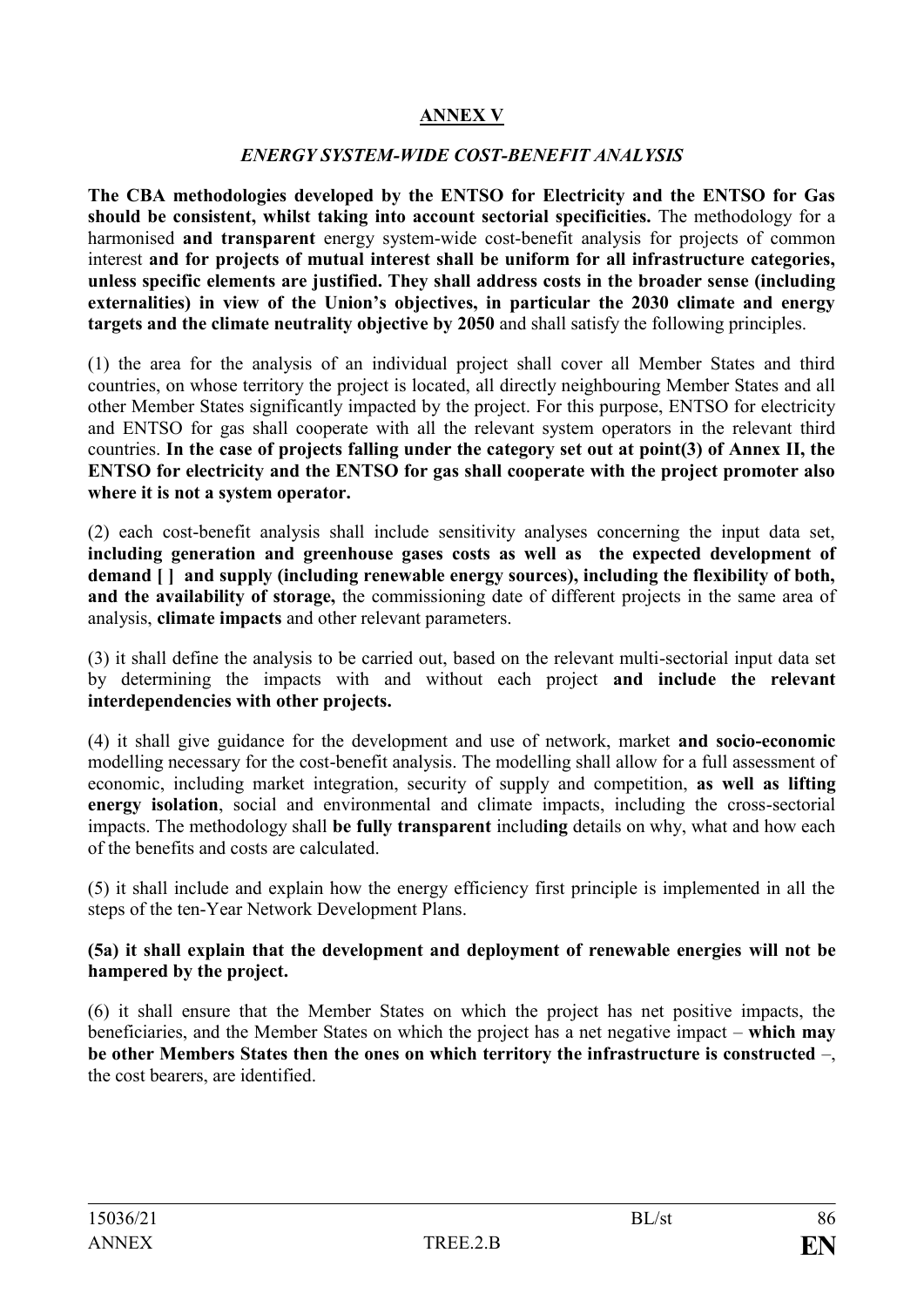**ANNEX V**

***ENERGY SYSTEM-WIDE COST-BENEFIT ANALYSIS***

**The CBA methodologies developed by the ENTSO for Electricity and the ENTSO for Gas should be consistent, whilst taking into account sectorial specificities.** The methodology for a harmonised **and transparent** energy system-wide cost-benefit analysis for projects of common interest **and for projects of mutual interest shall be uniform for all infrastructure categories, unless specific elements are justified. They shall address costs in the broader sense (including externalities) in view of the Union's objectives, in particular the 2030 climate and energy targets and the climate neutrality objective by 2050** and shall satisfy the following principles.

(1) the area for the analysis of an individual project shall cover all Member States and third countries, on whose territory the project is located, all directly neighbouring Member States and all other Member States significantly impacted by the project. For this purpose, ENTSO for electricity and ENTSO for gas shall cooperate with all the relevant system operators in the relevant third countries. **In the case of projects falling under the category set out at point(3) of Annex II, the ENTSO for electricity and the ENTSO for gas shall cooperate with the project promoter also where it is not a system operator.**

(2) each cost-benefit analysis shall include sensitivity analyses concerning the input data set, **including generation and greenhouse gases costs as well as the expected development of demand [ ] and supply (including renewable energy sources), including the flexibility of both, and the availability of storage,** the commissioning date of different projects in the same area of analysis, **climate impacts** and other relevant parameters.

(3) it shall define the analysis to be carried out, based on the relevant multi-sectorial input data set by determining the impacts with and without each project **and include the relevant interdependencies with other projects.**

(4) it shall give guidance for the development and use of network, market **and socio-economic** modelling necessary for the cost-benefit analysis. The modelling shall allow for a full assessment of economic, including market integration, security of supply and competition, **as well as lifting energy isolation**, social and environmental and climate impacts, including the cross-sectorial impacts. The methodology shall **be fully transparent** includ**ing** details on why, what and how each of the benefits and costs are calculated.

(5) it shall include and explain how the energy efficiency first principle is implemented in all the steps of the ten-Year Network Development Plans.

**(5a) it shall explain that the development and deployment of renewable energies will not be hampered by the project.**

(6) it shall ensure that the Member States on which the project has net positive impacts, the beneficiaries, and the Member States on which the project has a net negative impact – **which may be other Members States then the ones on which territory the infrastructure is constructed** –, the cost bearers, are identified.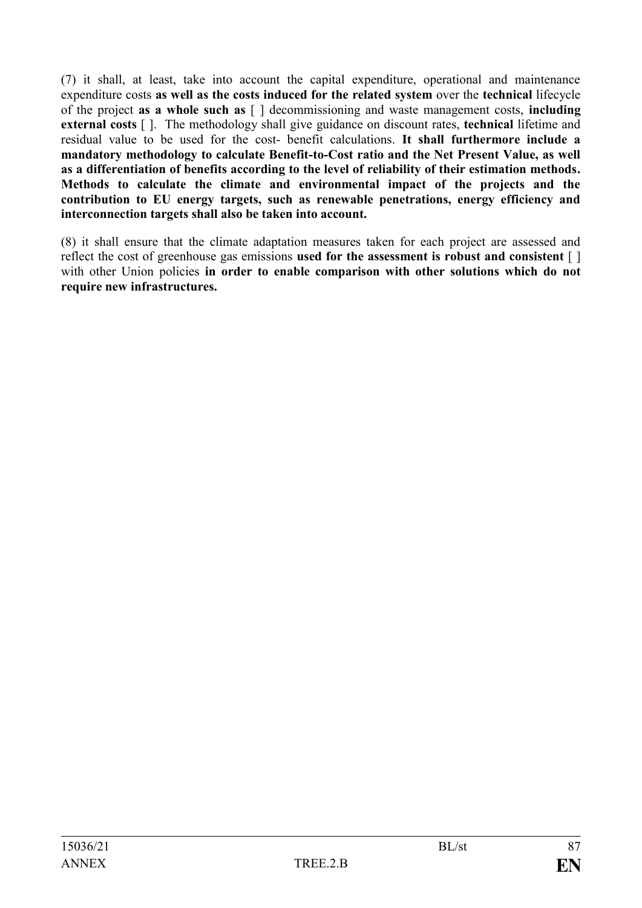(7) it shall, at least, take into account the capital expenditure, operational and maintenance expenditure costs **as well as the costs induced for the related system** over the **technical** lifecycle of the project **as a whole such as** [ ] decommissioning and waste management costs, **including external costs** [ ]. The methodology shall give guidance on discount rates, **technical** lifetime and residual value to be used for the cost- benefit calculations. **It shall furthermore include a mandatory methodology to calculate Benefit-to-Cost ratio and the Net Present Value, as well as a differentiation of benefits according to the level of reliability of their estimation methods. Methods to calculate the climate and environmental impact of the projects and the contribution to EU energy targets, such as renewable penetrations, energy efficiency and interconnection targets shall also be taken into account.**

(8) it shall ensure that the climate adaptation measures taken for each project are assessed and reflect the cost of greenhouse gas emissions **used for the assessment is robust and consistent** [ ] with other Union policies **in order to enable comparison with other solutions which do not require new infrastructures.**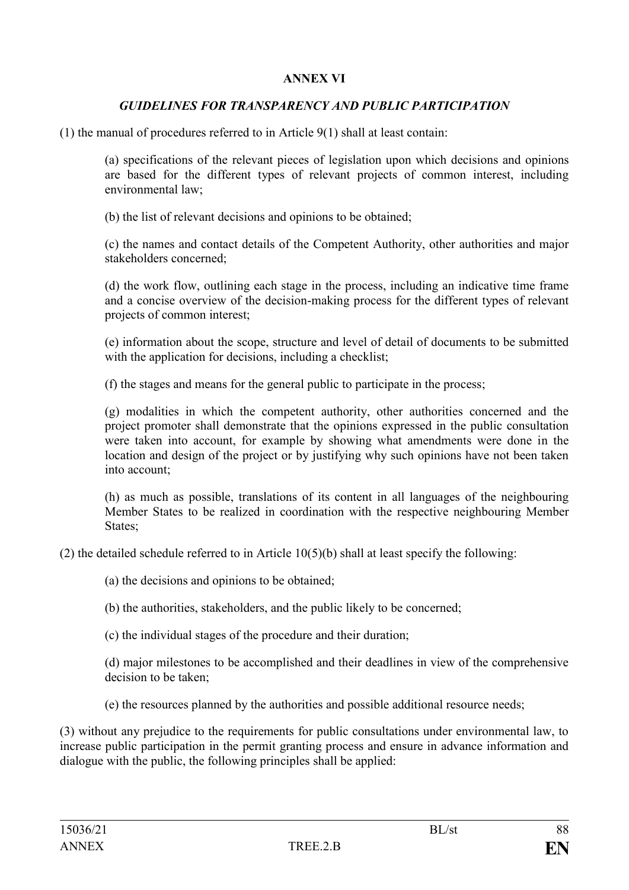**ANNEX VI**

***GUIDELINES FOR TRANSPARENCY AND PUBLIC PARTICIPATION***

(1) the manual of procedures referred to in Article 9(1) shall at least contain:

(a) specifications of the relevant pieces of legislation upon which decisions and opinions are based for the different types of relevant projects of common interest, including environmental law;

(b) the list of relevant decisions and opinions to be obtained;

(c) the names and contact details of the Competent Authority, other authorities and major stakeholders concerned;

(d) the work flow, outlining each stage in the process, including an indicative time frame and a concise overview of the decision-making process for the different types of relevant projects of common interest;

(e) information about the scope, structure and level of detail of documents to be submitted with the application for decisions, including a checklist;

(f) the stages and means for the general public to participate in the process;

(g) modalities in which the competent authority, other authorities concerned and the project promoter shall demonstrate that the opinions expressed in the public consultation were taken into account, for example by showing what amendments were done in the location and design of the project or by justifying why such opinions have not been taken into account;

(h) as much as possible, translations of its content in all languages of the neighbouring Member States to be realized in coordination with the respective neighbouring Member States;

(2) the detailed schedule referred to in Article 10(5)(b) shall at least specify the following:

(a) the decisions and opinions to be obtained;

(b) the authorities, stakeholders, and the public likely to be concerned;

(c) the individual stages of the procedure and their duration;

(d) major milestones to be accomplished and their deadlines in view of the comprehensive decision to be taken;

(e) the resources planned by the authorities and possible additional resource needs;

(3) without any prejudice to the requirements for public consultations under environmental law, to increase public participation in the permit granting process and ensure in advance information and dialogue with the public, the following principles shall be applied: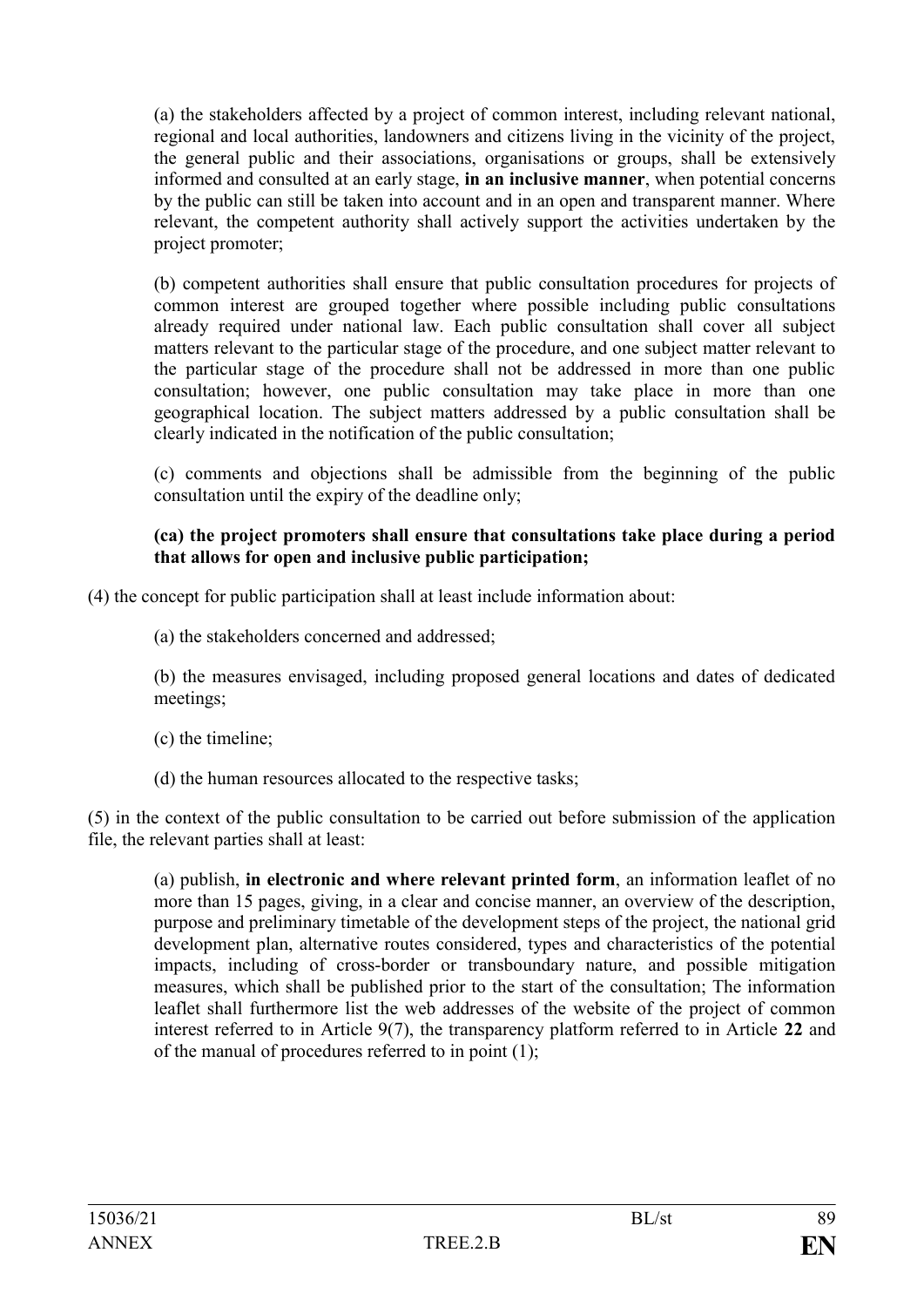(a) the stakeholders affected by a project of common interest, including relevant national, regional and local authorities, landowners and citizens living in the vicinity of the project, the general public and their associations, organisations or groups, shall be extensively informed and consulted at an early stage, **in an inclusive manner**, when potential concerns by the public can still be taken into account and in an open and transparent manner. Where relevant, the competent authority shall actively support the activities undertaken by the project promoter;

(b) competent authorities shall ensure that public consultation procedures for projects of common interest are grouped together where possible including public consultations already required under national law. Each public consultation shall cover all subject matters relevant to the particular stage of the procedure, and one subject matter relevant to the particular stage of the procedure shall not be addressed in more than one public consultation; however, one public consultation may take place in more than one geographical location. The subject matters addressed by a public consultation shall be clearly indicated in the notification of the public consultation;

(c) comments and objections shall be admissible from the beginning of the public consultation until the expiry of the deadline only;

**(ca) the project promoters shall ensure that consultations take place during a period that allows for open and inclusive public participation;**

(4) the concept for public participation shall at least include information about:

(a) the stakeholders concerned and addressed;

(b) the measures envisaged, including proposed general locations and dates of dedicated meetings;

(c) the timeline;

(d) the human resources allocated to the respective tasks;

(5) in the context of the public consultation to be carried out before submission of the application file, the relevant parties shall at least:

(a) publish, **in electronic and where relevant printed form**, an information leaflet of no more than 15 pages, giving, in a clear and concise manner, an overview of the description, purpose and preliminary timetable of the development steps of the project, the national grid development plan, alternative routes considered, types and characteristics of the potential impacts, including of cross-border or transboundary nature, and possible mitigation measures, which shall be published prior to the start of the consultation; The information leaflet shall furthermore list the web addresses of the website of the project of common interest referred to in Article 9(7), the transparency platform referred to in Article **22** and of the manual of procedures referred to in point (1);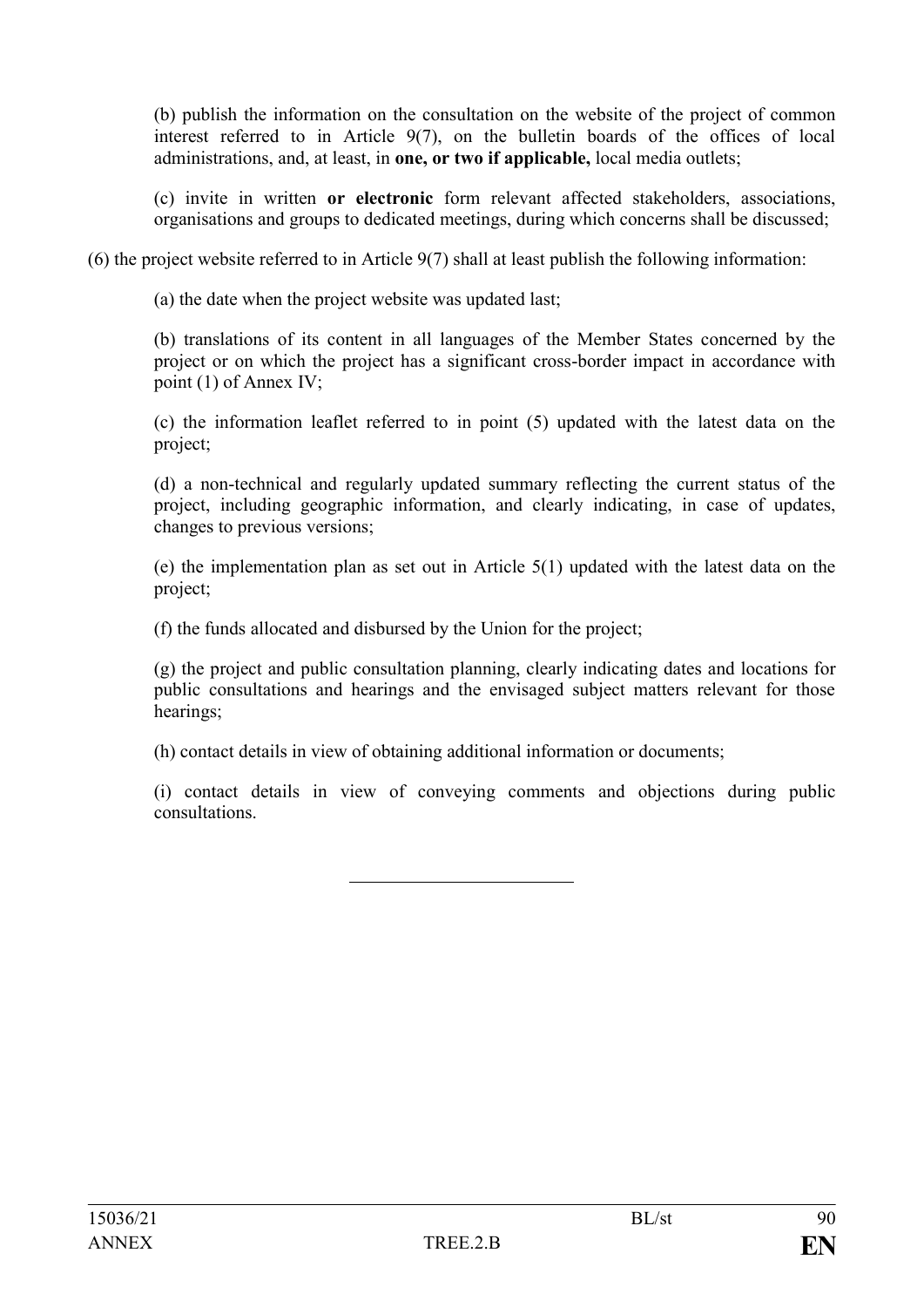(b) publish the information on the consultation on the website of the project of common interest referred to in Article 9(7), on the bulletin boards of the offices of local administrations, and, at least, in **one, or two if applicable,** local media outlets;

(c) invite in written **or electronic** form relevant affected stakeholders, associations, organisations and groups to dedicated meetings, during which concerns shall be discussed;

(6) the project website referred to in Article 9(7) shall at least publish the following information:

(a) the date when the project website was updated last;

(b) translations of its content in all languages of the Member States concerned by the project or on which the project has a significant cross-border impact in accordance with point (1) of Annex IV;

(c) the information leaflet referred to in point (5) updated with the latest data on the project;

(d) a non-technical and regularly updated summary reflecting the current status of the project, including geographic information, and clearly indicating, in case of updates, changes to previous versions;

(e) the implementation plan as set out in Article 5(1) updated with the latest data on the project;

(f) the funds allocated and disbursed by the Union for the project;

(g) the project and public consultation planning, clearly indicating dates and locations for public consultations and hearings and the envisaged subject matters relevant for those hearings;

(h) contact details in view of obtaining additional information or documents;

(i) contact details in view of conveying comments and objections during public consultations.